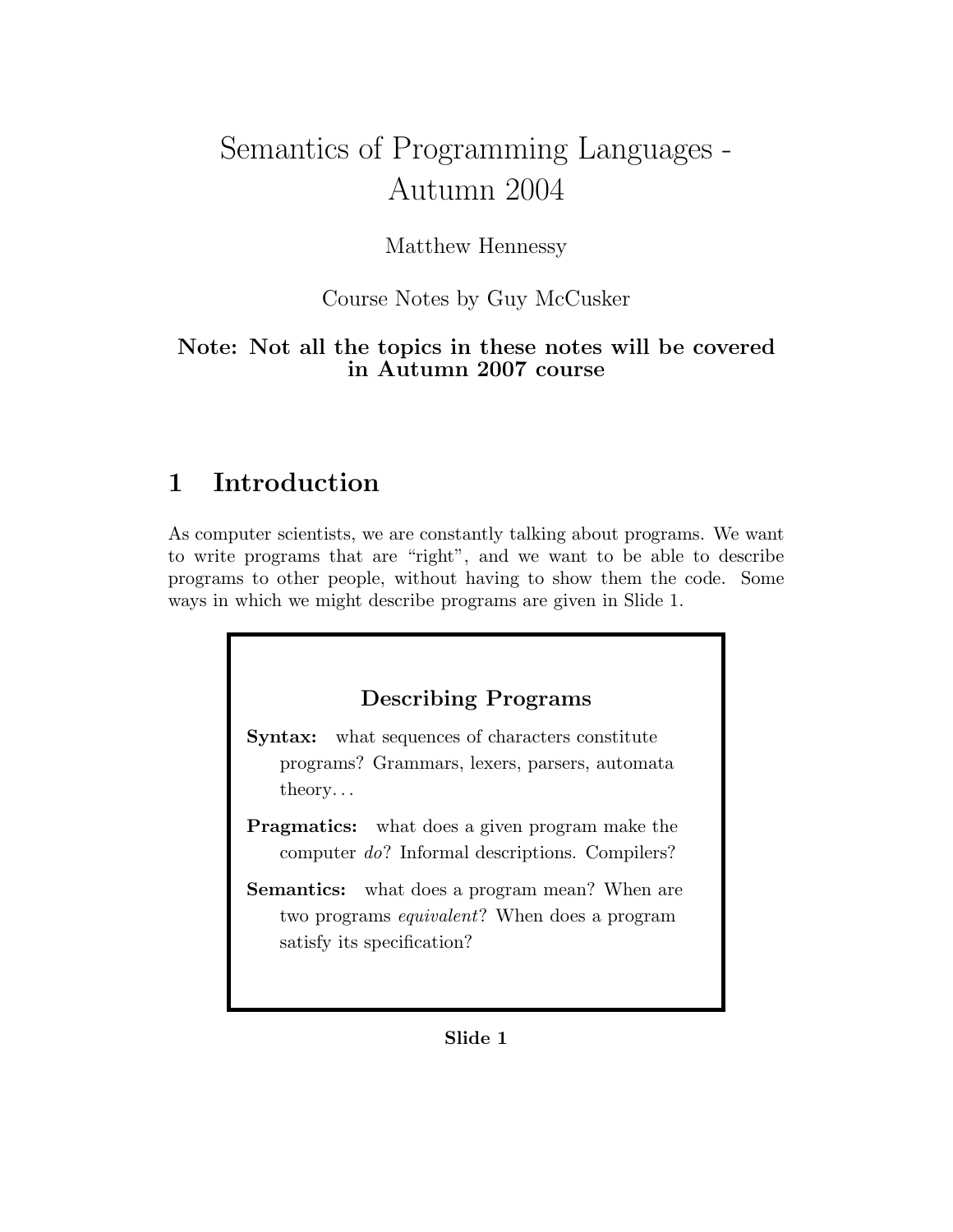# Semantics of Programming Languages - Autumn 2004

Matthew Hennessy

Course Notes by Guy McCusker

**Note: Not all the topics in these notes will be covered in Autumn 2007 course**

## 1 Introduction

As computer scientists, we are constantly talking about programs. We want to write programs that are "right", and we want to be able to describe programs to other people, without having to show them the code. Some ways in which we might describe programs are given in Slide 1.

**Describing Programs**

**Syntax:** what sequences of characters constitute programs? Grammars, lexers, parsers, automata theory. . .

**Pragmatics:** what does a given program make the computer *do*? Informal descriptions. Compilers?

**Semantics:** what does a program mean? When are two programs *equivalent*? When does a program satisfy its specification?

**Slide 1**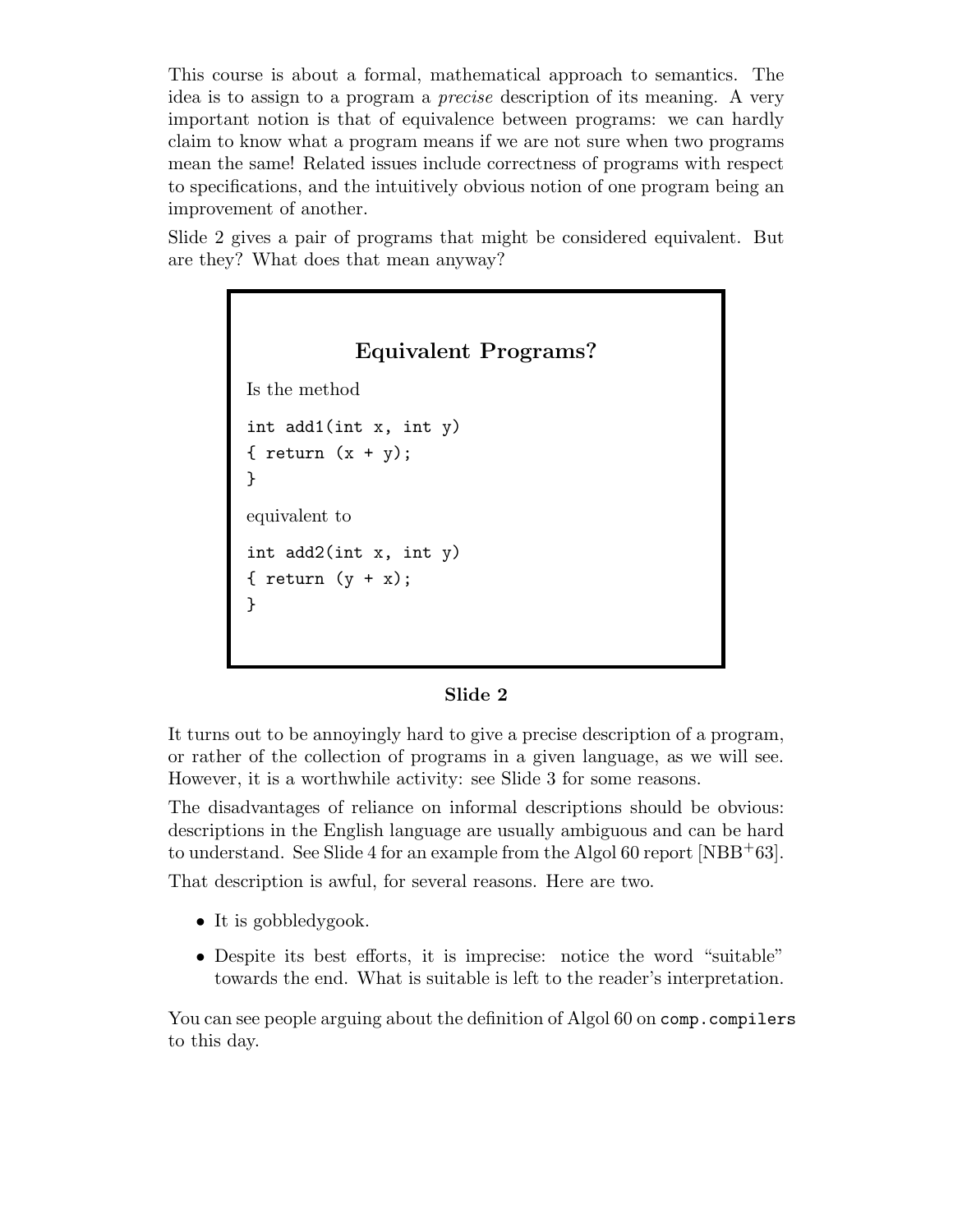This course is about a formal, mathematical approach to semantics. The idea is to assign to a program a *precise* description of its meaning. A very important notion is that of equivalence between programs: we can hardly claim to know what a program means if we are not sure when two programs mean the same! Related issues include correctness of programs with respect to specifications, and the intuitively obvious notion of one program being an improvement of another.

Slide 2 gives a pair of programs that might be considered equivalent. But are they? What does that mean anyway?

## Equivalent Programs?

Is the method

```
int add1(int x, int y)
{ return (x + y);
}
```

equivalent to

```
int add2(int x, int y)
{ return (y + x);
}
```

**Slide 2**

It turns out to be annoyingly hard to give a precise description of a program, or rather of the collection of programs in a given language, as we will see. However, it is a worthwhile activity: see Slide 3 for some reasons.

The disadvantages of reliance on informal descriptions should be obvious: descriptions in the English language are usually ambiguous and can be hard to understand. See Slide 4 for an example from the Algol 60 report [NBB+63].

That description is awful, for several reasons. Here are two.

- It is gobbledygook.
- Despite its best efforts, it is imprecise: notice the word "suitable" towards the end. What is suitable is left to the reader's interpretation.

You can see people arguing about the definition of Algol 60 on `comp.compilers` to this day.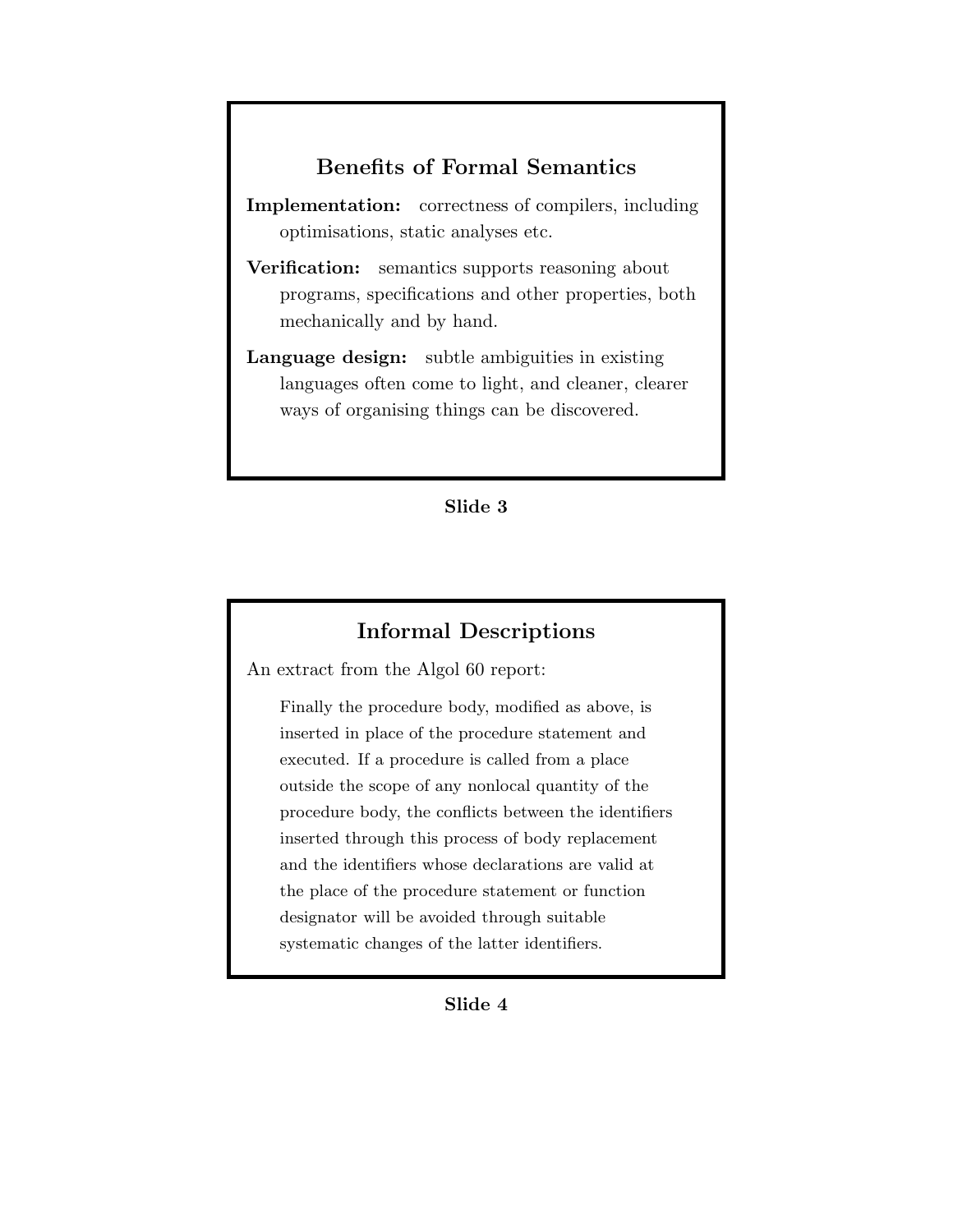## Benefits of Formal Semantics

**Implementation:** correctness of compilers, including optimisations, static analyses etc.

**Verification:** semantics supports reasoning about programs, specifications and other properties, both mechanically and by hand.

**Language design:** subtle ambiguities in existing languages often come to light, and cleaner, clearer ways of organising things can be discovered.

**Slide 3**

## Informal Descriptions

An extract from the Algol 60 report:

> Finally the procedure body, modified as above, is inserted in place of the procedure statement and executed. If a procedure is called from a place outside the scope of any nonlocal quantity of the procedure body, the conflicts between the identifiers inserted through this process of body replacement and the identifiers whose declarations are valid at the place of the procedure statement or function designator will be avoided through suitable systematic changes of the latter identifiers.

**Slide 4**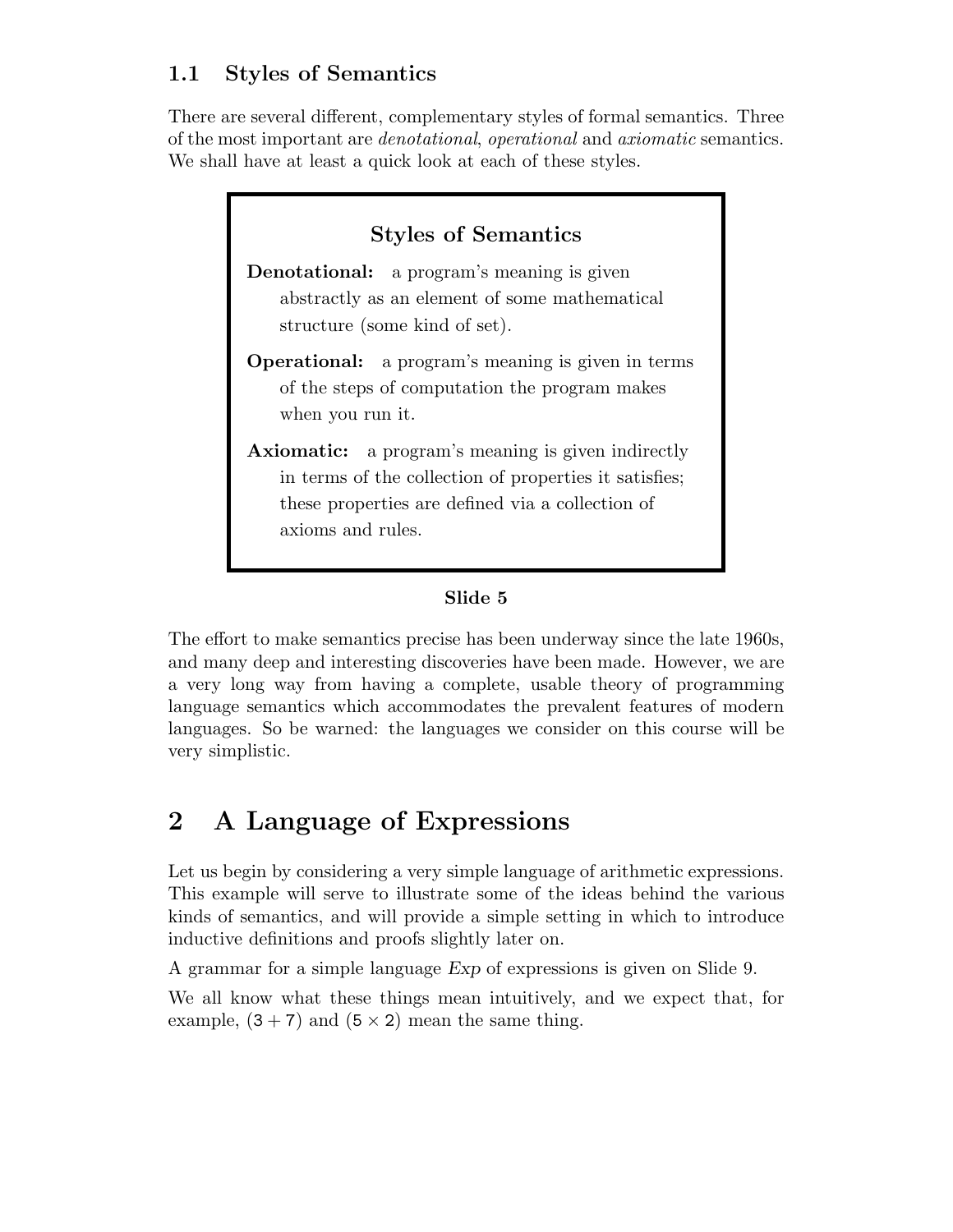## 1.1 Styles of Semantics

There are several different, complementary styles of formal semantics. Three of the most important are *denotational*, *operational* and *axiomatic* semantics. We shall have at least a quick look at each of these styles.

> **Styles of Semantics**
>
> **Denotational:** a program's meaning is given abstractly as an element of some mathematical structure (some kind of set).
>
> **Operational:** a program's meaning is given in terms of the steps of computation the program makes when you run it.
>
> **Axiomatic:** a program's meaning is given indirectly in terms of the collection of properties it satisfies; these properties are defined via a collection of axioms and rules.

**Slide 5**

The effort to make semantics precise has been underway since the late 1960s, and many deep and interesting discoveries have been made. However, we are a very long way from having a complete, usable theory of programming language semantics which accommodates the prevalent features of modern languages. So be warned: the languages we consider on this course will be very simplistic.

# 2 A Language of Expressions

Let us begin by considering a very simple language of arithmetic expressions. This example will serve to illustrate some of the ideas behind the various kinds of semantics, and will provide a simple setting in which to introduce inductive definitions and proofs slightly later on.

A grammar for a simple language *Exp* of expressions is given on Slide 9.

We all know what these things mean intuitively, and we expect that, for example, $(3 + 7)$ and $(5 \times 2)$ mean the same thing.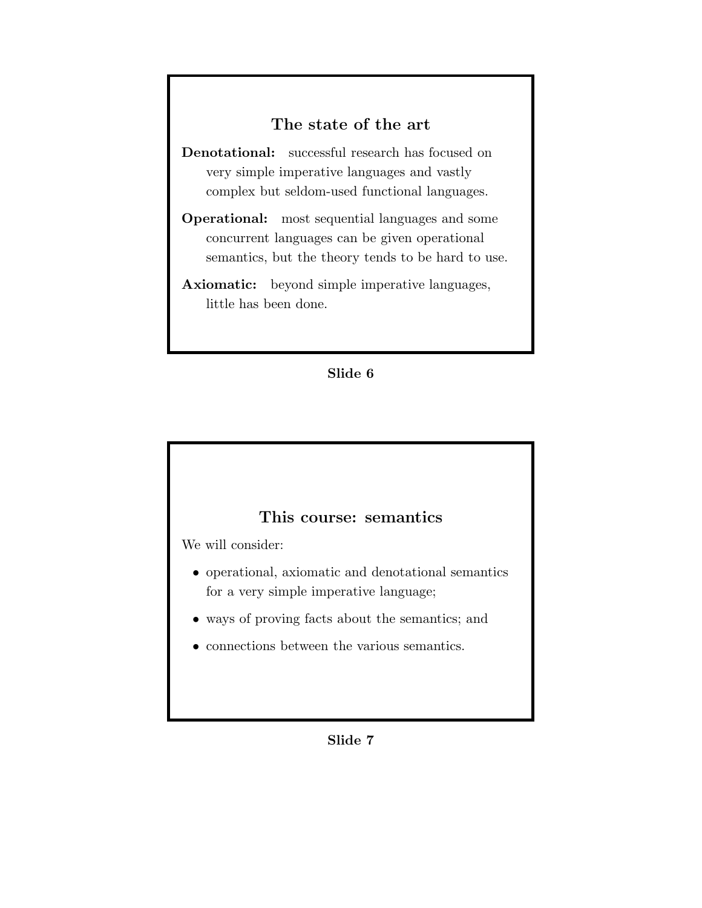## The state of the art

**Denotational:** successful research has focused on very simple imperative languages and vastly complex but seldom-used functional languages.

**Operational:** most sequential languages and some concurrent languages can be given operational semantics, but the theory tends to be hard to use.

**Axiomatic:** beyond simple imperative languages, little has been done.

**Slide 6**

## This course: semantics

We will consider:

- operational, axiomatic and denotational semantics for a very simple imperative language;
- ways of proving facts about the semantics; and
- connections between the various semantics.

**Slide 7**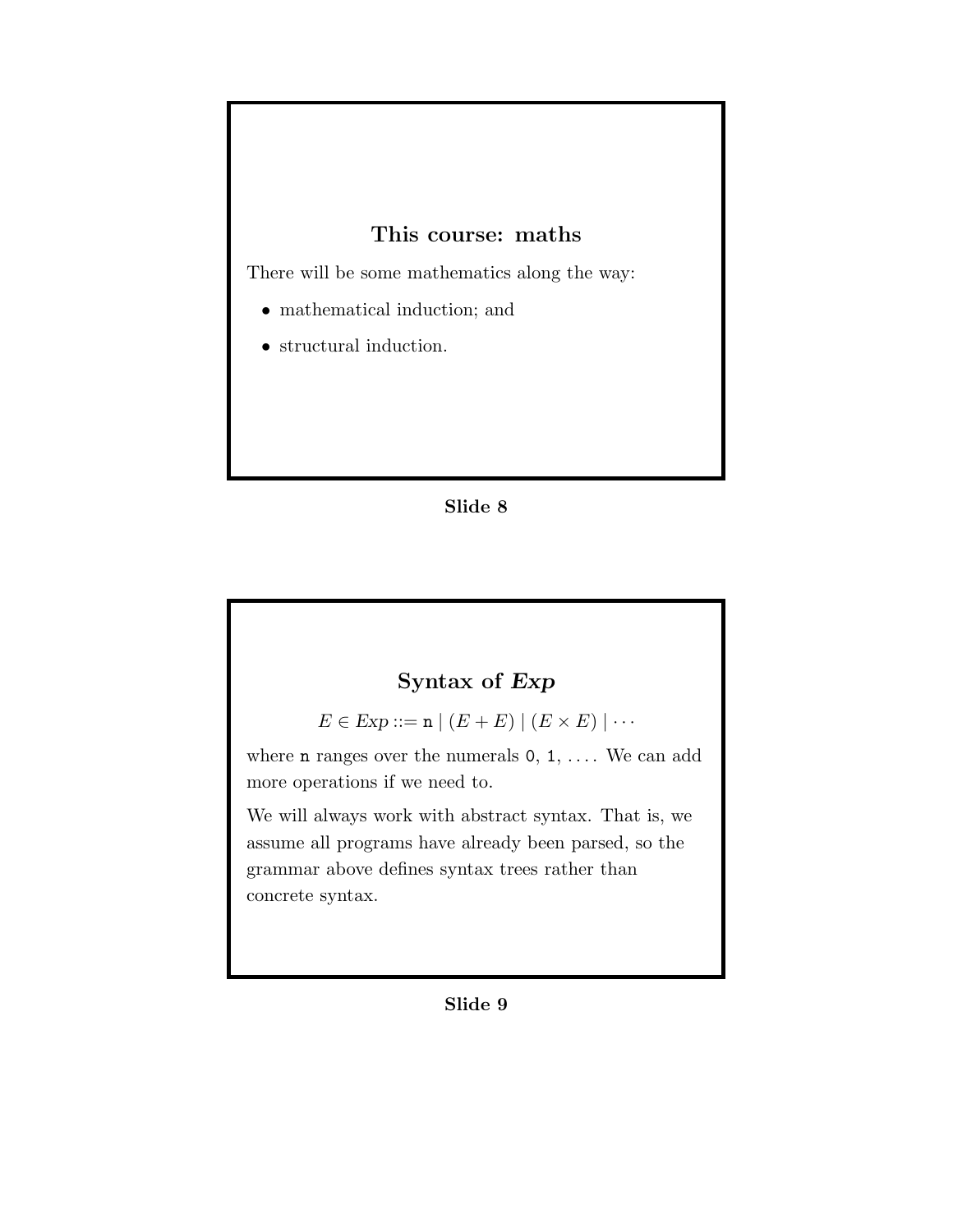## This course: maths

There will be some mathematics along the way:

- mathematical induction; and
- structural induction.

**Slide 8**

## Syntax of *Exp*

$$E \in \mathit{Exp} ::= \mathtt{n} \mid (E + E) \mid (E \times E) \mid \cdots$$

where `n` ranges over the numerals `0`, `1`, .... We can add more operations if we need to.

We will always work with abstract syntax. That is, we assume all programs have already been parsed, so the grammar above defines syntax trees rather than concrete syntax.

**Slide 9**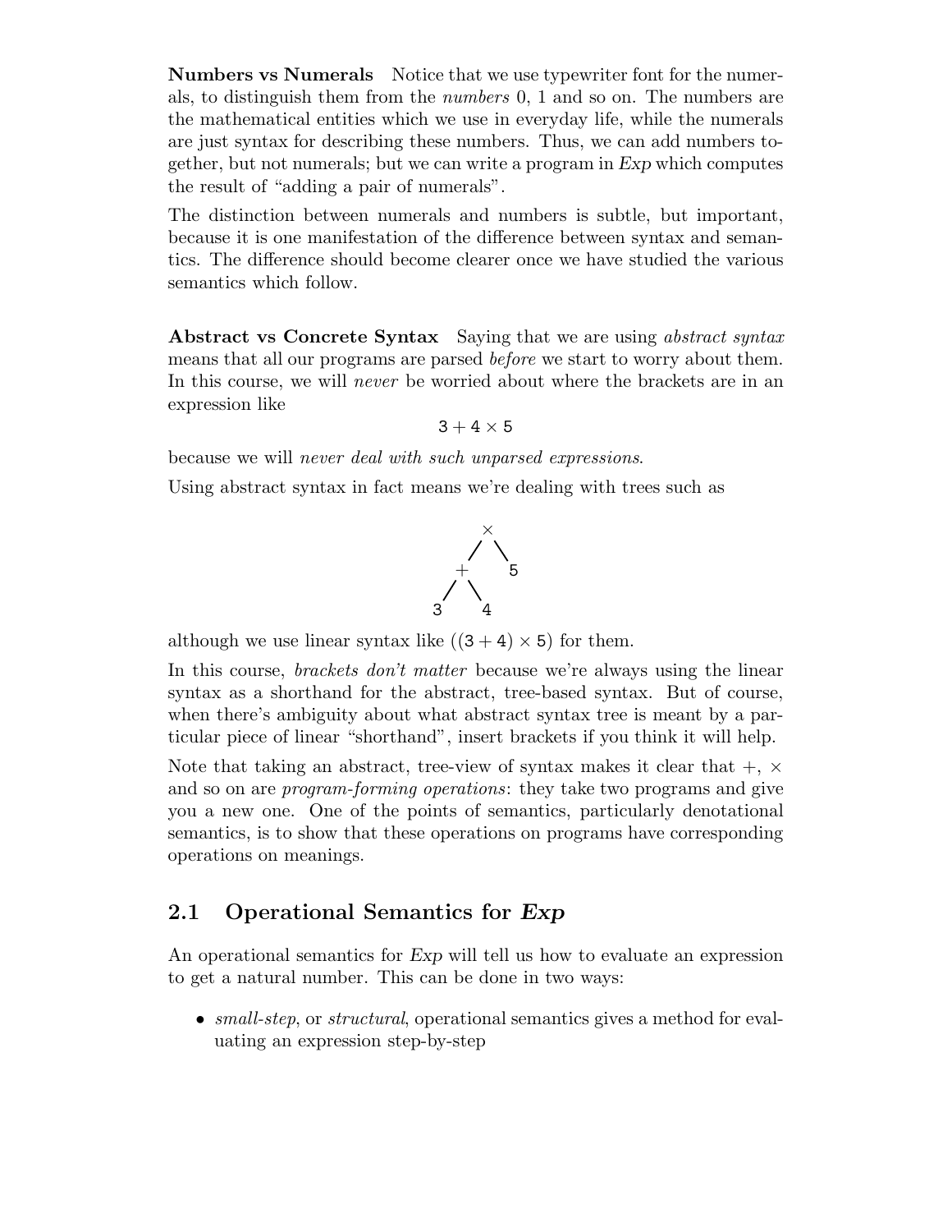**Numbers vs Numerals** Notice that we use typewriter font for the numerals, to distinguish them from the *numbers* 0, 1 and so on. The numbers are the mathematical entities which we use in everyday life, while the numerals are just syntax for describing these numbers. Thus, we can add numbers together, but not numerals; but we can write a program in *Exp* which computes the result of "adding a pair of numerals".

The distinction between numerals and numbers is subtle, but important, because it is one manifestation of the difference between syntax and semantics. The difference should become clearer once we have studied the various semantics which follow.

**Abstract vs Concrete Syntax** Saying that we are using *abstract syntax* means that all our programs are parsed *before* we start to worry about them. In this course, we will *never* be worried about where the brackets are in an expression like

$$\mathtt{3} + \mathtt{4} \times \mathtt{5}$$

because we will *never deal with such unparsed expressions*.

Using abstract syntax in fact means we're dealing with trees such as

```
        ×
       / \
      +   5
     / \
    3   4
```

although we use linear syntax like $((\mathtt{3} + \mathtt{4}) \times \mathtt{5})$ for them.

In this course, *brackets don't matter* because we're always using the linear syntax as a shorthand for the abstract, tree-based syntax. But of course, when there's ambiguity about what abstract syntax tree is meant by a particular piece of linear "shorthand", insert brackets if you think it will help.

Note that taking an abstract, tree-view of syntax makes it clear that $+$, $\times$ and so on are *program-forming operations*: they take two programs and give you a new one. One of the points of semantics, particularly denotational semantics, is to show that these operations on programs have corresponding operations on meanings.

## 2.1 Operational Semantics for *Exp*

An operational semantics for *Exp* will tell us how to evaluate an expression to get a natural number. This can be done in two ways:

- *small-step*, or *structural*, operational semantics gives a method for evaluating an expression step-by-step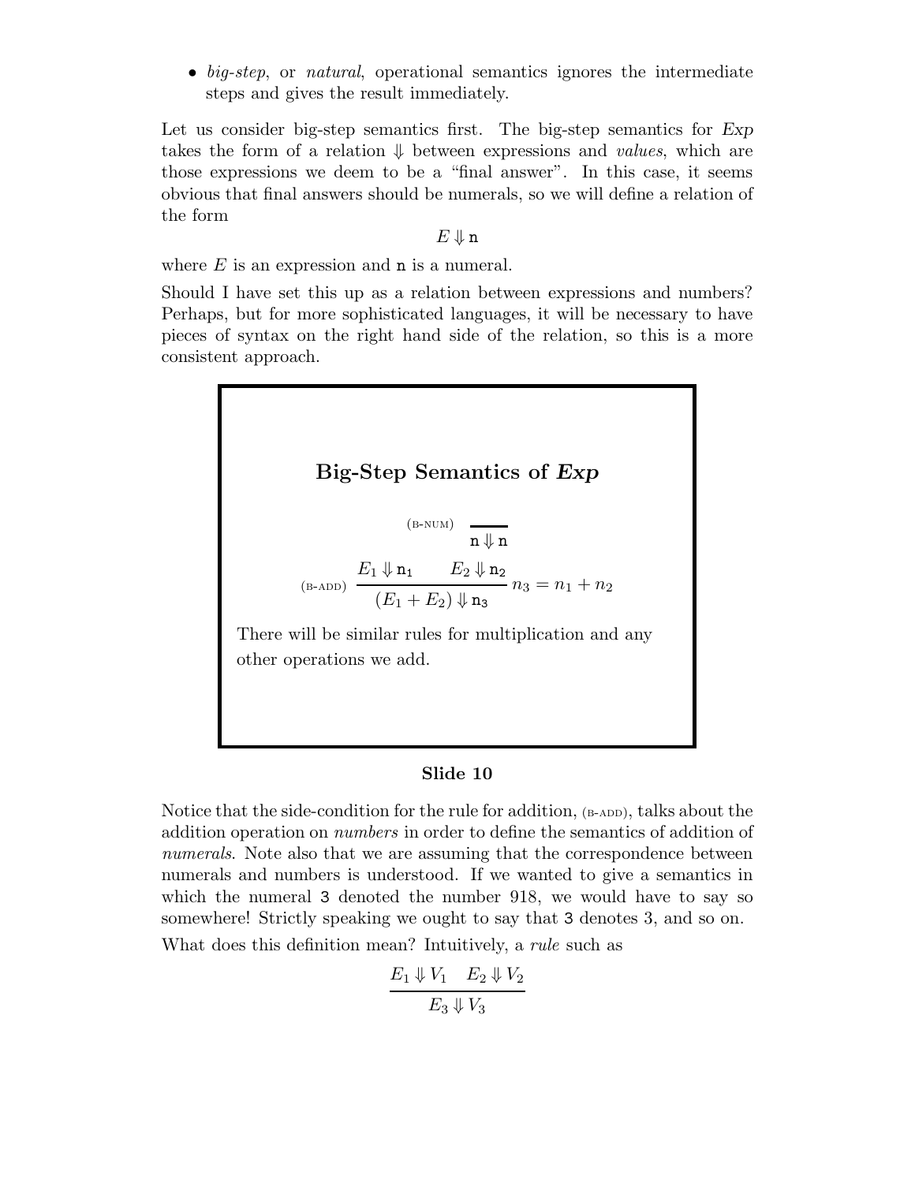- *big-step*, or *natural*, operational semantics ignores the intermediate steps and gives the result immediately.

Let us consider big-step semantics first. The big-step semantics for *Exp* takes the form of a relation $\Downarrow$ between expressions and *values*, which are those expressions we deem to be a "final answer". In this case, it seems obvious that final answers should be numerals, so we will define a relation of the form

$$E \Downarrow \mathtt{n}$$

where $E$ is an expression and $\mathtt{n}$ is a numeral.

Should I have set this up as a relation between expressions and numbers? Perhaps, but for more sophisticated languages, it will be necessary to have pieces of syntax on the right hand side of the relation, so this is a more consistent approach.

### Big-Step Semantics of *Exp*

$$\text{(B-NUM)} \quad \frac{}{\mathtt{n} \Downarrow \mathtt{n}}$$

$$\text{(B-ADD)} \quad \frac{E_1 \Downarrow \mathtt{n_1} \qquad E_2 \Downarrow \mathtt{n_2}}{(E_1 + E_2) \Downarrow \mathtt{n_3}} \; n_3 = n_1 + n_2$$

There will be similar rules for multiplication and any other operations we add.

**Slide 10**

Notice that the side-condition for the rule for addition, (B-ADD), talks about the addition operation on *numbers* in order to define the semantics of addition of *numerals*. Note also that we are assuming that the correspondence between numerals and numbers is understood. If we wanted to give a semantics in which the numeral `3` denoted the number 918, we would have to say so somewhere! Strictly speaking we ought to say that `3` denotes 3, and so on.

What does this definition mean? Intuitively, a *rule* such as

$$\frac{E_1 \Downarrow V_1 \quad E_2 \Downarrow V_2}{E_3 \Downarrow V_3}$$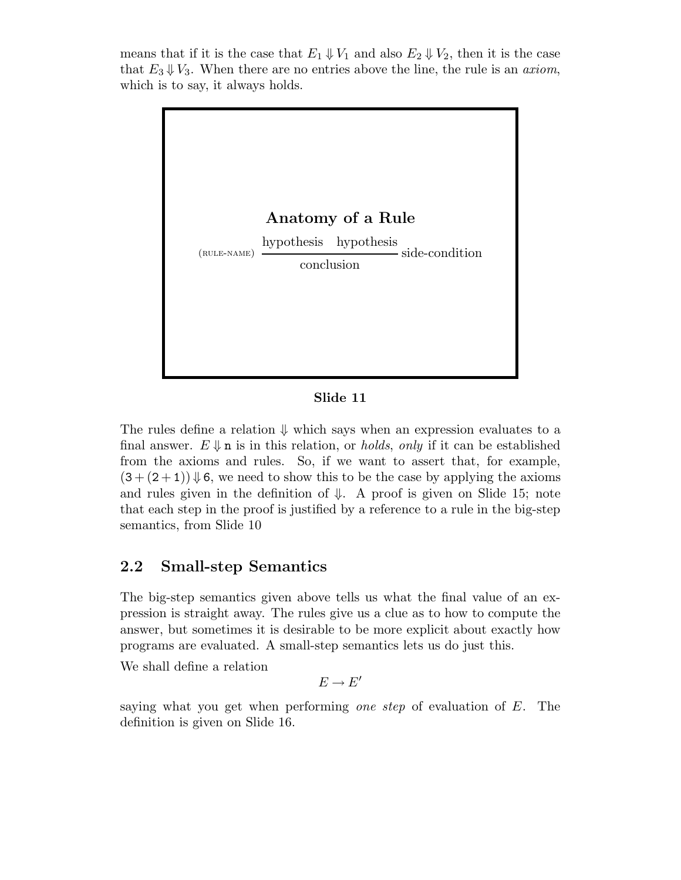means that if it is the case that $E_1 \Downarrow V_1$ and also $E_2 \Downarrow V_2$, then it is the case that $E_3 \Downarrow V_3$. When there are no entries above the line, the rule is an *axiom*, which is to say, it always holds.

**Anatomy of a Rule**

$$\text{(RULE-NAME)} \; \frac{\text{hypothesis} \quad \text{hypothesis}}{\text{conclusion}} \; \text{side-condition}$$

**Slide 11**

The rules define a relation $\Downarrow$ which says when an expression evaluates to a final answer. $E \Downarrow \texttt{n}$ is in this relation, or *holds*, *only* if it can be established from the axioms and rules. So, if we want to assert that, for example, $(\texttt{3} + (\texttt{2} + \texttt{1})) \Downarrow \texttt{6}$, we need to show this to be the case by applying the axioms and rules given in the definition of $\Downarrow$. A proof is given on Slide 15; note that each step in the proof is justified by a reference to a rule in the big-step semantics, from Slide 10

## 2.2 Small-step Semantics

The big-step semantics given above tells us what the final value of an expression is straight away. The rules give us a clue as to how to compute the answer, but sometimes it is desirable to be more explicit about exactly how programs are evaluated. A small-step semantics lets us do just this.

We shall define a relation

$$E \to E'$$

saying what you get when performing *one step* of evaluation of $E$. The definition is given on Slide 16.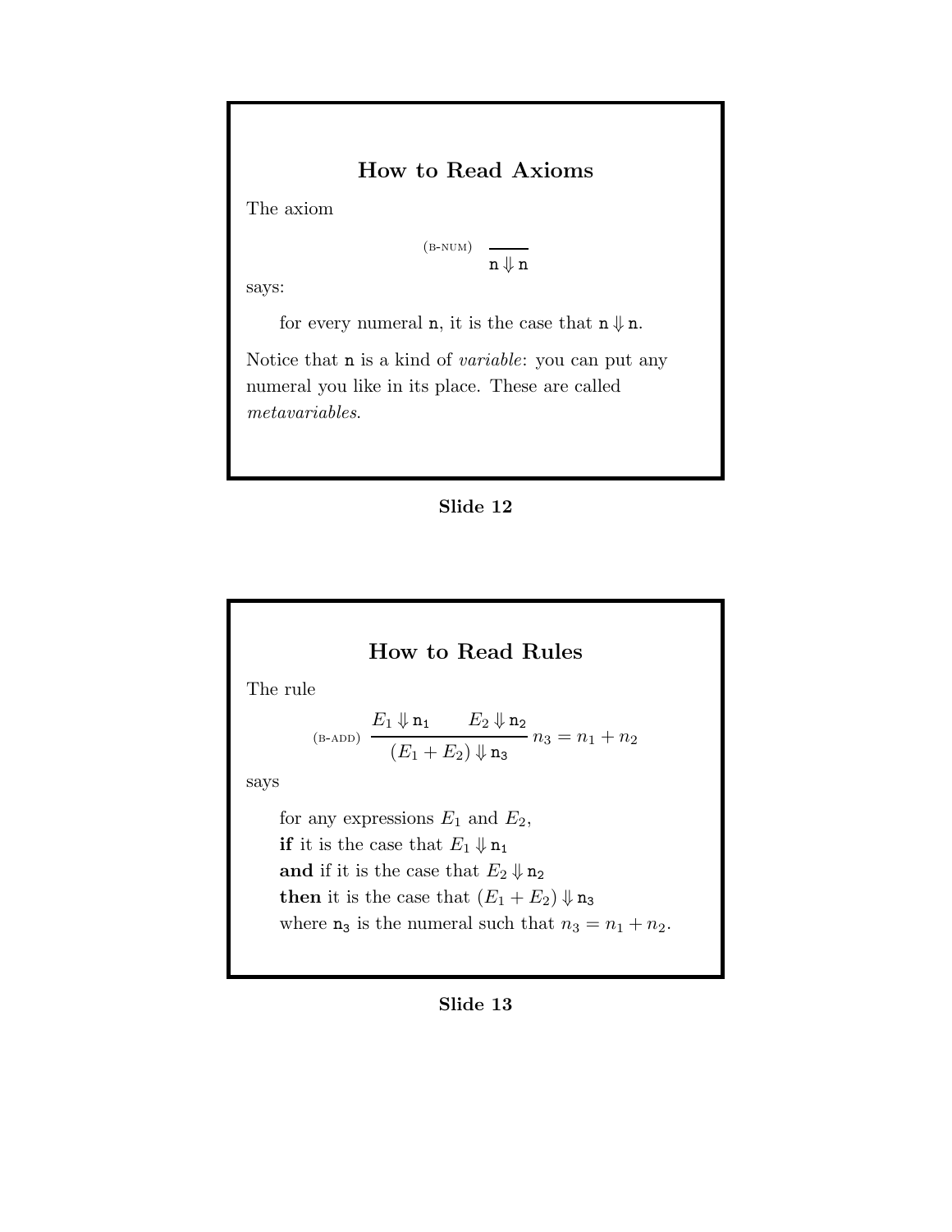## How to Read Axioms

The axiom

$$\text{(B-NUM)} \quad \frac{}{\mathtt{n} \Downarrow \mathtt{n}}$$

says:

> for every numeral $\mathtt{n}$, it is the case that $\mathtt{n} \Downarrow \mathtt{n}$.

Notice that $\mathtt{n}$ is a kind of *variable*: you can put any numeral you like in its place. These are called *metavariables*.

**Slide 12**

## How to Read Rules

The rule

$$\text{(B-ADD)} \quad \frac{E_1 \Downarrow \mathtt{n_1} \qquad E_2 \Downarrow \mathtt{n_2}}{(E_1 + E_2) \Downarrow \mathtt{n_3}} \; n_3 = n_1 + n_2$$

says

> for any expressions $E_1$ and $E_2$,
> **if** it is the case that $E_1 \Downarrow \mathtt{n_1}$
> **and** if it is the case that $E_2 \Downarrow \mathtt{n_2}$
> **then** it is the case that $(E_1 + E_2) \Downarrow \mathtt{n_3}$
> where $\mathtt{n_3}$ is the numeral such that $n_3 = n_1 + n_2$.

**Slide 13**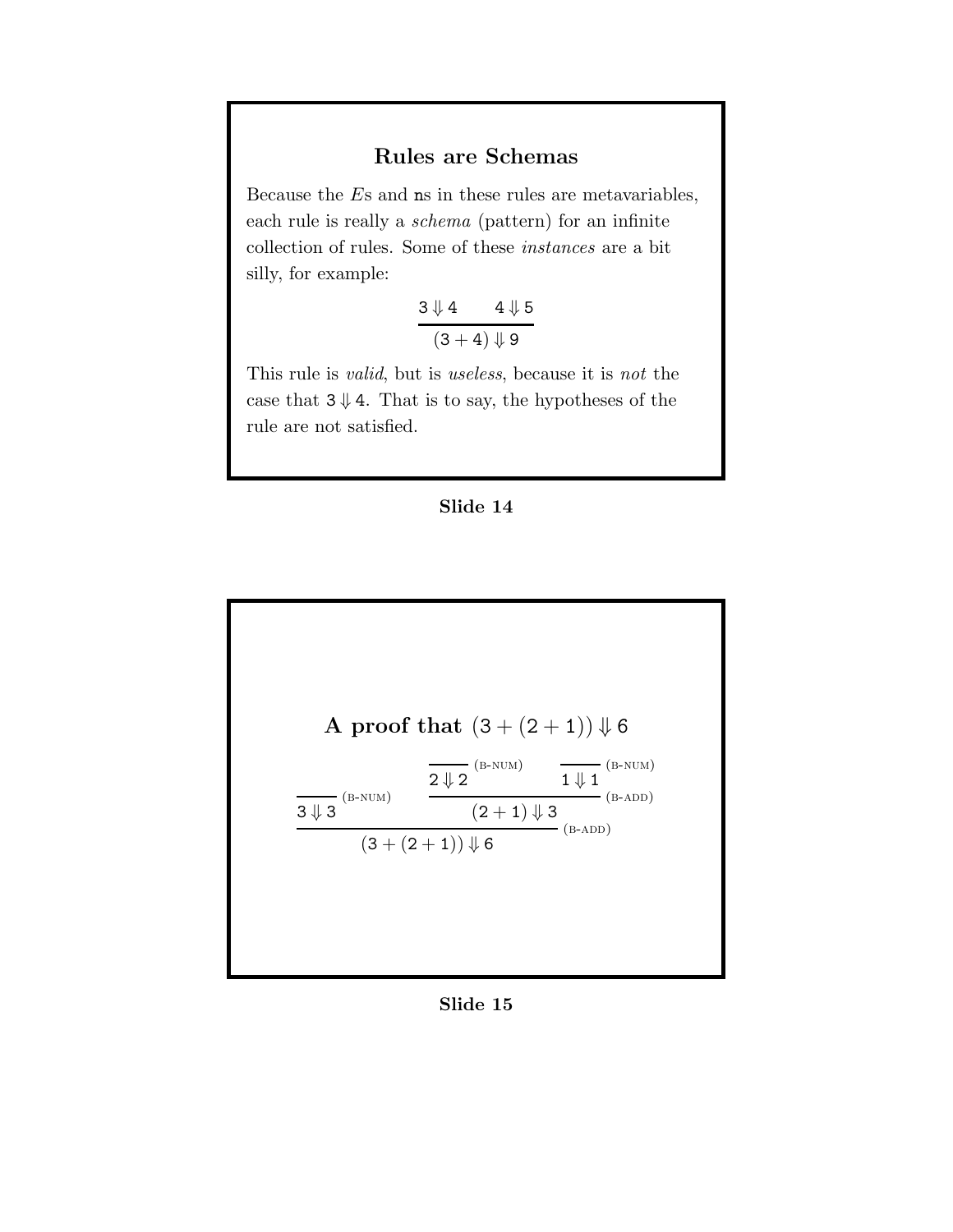## Rules are Schemas

Because the $E$s and $\mathtt{n}$s in these rules are metavariables, each rule is really a *schema* (pattern) for an infinite collection of rules. Some of these *instances* are a bit silly, for example:

$$\frac{\mathsf{3} \Downarrow \mathsf{4} \qquad \mathsf{4} \Downarrow \mathsf{5}}{(\mathsf{3} + \mathsf{4}) \Downarrow \mathsf{9}}$$

This rule is *valid*, but is *useless*, because it is *not* the case that $\mathsf{3} \Downarrow \mathsf{4}$. That is to say, the hypotheses of the rule are not satisfied.

**Slide 14**

## A proof that $(\mathsf{3} + (\mathsf{2} + \mathsf{1})) \Downarrow \mathsf{6}$

$$\dfrac{\dfrac{}{\mathsf{3} \Downarrow \mathsf{3}}\,(\text{B-NUM}) \qquad \dfrac{\dfrac{}{\mathsf{2} \Downarrow \mathsf{2}}\,(\text{B-NUM}) \qquad \dfrac{}{\mathsf{1} \Downarrow \mathsf{1}}\,(\text{B-NUM})}{(\mathsf{2} + \mathsf{1}) \Downarrow \mathsf{3}}\,(\text{B-ADD})}{(\mathsf{3} + (\mathsf{2} + \mathsf{1})) \Downarrow \mathsf{6}}\,(\text{B-ADD})$$

**Slide 15**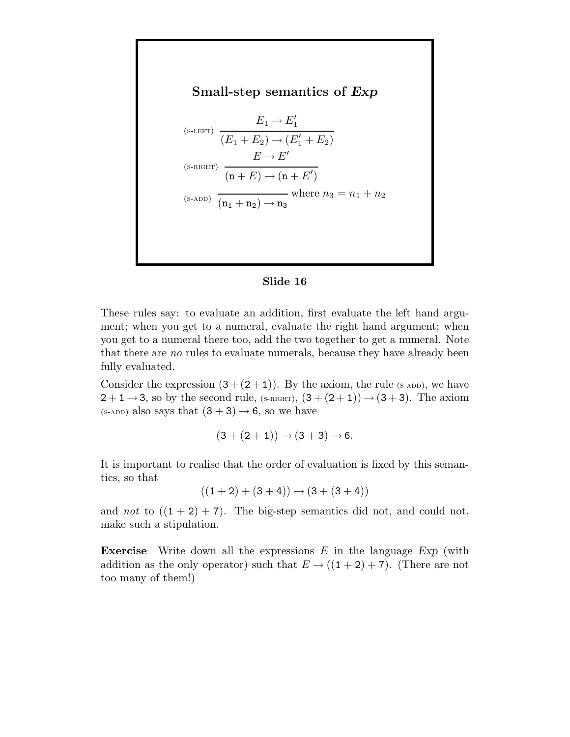## Small-step semantics of *Exp*

$$\text{(S-LEFT)} \quad \frac{E_1 \to E_1'}{(E_1 + E_2) \to (E_1' + E_2)}$$

$$\text{(S-RIGHT)} \quad \frac{E \to E'}{(\mathtt{n} + E) \to (\mathtt{n} + E')}$$

$$\text{(S-ADD)} \quad \frac{}{(\mathtt{n_1} + \mathtt{n_2}) \to \mathtt{n_3}} \text{ where } n_3 = n_1 + n_2$$

**Slide 16**

These rules say: to evaluate an addition, first evaluate the left hand argument; when you get to a numeral, evaluate the right hand argument; when you get to a numeral there too, add the two together to get a numeral. Note that there are *no* rules to evaluate numerals, because they have already been fully evaluated.

Consider the expression $(3 + (2 + 1))$. By the axiom, the rule (S-ADD), we have $2 + 1 \to 3$, so by the second rule, (S-RIGHT), $(3 + (2 + 1)) \to (3 + 3)$. The axiom (S-ADD) also says that $(3 + 3) \to 6$, so we have

$$(3 + (2 + 1)) \to (3 + 3) \to 6.$$

It is important to realise that the order of evaluation is fixed by this semantics, so that

$$((1 + 2) + (3 + 4)) \to (3 + (3 + 4))$$

and *not* to $((1 + 2) + 7)$. The big-step semantics did not, and could not, make such a stipulation.

**Exercise** Write down all the expressions $E$ in the language *Exp* (with addition as the only operator) such that $E \to ((1 + 2) + 7)$. (There are not too many of them!)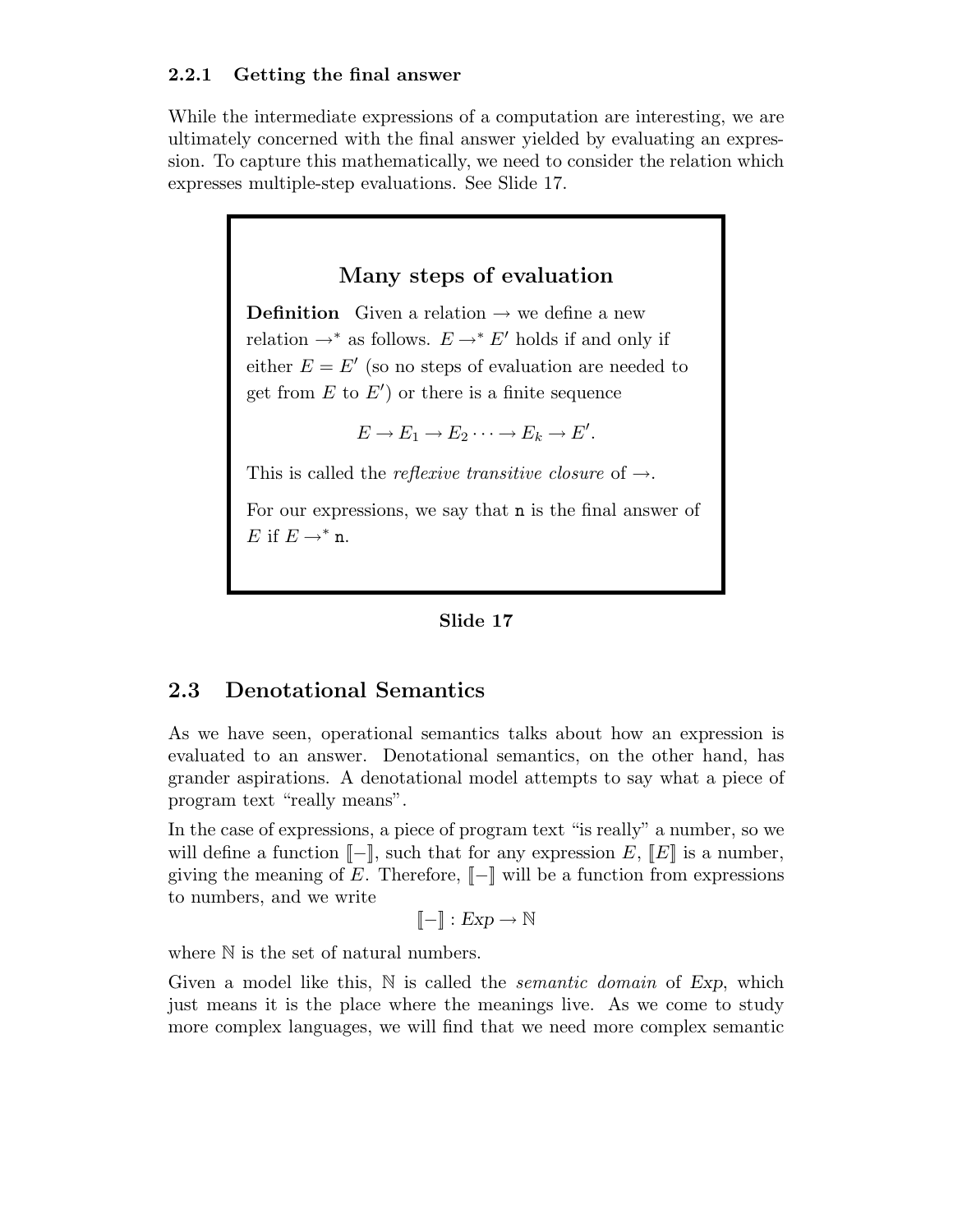### 2.2.1 Getting the final answer

While the intermediate expressions of a computation are interesting, we are ultimately concerned with the final answer yielded by evaluating an expression. To capture this mathematically, we need to consider the relation which expresses multiple-step evaluations. See Slide 17.

> **Many steps of evaluation**
>
> **Definition** Given a relation $\rightarrow$ we define a new relation $\rightarrow^*$ as follows. $E \rightarrow^* E'$ holds if and only if either $E = E'$ (so no steps of evaluation are needed to get from $E$ to $E'$) or there is a finite sequence
>
> $$E \rightarrow E_1 \rightarrow E_2 \cdots \rightarrow E_k \rightarrow E'.$$
>
> This is called the *reflexive transitive closure* of $\rightarrow$.
>
> For our expressions, we say that $\mathtt{n}$ is the final answer of $E$ if $E \rightarrow^* \mathtt{n}$.

**Slide 17**

## 2.3 Denotational Semantics

As we have seen, operational semantics talks about how an expression is evaluated to an answer. Denotational semantics, on the other hand, has grander aspirations. A denotational model attempts to say what a piece of program text "really means".

In the case of expressions, a piece of program text "is really" a number, so we will define a function $[\![-]\!]$, such that for any expression $E$, $[\![E]\!]$ is a number, giving the meaning of $E$. Therefore, $[\![-]\!]$ will be a function from expressions to numbers, and we write

$$[\![-]\!] : \mathit{Exp} \rightarrow \mathbb{N}$$

where $\mathbb{N}$ is the set of natural numbers.

Given a model like this, $\mathbb{N}$ is called the *semantic domain* of *Exp*, which just means it is the place where the meanings live. As we come to study more complex languages, we will find that we need more complex semantic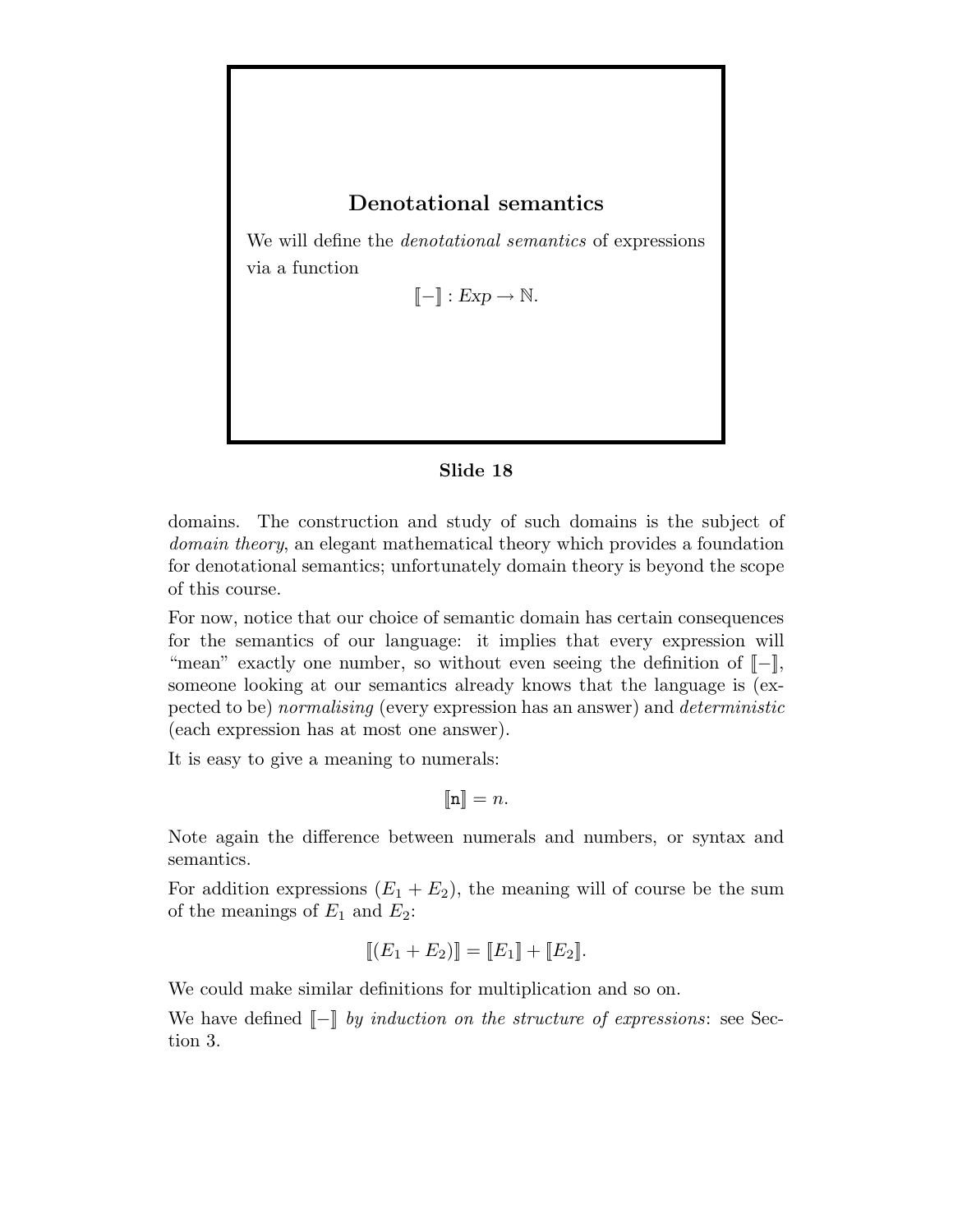### Denotational semantics

We will define the *denotational semantics* of expressions via a function

$$[\![-]\!] : Exp \to \mathbb{N}.$$

**Slide 18**

domains. The construction and study of such domains is the subject of *domain theory*, an elegant mathematical theory which provides a foundation for denotational semantics; unfortunately domain theory is beyond the scope of this course.

For now, notice that our choice of semantic domain has certain consequences for the semantics of our language: it implies that every expression will "mean" exactly one number, so without even seeing the definition of $[\![-]\!]$, someone looking at our semantics already knows that the language is (expected to be) *normalising* (every expression has an answer) and *deterministic* (each expression has at most one answer).

It is easy to give a meaning to numerals:

$$[\![\mathtt{n}]\!] = n.$$

Note again the difference between numerals and numbers, or syntax and semantics.

For addition expressions $(E_1 + E_2)$, the meaning will of course be the sum of the meanings of $E_1$ and $E_2$:

$$[\![(E_1 + E_2)]\!] = [\![E_1]\!] + [\![E_2]\!].$$

We could make similar definitions for multiplication and so on.

We have defined $[\![-]\!]$ *by induction on the structure of expressions*: see Section 3.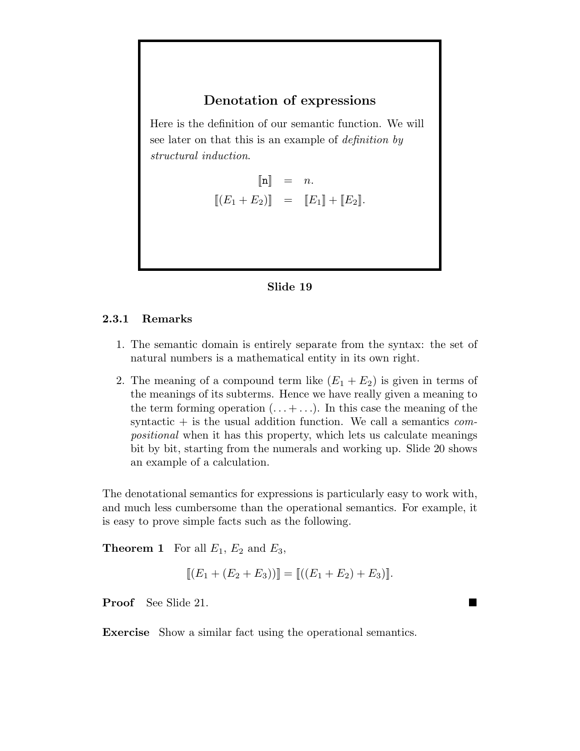**Denotation of expressions**

Here is the definition of our semantic function. We will see later on that this is an example of *definition by structural induction*.

$$
\begin{aligned}
[\![\mathtt{n}]\!] &= n. \\
[\![(E_1 + E_2)]\!] &= [\![E_1]\!] + [\![E_2]\!].
\end{aligned}
$$

**Slide 19**

### 2.3.1 Remarks

1. The semantic domain is entirely separate from the syntax: the set of natural numbers is a mathematical entity in its own right.
2. The meaning of a compound term like $(E_1 + E_2)$ is given in terms of the meanings of its subterms. Hence we have really given a meaning to the term forming operation $(\ldots + \ldots)$. In this case the meaning of the syntactic $+$ is the usual addition function. We call a semantics *compositional* when it has this property, which lets us calculate meanings bit by bit, starting from the numerals and working up. Slide 20 shows an example of a calculation.

The denotational semantics for expressions is particularly easy to work with, and much less cumbersome than the operational semantics. For example, it is easy to prove simple facts such as the following.

**Theorem 1** For all $E_1$, $E_2$ and $E_3$,

$$[\![(E_1 + (E_2 + E_3))]\!] = [\![((E_1 + E_2) + E_3)]\!].$$

**Proof** See Slide 21. ∎

**Exercise** Show a similar fact using the operational semantics.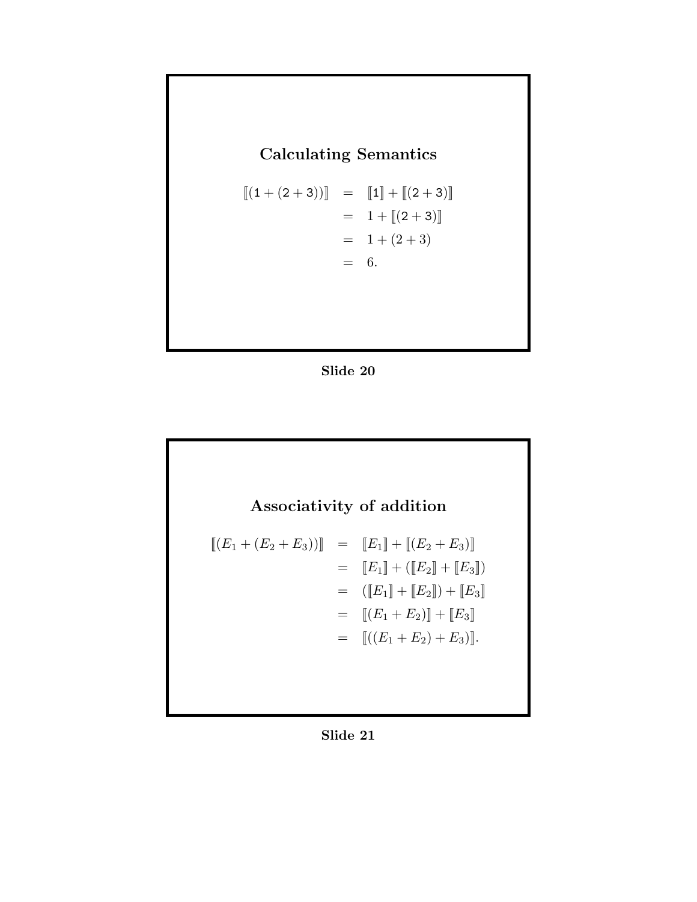## Calculating Semantics

$$
\begin{aligned}
[\![(1 + (2 + 3))]\!] &= [\![1]\!] + [\![(2 + 3)]\!] \\
&= 1 + [\![(2 + 3)]\!] \\
&= 1 + (2 + 3) \\
&= 6.
\end{aligned}
$$

**Slide 20**

## Associativity of addition

$$
\begin{aligned}
[\![(E_1 + (E_2 + E_3))]\!] &= [\![E_1]\!] + [\![(E_2 + E_3)]\!] \\
&= [\![E_1]\!] + ([\![E_2]\!] + [\![E_3]\!]) \\
&= ([\![E_1]\!] + [\![E_2]\!]) + [\![E_3]\!] \\
&= [\![(E_1 + E_2)]\!] + [\![E_3]\!] \\
&= [\![((E_1 + E_2) + E_3)]\!].
\end{aligned}
$$

**Slide 21**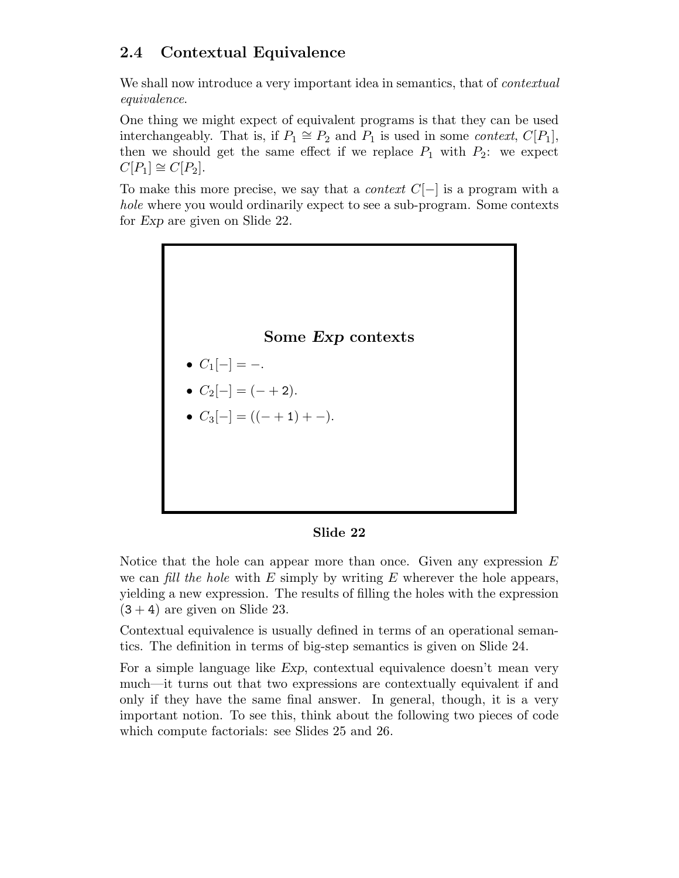## 2.4 Contextual Equivalence

We shall now introduce a very important idea in semantics, that of *contextual equivalence*.

One thing we might expect of equivalent programs is that they can be used interchangeably. That is, if $P_1 \cong P_2$ and $P_1$ is used in some *context*, $C[P_1]$, then we should get the same effect if we replace $P_1$ with $P_2$: we expect $C[P_1] \cong C[P_2]$.

To make this more precise, we say that a *context* $C[-]$ is a program with a *hole* where you would ordinarily expect to see a sub-program. Some contexts for *Exp* are given on Slide 22.

**Some *Exp* contexts**

- $C_1[-] = -$.
- $C_2[-] = (- + \mathsf{2})$.
- $C_3[-] = ((- + \mathsf{1}) + -)$.

**Slide 22**

Notice that the hole can appear more than once. Given any expression $E$ we can *fill the hole* with $E$ simply by writing $E$ wherever the hole appears, yielding a new expression. The results of filling the holes with the expression $(\mathsf{3} + \mathsf{4})$ are given on Slide 23.

Contextual equivalence is usually defined in terms of an operational semantics. The definition in terms of big-step semantics is given on Slide 24.

For a simple language like *Exp*, contextual equivalence doesn't mean very much—it turns out that two expressions are contextually equivalent if and only if they have the same final answer. In general, though, it is a very important notion. To see this, think about the following two pieces of code which compute factorials: see Slides 25 and 26.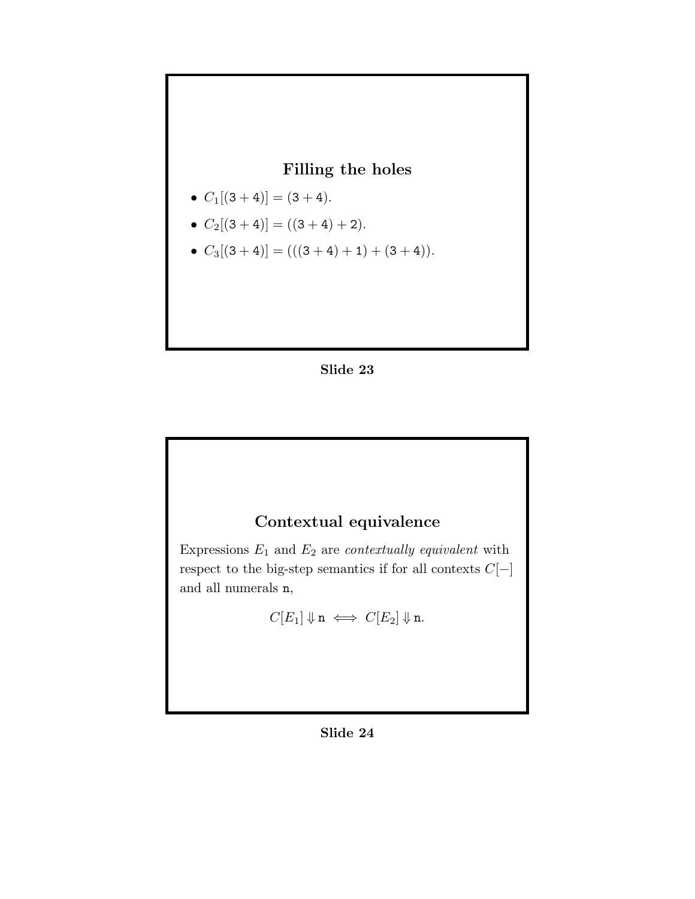## Filling the holes

- $C_1[(\mathtt{3} + \mathtt{4})] = (\mathtt{3} + \mathtt{4})$.
- $C_2[(\mathtt{3} + \mathtt{4})] = ((\mathtt{3} + \mathtt{4}) + \mathtt{2})$.
- $C_3[(\mathtt{3} + \mathtt{4})] = (((\mathtt{3} + \mathtt{4}) + \mathtt{1}) + (\mathtt{3} + \mathtt{4}))$.

**Slide 23**

## Contextual equivalence

Expressions $E_1$ and $E_2$ are *contextually equivalent* with respect to the big-step semantics if for all contexts $C[-]$ and all numerals $\mathtt{n}$,

$$C[E_1] \Downarrow \mathtt{n} \iff C[E_2] \Downarrow \mathtt{n}.$$

**Slide 24**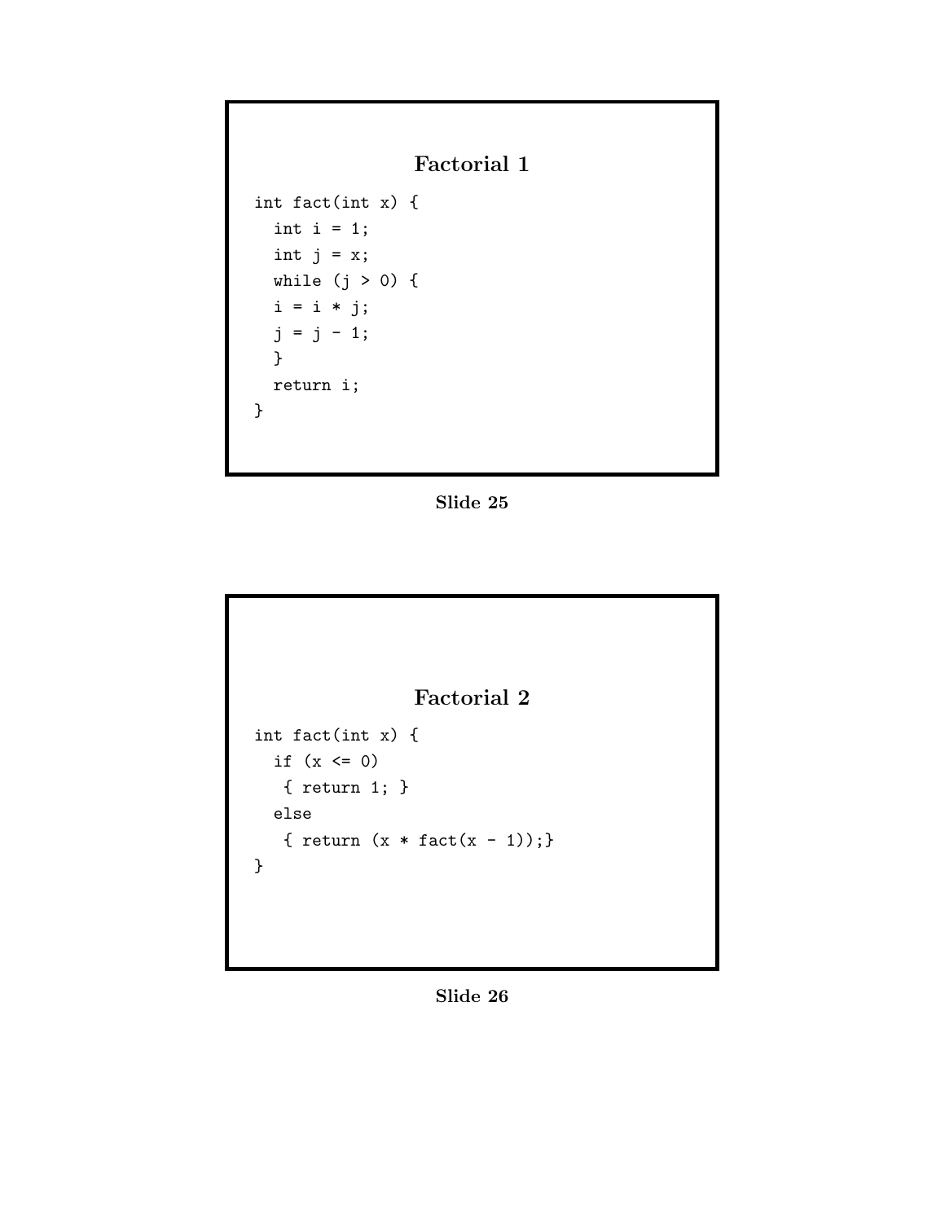## Factorial 1

```
int fact(int x) {
  int i = 1;
  int j = x;
  while (j > 0) {
  i = i * j;
  j = j - 1;
  }
  return i;
}
```

Slide 25

## Factorial 2

```
int fact(int x) {
  if (x <= 0)
   { return 1; }
  else
   { return (x * fact(x - 1));}
}
```

Slide 26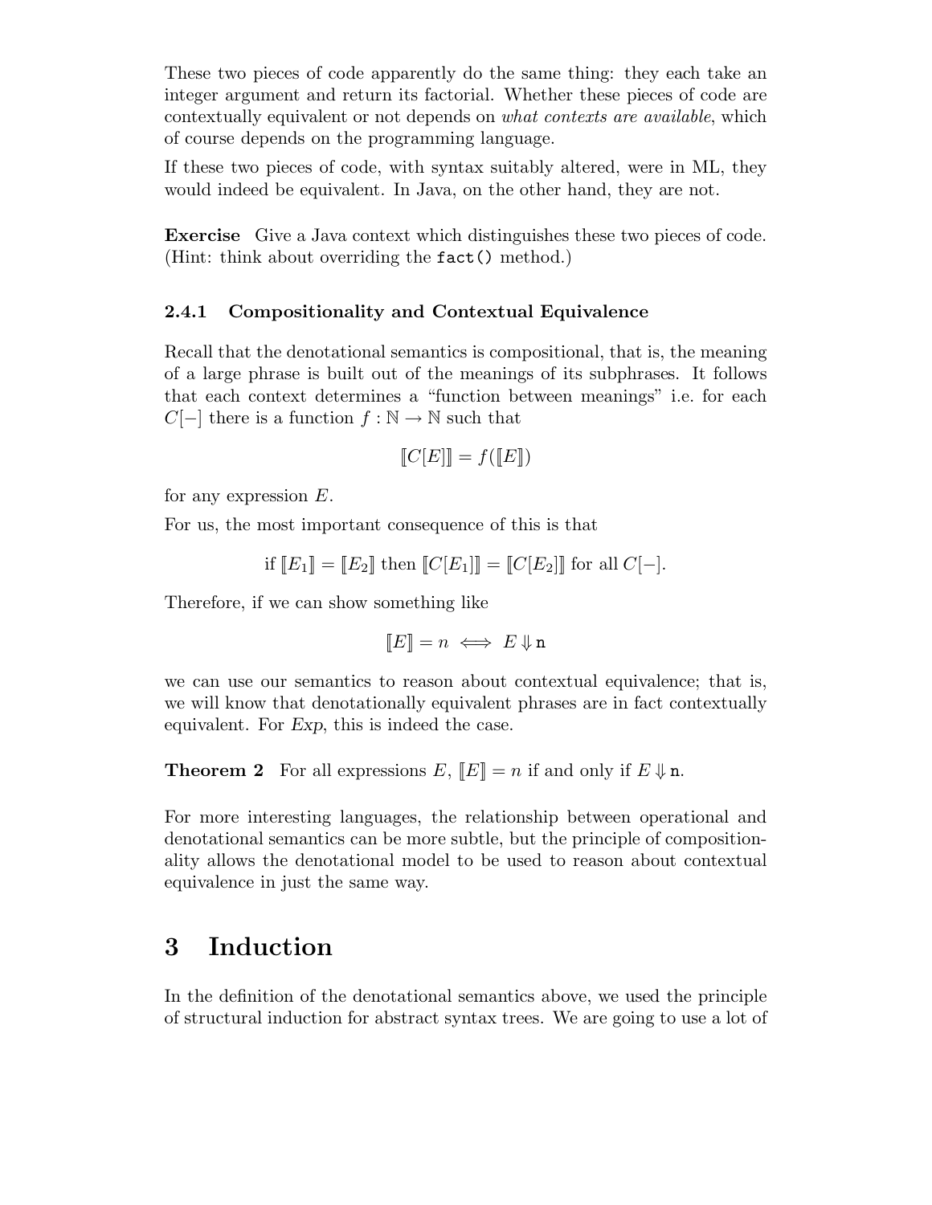These two pieces of code apparently do the same thing: they each take an integer argument and return its factorial. Whether these pieces of code are contextually equivalent or not depends on *what contexts are available*, which of course depends on the programming language.

If these two pieces of code, with syntax suitably altered, were in ML, they would indeed be equivalent. In Java, on the other hand, they are not.

**Exercise** Give a Java context which distinguishes these two pieces of code. (Hint: think about overriding the `fact()` method.)

### 2.4.1 Compositionality and Contextual Equivalence

Recall that the denotational semantics is compositional, that is, the meaning of a large phrase is built out of the meanings of its subphrases. It follows that each context determines a "function between meanings" i.e. for each $C[-]$ there is a function $f : \mathbb{N} \to \mathbb{N}$ such that

$$[\![C[E]]\!] = f([\![E]\!])$$

for any expression $E$.

For us, the most important consequence of this is that

$$\text{if } [\![E_1]\!] = [\![E_2]\!] \text{ then } [\![C[E_1]]\!] = [\![C[E_2]]\!] \text{ for all } C[-].$$

Therefore, if we can show something like

$$[\![E]\!] = n \iff E \Downarrow \mathtt{n}$$

we can use our semantics to reason about contextual equivalence; that is, we will know that denotationally equivalent phrases are in fact contextually equivalent. For *Exp*, this is indeed the case.

**Theorem 2** For all expressions $E$, $[\![E]\!] = n$ if and only if $E \Downarrow \mathtt{n}$.

For more interesting languages, the relationship between operational and denotational semantics can be more subtle, but the principle of compositionality allows the denotational model to be used to reason about contextual equivalence in just the same way.

# 3 Induction

In the definition of the denotational semantics above, we used the principle of structural induction for abstract syntax trees. We are going to use a lot of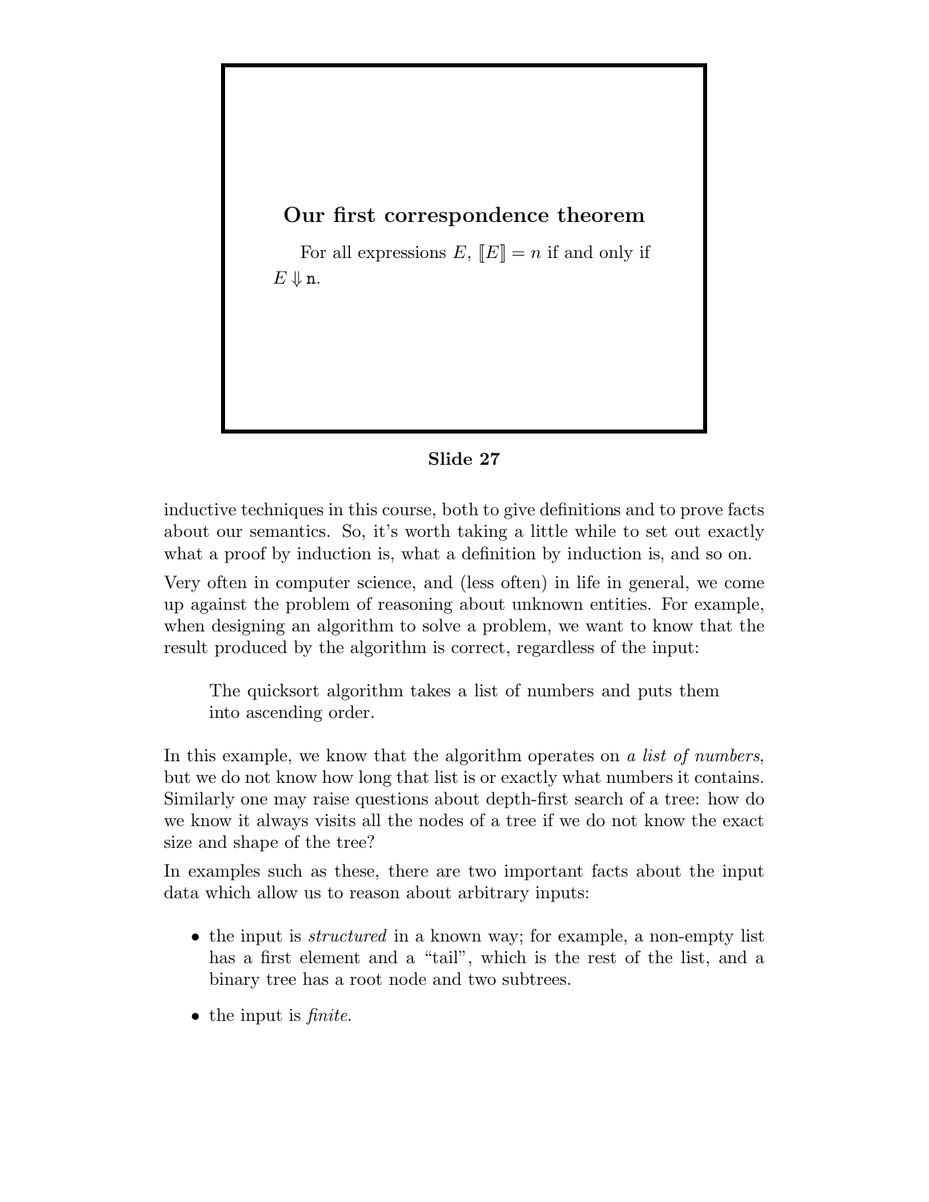### Our first correspondence theorem

For all expressions $E$, $[\![E]\!] = n$ if and only if $E \Downarrow \mathtt{n}$.

**Slide 27**

inductive techniques in this course, both to give definitions and to prove facts about our semantics. So, it's worth taking a little while to set out exactly what a proof by induction is, what a definition by induction is, and so on.

Very often in computer science, and (less often) in life in general, we come up against the problem of reasoning about unknown entities. For example, when designing an algorithm to solve a problem, we want to know that the result produced by the algorithm is correct, regardless of the input:

> The quicksort algorithm takes a list of numbers and puts them into ascending order.

In this example, we know that the algorithm operates on *a list of numbers*, but we do not know how long that list is or exactly what numbers it contains. Similarly one may raise questions about depth-first search of a tree: how do we know it always visits all the nodes of a tree if we do not know the exact size and shape of the tree?

In examples such as these, there are two important facts about the input data which allow us to reason about arbitrary inputs:

- the input is *structured* in a known way; for example, a non-empty list has a first element and a "tail", which is the rest of the list, and a binary tree has a root node and two subtrees.
- the input is *finite*.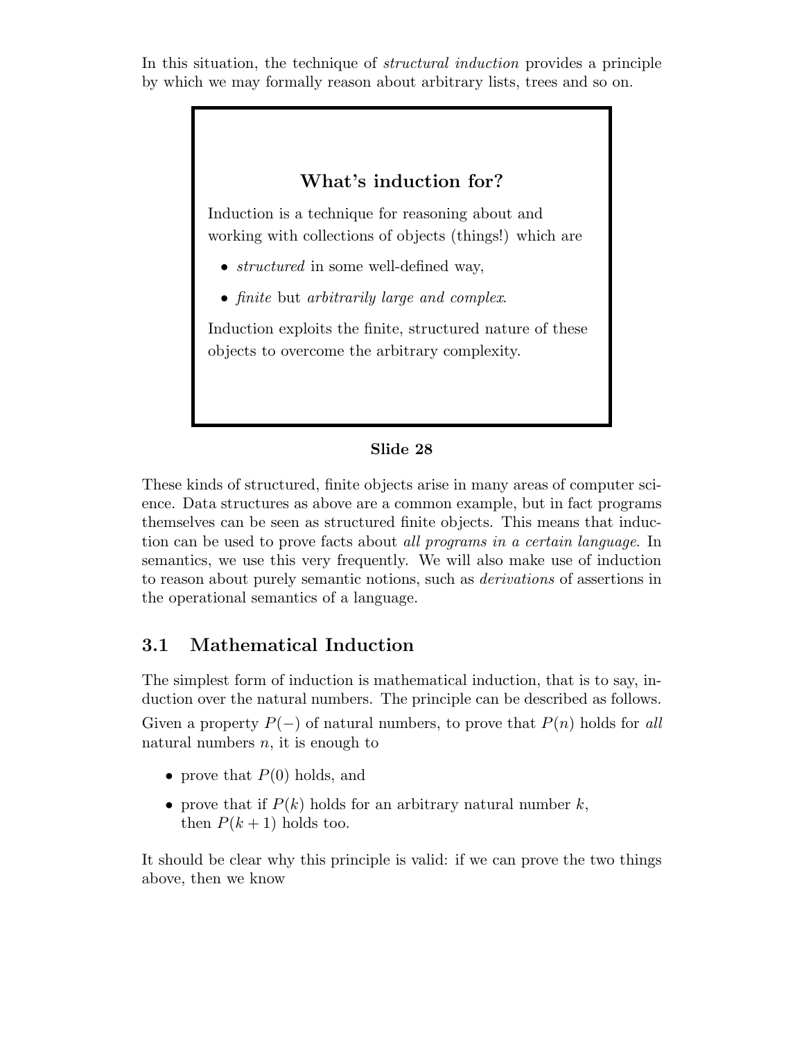In this situation, the technique of *structural induction* provides a principle by which we may formally reason about arbitrary lists, trees and so on.

**What's induction for?**

Induction is a technique for reasoning about and working with collections of objects (things!) which are

- *structured* in some well-defined way,
- *finite* but *arbitrarily large and complex*.

Induction exploits the finite, structured nature of these objects to overcome the arbitrary complexity.

**Slide 28**

These kinds of structured, finite objects arise in many areas of computer science. Data structures as above are a common example, but in fact programs themselves can be seen as structured finite objects. This means that induction can be used to prove facts about *all programs in a certain language*. In semantics, we use this very frequently. We will also make use of induction to reason about purely semantic notions, such as *derivations* of assertions in the operational semantics of a language.

## 3.1 Mathematical Induction

The simplest form of induction is mathematical induction, that is to say, induction over the natural numbers. The principle can be described as follows. Given a property $P(-)$ of natural numbers, to prove that $P(n)$ holds for *all* natural numbers $n$, it is enough to

- prove that $P(0)$ holds, and
- prove that if $P(k)$ holds for an arbitrary natural number $k$, then $P(k+1)$ holds too.

It should be clear why this principle is valid: if we can prove the two things above, then we know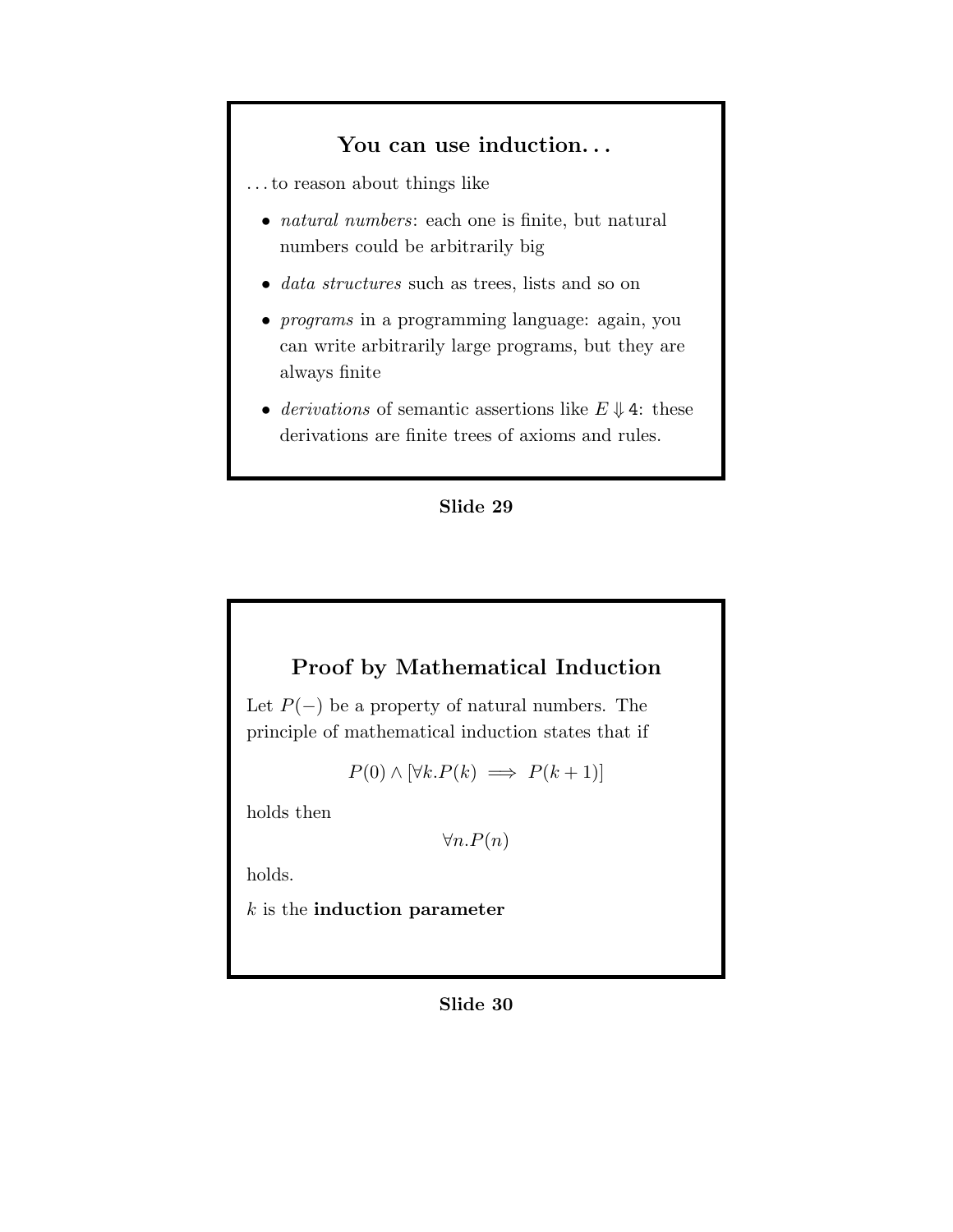## You can use induction...

...to reason about things like

- *natural numbers*: each one is finite, but natural numbers could be arbitrarily big
- *data structures* such as trees, lists and so on
- *programs* in a programming language: again, you can write arbitrarily large programs, but they are always finite
- *derivations* of semantic assertions like $E \Downarrow \mathsf{4}$: these derivations are finite trees of axioms and rules.

**Slide 29**

## Proof by Mathematical Induction

Let $P(-)$ be a property of natural numbers. The principle of mathematical induction states that if

$$P(0) \wedge [\forall k. P(k) \implies P(k+1)]$$

holds then

$$\forall n. P(n)$$

holds.

$k$ is the **induction parameter**

**Slide 30**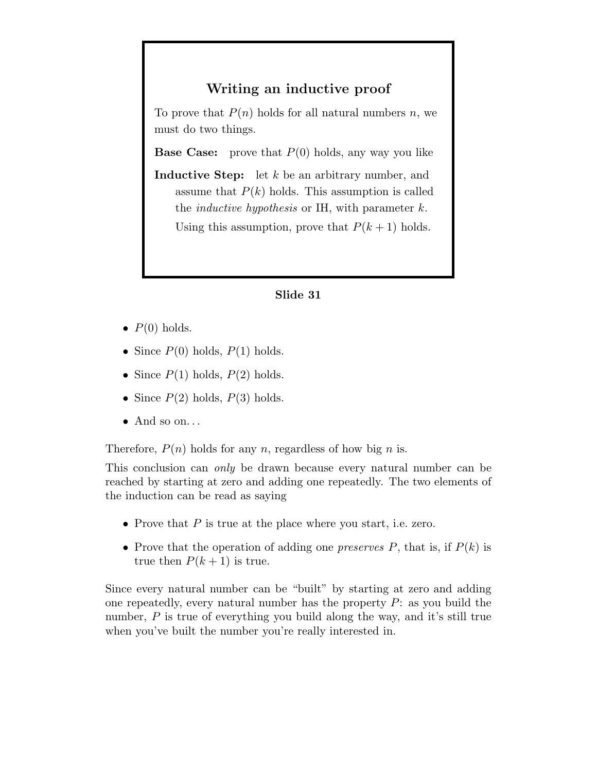## Writing an inductive proof

To prove that $P(n)$ holds for all natural numbers $n$, we must do two things.

**Base Case:** prove that $P(0)$ holds, any way you like

**Inductive Step:** let $k$ be an arbitrary number, and assume that $P(k)$ holds. This assumption is called the *inductive hypothesis* or IH, with parameter $k$. Using this assumption, prove that $P(k+1)$ holds.

**Slide 31**

- $P(0)$ holds.
- Since $P(0)$ holds, $P(1)$ holds.
- Since $P(1)$ holds, $P(2)$ holds.
- Since $P(2)$ holds, $P(3)$ holds.
- And so on...

Therefore, $P(n)$ holds for any $n$, regardless of how big $n$ is.

This conclusion can *only* be drawn because every natural number can be reached by starting at zero and adding one repeatedly. The two elements of the induction can be read as saying

- Prove that $P$ is true at the place where you start, i.e. zero.
- Prove that the operation of adding one *preserves* $P$, that is, if $P(k)$ is true then $P(k+1)$ is true.

Since every natural number can be "built" by starting at zero and adding one repeatedly, every natural number has the property $P$: as you build the number, $P$ is true of everything you build along the way, and it's still true when you've built the number you're really interested in.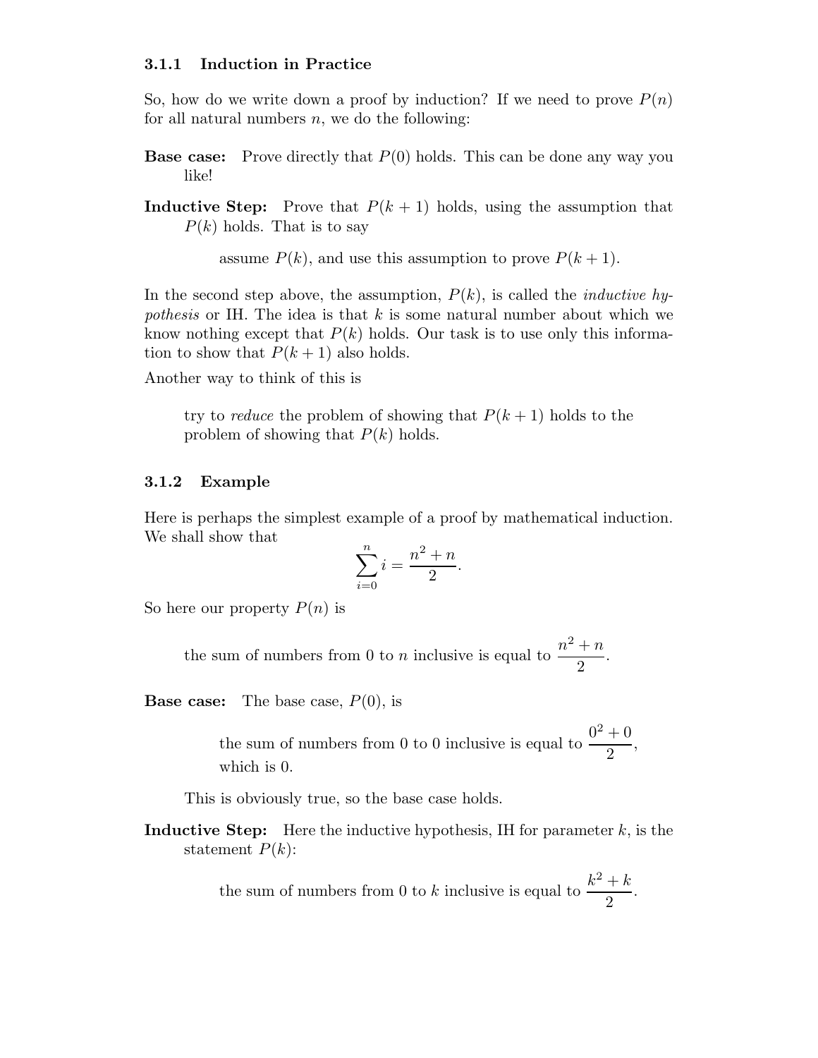### 3.1.1 Induction in Practice

So, how do we write down a proof by induction? If we need to prove $P(n)$ for all natural numbers $n$, we do the following:

**Base case:** Prove directly that $P(0)$ holds. This can be done any way you like!

**Inductive Step:** Prove that $P(k + 1)$ holds, using the assumption that $P(k)$ holds. That is to say

> assume $P(k)$, and use this assumption to prove $P(k + 1)$.

In the second step above, the assumption, $P(k)$, is called the *inductive hypothesis* or IH. The idea is that $k$ is some natural number about which we know nothing except that $P(k)$ holds. Our task is to use only this information to show that $P(k + 1)$ also holds.

Another way to think of this is

> try to *reduce* the problem of showing that $P(k + 1)$ holds to the problem of showing that $P(k)$ holds.

### 3.1.2 Example

Here is perhaps the simplest example of a proof by mathematical induction. We shall show that

$$\sum_{i=0}^{n} i = \frac{n^2 + n}{2}.$$

So here our property $P(n)$ is

> the sum of numbers from 0 to $n$ inclusive is equal to $\dfrac{n^2 + n}{2}$.

**Base case:** The base case, $P(0)$, is

> the sum of numbers from 0 to 0 inclusive is equal to $\dfrac{0^2 + 0}{2}$, which is 0.

This is obviously true, so the base case holds.

**Inductive Step:** Here the inductive hypothesis, IH for parameter $k$, is the statement $P(k)$:

> the sum of numbers from 0 to $k$ inclusive is equal to $\dfrac{k^2 + k}{2}$.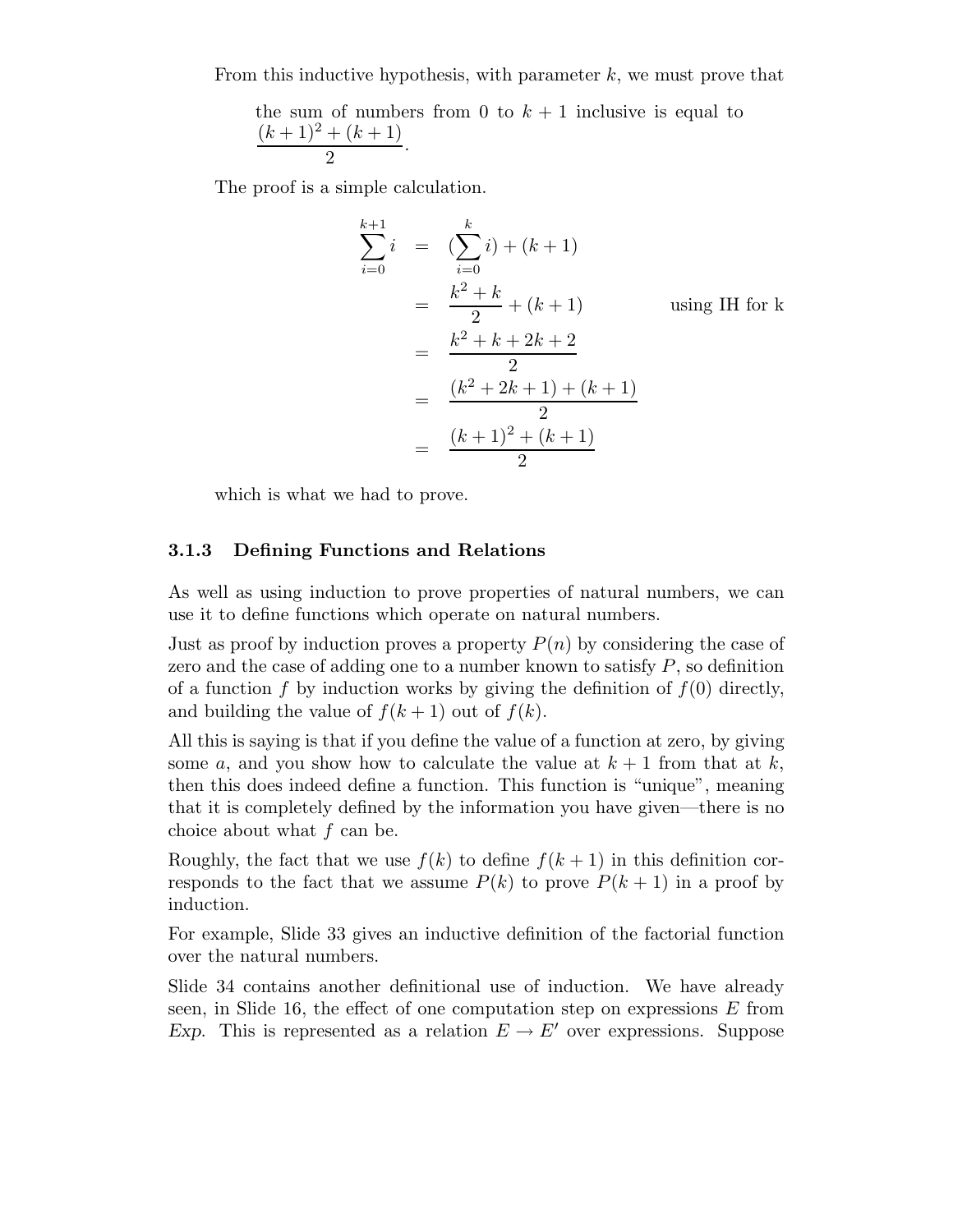From this inductive hypothesis, with parameter $k$, we must prove that

> the sum of numbers from 0 to $k+1$ inclusive is equal to $\dfrac{(k+1)^2 + (k+1)}{2}$.

The proof is a simple calculation.

$$
\begin{aligned}
\sum_{i=0}^{k+1} i &= (\sum_{i=0}^{k} i) + (k+1) \\
&= \frac{k^2 + k}{2} + (k+1) && \text{using IH for k} \\
&= \frac{k^2 + k + 2k + 2}{2} \\
&= \frac{(k^2 + 2k + 1) + (k+1)}{2} \\
&= \frac{(k+1)^2 + (k+1)}{2}
\end{aligned}
$$

which is what we had to prove.

### 3.1.3 Defining Functions and Relations

As well as using induction to prove properties of natural numbers, we can use it to define functions which operate on natural numbers.

Just as proof by induction proves a property $P(n)$ by considering the case of zero and the case of adding one to a number known to satisfy $P$, so definition of a function $f$ by induction works by giving the definition of $f(0)$ directly, and building the value of $f(k+1)$ out of $f(k)$.

All this is saying is that if you define the value of a function at zero, by giving some $a$, and you show how to calculate the value at $k+1$ from that at $k$, then this does indeed define a function. This function is "unique", meaning that it is completely defined by the information you have given—there is no choice about what $f$ can be.

Roughly, the fact that we use $f(k)$ to define $f(k+1)$ in this definition corresponds to the fact that we assume $P(k)$ to prove $P(k+1)$ in a proof by induction.

For example, Slide 33 gives an inductive definition of the factorial function over the natural numbers.

Slide 34 contains another definitional use of induction. We have already seen, in Slide 16, the effect of one computation step on expressions $E$ from *Exp*. This is represented as a relation $E \to E'$ over expressions. Suppose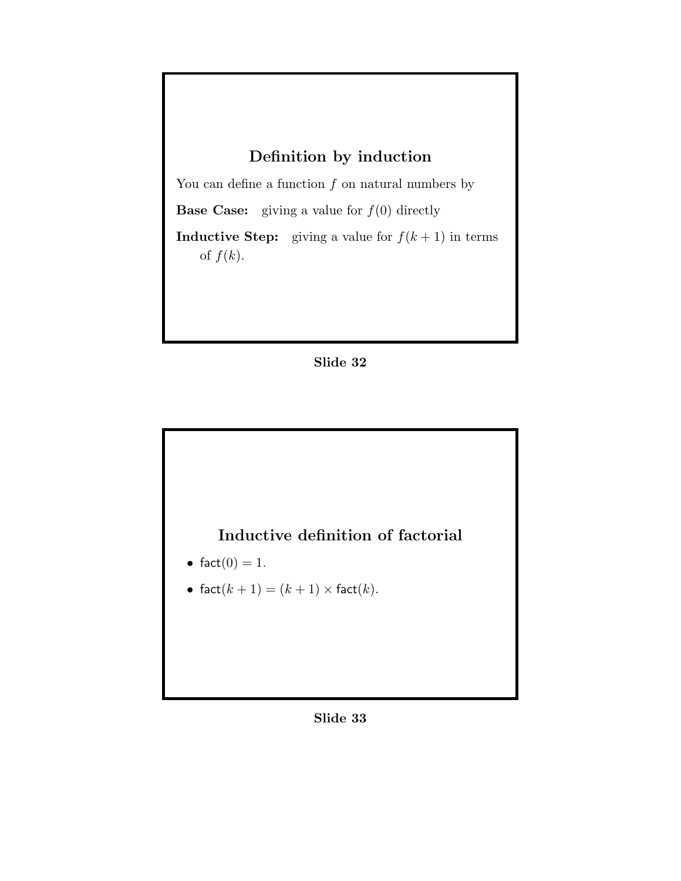## Definition by induction

You can define a function $f$ on natural numbers by

**Base Case:** giving a value for $f(0)$ directly

**Inductive Step:** giving a value for $f(k+1)$ in terms of $f(k)$.

**Slide 32**

## Inductive definition of factorial

- $\mathsf{fact}(0) = 1$.
- $\mathsf{fact}(k+1) = (k+1) \times \mathsf{fact}(k)$.

**Slide 33**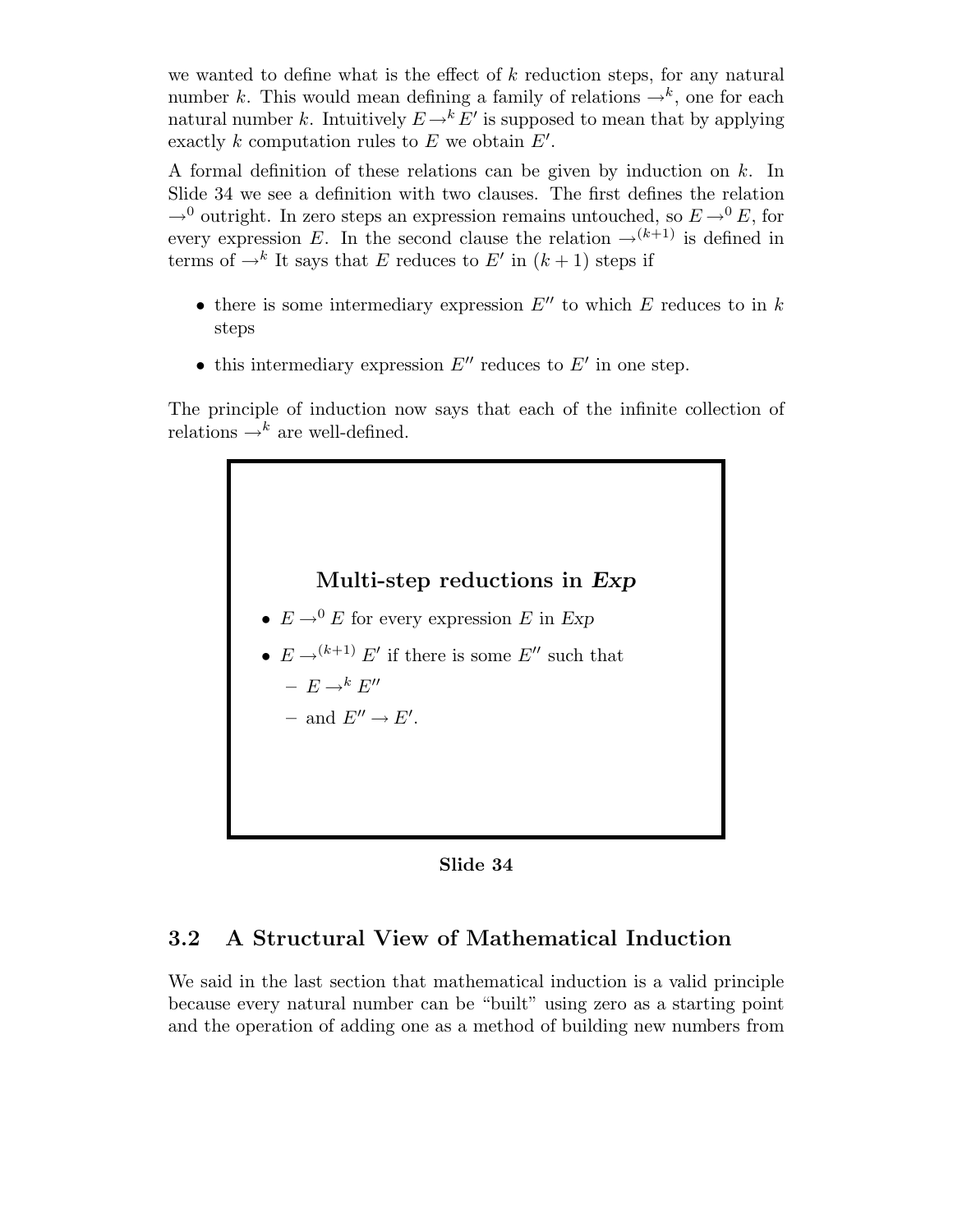we wanted to define what is the effect of $k$ reduction steps, for any natural number $k$. This would mean defining a family of relations $\rightarrow^k$, one for each natural number $k$. Intuitively $E \rightarrow^k E'$ is supposed to mean that by applying exactly $k$ computation rules to $E$ we obtain $E'$.

A formal definition of these relations can be given by induction on $k$. In Slide 34 we see a definition with two clauses. The first defines the relation $\rightarrow^0$ outright. In zero steps an expression remains untouched, so $E \rightarrow^0 E$, for every expression $E$. In the second clause the relation $\rightarrow^{(k+1)}$ is defined in terms of $\rightarrow^k$ It says that $E$ reduces to $E'$ in $(k+1)$ steps if

- there is some intermediary expression $E''$ to which $E$ reduces to in $k$ steps
- this intermediary expression $E''$ reduces to $E'$ in one step.

The principle of induction now says that each of the infinite collection of relations $\rightarrow^k$ are well-defined.

**Multi-step reductions in *Exp***

- $E \rightarrow^0 E$ for every expression $E$ in *Exp*
- $E \rightarrow^{(k+1)} E'$ if there is some $E''$ such that
  - $E \rightarrow^k E''$
  - and $E'' \rightarrow E'$.

**Slide 34**

## 3.2 A Structural View of Mathematical Induction

We said in the last section that mathematical induction is a valid principle because every natural number can be "built" using zero as a starting point and the operation of adding one as a method of building new numbers from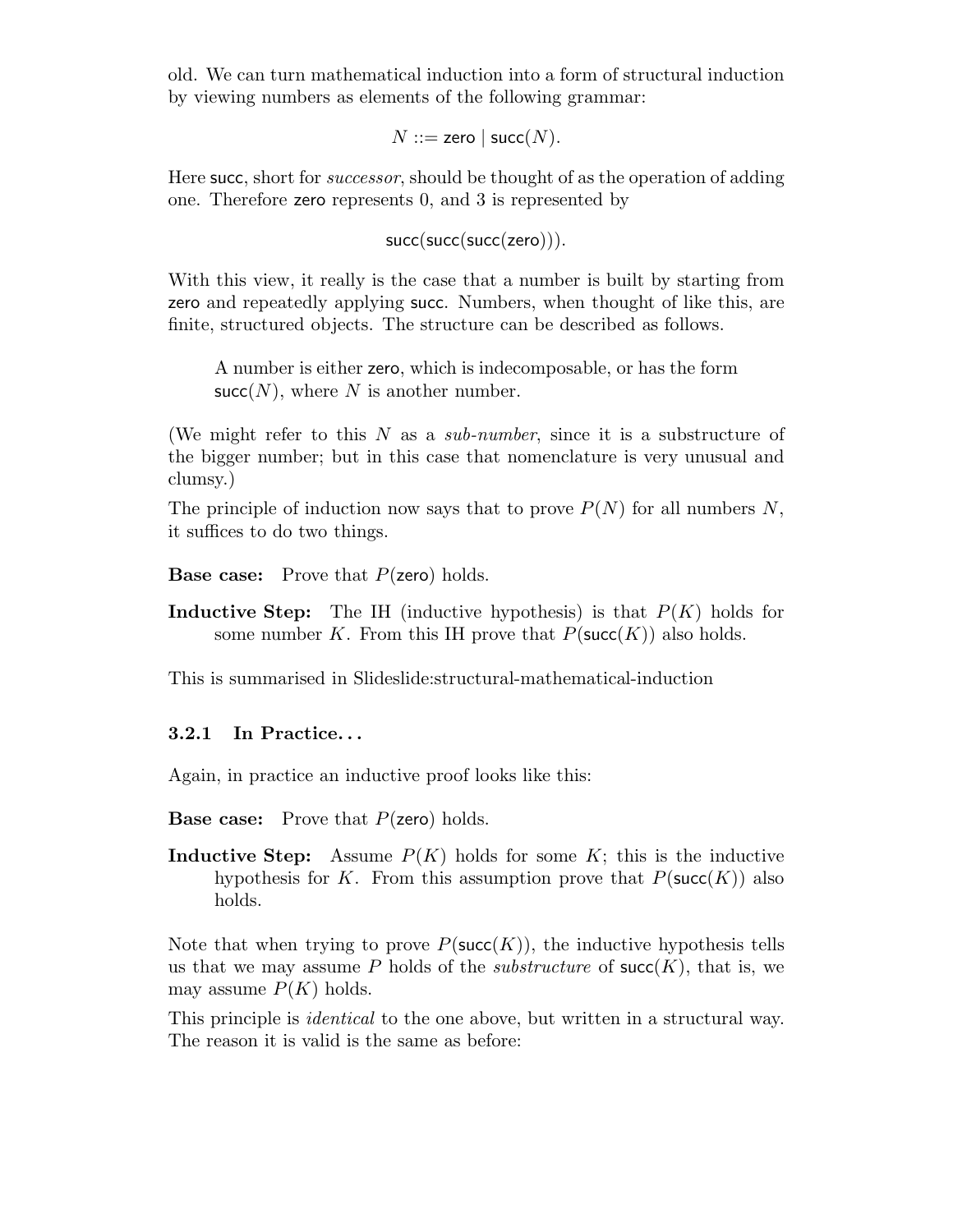old. We can turn mathematical induction into a form of structural induction by viewing numbers as elements of the following grammar:

$$N ::= \mathsf{zero} \mid \mathsf{succ}(N).$$

Here succ, short for *successor*, should be thought of as the operation of adding one. Therefore zero represents 0, and 3 is represented by

$$\mathsf{succ}(\mathsf{succ}(\mathsf{succ}(\mathsf{zero}))).$$

With this view, it really is the case that a number is built by starting from zero and repeatedly applying succ. Numbers, when thought of like this, are finite, structured objects. The structure can be described as follows.

> A number is either zero, which is indecomposable, or has the form $\mathsf{succ}(N)$, where $N$ is another number.

(We might refer to this $N$ as a *sub-number*, since it is a substructure of the bigger number; but in this case that nomenclature is very unusual and clumsy.)

The principle of induction now says that to prove $P(N)$ for all numbers $N$, it suffices to do two things.

**Base case:** Prove that $P(\mathsf{zero})$ holds.

**Inductive Step:** The IH (inductive hypothesis) is that $P(K)$ holds for some number $K$. From this IH prove that $P(\mathsf{succ}(K))$ also holds.

This is summarised in Slideslide:structural-mathematical-induction

### 3.2.1 In Practice...

Again, in practice an inductive proof looks like this:

**Base case:** Prove that $P(\mathsf{zero})$ holds.

**Inductive Step:** Assume $P(K)$ holds for some $K$; this is the inductive hypothesis for $K$. From this assumption prove that $P(\mathsf{succ}(K))$ also holds.

Note that when trying to prove $P(\mathsf{succ}(K))$, the inductive hypothesis tells us that we may assume $P$ holds of the *substructure* of $\mathsf{succ}(K)$, that is, we may assume $P(K)$ holds.

This principle is *identical* to the one above, but written in a structural way. The reason it is valid is the same as before: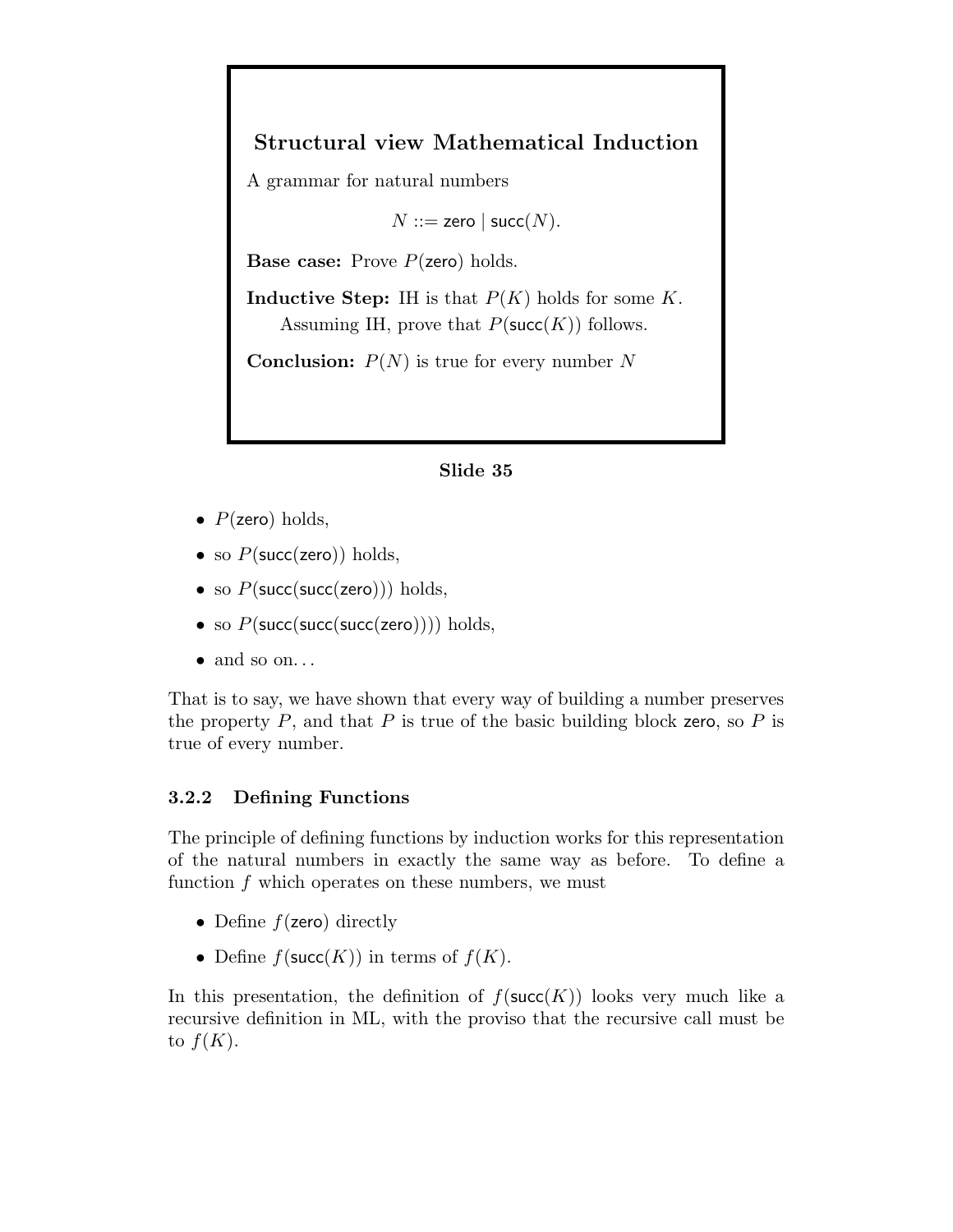**Structural view Mathematical Induction**

A grammar for natural numbers

$$N ::= \mathsf{zero} \mid \mathsf{succ}(N).$$

**Base case:** Prove $P(\mathsf{zero})$ holds.

**Inductive Step:** IH is that $P(K)$ holds for some $K$.
Assuming IH, prove that $P(\mathsf{succ}(K))$ follows.

**Conclusion:** $P(N)$ is true for every number $N$

**Slide 35**

- $P(\mathsf{zero})$ holds,
- so $P(\mathsf{succ}(\mathsf{zero}))$ holds,
- so $P(\mathsf{succ}(\mathsf{succ}(\mathsf{zero})))$ holds,
- so $P(\mathsf{succ}(\mathsf{succ}(\mathsf{succ}(\mathsf{zero}))))$ holds,
- and so on. . .

That is to say, we have shown that every way of building a number preserves the property $P$, and that $P$ is true of the basic building block zero, so $P$ is true of every number.

### 3.2.2 Defining Functions

The principle of defining functions by induction works for this representation of the natural numbers in exactly the same way as before. To define a function $f$ which operates on these numbers, we must

- Define $f(\mathsf{zero})$ directly
- Define $f(\mathsf{succ}(K))$ in terms of $f(K)$.

In this presentation, the definition of $f(\mathsf{succ}(K))$ looks very much like a recursive definition in ML, with the proviso that the recursive call must be to $f(K)$.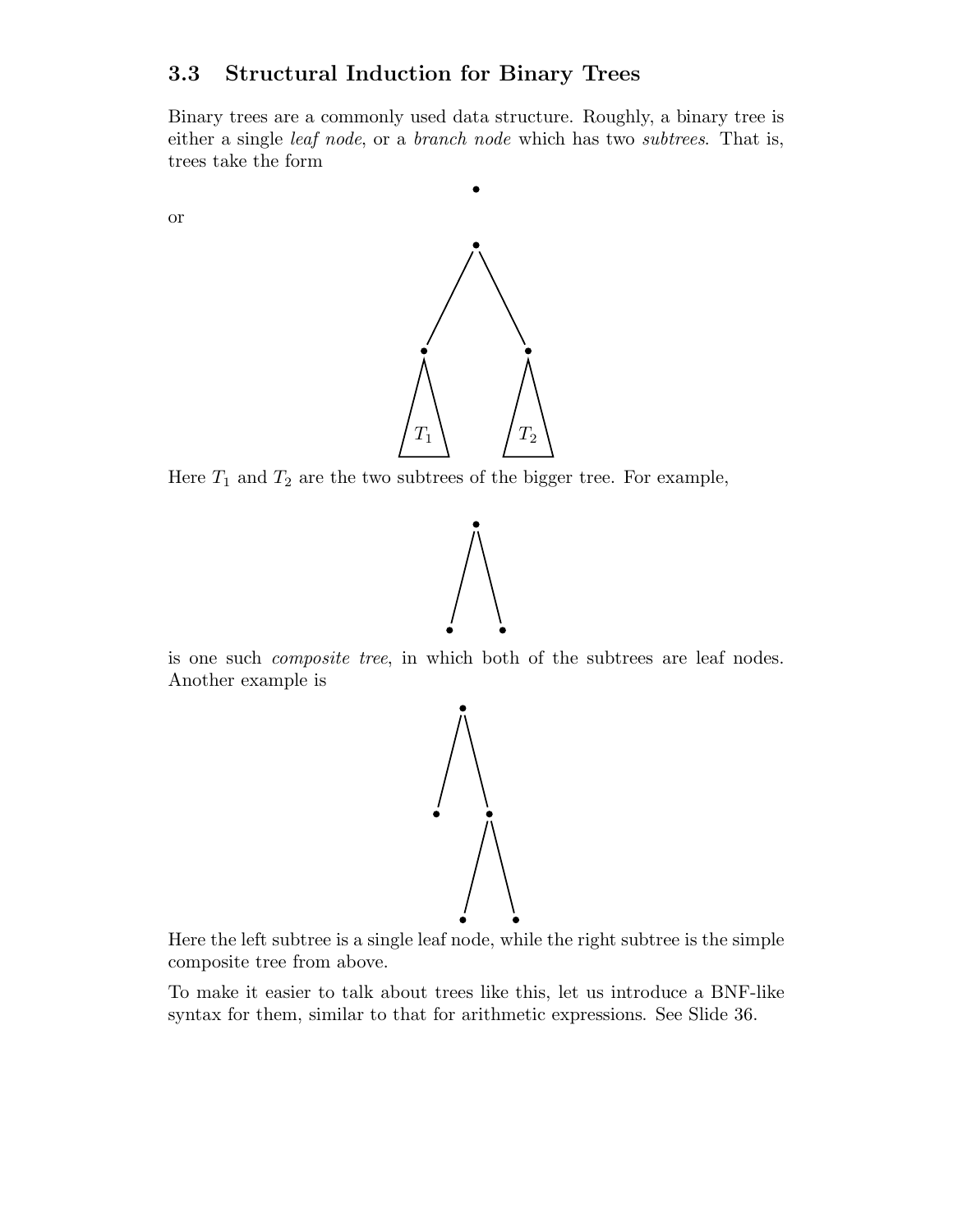## 3.3 Structural Induction for Binary Trees

Binary trees are a commonly used data structure. Roughly, a binary tree is either a single *leaf node*, or a *branch node* which has two *subtrees*. That is, trees take the form

or

Here $T_1$ and $T_2$ are the two subtrees of the bigger tree. For example,

is one such *composite tree*, in which both of the subtrees are leaf nodes. Another example is

Here the left subtree is a single leaf node, while the right subtree is the simple composite tree from above.

To make it easier to talk about trees like this, let us introduce a BNF-like syntax for them, similar to that for arithmetic expressions. See Slide 36.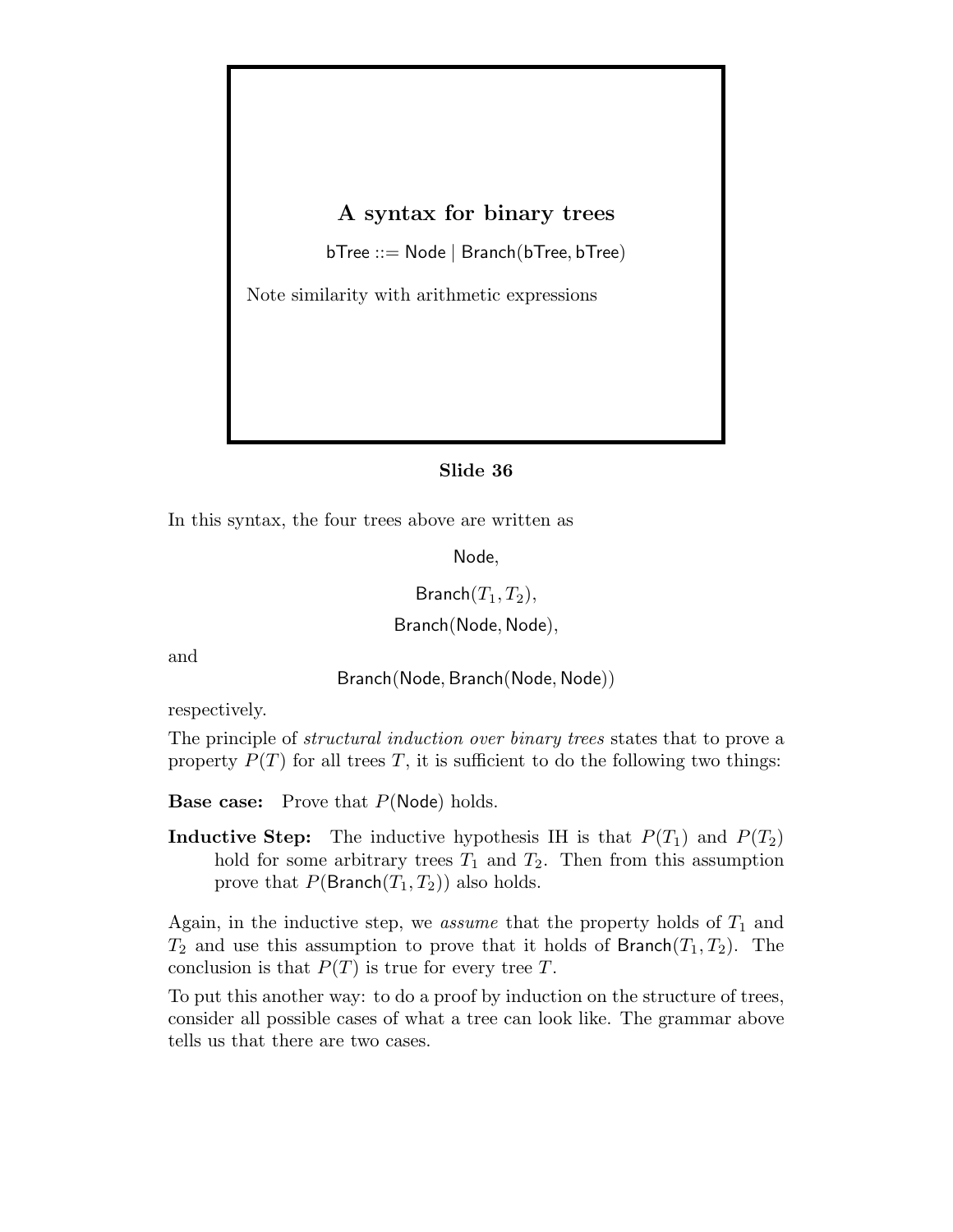## A syntax for binary trees

$$\mathsf{bTree} ::= \mathsf{Node} \mid \mathsf{Branch}(\mathsf{bTree}, \mathsf{bTree})$$

Note similarity with arithmetic expressions

**Slide 36**

In this syntax, the four trees above are written as

$$\mathsf{Node},$$

$$\mathsf{Branch}(T_1, T_2),$$

$$\mathsf{Branch}(\mathsf{Node}, \mathsf{Node}),$$

and

$$\mathsf{Branch}(\mathsf{Node}, \mathsf{Branch}(\mathsf{Node}, \mathsf{Node}))$$

respectively.

The principle of *structural induction over binary trees* states that to prove a property $P(T)$ for all trees $T$, it is sufficient to do the following two things:

**Base case:** Prove that $P(\mathsf{Node})$ holds.

**Inductive Step:** The inductive hypothesis IH is that $P(T_1)$ and $P(T_2)$ hold for some arbitrary trees $T_1$ and $T_2$. Then from this assumption prove that $P(\mathsf{Branch}(T_1, T_2))$ also holds.

Again, in the inductive step, we *assume* that the property holds of $T_1$ and $T_2$ and use this assumption to prove that it holds of $\mathsf{Branch}(T_1, T_2)$. The conclusion is that $P(T)$ is true for every tree $T$.

To put this another way: to do a proof by induction on the structure of trees, consider all possible cases of what a tree can look like. The grammar above tells us that there are two cases.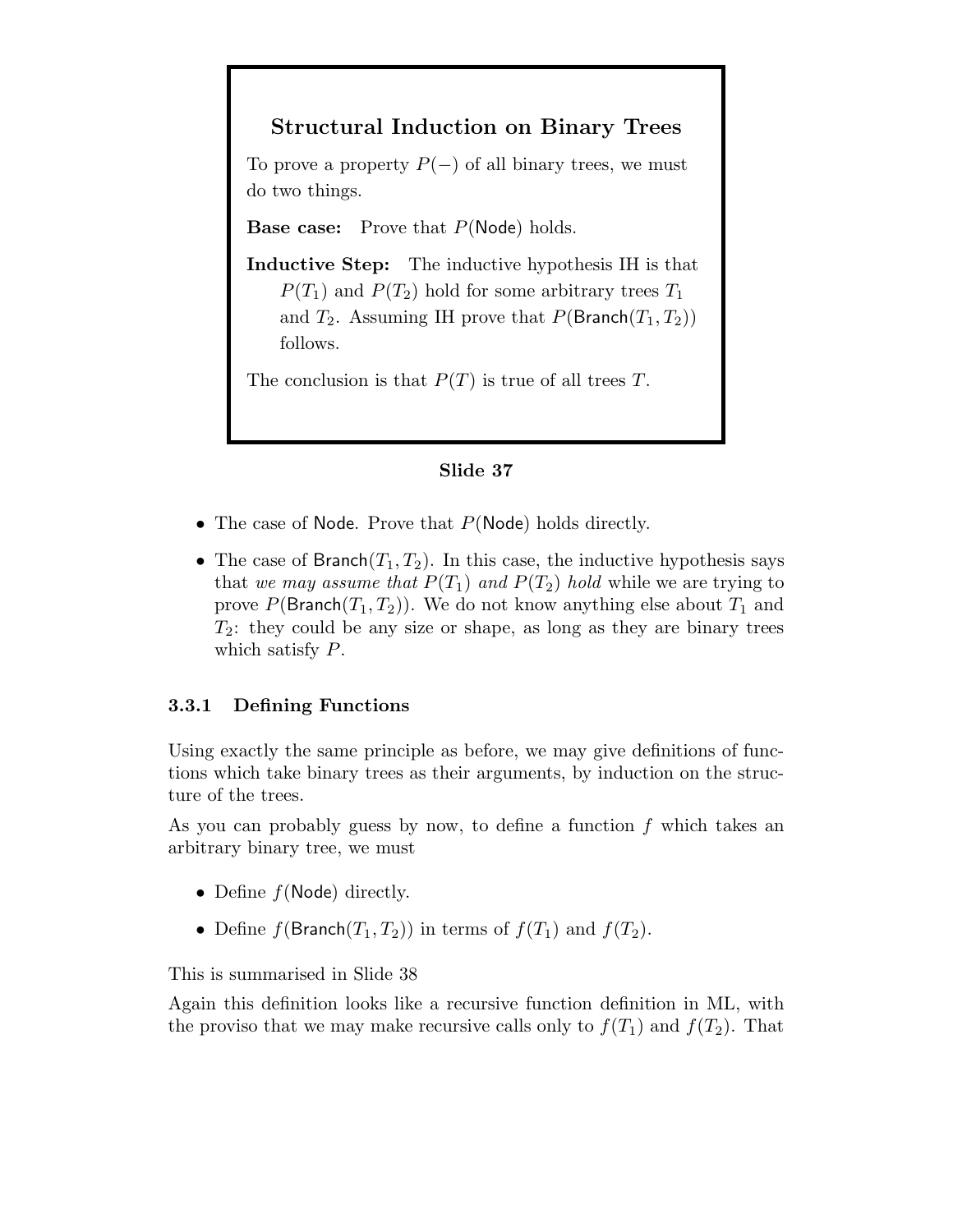**Structural Induction on Binary Trees**

To prove a property $P(-)$ of all binary trees, we must do two things.

**Base case:** Prove that $P(\mathsf{Node})$ holds.

**Inductive Step:** The inductive hypothesis IH is that $P(T_1)$ and $P(T_2)$ hold for some arbitrary trees $T_1$ and $T_2$. Assuming IH prove that $P(\mathsf{Branch}(T_1, T_2))$ follows.

The conclusion is that $P(T)$ is true of all trees $T$.

**Slide 37**

- The case of $\mathsf{Node}$. Prove that $P(\mathsf{Node})$ holds directly.
- The case of $\mathsf{Branch}(T_1, T_2)$. In this case, the inductive hypothesis says that *we may assume that* $P(T_1)$ *and* $P(T_2)$ *hold* while we are trying to prove $P(\mathsf{Branch}(T_1, T_2))$. We do not know anything else about $T_1$ and $T_2$: they could be any size or shape, as long as they are binary trees which satisfy $P$.

### 3.3.1 Defining Functions

Using exactly the same principle as before, we may give definitions of functions which take binary trees as their arguments, by induction on the structure of the trees.

As you can probably guess by now, to define a function $f$ which takes an arbitrary binary tree, we must

- Define $f(\mathsf{Node})$ directly.
- Define $f(\mathsf{Branch}(T_1, T_2))$ in terms of $f(T_1)$ and $f(T_2)$.

This is summarised in Slide 38

Again this definition looks like a recursive function definition in ML, with the proviso that we may make recursive calls only to $f(T_1)$ and $f(T_2)$. That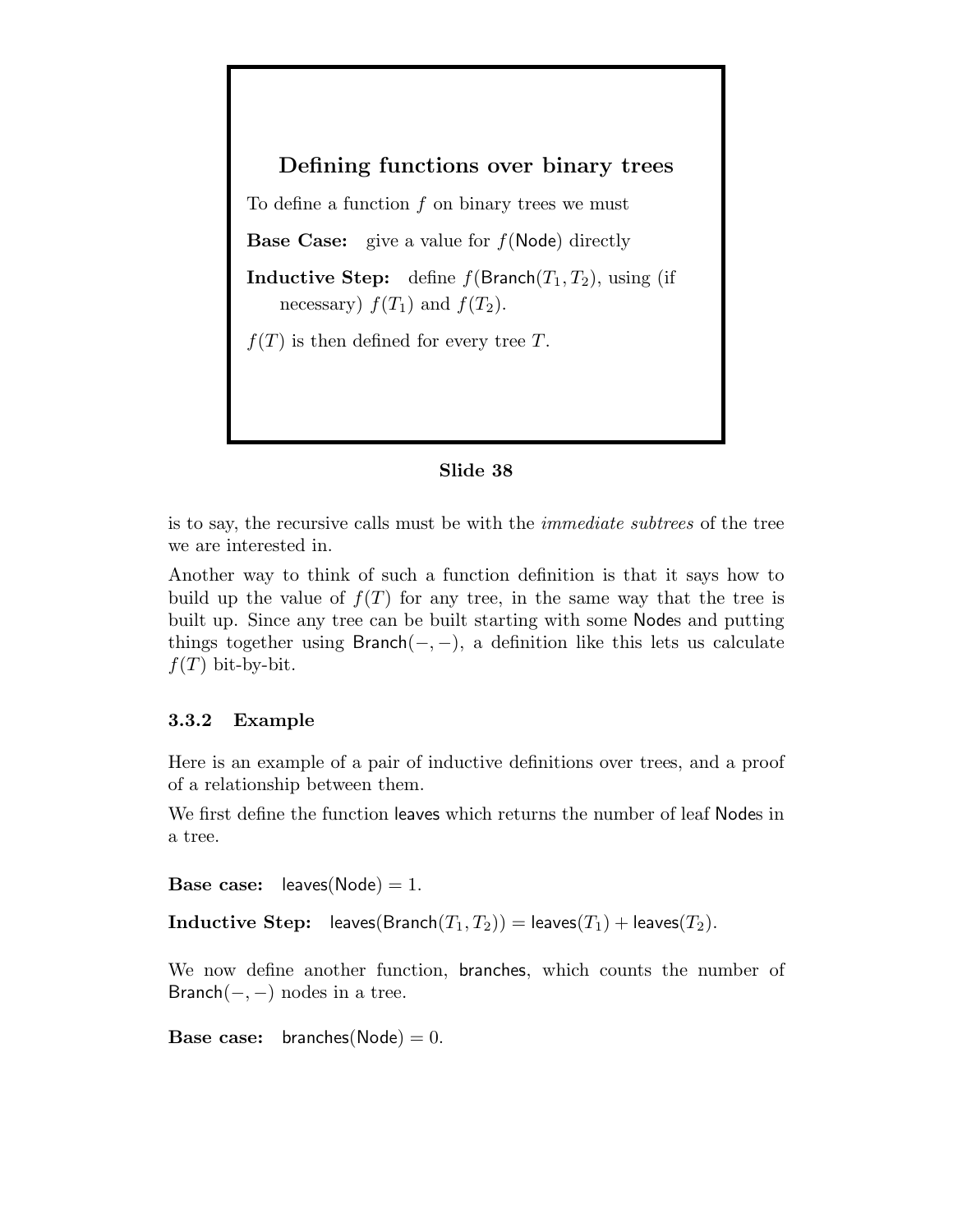**Defining functions over binary trees**

To define a function $f$ on binary trees we must

**Base Case:** give a value for $f(\mathsf{Node})$ directly

**Inductive Step:** define $f(\mathsf{Branch}(T_1, T_2)$, using (if necessary) $f(T_1)$ and $f(T_2)$.

$f(T)$ is then defined for every tree $T$.

**Slide 38**

is to say, the recursive calls must be with the *immediate subtrees* of the tree we are interested in.

Another way to think of such a function definition is that it says how to build up the value of $f(T)$ for any tree, in the same way that the tree is built up. Since any tree can be built starting with some Nodes and putting things together using $\mathsf{Branch}(-,-)$, a definition like this lets us calculate $f(T)$ bit-by-bit.

### 3.3.2 Example

Here is an example of a pair of inductive definitions over trees, and a proof of a relationship between them.

We first define the function leaves which returns the number of leaf Nodes in a tree.

**Base case:** $\mathsf{leaves}(\mathsf{Node}) = 1$.

**Inductive Step:** $\mathsf{leaves}(\mathsf{Branch}(T_1, T_2)) = \mathsf{leaves}(T_1) + \mathsf{leaves}(T_2)$.

We now define another function, branches, which counts the number of $\mathsf{Branch}(-,-)$ nodes in a tree.

**Base case:** $\mathsf{branches}(\mathsf{Node}) = 0$.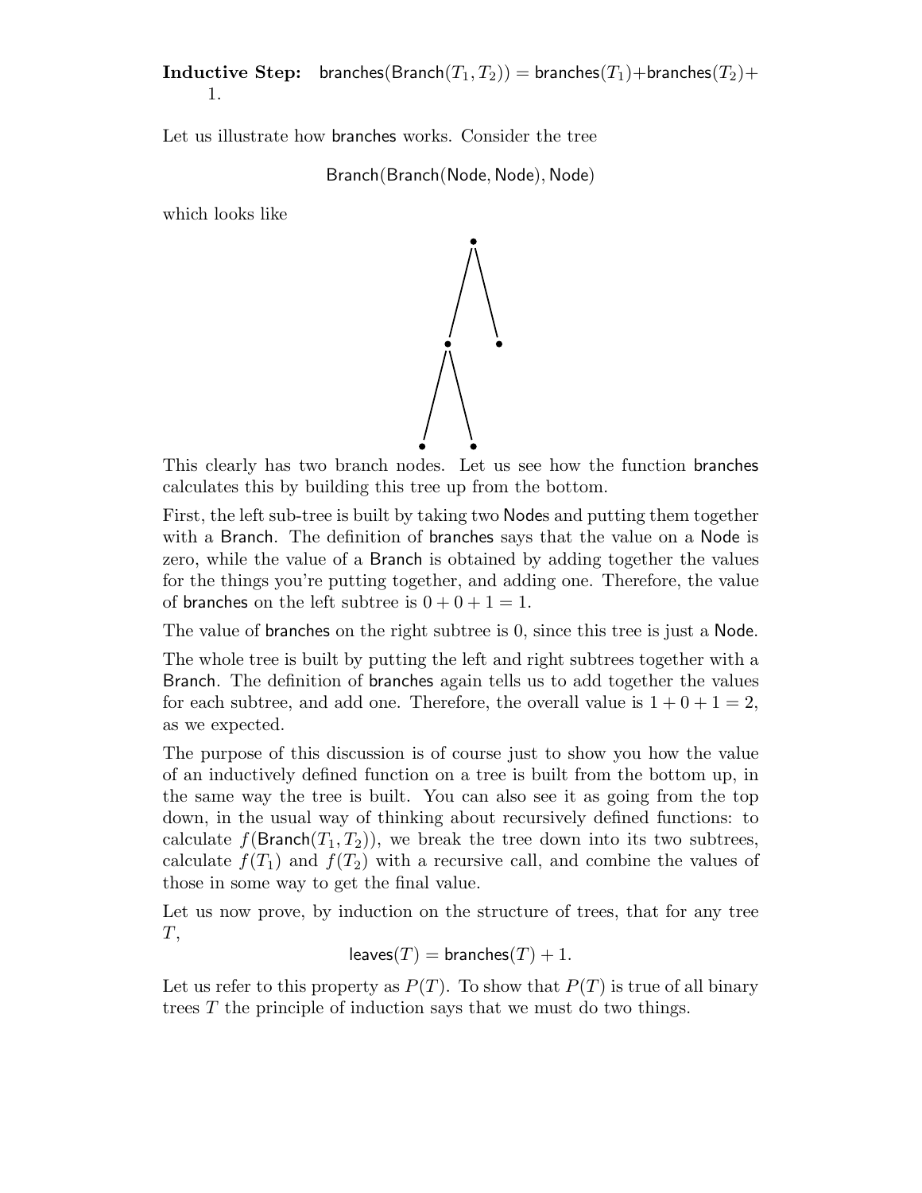**Inductive Step:** $\mathsf{branches}(\mathsf{Branch}(T_1, T_2)) = \mathsf{branches}(T_1) + \mathsf{branches}(T_2) + 1$.

Let us illustrate how branches works. Consider the tree

$$\mathsf{Branch}(\mathsf{Branch}(\mathsf{Node}, \mathsf{Node}), \mathsf{Node})$$

which looks like

This clearly has two branch nodes. Let us see how the function branches calculates this by building this tree up from the bottom.

First, the left sub-tree is built by taking two Nodes and putting them together with a Branch. The definition of branches says that the value on a Node is zero, while the value of a Branch is obtained by adding together the values for the things you're putting together, and adding one. Therefore, the value of branches on the left subtree is $0 + 0 + 1 = 1$.

The value of branches on the right subtree is 0, since this tree is just a Node.

The whole tree is built by putting the left and right subtrees together with a Branch. The definition of branches again tells us to add together the values for each subtree, and add one. Therefore, the overall value is $1 + 0 + 1 = 2$, as we expected.

The purpose of this discussion is of course just to show you how the value of an inductively defined function on a tree is built from the bottom up, in the same way the tree is built. You can also see it as going from the top down, in the usual way of thinking about recursively defined functions: to calculate $f(\mathsf{Branch}(T_1, T_2))$, we break the tree down into its two subtrees, calculate $f(T_1)$ and $f(T_2)$ with a recursive call, and combine the values of those in some way to get the final value.

Let us now prove, by induction on the structure of trees, that for any tree $T$,

$$\mathsf{leaves}(T) = \mathsf{branches}(T) + 1.$$

Let us refer to this property as $P(T)$. To show that $P(T)$ is true of all binary trees $T$ the principle of induction says that we must do two things.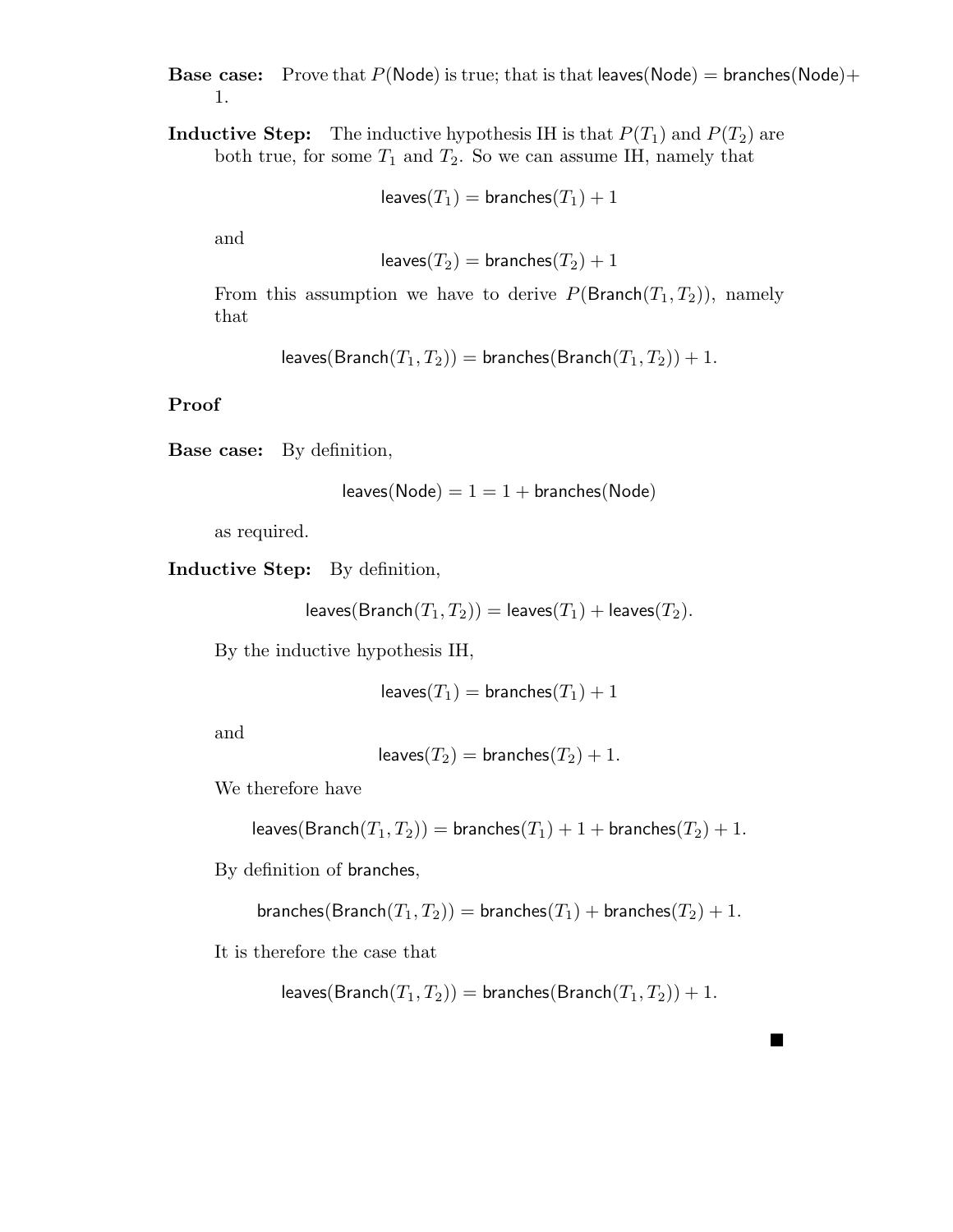**Base case:** Prove that $P(\mathsf{Node})$ is true; that is that $\mathsf{leaves}(\mathsf{Node}) = \mathsf{branches}(\mathsf{Node}) + 1$.

**Inductive Step:** The inductive hypothesis IH is that $P(T_1)$ and $P(T_2)$ are both true, for some $T_1$ and $T_2$. So we can assume IH, namely that

$$\mathsf{leaves}(T_1) = \mathsf{branches}(T_1) + 1$$

and

$$\mathsf{leaves}(T_2) = \mathsf{branches}(T_2) + 1$$

From this assumption we have to derive $P(\mathsf{Branch}(T_1, T_2))$, namely that

$$\mathsf{leaves}(\mathsf{Branch}(T_1, T_2)) = \mathsf{branches}(\mathsf{Branch}(T_1, T_2)) + 1.$$

**Proof**

**Base case:** By definition,

$$\mathsf{leaves}(\mathsf{Node}) = 1 = 1 + \mathsf{branches}(\mathsf{Node})$$

as required.

**Inductive Step:** By definition,

$$\mathsf{leaves}(\mathsf{Branch}(T_1, T_2)) = \mathsf{leaves}(T_1) + \mathsf{leaves}(T_2).$$

By the inductive hypothesis IH,

$$\mathsf{leaves}(T_1) = \mathsf{branches}(T_1) + 1$$

and

$$\mathsf{leaves}(T_2) = \mathsf{branches}(T_2) + 1.$$

We therefore have

$$\mathsf{leaves}(\mathsf{Branch}(T_1, T_2)) = \mathsf{branches}(T_1) + 1 + \mathsf{branches}(T_2) + 1.$$

By definition of branches,

$$\mathsf{branches}(\mathsf{Branch}(T_1, T_2)) = \mathsf{branches}(T_1) + \mathsf{branches}(T_2) + 1.$$

It is therefore the case that

$$\mathsf{leaves}(\mathsf{Branch}(T_1, T_2)) = \mathsf{branches}(\mathsf{Branch}(T_1, T_2)) + 1.$$

■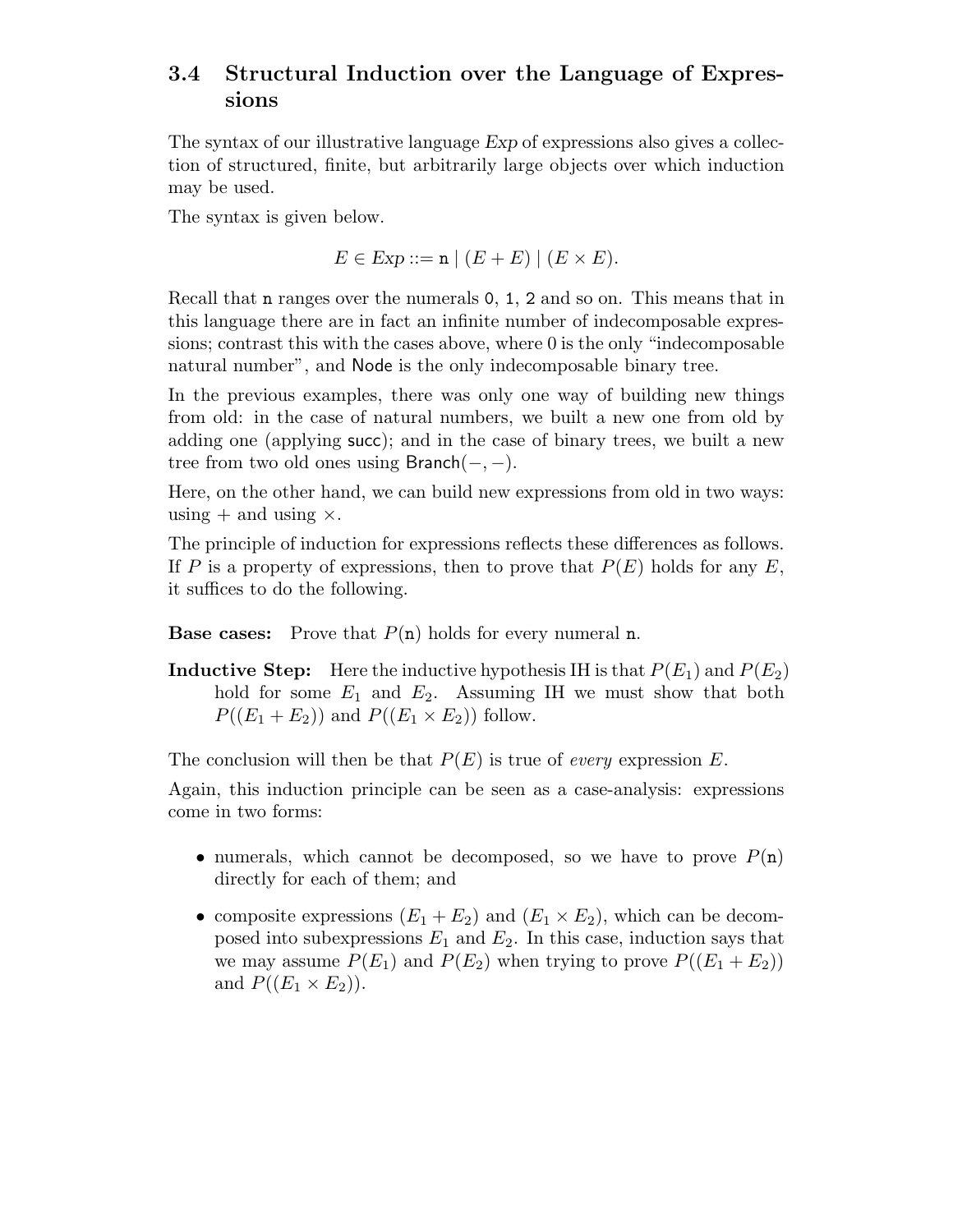### 3.4 Structural Induction over the Language of Expressions

The syntax of our illustrative language *Exp* of expressions also gives a collection of structured, finite, but arbitrarily large objects over which induction may be used.

The syntax is given below.

$$E \in \mathit{Exp} ::= \mathtt{n} \mid (E + E) \mid (E \times E).$$

Recall that $\mathtt{n}$ ranges over the numerals $\mathtt{0}$, $\mathtt{1}$, $\mathtt{2}$ and so on. This means that in this language there are in fact an infinite number of indecomposable expressions; contrast this with the cases above, where 0 is the only "indecomposable natural number", and $\mathsf{Node}$ is the only indecomposable binary tree.

In the previous examples, there was only one way of building new things from old: in the case of natural numbers, we built a new one from old by adding one (applying $\mathsf{succ}$); and in the case of binary trees, we built a new tree from two old ones using $\mathsf{Branch}(-,-)$.

Here, on the other hand, we can build new expressions from old in two ways: using $+$ and using $\times$.

The principle of induction for expressions reflects these differences as follows. If $P$ is a property of expressions, then to prove that $P(E)$ holds for any $E$, it suffices to do the following.

**Base cases:** Prove that $P(\mathtt{n})$ holds for every numeral $\mathtt{n}$.

**Inductive Step:** Here the inductive hypothesis IH is that $P(E_1)$ and $P(E_2)$ hold for some $E_1$ and $E_2$. Assuming IH we must show that both $P((E_1 + E_2))$ and $P((E_1 \times E_2))$ follow.

The conclusion will then be that $P(E)$ is true of *every* expression $E$.

Again, this induction principle can be seen as a case-analysis: expressions come in two forms:

- numerals, which cannot be decomposed, so we have to prove $P(\mathtt{n})$ directly for each of them; and
- composite expressions $(E_1 + E_2)$ and $(E_1 \times E_2)$, which can be decomposed into subexpressions $E_1$ and $E_2$. In this case, induction says that we may assume $P(E_1)$ and $P(E_2)$ when trying to prove $P((E_1 + E_2))$ and $P((E_1 \times E_2))$.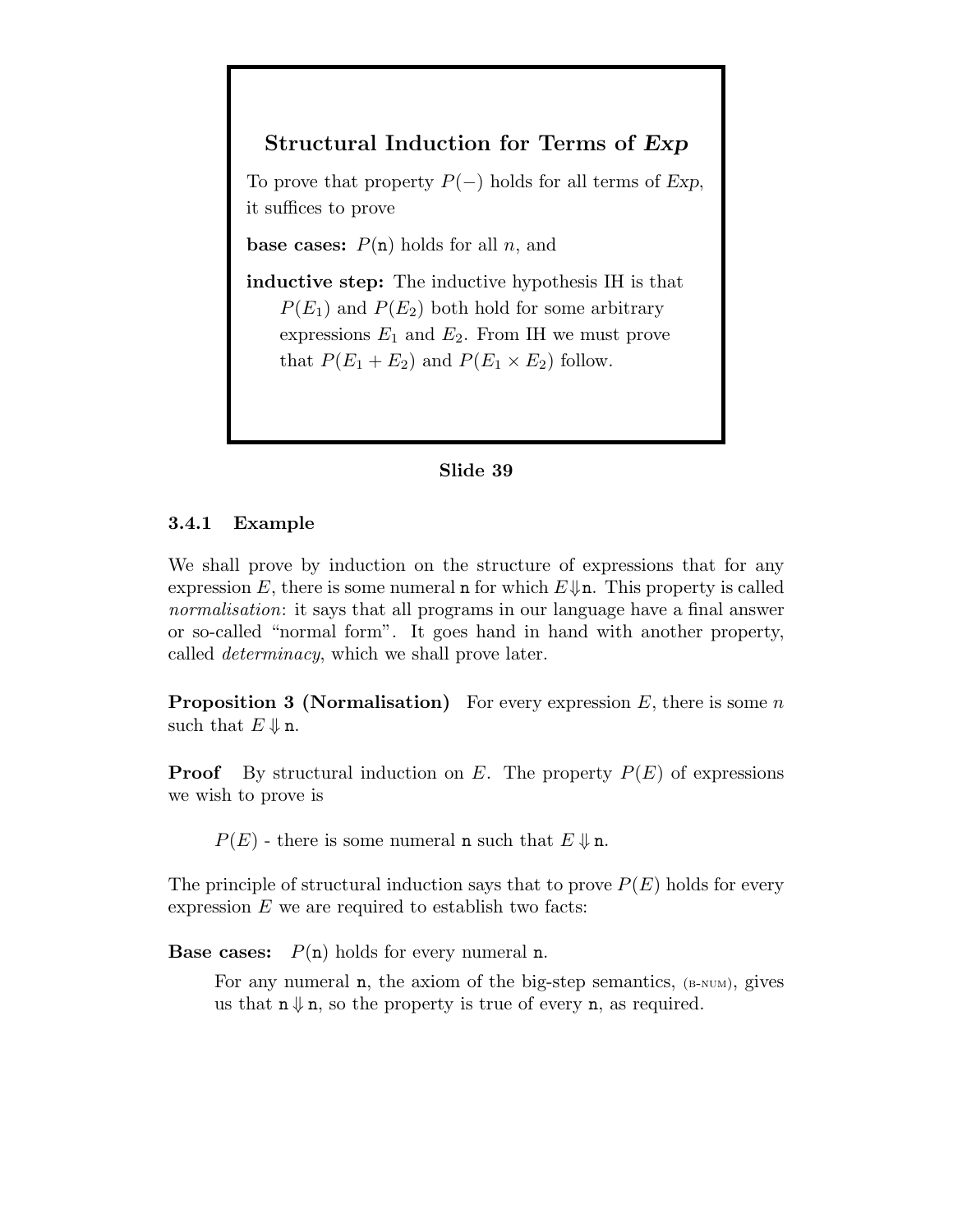**Structural Induction for Terms of *Exp***

To prove that property $P(-)$ holds for all terms of *Exp*, it suffices to prove

**base cases:** $P(\mathtt{n})$ holds for all $n$, and

**inductive step:** The inductive hypothesis IH is that $P(E_1)$ and $P(E_2)$ both hold for some arbitrary expressions $E_1$ and $E_2$. From IH we must prove that $P(E_1 + E_2)$ and $P(E_1 \times E_2)$ follow.

**Slide 39**

### 3.4.1 Example

We shall prove by induction on the structure of expressions that for any expression $E$, there is some numeral $\mathtt{n}$ for which $E \Downarrow \mathtt{n}$. This property is called *normalisation*: it says that all programs in our language have a final answer or so-called "normal form". It goes hand in hand with another property, called *determinacy*, which we shall prove later.

**Proposition 3 (Normalisation)** For every expression $E$, there is some $n$ such that $E \Downarrow \mathtt{n}$.

**Proof** By structural induction on $E$. The property $P(E)$ of expressions we wish to prove is

> $P(E)$ - there is some numeral $\mathtt{n}$ such that $E \Downarrow \mathtt{n}$.

The principle of structural induction says that to prove $P(E)$ holds for every expression $E$ we are required to establish two facts:

**Base cases:** $P(\mathtt{n})$ holds for every numeral $\mathtt{n}$.

> For any numeral $\mathtt{n}$, the axiom of the big-step semantics, (B-NUM), gives us that $\mathtt{n} \Downarrow \mathtt{n}$, so the property is true of every $\mathtt{n}$, as required.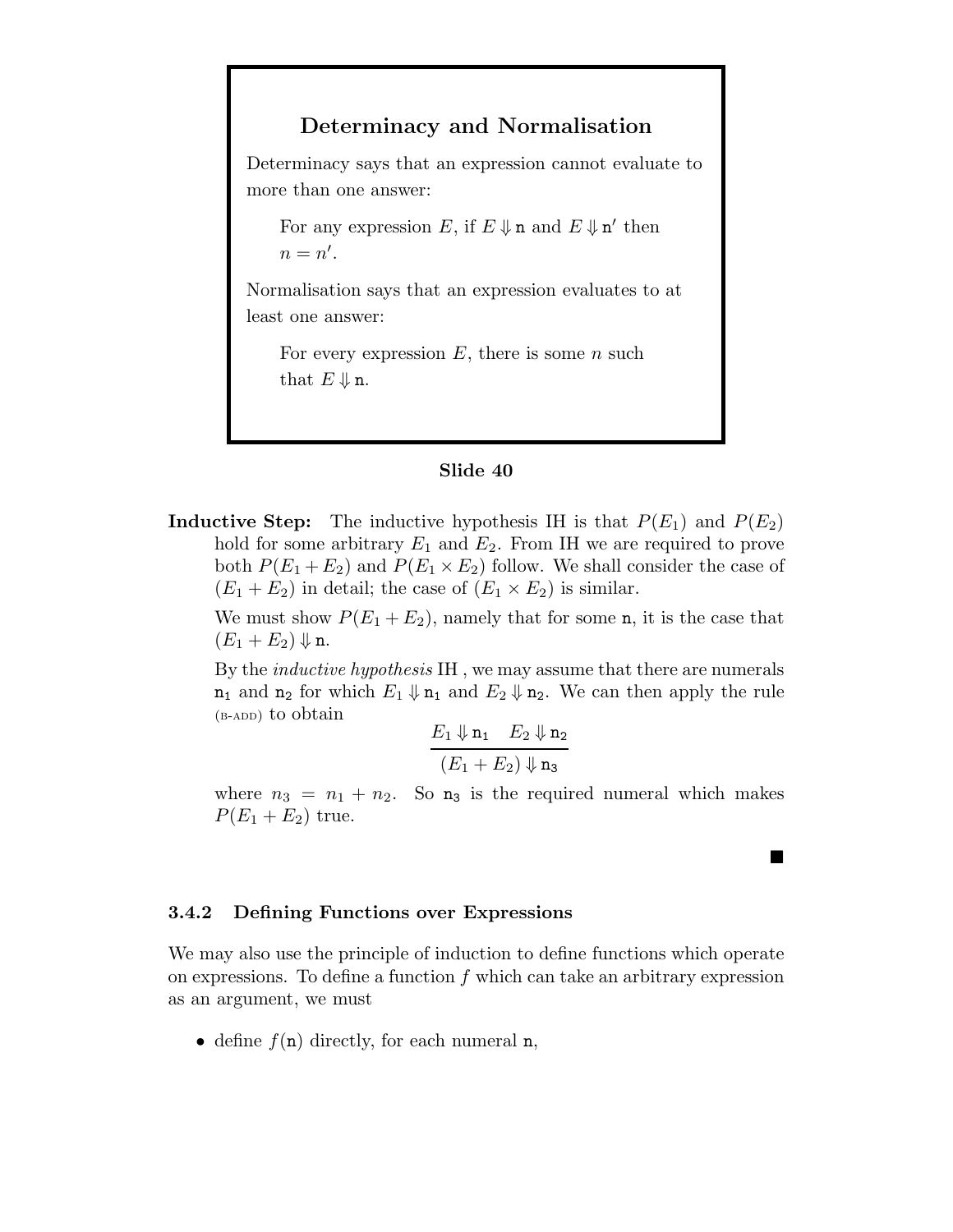## Determinacy and Normalisation

Determinacy says that an expression cannot evaluate to more than one answer:

> For any expression $E$, if $E \Downarrow \mathtt{n}$ and $E \Downarrow \mathtt{n}'$ then $n = n'$.

Normalisation says that an expression evaluates to at least one answer:

> For every expression $E$, there is some $n$ such that $E \Downarrow \mathtt{n}$.

**Slide 40**

**Inductive Step:** The inductive hypothesis IH is that $P(E_1)$ and $P(E_2)$ hold for some arbitrary $E_1$ and $E_2$. From IH we are required to prove both $P(E_1 + E_2)$ and $P(E_1 \times E_2)$ follow. We shall consider the case of $(E_1 + E_2)$ in detail; the case of $(E_1 \times E_2)$ is similar.

We must show $P(E_1 + E_2)$, namely that for some $\mathtt{n}$, it is the case that $(E_1 + E_2) \Downarrow \mathtt{n}$.

By the *inductive hypothesis* IH , we may assume that there are numerals $\mathtt{n_1}$ and $\mathtt{n_2}$ for which $E_1 \Downarrow \mathtt{n_1}$ and $E_2 \Downarrow \mathtt{n_2}$. We can then apply the rule (B-ADD) to obtain

$$\frac{E_1 \Downarrow \mathtt{n_1} \quad E_2 \Downarrow \mathtt{n_2}}{(E_1 + E_2) \Downarrow \mathtt{n_3}}$$

where $n_3 = n_1 + n_2$. So $\mathtt{n_3}$ is the required numeral which makes $P(E_1 + E_2)$ true.

■

### 3.4.2 Defining Functions over Expressions

We may also use the principle of induction to define functions which operate on expressions. To define a function $f$ which can take an arbitrary expression as an argument, we must

- define $f(\mathtt{n})$ directly, for each numeral $\mathtt{n}$,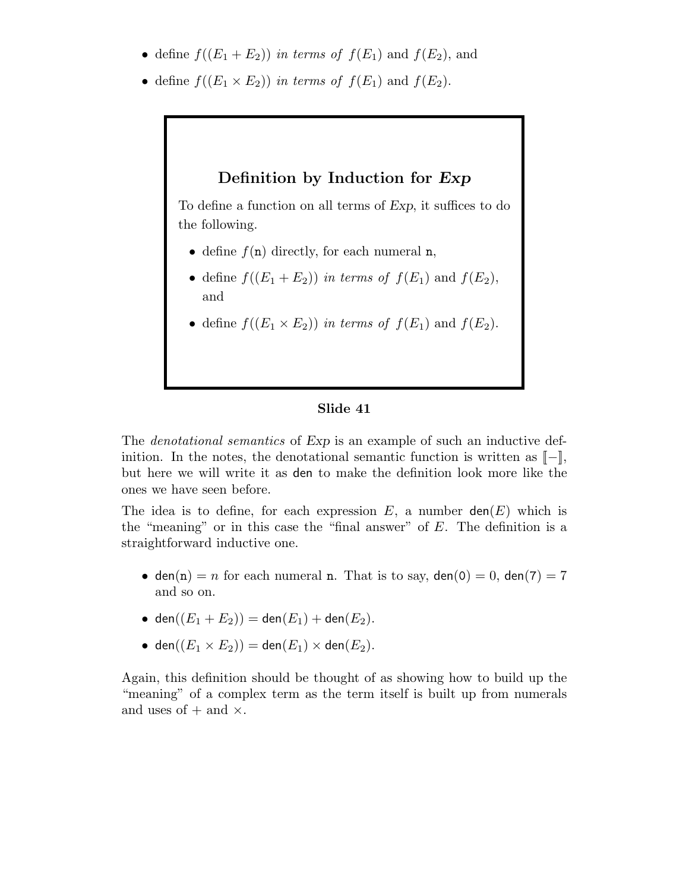- define $f((E_1 + E_2))$ *in terms of* $f(E_1)$ and $f(E_2)$, and
- define $f((E_1 \times E_2))$ *in terms of* $f(E_1)$ and $f(E_2)$.

### Definition by Induction for *Exp*

To define a function on all terms of *Exp*, it suffices to do the following.

- define $f(\mathtt{n})$ directly, for each numeral $\mathtt{n}$,
- define $f((E_1 + E_2))$ *in terms of* $f(E_1)$ and $f(E_2)$, and
- define $f((E_1 \times E_2))$ *in terms of* $f(E_1)$ and $f(E_2)$.

**Slide 41**

The *denotational semantics* of *Exp* is an example of such an inductive definition. In the notes, the denotational semantic function is written as $[\![-]\!]$, but here we will write it as $\mathsf{den}$ to make the definition look more like the ones we have seen before.

The idea is to define, for each expression $E$, a number $\mathsf{den}(E)$ which is the "meaning" or in this case the "final answer" of $E$. The definition is a straightforward inductive one.

- $\mathsf{den}(\mathtt{n}) = n$ for each numeral $\mathtt{n}$. That is to say, $\mathsf{den}(\mathtt{0}) = 0$, $\mathsf{den}(\mathtt{7}) = 7$ and so on.
- $\mathsf{den}((E_1 + E_2)) = \mathsf{den}(E_1) + \mathsf{den}(E_2)$.
- $\mathsf{den}((E_1 \times E_2)) = \mathsf{den}(E_1) \times \mathsf{den}(E_2)$.

Again, this definition should be thought of as showing how to build up the "meaning" of a complex term as the term itself is built up from numerals and uses of $+$ and $\times$.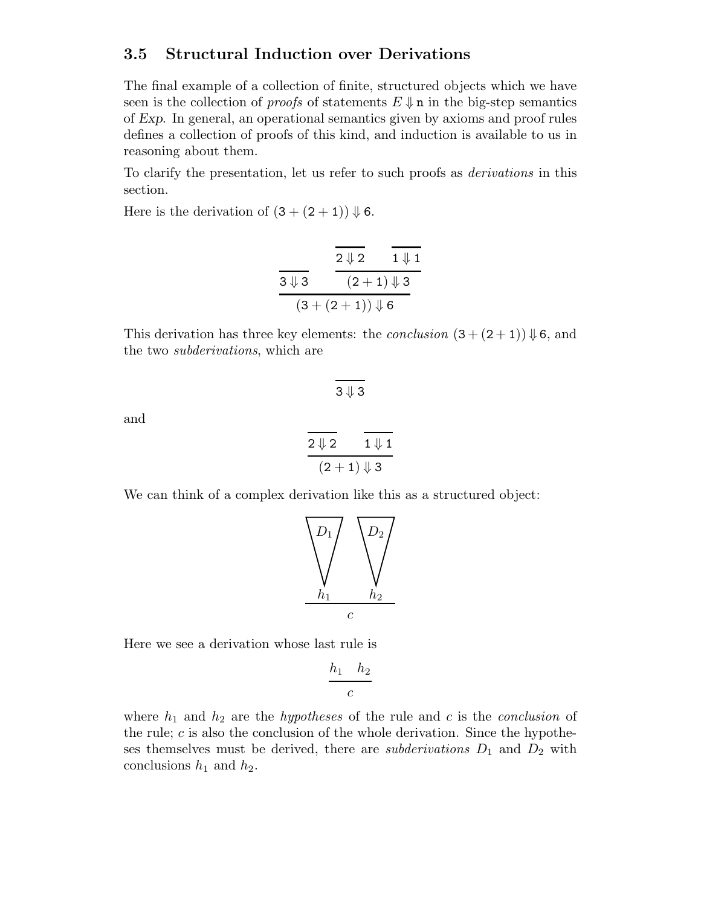### 3.5 Structural Induction over Derivations

The final example of a collection of finite, structured objects which we have seen is the collection of *proofs* of statements $E \Downarrow \mathtt{n}$ in the big-step semantics of *Exp*. In general, an operational semantics given by axioms and proof rules defines a collection of proofs of this kind, and induction is available to us in reasoning about them.

To clarify the presentation, let us refer to such proofs as *derivations* in this section.

Here is the derivation of $(3 + (2 + 1)) \Downarrow 6$.

$$\dfrac{\dfrac{}{3 \Downarrow 3} \qquad \dfrac{\dfrac{}{2 \Downarrow 2} \quad \dfrac{}{1 \Downarrow 1}}{(2+1) \Downarrow 3}}{(3 + (2 + 1)) \Downarrow 6}$$

This derivation has three key elements: the *conclusion* $(3 + (2 + 1)) \Downarrow 6$, and the two *subderivations*, which are

$$\dfrac{}{3 \Downarrow 3}$$

and

$$\dfrac{\dfrac{}{2 \Downarrow 2} \quad \dfrac{}{1 \Downarrow 1}}{(2+1) \Downarrow 3}$$

We can think of a complex derivation like this as a structured object:

$$\dfrac{\begin{matrix} D_1 \\ \vdots \\ h_1 \end{matrix} \qquad \begin{matrix} D_2 \\ \vdots \\ h_2 \end{matrix}}{c}$$

Here we see a derivation whose last rule is

$$\dfrac{h_1 \quad h_2}{c}$$

where $h_1$ and $h_2$ are the *hypotheses* of the rule and $c$ is the *conclusion* of the rule; $c$ is also the conclusion of the whole derivation. Since the hypotheses themselves must be derived, there are *subderivations* $D_1$ and $D_2$ with conclusions $h_1$ and $h_2$.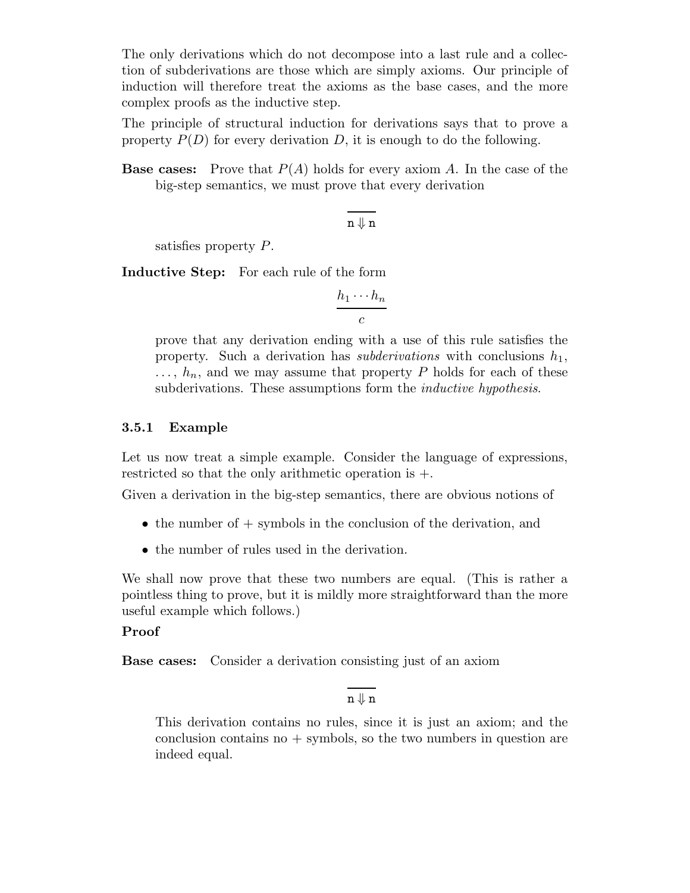The only derivations which do not decompose into a last rule and a collection of subderivations are those which are simply axioms. Our principle of induction will therefore treat the axioms as the base cases, and the more complex proofs as the inductive step.

The principle of structural induction for derivations says that to prove a property $P(D)$ for every derivation $D$, it is enough to do the following.

**Base cases:** Prove that $P(A)$ holds for every axiom $A$. In the case of the big-step semantics, we must prove that every derivation

$$\frac{}{\mathtt{n} \Downarrow \mathtt{n}}$$

satisfies property $P$.

**Inductive Step:** For each rule of the form

$$\frac{h_1 \cdots h_n}{c}$$

prove that any derivation ending with a use of this rule satisfies the property. Such a derivation has *subderivations* with conclusions $h_1$, $\ldots$, $h_n$, and we may assume that property $P$ holds for each of these subderivations. These assumptions form the *inductive hypothesis*.

### 3.5.1 Example

Let us now treat a simple example. Consider the language of expressions, restricted so that the only arithmetic operation is $+$.

Given a derivation in the big-step semantics, there are obvious notions of

- the number of $+$ symbols in the conclusion of the derivation, and
- the number of rules used in the derivation.

We shall now prove that these two numbers are equal. (This is rather a pointless thing to prove, but it is mildly more straightforward than the more useful example which follows.)

**Proof**

**Base cases:** Consider a derivation consisting just of an axiom

$$\frac{}{\mathtt{n} \Downarrow \mathtt{n}}$$

This derivation contains no rules, since it is just an axiom; and the conclusion contains no $+$ symbols, so the two numbers in question are indeed equal.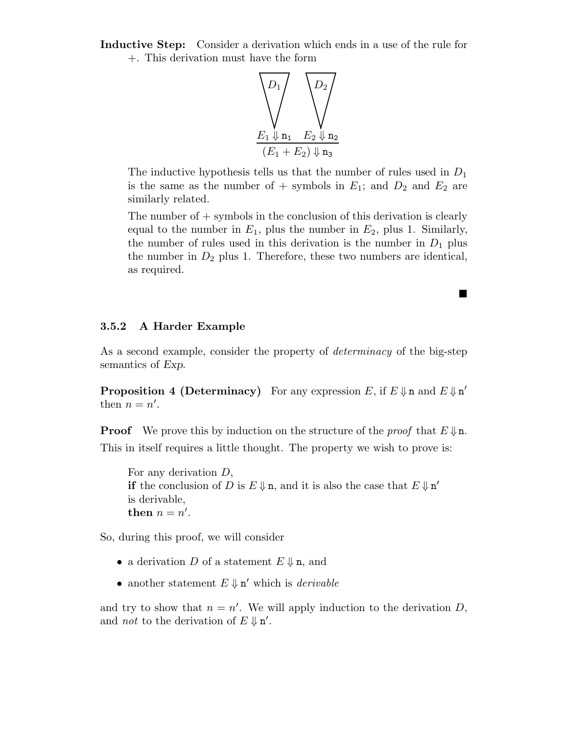**Inductive Step:** Consider a derivation which ends in a use of the rule for $+$. This derivation must have the form

$$\frac{\begin{array}{cc} D_1 & D_2 \\ \vdots & \vdots \\ E_1 \Downarrow \mathtt{n}_1 & E_2 \Downarrow \mathtt{n}_2 \end{array}}{(E_1 + E_2) \Downarrow \mathtt{n}_3}$$

The inductive hypothesis tells us that the number of rules used in $D_1$ is the same as the number of $+$ symbols in $E_1$; and $D_2$ and $E_2$ are similarly related.

The number of $+$ symbols in the conclusion of this derivation is clearly equal to the number in $E_1$, plus the number in $E_2$, plus 1. Similarly, the number of rules used in this derivation is the number in $D_1$ plus the number in $D_2$ plus 1. Therefore, these two numbers are identical, as required.

■

### 3.5.2 A Harder Example

As a second example, consider the property of *determinacy* of the big-step semantics of *Exp*.

**Proposition 4 (Determinacy)** For any expression $E$, if $E \Downarrow \mathtt{n}$ and $E \Downarrow \mathtt{n}'$ then $n = n'$.

**Proof** We prove this by induction on the structure of the *proof* that $E \Downarrow \mathtt{n}$. This in itself requires a little thought. The property we wish to prove is:

> For any derivation $D$,
> **if** the conclusion of $D$ is $E \Downarrow \mathtt{n}$, and it is also the case that $E \Downarrow \mathtt{n}'$ is derivable,
> **then** $n = n'$.

So, during this proof, we will consider

- a derivation $D$ of a statement $E \Downarrow \mathtt{n}$, and
- another statement $E \Downarrow \mathtt{n}'$ which is *derivable*

and try to show that $n = n'$. We will apply induction to the derivation $D$, and *not* to the derivation of $E \Downarrow \mathtt{n}'$.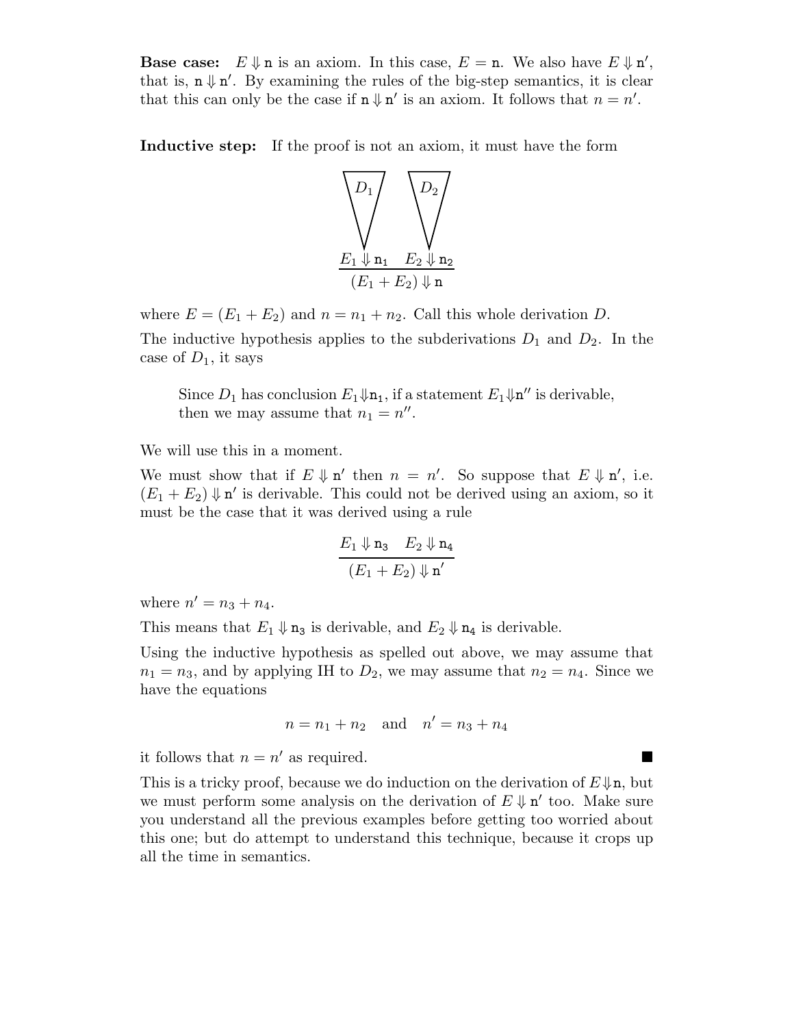**Base case:** $E \Downarrow \mathtt{n}$ is an axiom. In this case, $E = \mathtt{n}$. We also have $E \Downarrow \mathtt{n}'$, that is, $\mathtt{n} \Downarrow \mathtt{n}'$. By examining the rules of the big-step semantics, it is clear that this can only be the case if $\mathtt{n} \Downarrow \mathtt{n}'$ is an axiom. It follows that $n = n'$.

**Inductive step:** If the proof is not an axiom, it must have the form

$$\dfrac{\begin{array}{cc} D_1 & D_2 \\ \vdots & \vdots \\ E_1 \Downarrow \mathtt{n_1} & E_2 \Downarrow \mathtt{n_2} \end{array}}{(E_1 + E_2) \Downarrow \mathtt{n}}$$

where $E = (E_1 + E_2)$ and $n = n_1 + n_2$. Call this whole derivation $D$.

The inductive hypothesis applies to the subderivations $D_1$ and $D_2$. In the case of $D_1$, it says

> Since $D_1$ has conclusion $E_1 \Downarrow \mathtt{n_1}$, if a statement $E_1 \Downarrow \mathtt{n}''$ is derivable, then we may assume that $n_1 = n''$.

We will use this in a moment.

We must show that if $E \Downarrow \mathtt{n}'$ then $n = n'$. So suppose that $E \Downarrow \mathtt{n}'$, i.e. $(E_1 + E_2) \Downarrow \mathtt{n}'$ is derivable. This could not be derived using an axiom, so it must be the case that it was derived using a rule

$$\frac{E_1 \Downarrow \mathtt{n_3} \quad E_2 \Downarrow \mathtt{n_4}}{(E_1 + E_2) \Downarrow \mathtt{n}'}$$

where $n' = n_3 + n_4$.

This means that $E_1 \Downarrow \mathtt{n_3}$ is derivable, and $E_2 \Downarrow \mathtt{n_4}$ is derivable.

Using the inductive hypothesis as spelled out above, we may assume that $n_1 = n_3$, and by applying IH to $D_2$, we may assume that $n_2 = n_4$. Since we have the equations

$$n = n_1 + n_2 \quad \text{and} \quad n' = n_3 + n_4$$

it follows that $n = n'$ as required. ∎

This is a tricky proof, because we do induction on the derivation of $E \Downarrow \mathtt{n}$, but we must perform some analysis on the derivation of $E \Downarrow \mathtt{n}'$ too. Make sure you understand all the previous examples before getting too worried about this one; but do attempt to understand this technique, because it crops up all the time in semantics.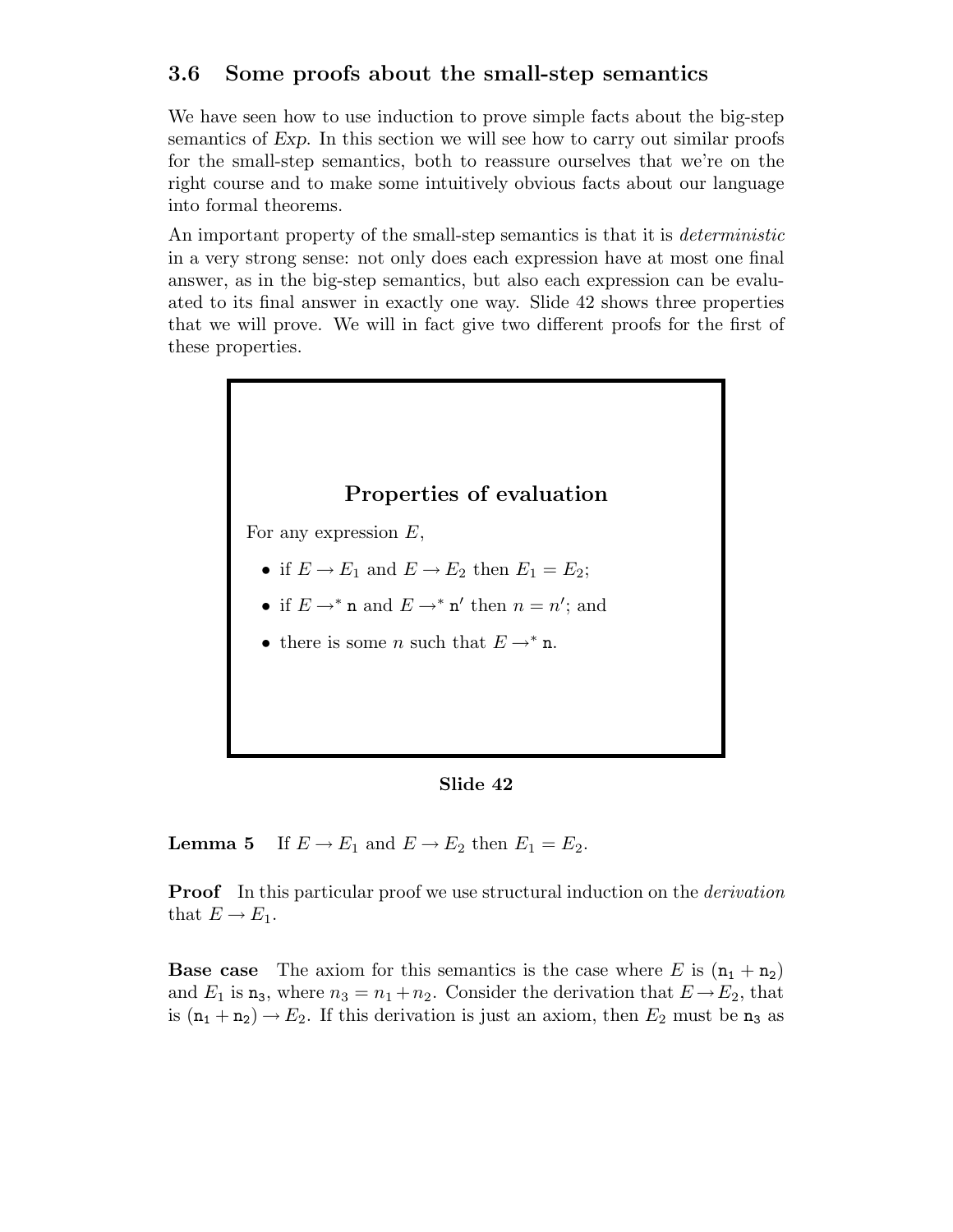### 3.6 Some proofs about the small-step semantics

We have seen how to use induction to prove simple facts about the big-step semantics of *Exp*. In this section we will see how to carry out similar proofs for the small-step semantics, both to reassure ourselves that we're on the right course and to make some intuitively obvious facts about our language into formal theorems.

An important property of the small-step semantics is that it is *deterministic* in a very strong sense: not only does each expression have at most one final answer, as in the big-step semantics, but also each expression can be evaluated to its final answer in exactly one way. Slide 42 shows three properties that we will prove. We will in fact give two different proofs for the first of these properties.

**Properties of evaluation**

For any expression $E$,

- if $E \rightarrow E_1$ and $E \rightarrow E_2$ then $E_1 = E_2$;
- if $E \rightarrow^* \mathtt{n}$ and $E \rightarrow^* \mathtt{n}'$ then $n = n'$; and
- there is some $n$ such that $E \rightarrow^* \mathtt{n}$.

**Slide 42**

**Lemma 5** If $E \rightarrow E_1$ and $E \rightarrow E_2$ then $E_1 = E_2$.

**Proof** In this particular proof we use structural induction on the *derivation* that $E \rightarrow E_1$.

**Base case** The axiom for this semantics is the case where $E$ is $(\mathtt{n}_1 + \mathtt{n}_2)$ and $E_1$ is $\mathtt{n}_3$, where $n_3 = n_1 + n_2$. Consider the derivation that $E \rightarrow E_2$, that is $(\mathtt{n}_1 + \mathtt{n}_2) \rightarrow E_2$. If this derivation is just an axiom, then $E_2$ must be $\mathtt{n}_3$ as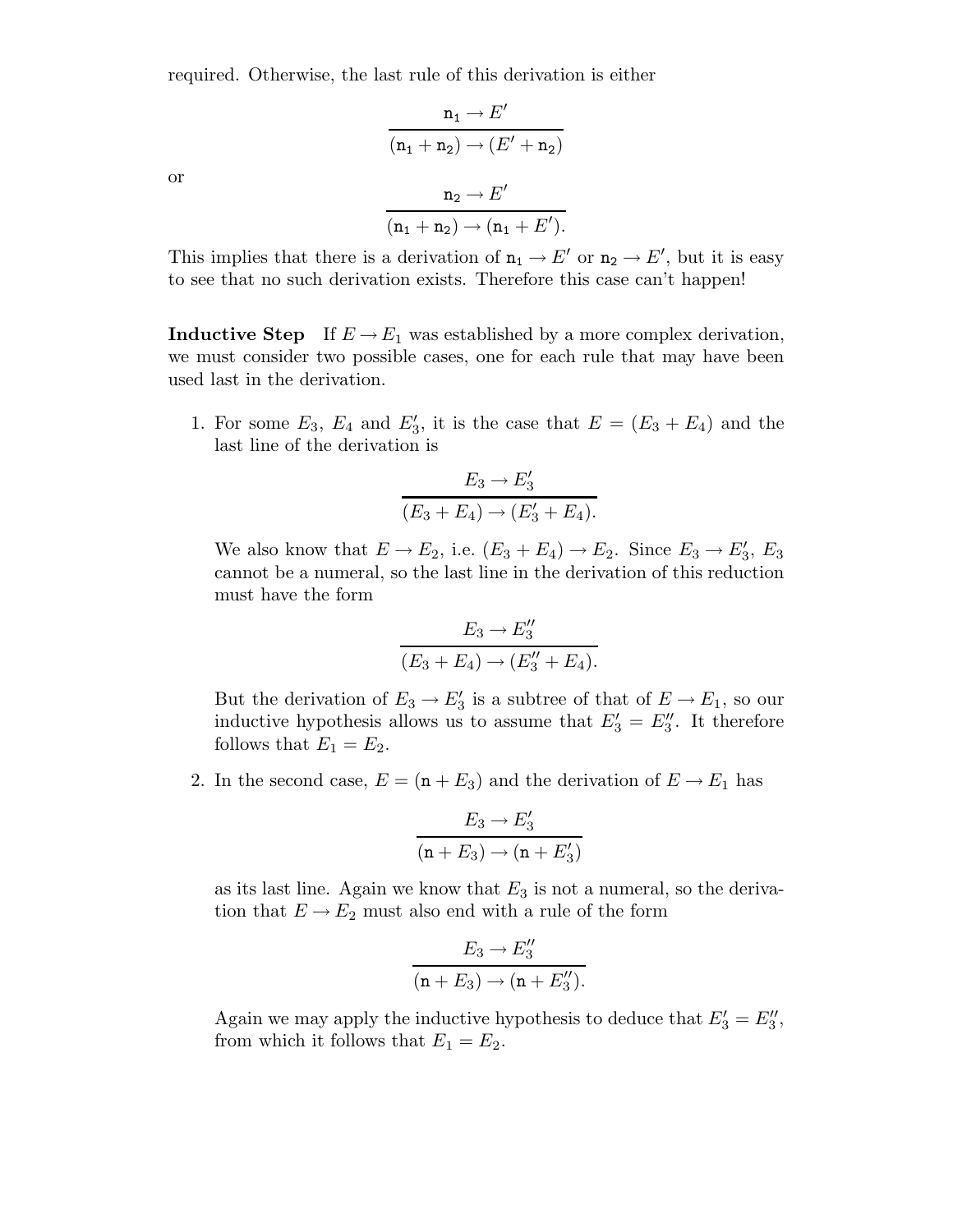required. Otherwise, the last rule of this derivation is either

$$\frac{\mathtt{n}_1 \rightarrow E'}{(\mathtt{n}_1 + \mathtt{n}_2) \rightarrow (E' + \mathtt{n}_2)}$$

or

$$\frac{\mathtt{n}_2 \rightarrow E'}{(\mathtt{n}_1 + \mathtt{n}_2) \rightarrow (\mathtt{n}_1 + E').}$$

This implies that there is a derivation of $\mathtt{n}_1 \rightarrow E'$ or $\mathtt{n}_2 \rightarrow E'$, but it is easy to see that no such derivation exists. Therefore this case can't happen!

**Inductive Step** If $E \rightarrow E_1$ was established by a more complex derivation, we must consider two possible cases, one for each rule that may have been used last in the derivation.

1. For some $E_3$, $E_4$ and $E_3'$, it is the case that $E = (E_3 + E_4)$ and the last line of the derivation is

$$\frac{E_3 \rightarrow E_3'}{(E_3 + E_4) \rightarrow (E_3' + E_4).}$$

   We also know that $E \rightarrow E_2$, i.e. $(E_3 + E_4) \rightarrow E_2$. Since $E_3 \rightarrow E_3'$, $E_3$ cannot be a numeral, so the last line in the derivation of this reduction must have the form

$$\frac{E_3 \rightarrow E_3''}{(E_3 + E_4) \rightarrow (E_3'' + E_4).}$$

   But the derivation of $E_3 \rightarrow E_3'$ is a subtree of that of $E \rightarrow E_1$, so our inductive hypothesis allows us to assume that $E_3' = E_3''$. It therefore follows that $E_1 = E_2$.

2. In the second case, $E = (\mathtt{n} + E_3)$ and the derivation of $E \rightarrow E_1$ has

$$\frac{E_3 \rightarrow E_3'}{(\mathtt{n} + E_3) \rightarrow (\mathtt{n} + E_3')}$$

   as its last line. Again we know that $E_3$ is not a numeral, so the derivation that $E \rightarrow E_2$ must also end with a rule of the form

$$\frac{E_3 \rightarrow E_3''}{(\mathtt{n} + E_3) \rightarrow (\mathtt{n} + E_3'').}$$

   Again we may apply the inductive hypothesis to deduce that $E_3' = E_3''$, from which it follows that $E_1 = E_2$.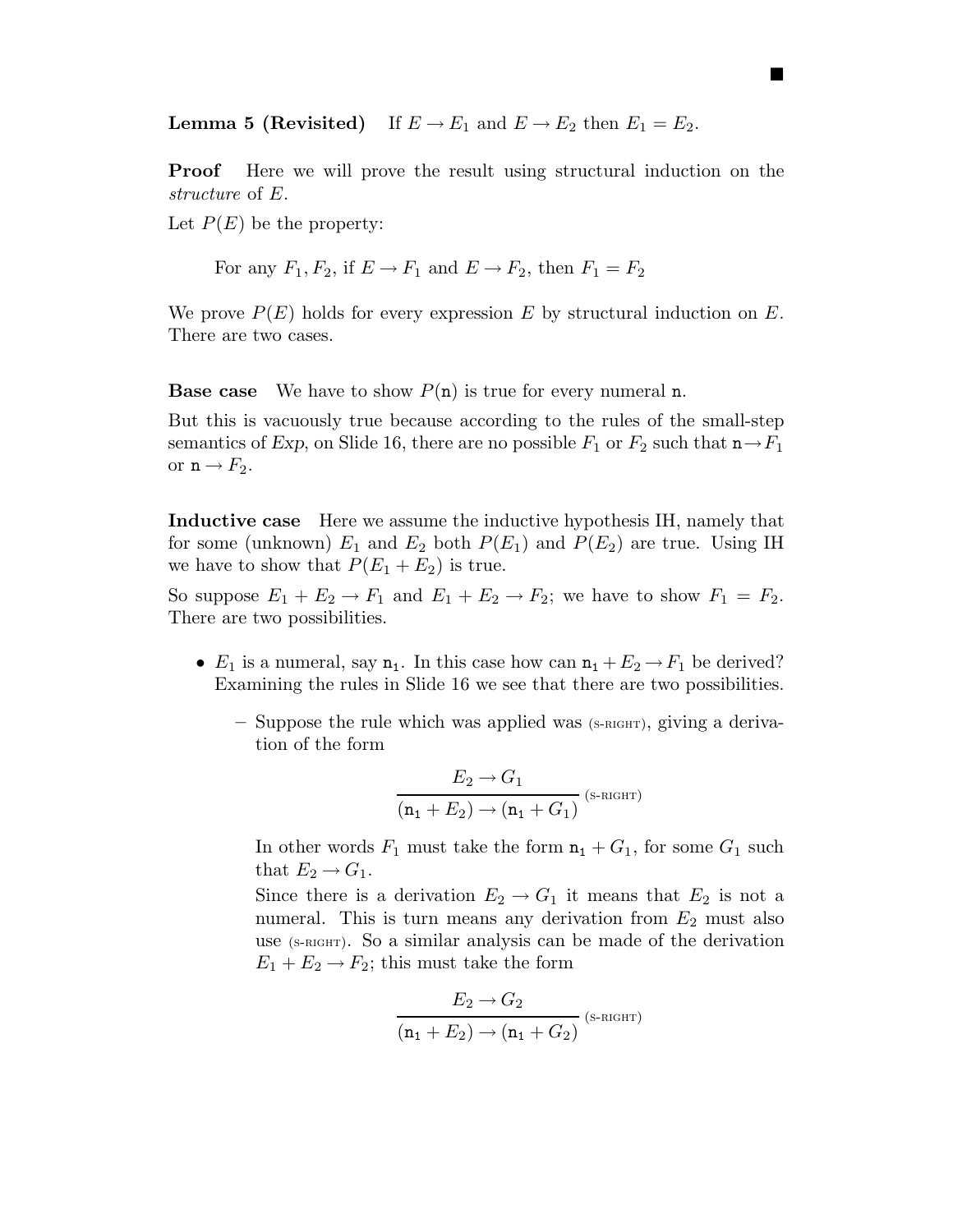■

**Lemma 5 (Revisited)** If $E \rightarrow E_1$ and $E \rightarrow E_2$ then $E_1 = E_2$.

**Proof** Here we will prove the result using structural induction on the *structure* of $E$.

Let $P(E)$ be the property:

> For any $F_1, F_2$, if $E \rightarrow F_1$ and $E \rightarrow F_2$, then $F_1 = F_2$

We prove $P(E)$ holds for every expression $E$ by structural induction on $E$. There are two cases.

**Base case** We have to show $P(\mathtt{n})$ is true for every numeral $\mathtt{n}$.

But this is vacuously true because according to the rules of the small-step semantics of *Exp*, on Slide 16, there are no possible $F_1$ or $F_2$ such that $\mathtt{n} \rightarrow F_1$ or $\mathtt{n} \rightarrow F_2$.

**Inductive case** Here we assume the inductive hypothesis IH, namely that for some (unknown) $E_1$ and $E_2$ both $P(E_1)$ and $P(E_2)$ are true. Using IH we have to show that $P(E_1 + E_2)$ is true.

So suppose $E_1 + E_2 \rightarrow F_1$ and $E_1 + E_2 \rightarrow F_2$; we have to show $F_1 = F_2$. There are two possibilities.

- $E_1$ is a numeral, say $\mathtt{n}_1$. In this case how can $\mathtt{n}_1 + E_2 \rightarrow F_1$ be derived? Examining the rules in Slide 16 we see that there are two possibilities.
  - Suppose the rule which was applied was (S-RIGHT), giving a derivation of the form

$$\frac{E_2 \rightarrow G_1}{(\mathtt{n}_1 + E_2) \rightarrow (\mathtt{n}_1 + G_1)} \text{(S-RIGHT)}$$

    In other words $F_1$ must take the form $\mathtt{n}_1 + G_1$, for some $G_1$ such that $E_2 \rightarrow G_1$.

    Since there is a derivation $E_2 \rightarrow G_1$ it means that $E_2$ is not a numeral. This is turn means any derivation from $E_2$ must also use (S-RIGHT). So a similar analysis can be made of the derivation $E_1 + E_2 \rightarrow F_2$; this must take the form

$$\frac{E_2 \rightarrow G_2}{(\mathtt{n}_1 + E_2) \rightarrow (\mathtt{n}_1 + G_2)} \text{(S-RIGHT)}$$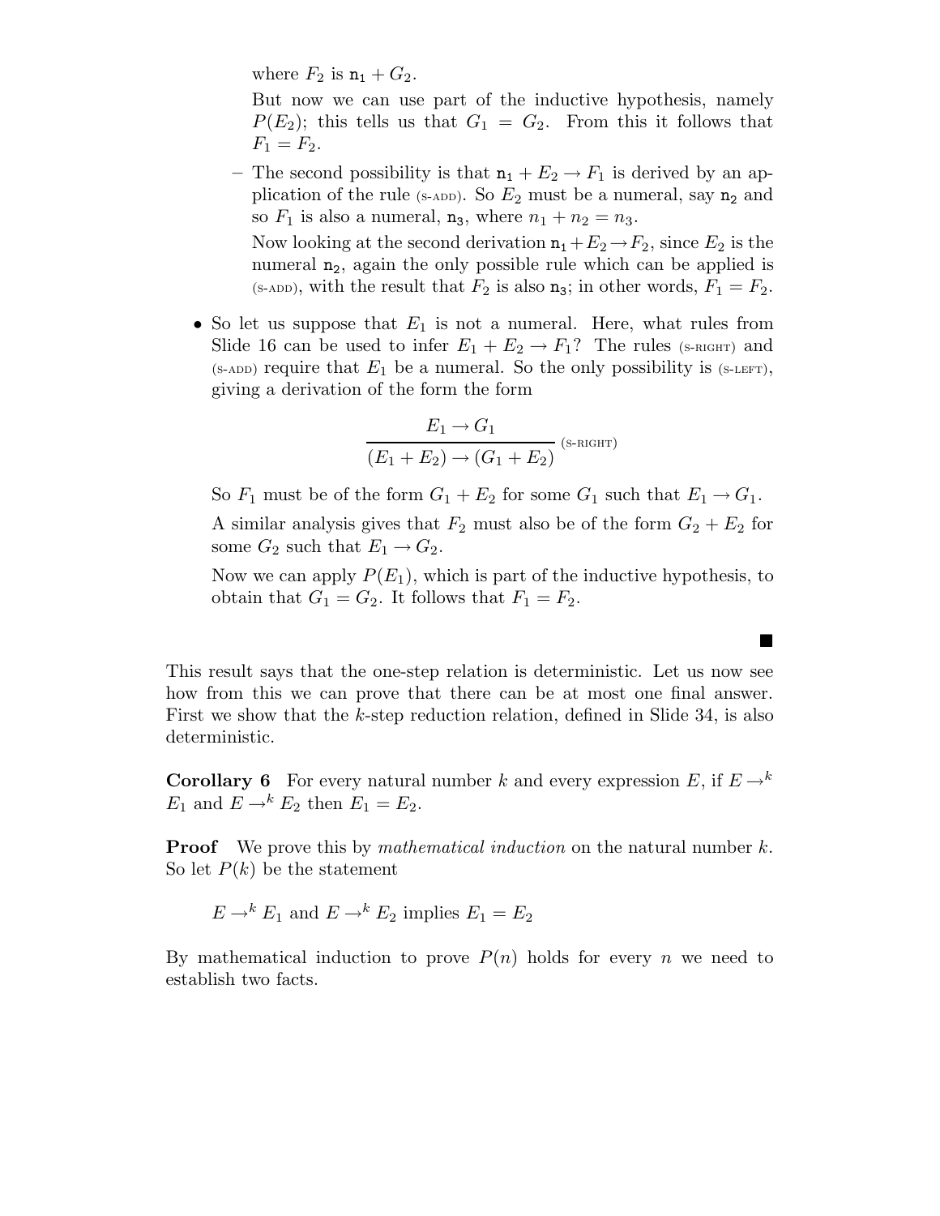where $F_2$ is $\mathtt{n_1} + G_2$.

But now we can use part of the inductive hypothesis, namely $P(E_2)$; this tells us that $G_1 = G_2$. From this it follows that $F_1 = F_2$.

- The second possibility is that $\mathtt{n_1} + E_2 \rightarrow F_1$ is derived by an application of the rule (S-ADD). So $E_2$ must be a numeral, say $\mathtt{n_2}$ and so $F_1$ is also a numeral, $\mathtt{n_3}$, where $n_1 + n_2 = n_3$.

  Now looking at the second derivation $\mathtt{n_1} + E_2 \rightarrow F_2$, since $E_2$ is the numeral $\mathtt{n_2}$, again the only possible rule which can be applied is (S-ADD), with the result that $F_2$ is also $\mathtt{n_3}$; in other words, $F_1 = F_2$.

- So let us suppose that $E_1$ is not a numeral. Here, what rules from Slide 16 can be used to infer $E_1 + E_2 \rightarrow F_1$? The rules (S-RIGHT) and (S-ADD) require that $E_1$ be a numeral. So the only possibility is (S-LEFT), giving a derivation of the form the form

$$\frac{E_1 \rightarrow G_1}{(E_1 + E_2) \rightarrow (G_1 + E_2)} \text{(S-RIGHT)}$$

So $F_1$ must be of the form $G_1 + E_2$ for some $G_1$ such that $E_1 \rightarrow G_1$.

A similar analysis gives that $F_2$ must also be of the form $G_2 + E_2$ for some $G_2$ such that $E_1 \rightarrow G_2$.

Now we can apply $P(E_1)$, which is part of the inductive hypothesis, to obtain that $G_1 = G_2$. It follows that $F_1 = F_2$.

■

This result says that the one-step relation is deterministic. Let us now see how from this we can prove that there can be at most one final answer. First we show that the $k$-step reduction relation, defined in Slide 34, is also deterministic.

**Corollary 6** For every natural number $k$ and every expression $E$, if $E \rightarrow^k E_1$ and $E \rightarrow^k E_2$ then $E_1 = E_2$.

**Proof** We prove this by *mathematical induction* on the natural number $k$. So let $P(k)$ be the statement

$E \rightarrow^k E_1$ and $E \rightarrow^k E_2$ implies $E_1 = E_2$

By mathematical induction to prove $P(n)$ holds for every $n$ we need to establish two facts.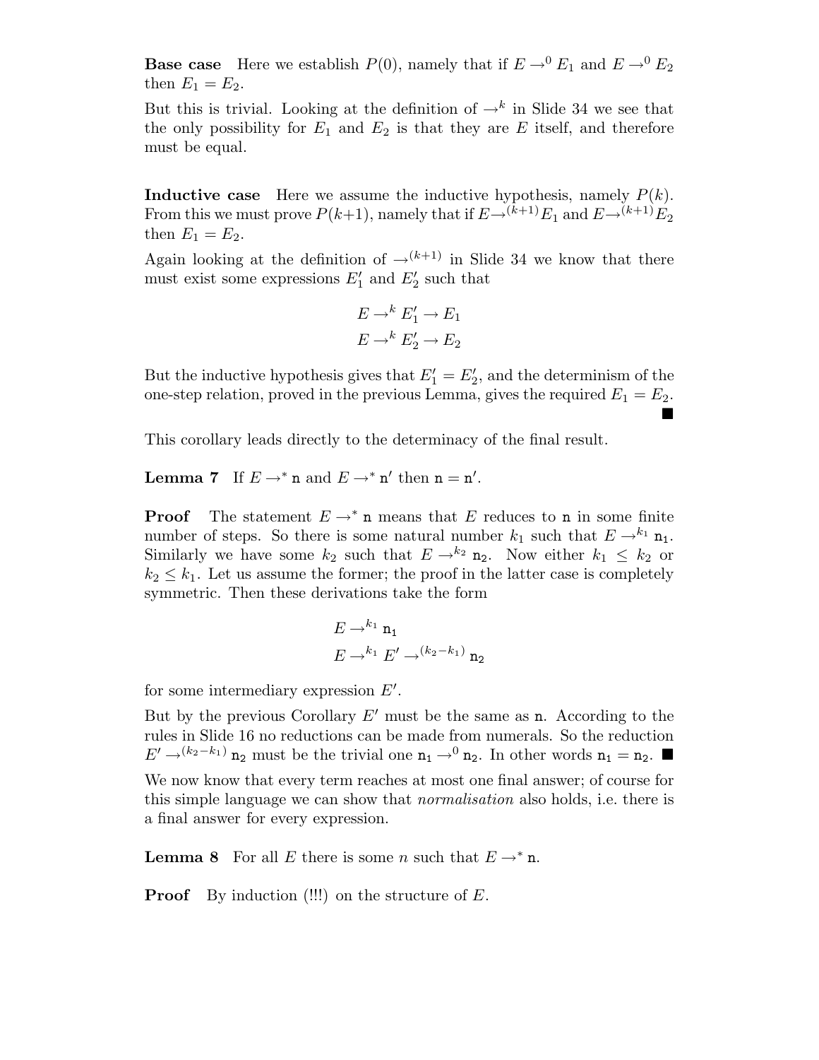**Base case** Here we establish $P(0)$, namely that if $E \rightarrow^0 E_1$ and $E \rightarrow^0 E_2$ then $E_1 = E_2$.

But this is trivial. Looking at the definition of $\rightarrow^k$ in Slide 34 we see that the only possibility for $E_1$ and $E_2$ is that they are $E$ itself, and therefore must be equal.

**Inductive case** Here we assume the inductive hypothesis, namely $P(k)$. From this we must prove $P(k+1)$, namely that if $E \rightarrow^{(k+1)} E_1$ and $E \rightarrow^{(k+1)} E_2$ then $E_1 = E_2$.

Again looking at the definition of $\rightarrow^{(k+1)}$ in Slide 34 we know that there must exist some expressions $E_1'$ and $E_2'$ such that

$$E \rightarrow^k E_1' \rightarrow E_1$$
$$E \rightarrow^k E_2' \rightarrow E_2$$

But the inductive hypothesis gives that $E_1' = E_2'$, and the determinism of the one-step relation, proved in the previous Lemma, gives the required $E_1 = E_2$. ∎

This corollary leads directly to the determinacy of the final result.

**Lemma 7** If $E \rightarrow^* \mathtt{n}$ and $E \rightarrow^* \mathtt{n}'$ then $\mathtt{n} = \mathtt{n}'$.

**Proof** The statement $E \rightarrow^* \mathtt{n}$ means that $E$ reduces to $\mathtt{n}$ in some finite number of steps. So there is some natural number $k_1$ such that $E \rightarrow^{k_1} \mathtt{n_1}$. Similarly we have some $k_2$ such that $E \rightarrow^{k_2} \mathtt{n_2}$. Now either $k_1 \leq k_2$ or $k_2 \leq k_1$. Let us assume the former; the proof in the latter case is completely symmetric. Then these derivations take the form

$$E \rightarrow^{k_1} \mathtt{n_1}$$
$$E \rightarrow^{k_1} E' \rightarrow^{(k_2-k_1)} \mathtt{n_2}$$

for some intermediary expression $E'$.

But by the previous Corollary $E'$ must be the same as $\mathtt{n}$. According to the rules in Slide 16 no reductions can be made from numerals. So the reduction $E' \rightarrow^{(k_2-k_1)} \mathtt{n_2}$ must be the trivial one $\mathtt{n_1} \rightarrow^0 \mathtt{n_2}$. In other words $\mathtt{n_1} = \mathtt{n_2}$. ∎

We now know that every term reaches at most one final answer; of course for this simple language we can show that *normalisation* also holds, i.e. there is a final answer for every expression.

**Lemma 8** For all $E$ there is some $n$ such that $E \rightarrow^* \mathtt{n}$.

**Proof** By induction (!!!) on the structure of $E$.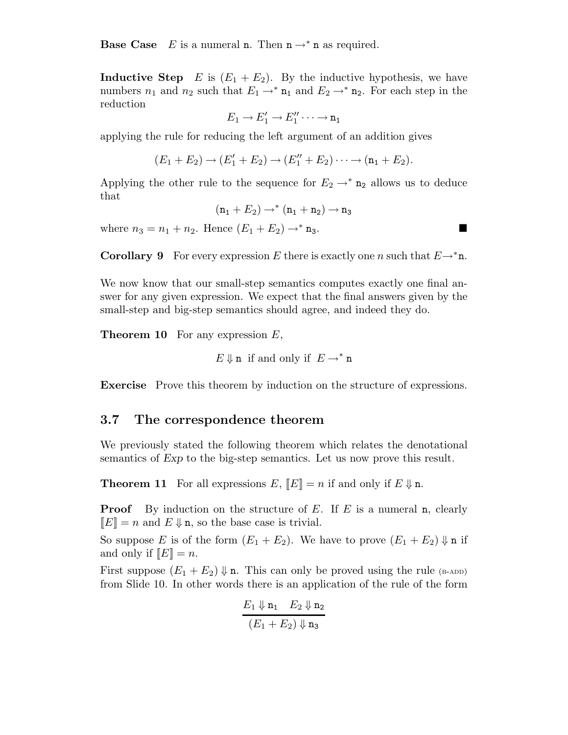**Base Case** $E$ is a numeral $\mathtt{n}$. Then $\mathtt{n} \rightarrow^* \mathtt{n}$ as required.

**Inductive Step** $E$ is $(E_1 + E_2)$. By the inductive hypothesis, we have numbers $n_1$ and $n_2$ such that $E_1 \rightarrow^* \mathtt{n_1}$ and $E_2 \rightarrow^* \mathtt{n_2}$. For each step in the reduction

$$E_1 \rightarrow E_1' \rightarrow E_1'' \cdots \rightarrow \mathtt{n_1}$$

applying the rule for reducing the left argument of an addition gives

$$(E_1 + E_2) \rightarrow (E_1' + E_2) \rightarrow (E_1'' + E_2) \cdots \rightarrow (\mathtt{n_1} + E_2).$$

Applying the other rule to the sequence for $E_2 \rightarrow^* \mathtt{n_2}$ allows us to deduce that

$$(\mathtt{n_1} + E_2) \rightarrow^* (\mathtt{n_1} + \mathtt{n_2}) \rightarrow \mathtt{n_3}$$

where $n_3 = n_1 + n_2$. Hence $(E_1 + E_2) \rightarrow^* \mathtt{n_3}$. ∎

**Corollary 9** For every expression $E$ there is exactly one $n$ such that $E \rightarrow^* \mathtt{n}$.

We now know that our small-step semantics computes exactly one final answer for any given expression. We expect that the final answers given by the small-step and big-step semantics should agree, and indeed they do.

**Theorem 10** For any expression $E$,

$$E \Downarrow \mathtt{n} \text{ if and only if } E \rightarrow^* \mathtt{n}$$

**Exercise** Prove this theorem by induction on the structure of expressions.

## 3.7 The correspondence theorem

We previously stated the following theorem which relates the denotational semantics of *Exp* to the big-step semantics. Let us now prove this result.

**Theorem 11** For all expressions $E$, $[\![E]\!] = n$ if and only if $E \Downarrow \mathtt{n}$.

**Proof** By induction on the structure of $E$. If $E$ is a numeral $\mathtt{n}$, clearly $[\![E]\!] = n$ and $E \Downarrow \mathtt{n}$, so the base case is trivial.

So suppose $E$ is of the form $(E_1 + E_2)$. We have to prove $(E_1 + E_2) \Downarrow \mathtt{n}$ if and only if $[\![E]\!] = n$.

First suppose $(E_1 + E_2) \Downarrow \mathtt{n}$. This can only be proved using the rule (B-ADD) from Slide 10. In other words there is an application of the rule of the form

$$\frac{E_1 \Downarrow \mathtt{n_1} \quad E_2 \Downarrow \mathtt{n_2}}{(E_1 + E_2) \Downarrow \mathtt{n_3}}$$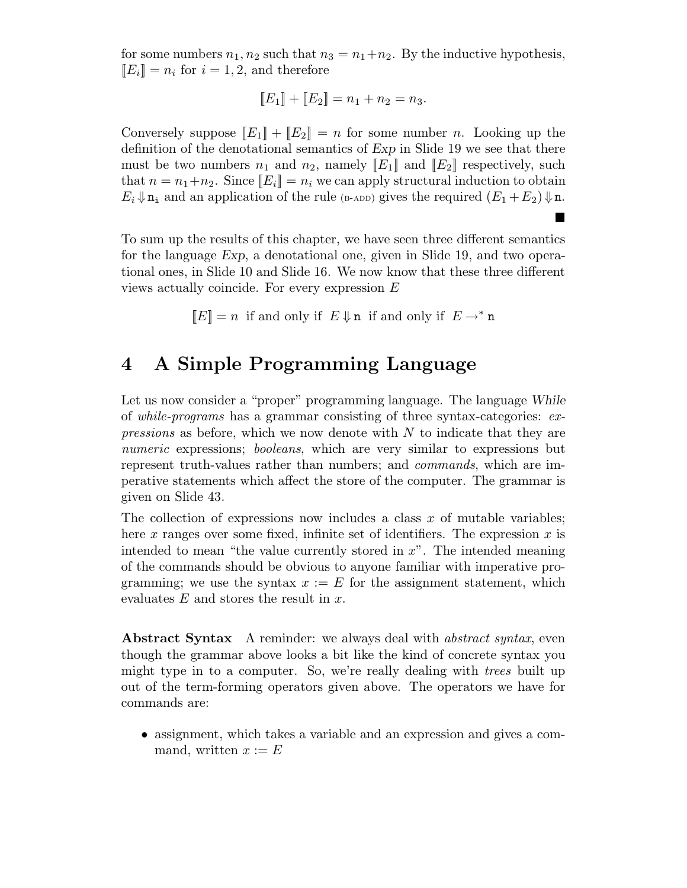for some numbers $n_1, n_2$ such that $n_3 = n_1 + n_2$. By the inductive hypothesis, $[\![E_i]\!] = n_i$ for $i = 1, 2$, and therefore

$$[\![E_1]\!] + [\![E_2]\!] = n_1 + n_2 = n_3.$$

Conversely suppose $[\![E_1]\!] + [\![E_2]\!] = n$ for some number $n$. Looking up the definition of the denotational semantics of *Exp* in Slide 19 we see that there must be two numbers $n_1$ and $n_2$, namely $[\![E_1]\!]$ and $[\![E_2]\!]$ respectively, such that $n = n_1 + n_2$. Since $[\![E_i]\!] = n_i$ we can apply structural induction to obtain $E_i \Downarrow \mathtt{n_i}$ and an application of the rule (B-ADD) gives the required $(E_1 + E_2) \Downarrow \mathtt{n}$. ■

To sum up the results of this chapter, we have seen three different semantics for the language *Exp*, a denotational one, given in Slide 19, and two operational ones, in Slide 10 and Slide 16. We now know that these three different views actually coincide. For every expression $E$

$$[\![E]\!] = n \text{ if and only if } E \Downarrow \mathtt{n} \text{ if and only if } E \rightarrow^* \mathtt{n}$$

# 4 A Simple Programming Language

Let us now consider a "proper" programming language. The language *While* of *while-programs* has a grammar consisting of three syntax-categories: *expressions* as before, which we now denote with $N$ to indicate that they are *numeric* expressions; *booleans*, which are very similar to expressions but represent truth-values rather than numbers; and *commands*, which are imperative statements which affect the store of the computer. The grammar is given on Slide 43.

The collection of expressions now includes a class $x$ of mutable variables; here $x$ ranges over some fixed, infinite set of identifiers. The expression $x$ is intended to mean "the value currently stored in $x$". The intended meaning of the commands should be obvious to anyone familiar with imperative programming; we use the syntax $x := E$ for the assignment statement, which evaluates $E$ and stores the result in $x$.

**Abstract Syntax** A reminder: we always deal with *abstract syntax*, even though the grammar above looks a bit like the kind of concrete syntax you might type in to a computer. So, we're really dealing with *trees* built up out of the term-forming operators given above. The operators we have for commands are:

- assignment, which takes a variable and an expression and gives a command, written $x := E$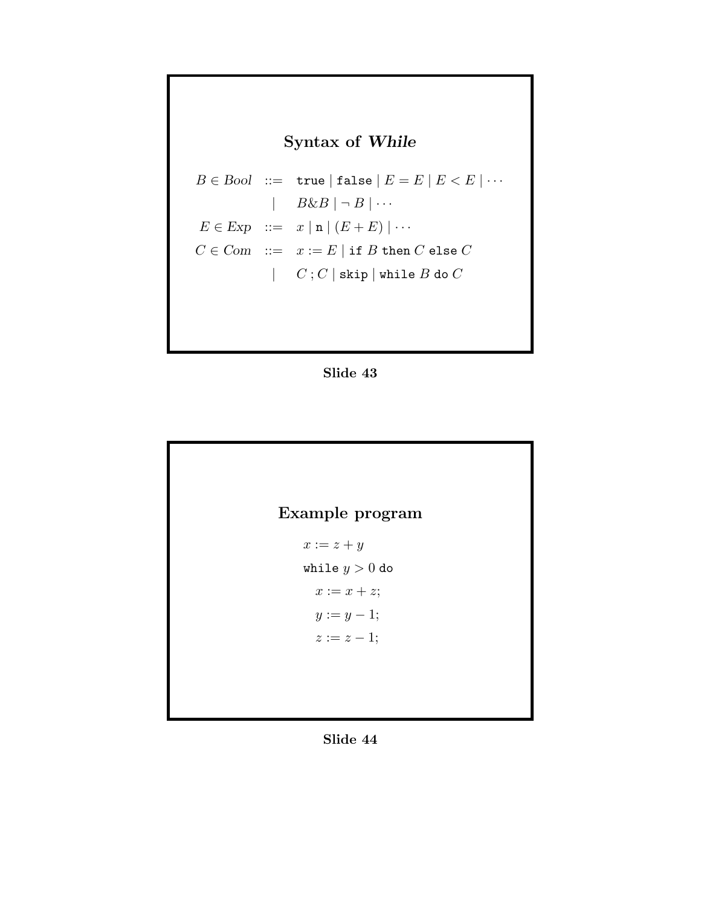## Syntax of *While*

$$
\begin{array}{rcl}
B \in \mathit{Bool} & ::= & \texttt{true} \mid \texttt{false} \mid E = E \mid E < E \mid \cdots \\
& \mid & B \& B \mid \neg\, B \mid \cdots \\
E \in \mathit{Exp} & ::= & x \mid \texttt{n} \mid (E + E) \mid \cdots \\
C \in \mathit{Com} & ::= & x := E \mid \texttt{if } B \texttt{ then } C \texttt{ else } C \\
& \mid & C\,;C \mid \texttt{skip} \mid \texttt{while } B \texttt{ do } C
\end{array}
$$

**Slide 43**

## Example program

$x := z + y$

$\texttt{while } y > 0 \texttt{ do}$

$\quad x := x + z;$

$\quad y := y - 1;$

$\quad z := z - 1;$

**Slide 44**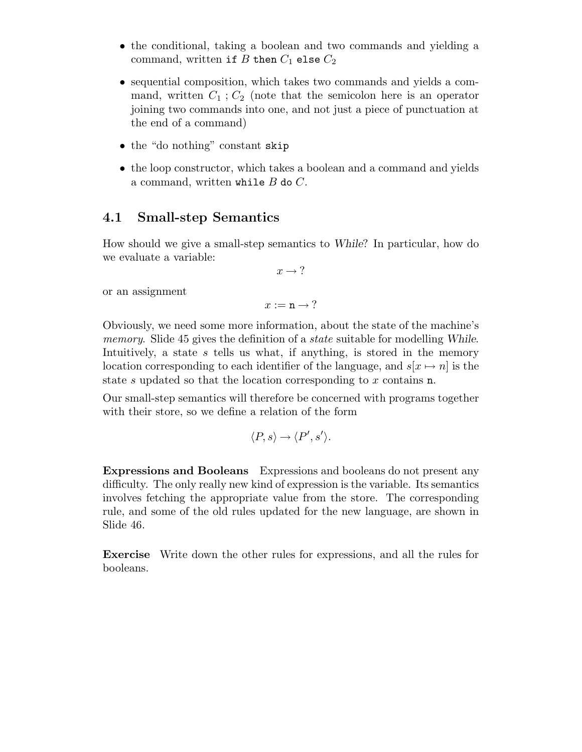- the conditional, taking a boolean and two commands and yielding a command, written `if` $B$ `then` $C_1$ `else` $C_2$
- sequential composition, which takes two commands and yields a command, written $C_1 \,;\, C_2$ (note that the semicolon here is an operator joining two commands into one, and not just a piece of punctuation at the end of a command)
- the "do nothing" constant `skip`
- the loop constructor, which takes a boolean and a command and yields a command, written `while` $B$ `do` $C$.

## 4.1 Small-step Semantics

How should we give a small-step semantics to *While*? In particular, how do we evaluate a variable:

$$x \rightarrow ?$$

or an assignment

$$x := \mathtt{n} \rightarrow ?$$

Obviously, we need some more information, about the state of the machine's *memory*. Slide 45 gives the definition of a *state* suitable for modelling *While*. Intuitively, a state $s$ tells us what, if anything, is stored in the memory location corresponding to each identifier of the language, and $s[x \mapsto n]$ is the state $s$ updated so that the location corresponding to $x$ contains $\mathtt{n}$.

Our small-step semantics will therefore be concerned with programs together with their store, so we define a relation of the form

$$\langle P, s \rangle \rightarrow \langle P', s' \rangle.$$

**Expressions and Booleans** Expressions and booleans do not present any difficulty. The only really new kind of expression is the variable. Its semantics involves fetching the appropriate value from the store. The corresponding rule, and some of the old rules updated for the new language, are shown in Slide 46.

**Exercise** Write down the other rules for expressions, and all the rules for booleans.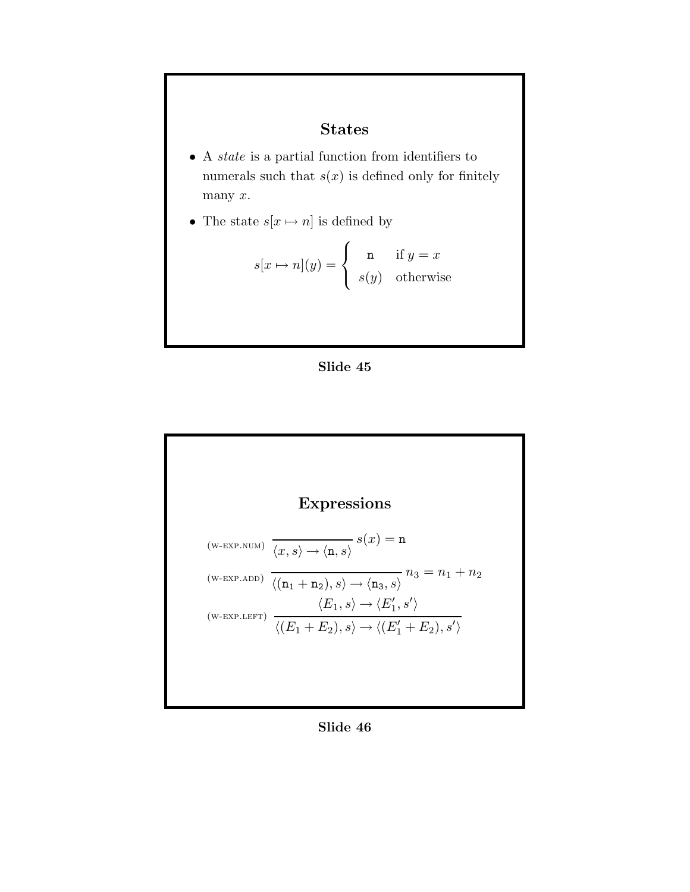## States

- A *state* is a partial function from identifiers to numerals such that $s(x)$ is defined only for finitely many $x$.
- The state $s[x \mapsto n]$ is defined by

$$s[x \mapsto n](y) = \begin{cases} \mathtt{n} & \text{if } y = x \\ s(y) & \text{otherwise} \end{cases}$$

**Slide 45**

## Expressions

$$\text{(W-EXP.NUM)} \quad \frac{}{\langle x, s \rangle \to \langle \mathtt{n}, s \rangle} \; s(x) = \mathtt{n}$$

$$\text{(W-EXP.ADD)} \quad \frac{}{\langle (\mathtt{n_1} + \mathtt{n_2}), s \rangle \to \langle \mathtt{n_3}, s \rangle} \; n_3 = n_1 + n_2$$

$$\text{(W-EXP.LEFT)} \quad \frac{\langle E_1, s \rangle \to \langle E_1', s' \rangle}{\langle (E_1 + E_2), s \rangle \to \langle (E_1' + E_2), s' \rangle}$$

**Slide 46**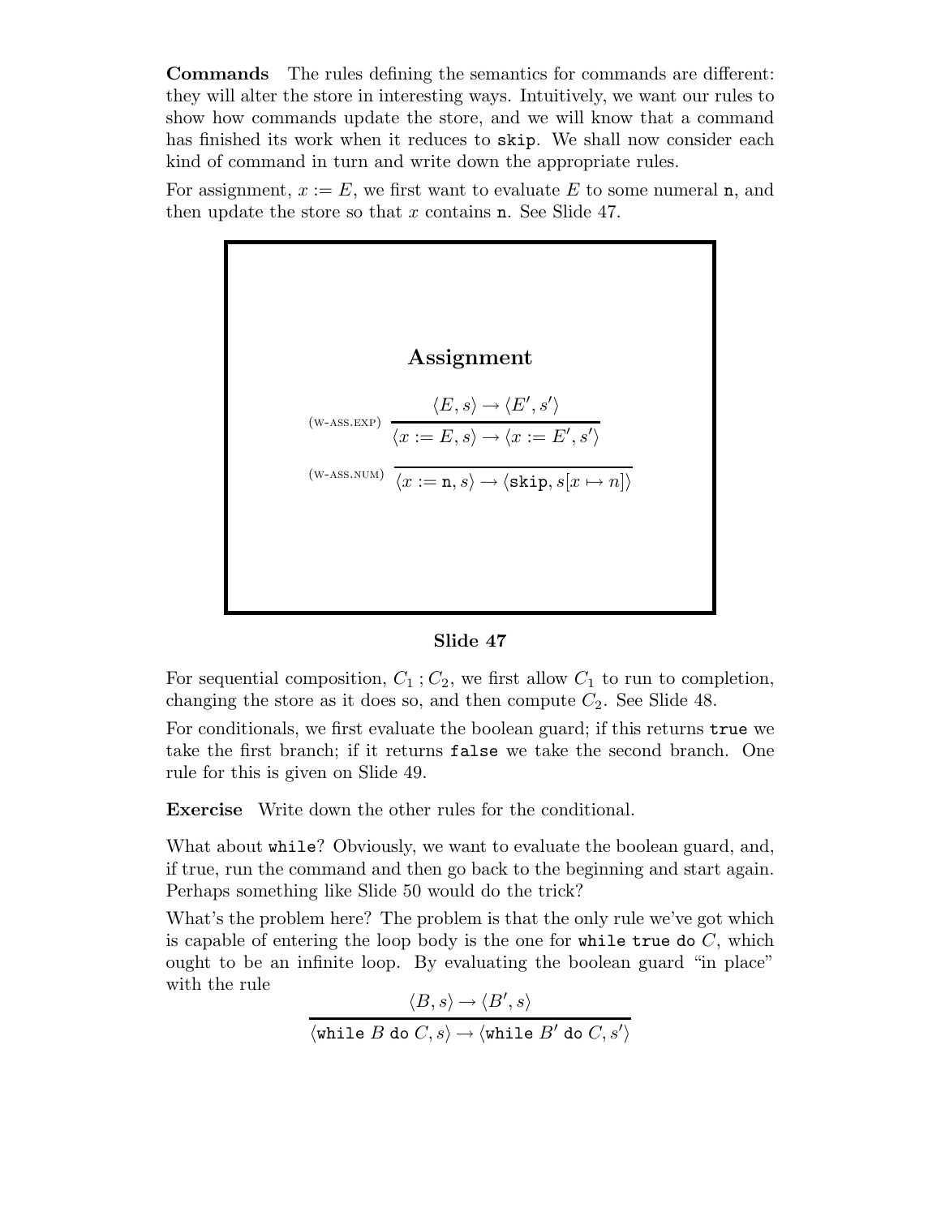**Commands** The rules defining the semantics for commands are different: they will alter the store in interesting ways. Intuitively, we want our rules to show how commands update the store, and we will know that a command has finished its work when it reduces to `skip`. We shall now consider each kind of command in turn and write down the appropriate rules.

For assignment, $x := E$, we first want to evaluate $E$ to some numeral $\mathtt{n}$, and then update the store so that $x$ contains $\mathtt{n}$. See Slide 47.

### Assignment

$$\text{(W-ASS.EXP)}\quad \frac{\langle E, s\rangle \rightarrow \langle E', s'\rangle}{\langle x := E, s\rangle \rightarrow \langle x := E', s'\rangle}$$

$$\text{(W-ASS.NUM)}\quad \frac{}{\langle x := \mathtt{n}, s\rangle \rightarrow \langle \mathtt{skip}, s[x \mapsto n]\rangle}$$

**Slide 47**

For sequential composition, $C_1 \,; C_2$, we first allow $C_1$ to run to completion, changing the store as it does so, and then compute $C_2$. See Slide 48.

For conditionals, we first evaluate the boolean guard; if this returns `true` we take the first branch; if it returns `false` we take the second branch. One rule for this is given on Slide 49.

**Exercise** Write down the other rules for the conditional.

What about `while`? Obviously, we want to evaluate the boolean guard, and, if true, run the command and then go back to the beginning and start again. Perhaps something like Slide 50 would do the trick?

What's the problem here? The problem is that the only rule we've got which is capable of entering the loop body is the one for `while true do` $C$, which ought to be an infinite loop. By evaluating the boolean guard "in place" with the rule

$$\frac{\langle B, s\rangle \rightarrow \langle B', s\rangle}{\langle \mathtt{while}\ B\ \mathtt{do}\ C, s\rangle \rightarrow \langle \mathtt{while}\ B'\ \mathtt{do}\ C, s'\rangle}$$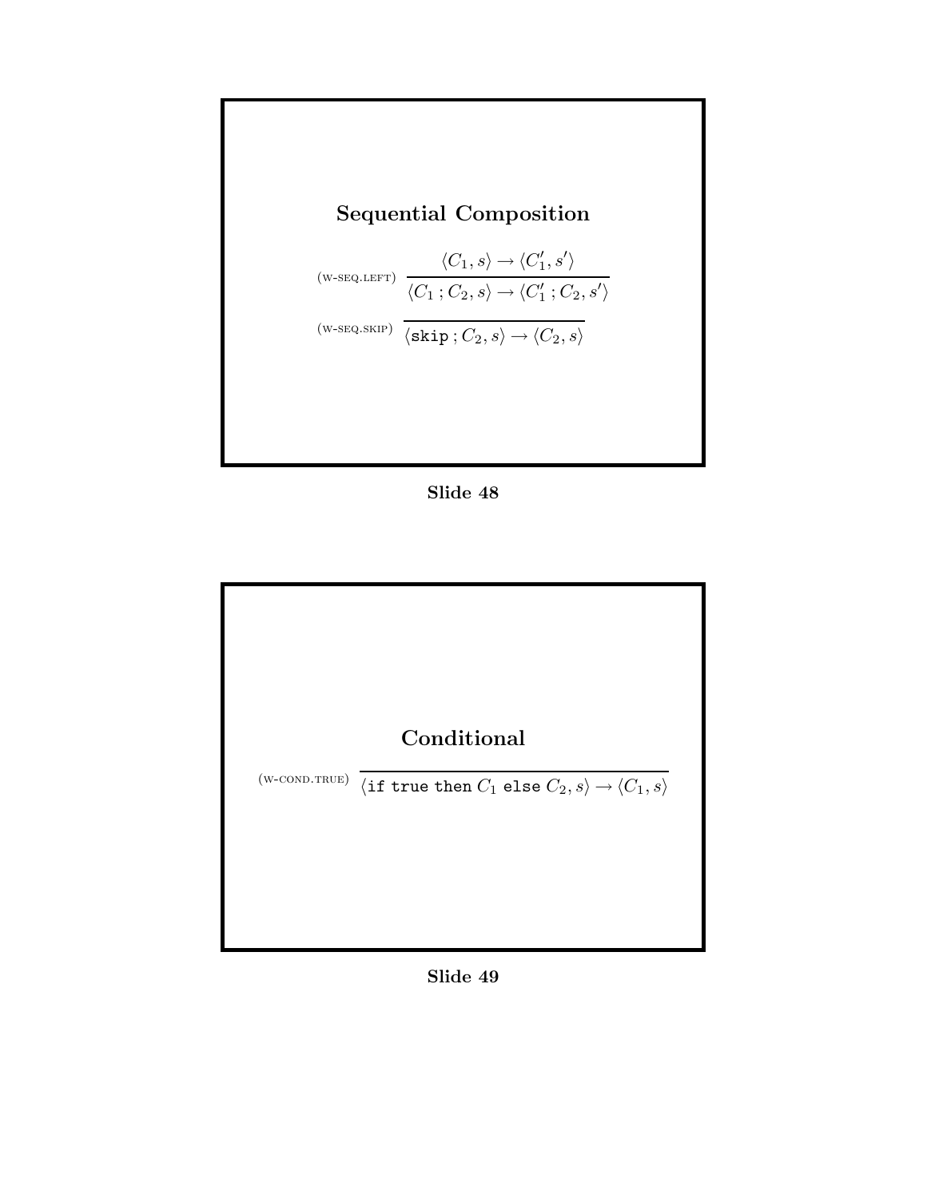## Sequential Composition

(W-SEQ.LEFT)
$$\frac{\langle C_1, s\rangle \rightarrow \langle C_1', s'\rangle}{\langle C_1 \,; C_2, s\rangle \rightarrow \langle C_1' \,; C_2, s'\rangle}$$

(W-SEQ.SKIP)
$$\frac{}{\langle \texttt{skip} \,; C_2, s\rangle \rightarrow \langle C_2, s\rangle}$$

**Slide 48**

## Conditional

(W-COND.TRUE)
$$\frac{}{\langle \texttt{if true then } C_1 \texttt{ else } C_2, s\rangle \rightarrow \langle C_1, s\rangle}$$

**Slide 49**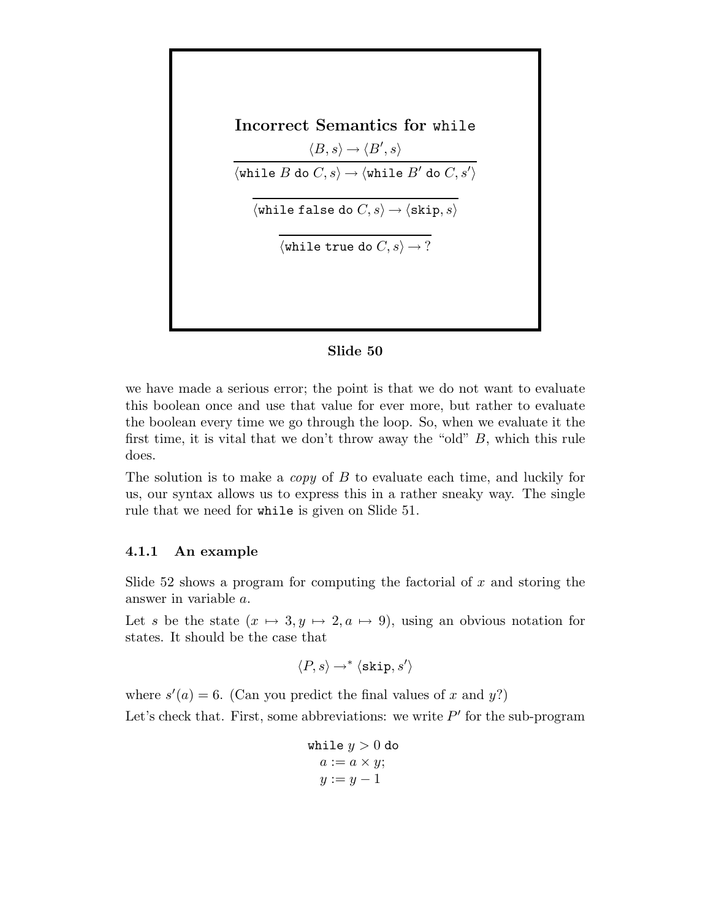**Incorrect Semantics for while**

$$\frac{\langle B, s\rangle \to \langle B', s\rangle}{\langle \texttt{while}\ B\ \texttt{do}\ C, s\rangle \to \langle \texttt{while}\ B'\ \texttt{do}\ C, s'\rangle}$$

$$\frac{}{\langle \texttt{while false do}\ C, s\rangle \to \langle \texttt{skip}, s\rangle}$$

$$\frac{}{\langle \texttt{while true do}\ C, s\rangle \to ?}$$

**Slide 50**

we have made a serious error; the point is that we do not want to evaluate this boolean once and use that value for ever more, but rather to evaluate the boolean every time we go through the loop. So, when we evaluate it the first time, it is vital that we don't throw away the "old" $B$, which this rule does.

The solution is to make a *copy* of $B$ to evaluate each time, and luckily for us, our syntax allows us to express this in a rather sneaky way. The single rule that we need for `while` is given on Slide 51.

### 4.1.1 An example

Slide 52 shows a program for computing the factorial of $x$ and storing the answer in variable $a$.

Let $s$ be the state $(x \mapsto 3, y \mapsto 2, a \mapsto 9)$, using an obvious notation for states. It should be the case that

$$\langle P, s\rangle \to^* \langle \texttt{skip}, s'\rangle$$

where $s'(a) = 6$. (Can you predict the final values of $x$ and $y$?)

Let's check that. First, some abbreviations: we write $P'$ for the sub-program

$$\begin{array}{l} \texttt{while}\ y > 0\ \texttt{do} \\ \quad a := a \times y; \\ \quad y := y - 1 \end{array}$$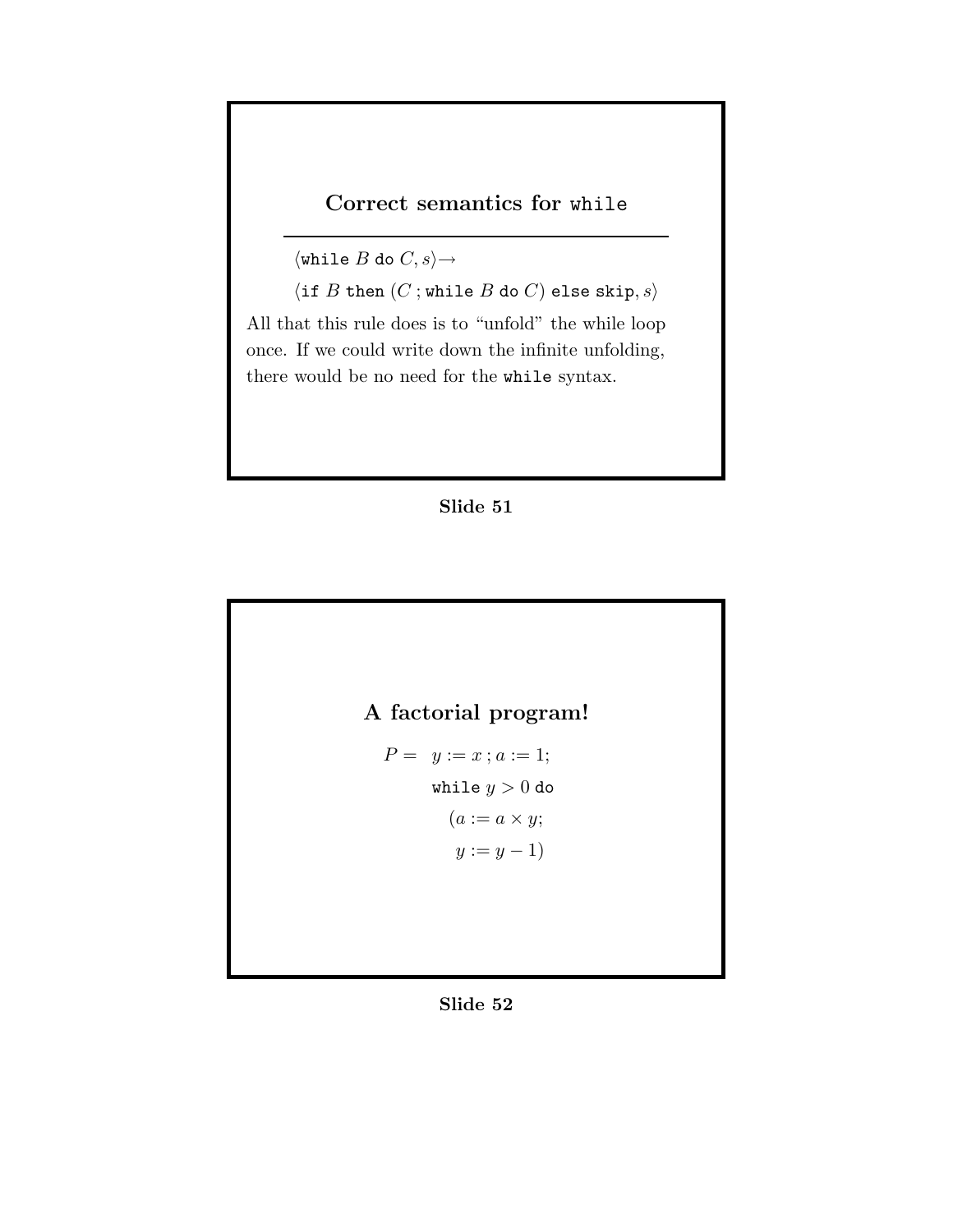## Correct semantics for `while`

$\langle \texttt{while}\ B\ \texttt{do}\ C, s\rangle \rightarrow$

$\langle \texttt{if}\ B\ \texttt{then}\ (C\ ;\ \texttt{while}\ B\ \texttt{do}\ C)\ \texttt{else}\ \texttt{skip}, s\rangle$

All that this rule does is to "unfold" the while loop once. If we could write down the infinite unfolding, there would be no need for the `while` syntax.

**Slide 51**

## A factorial program!

$P = \ \ y := x\ ;\ a := 1;$

$\quad\quad \texttt{while}\ y > 0\ \texttt{do}$

$\quad\quad\quad (a := a \times y;$

$\quad\quad\quad\ \ y := y - 1)$

**Slide 52**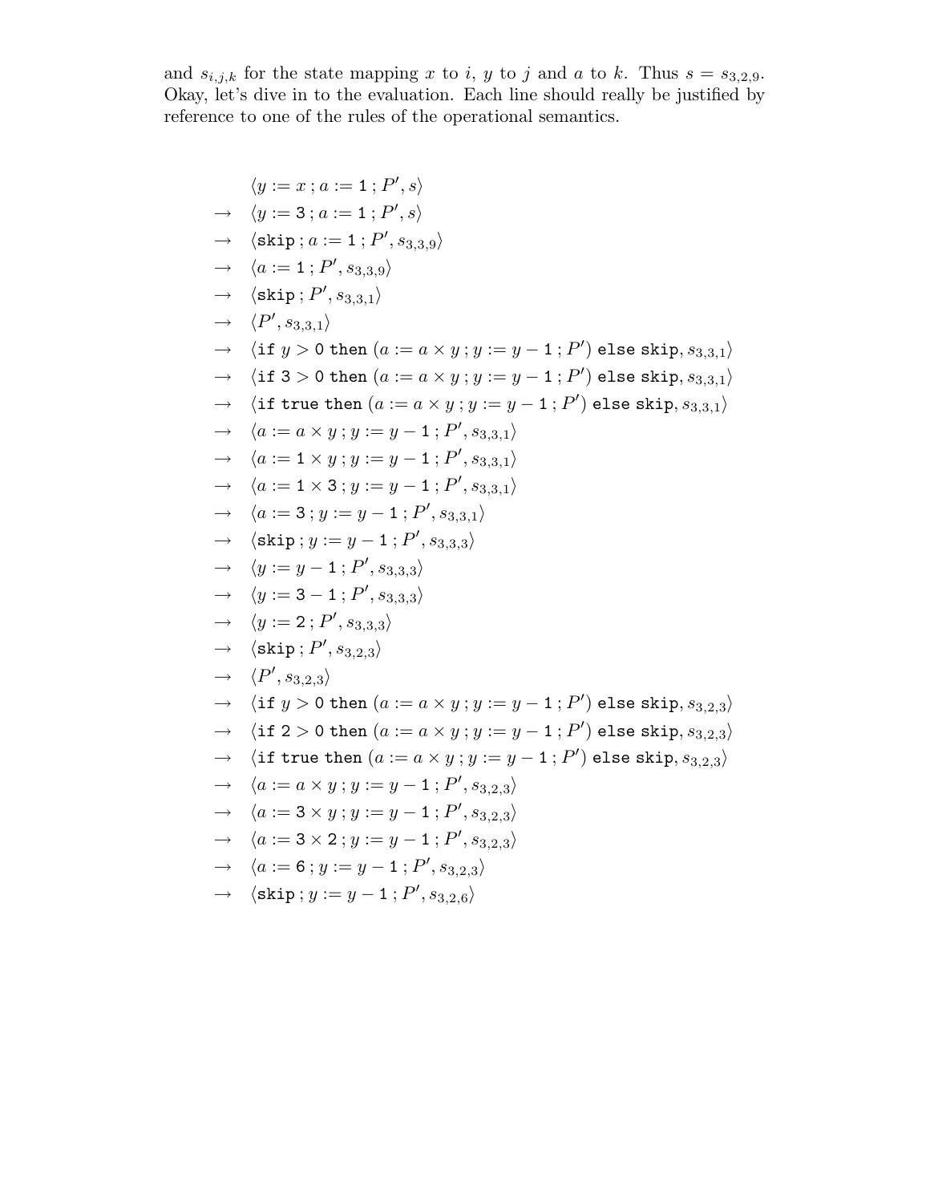and $s_{i,j,k}$ for the state mapping $x$ to $i$, $y$ to $j$ and $a$ to $k$. Thus $s = s_{3,2,9}$. Okay, let's dive in to the evaluation. Each line should really be justified by reference to one of the rules of the operational semantics.

$$
\begin{array}{ll}
 & \langle y := x \,;\, a := \mathtt{1} \,;\, P', s\rangle \\
\rightarrow & \langle y := \mathtt{3} \,;\, a := \mathtt{1} \,;\, P', s\rangle \\
\rightarrow & \langle \mathtt{skip} \,;\, a := \mathtt{1} \,;\, P', s_{3,3,9}\rangle \\
\rightarrow & \langle a := \mathtt{1} \,;\, P', s_{3,3,9}\rangle \\
\rightarrow & \langle \mathtt{skip} \,;\, P', s_{3,3,1}\rangle \\
\rightarrow & \langle P', s_{3,3,1}\rangle \\
\rightarrow & \langle \mathtt{if}\ y > \mathtt{0}\ \mathtt{then}\ (a := a \times y \,;\, y := y - \mathtt{1} \,;\, P')\ \mathtt{else}\ \mathtt{skip}, s_{3,3,1}\rangle \\
\rightarrow & \langle \mathtt{if}\ \mathtt{3} > \mathtt{0}\ \mathtt{then}\ (a := a \times y \,;\, y := y - \mathtt{1} \,;\, P')\ \mathtt{else}\ \mathtt{skip}, s_{3,3,1}\rangle \\
\rightarrow & \langle \mathtt{if}\ \mathtt{true}\ \mathtt{then}\ (a := a \times y \,;\, y := y - \mathtt{1} \,;\, P')\ \mathtt{else}\ \mathtt{skip}, s_{3,3,1}\rangle \\
\rightarrow & \langle a := a \times y \,;\, y := y - \mathtt{1} \,;\, P', s_{3,3,1}\rangle \\
\rightarrow & \langle a := \mathtt{1} \times y \,;\, y := y - \mathtt{1} \,;\, P', s_{3,3,1}\rangle \\
\rightarrow & \langle a := \mathtt{1} \times \mathtt{3} \,;\, y := y - \mathtt{1} \,;\, P', s_{3,3,1}\rangle \\
\rightarrow & \langle a := \mathtt{3} \,;\, y := y - \mathtt{1} \,;\, P', s_{3,3,1}\rangle \\
\rightarrow & \langle \mathtt{skip} \,;\, y := y - \mathtt{1} \,;\, P', s_{3,3,3}\rangle \\
\rightarrow & \langle y := y - \mathtt{1} \,;\, P', s_{3,3,3}\rangle \\
\rightarrow & \langle y := \mathtt{3} - \mathtt{1} \,;\, P', s_{3,3,3}\rangle \\
\rightarrow & \langle y := \mathtt{2} \,;\, P', s_{3,3,3}\rangle \\
\rightarrow & \langle \mathtt{skip} \,;\, P', s_{3,2,3}\rangle \\
\rightarrow & \langle P', s_{3,2,3}\rangle \\
\rightarrow & \langle \mathtt{if}\ y > \mathtt{0}\ \mathtt{then}\ (a := a \times y \,;\, y := y - \mathtt{1} \,;\, P')\ \mathtt{else}\ \mathtt{skip}, s_{3,2,3}\rangle \\
\rightarrow & \langle \mathtt{if}\ \mathtt{2} > \mathtt{0}\ \mathtt{then}\ (a := a \times y \,;\, y := y - \mathtt{1} \,;\, P')\ \mathtt{else}\ \mathtt{skip}, s_{3,2,3}\rangle \\
\rightarrow & \langle \mathtt{if}\ \mathtt{true}\ \mathtt{then}\ (a := a \times y \,;\, y := y - \mathtt{1} \,;\, P')\ \mathtt{else}\ \mathtt{skip}, s_{3,2,3}\rangle \\
\rightarrow & \langle a := a \times y \,;\, y := y - \mathtt{1} \,;\, P', s_{3,2,3}\rangle \\
\rightarrow & \langle a := \mathtt{3} \times y \,;\, y := y - \mathtt{1} \,;\, P', s_{3,2,3}\rangle \\
\rightarrow & \langle a := \mathtt{3} \times \mathtt{2} \,;\, y := y - \mathtt{1} \,;\, P', s_{3,2,3}\rangle \\
\rightarrow & \langle a := \mathtt{6} \,;\, y := y - \mathtt{1} \,;\, P', s_{3,2,3}\rangle \\
\rightarrow & \langle \mathtt{skip} \,;\, y := y - \mathtt{1} \,;\, P', s_{3,2,6}\rangle
\end{array}
$$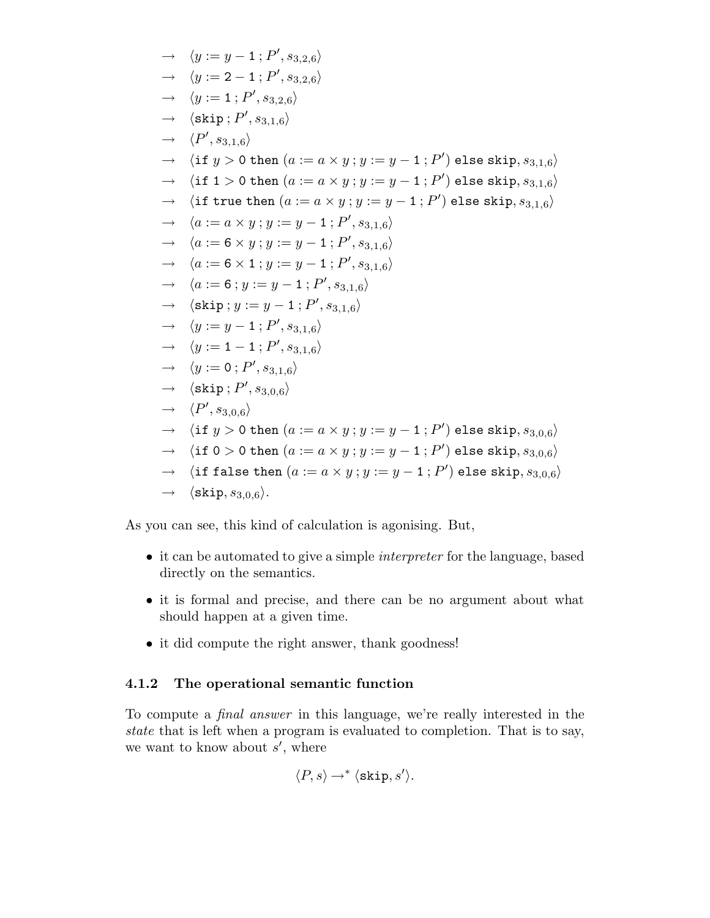$$
\begin{aligned}
&\rightarrow \quad \langle y := y - \mathtt{1}\,;P', s_{3,2,6}\rangle \\
&\rightarrow \quad \langle y := \mathtt{2} - \mathtt{1}\,;P', s_{3,2,6}\rangle \\
&\rightarrow \quad \langle y := \mathtt{1}\,;P', s_{3,2,6}\rangle \\
&\rightarrow \quad \langle \mathtt{skip}\,;P', s_{3,1,6}\rangle \\
&\rightarrow \quad \langle P', s_{3,1,6}\rangle \\
&\rightarrow \quad \langle \mathtt{if}\ y > \mathtt{0}\ \mathtt{then}\ (a := a \times y\,; y := y - \mathtt{1}\,; P')\ \mathtt{else}\ \mathtt{skip}, s_{3,1,6}\rangle \\
&\rightarrow \quad \langle \mathtt{if}\ \mathtt{1} > \mathtt{0}\ \mathtt{then}\ (a := a \times y\,; y := y - \mathtt{1}\,; P')\ \mathtt{else}\ \mathtt{skip}, s_{3,1,6}\rangle \\
&\rightarrow \quad \langle \mathtt{if}\ \mathtt{true}\ \mathtt{then}\ (a := a \times y\,; y := y - \mathtt{1}\,; P')\ \mathtt{else}\ \mathtt{skip}, s_{3,1,6}\rangle \\
&\rightarrow \quad \langle a := a \times y\,; y := y - \mathtt{1}\,; P', s_{3,1,6}\rangle \\
&\rightarrow \quad \langle a := \mathtt{6} \times y\,; y := y - \mathtt{1}\,; P', s_{3,1,6}\rangle \\
&\rightarrow \quad \langle a := \mathtt{6} \times \mathtt{1}\,; y := y - \mathtt{1}\,; P', s_{3,1,6}\rangle \\
&\rightarrow \quad \langle a := \mathtt{6}\,; y := y - \mathtt{1}\,; P', s_{3,1,6}\rangle \\
&\rightarrow \quad \langle \mathtt{skip}\,; y := y - \mathtt{1}\,; P', s_{3,1,6}\rangle \\
&\rightarrow \quad \langle y := y - \mathtt{1}\,; P', s_{3,1,6}\rangle \\
&\rightarrow \quad \langle y := \mathtt{1} - \mathtt{1}\,; P', s_{3,1,6}\rangle \\
&\rightarrow \quad \langle y := \mathtt{0}\,; P', s_{3,1,6}\rangle \\
&\rightarrow \quad \langle \mathtt{skip}\,; P', s_{3,0,6}\rangle \\
&\rightarrow \quad \langle P', s_{3,0,6}\rangle \\
&\rightarrow \quad \langle \mathtt{if}\ y > \mathtt{0}\ \mathtt{then}\ (a := a \times y\,; y := y - \mathtt{1}\,; P')\ \mathtt{else}\ \mathtt{skip}, s_{3,0,6}\rangle \\
&\rightarrow \quad \langle \mathtt{if}\ \mathtt{0} > \mathtt{0}\ \mathtt{then}\ (a := a \times y\,; y := y - \mathtt{1}\,; P')\ \mathtt{else}\ \mathtt{skip}, s_{3,0,6}\rangle \\
&\rightarrow \quad \langle \mathtt{if}\ \mathtt{false}\ \mathtt{then}\ (a := a \times y\,; y := y - \mathtt{1}\,; P')\ \mathtt{else}\ \mathtt{skip}, s_{3,0,6}\rangle \\
&\rightarrow \quad \langle \mathtt{skip}, s_{3,0,6}\rangle.
\end{aligned}
$$

As you can see, this kind of calculation is agonising. But,

- it can be automated to give a simple *interpreter* for the language, based directly on the semantics.
- it is formal and precise, and there can be no argument about what should happen at a given time.
- it did compute the right answer, thank goodness!

### 4.1.2 The operational semantic function

To compute a *final answer* in this language, we're really interested in the *state* that is left when a program is evaluated to completion. That is to say, we want to know about $s'$, where

$$\langle P, s\rangle \rightarrow^* \langle \mathtt{skip}, s'\rangle.$$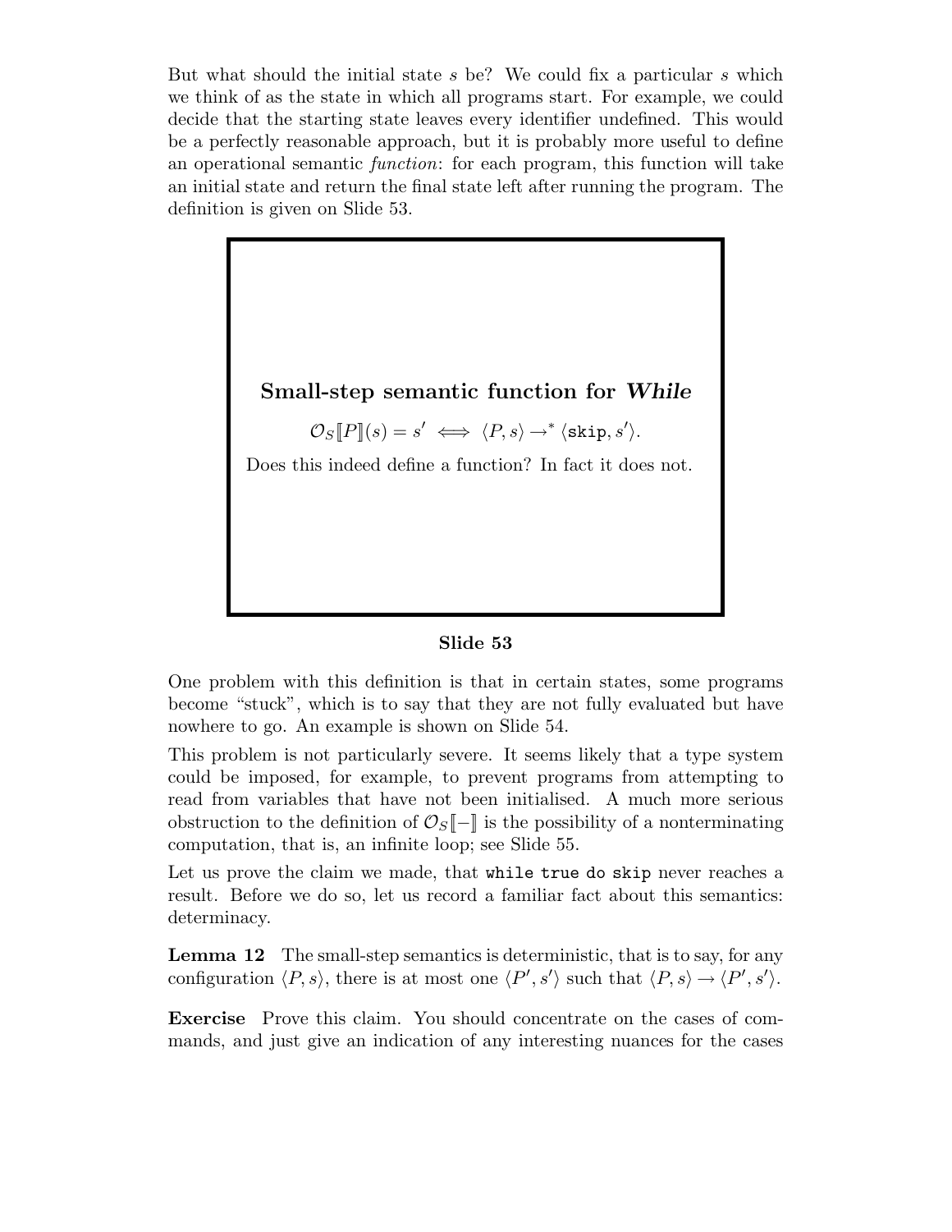But what should the initial state $s$ be? We could fix a particular $s$ which we think of as the state in which all programs start. For example, we could decide that the starting state leaves every identifier undefined. This would be a perfectly reasonable approach, but it is probably more useful to define an operational semantic *function*: for each program, this function will take an initial state and return the final state left after running the program. The definition is given on Slide 53.

**Small-step semantic function for *While***

$$\mathcal{O}_S[\![P]\!](s) = s' \iff \langle P, s\rangle \to^* \langle \texttt{skip}, s'\rangle.$$

Does this indeed define a function? In fact it does not.

**Slide 53**

One problem with this definition is that in certain states, some programs become “stuck”, which is to say that they are not fully evaluated but have nowhere to go. An example is shown on Slide 54.

This problem is not particularly severe. It seems likely that a type system could be imposed, for example, to prevent programs from attempting to read from variables that have not been initialised. A much more serious obstruction to the definition of $\mathcal{O}_S[\![-]\!]$ is the possibility of a nonterminating computation, that is, an infinite loop; see Slide 55.

Let us prove the claim we made, that `while true do skip` never reaches a result. Before we do so, let us record a familiar fact about this semantics: determinacy.

**Lemma 12** The small-step semantics is deterministic, that is to say, for any configuration $\langle P, s\rangle$, there is at most one $\langle P', s'\rangle$ such that $\langle P, s\rangle \to \langle P', s'\rangle$.

**Exercise** Prove this claim. You should concentrate on the cases of commands, and just give an indication of any interesting nuances for the cases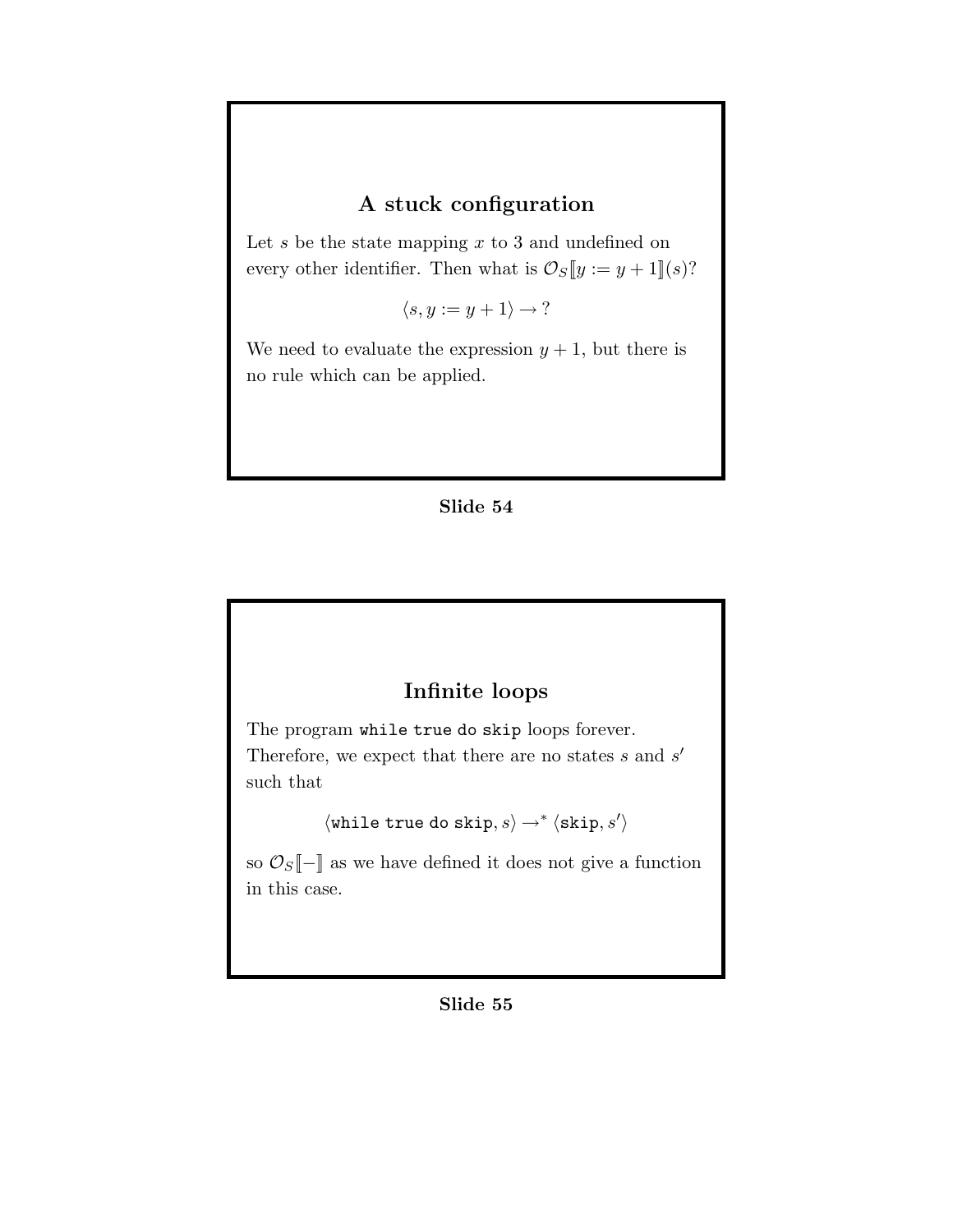## A stuck configuration

Let $s$ be the state mapping $x$ to 3 and undefined on every other identifier. Then what is $\mathcal{O}_S[\![y := y + 1]\!](s)$?

$$\langle s, y := y + 1 \rangle \rightarrow ?$$

We need to evaluate the expression $y + 1$, but there is no rule which can be applied.

**Slide 54**

## Infinite loops

The program `while true do skip` loops forever. Therefore, we expect that there are no states $s$ and $s'$ such that

$$\langle \texttt{while true do skip}, s \rangle \rightarrow^* \langle \texttt{skip}, s' \rangle$$

so $\mathcal{O}_S[\![-]\!]$ as we have defined it does not give a function in this case.

**Slide 55**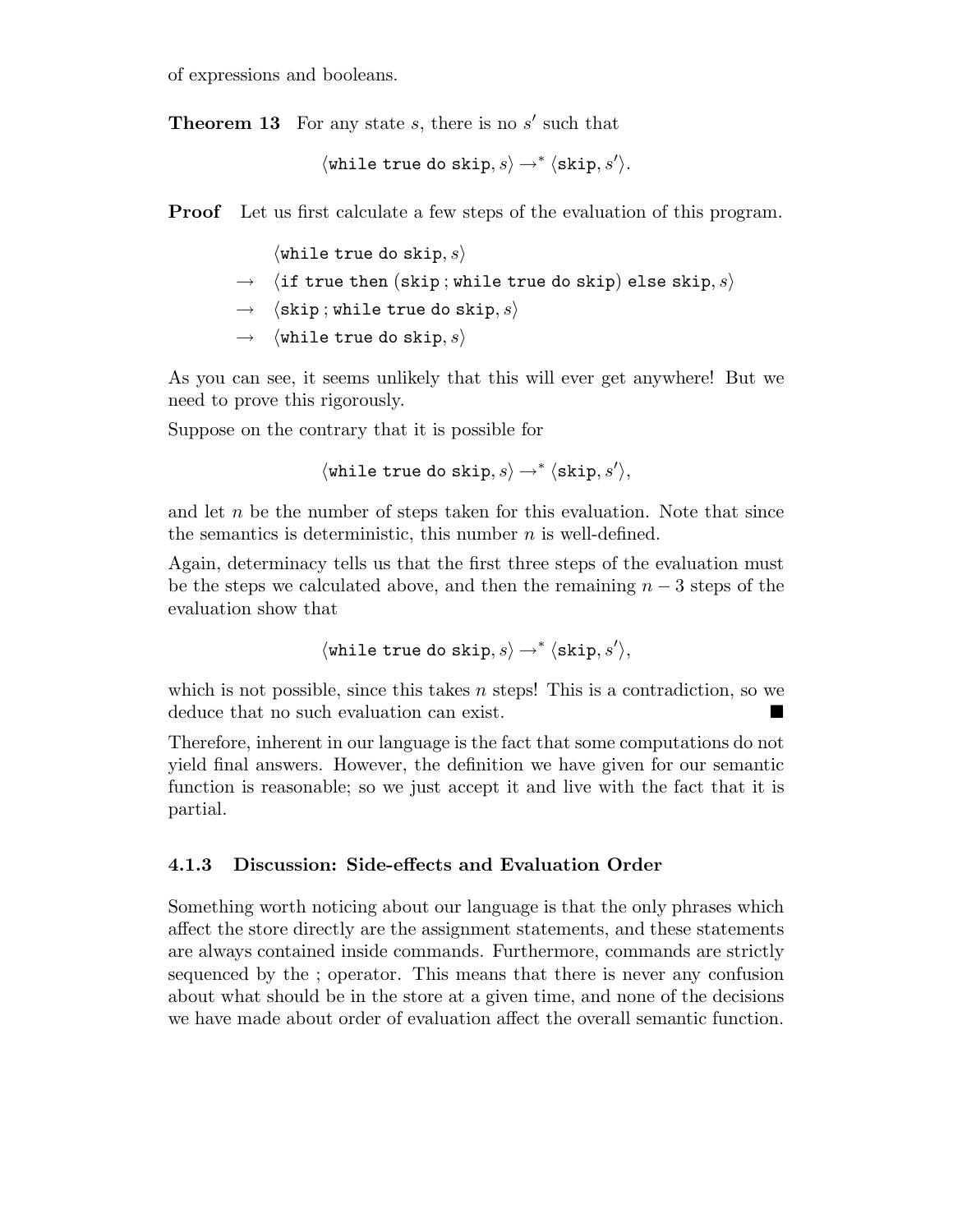of expressions and booleans.

**Theorem 13** For any state $s$, there is no $s'$ such that

$$\langle \texttt{while true do skip}, s \rangle \rightarrow^* \langle \texttt{skip}, s' \rangle.$$

**Proof** Let us first calculate a few steps of the evaluation of this program.

$$
\begin{array}{ll}
 & \langle \texttt{while true do skip}, s \rangle \\
\rightarrow & \langle \texttt{if true then (skip ; while true do skip) else skip}, s \rangle \\
\rightarrow & \langle \texttt{skip ; while true do skip}, s \rangle \\
\rightarrow & \langle \texttt{while true do skip}, s \rangle
\end{array}
$$

As you can see, it seems unlikely that this will ever get anywhere! But we need to prove this rigorously.

Suppose on the contrary that it is possible for

$$\langle \texttt{while true do skip}, s \rangle \rightarrow^* \langle \texttt{skip}, s' \rangle,$$

and let $n$ be the number of steps taken for this evaluation. Note that since the semantics is deterministic, this number $n$ is well-defined.

Again, determinacy tells us that the first three steps of the evaluation must be the steps we calculated above, and then the remaining $n - 3$ steps of the evaluation show that

$$\langle \texttt{while true do skip}, s \rangle \rightarrow^* \langle \texttt{skip}, s' \rangle,$$

which is not possible, since this takes $n$ steps! This is a contradiction, so we deduce that no such evaluation can exist. ∎

Therefore, inherent in our language is the fact that some computations do not yield final answers. However, the definition we have given for our semantic function is reasonable; so we just accept it and live with the fact that it is partial.

### 4.1.3 Discussion: Side-effects and Evaluation Order

Something worth noticing about our language is that the only phrases which affect the store directly are the assignment statements, and these statements are always contained inside commands. Furthermore, commands are strictly sequenced by the ; operator. This means that there is never any confusion about what should be in the store at a given time, and none of the decisions we have made about order of evaluation affect the overall semantic function.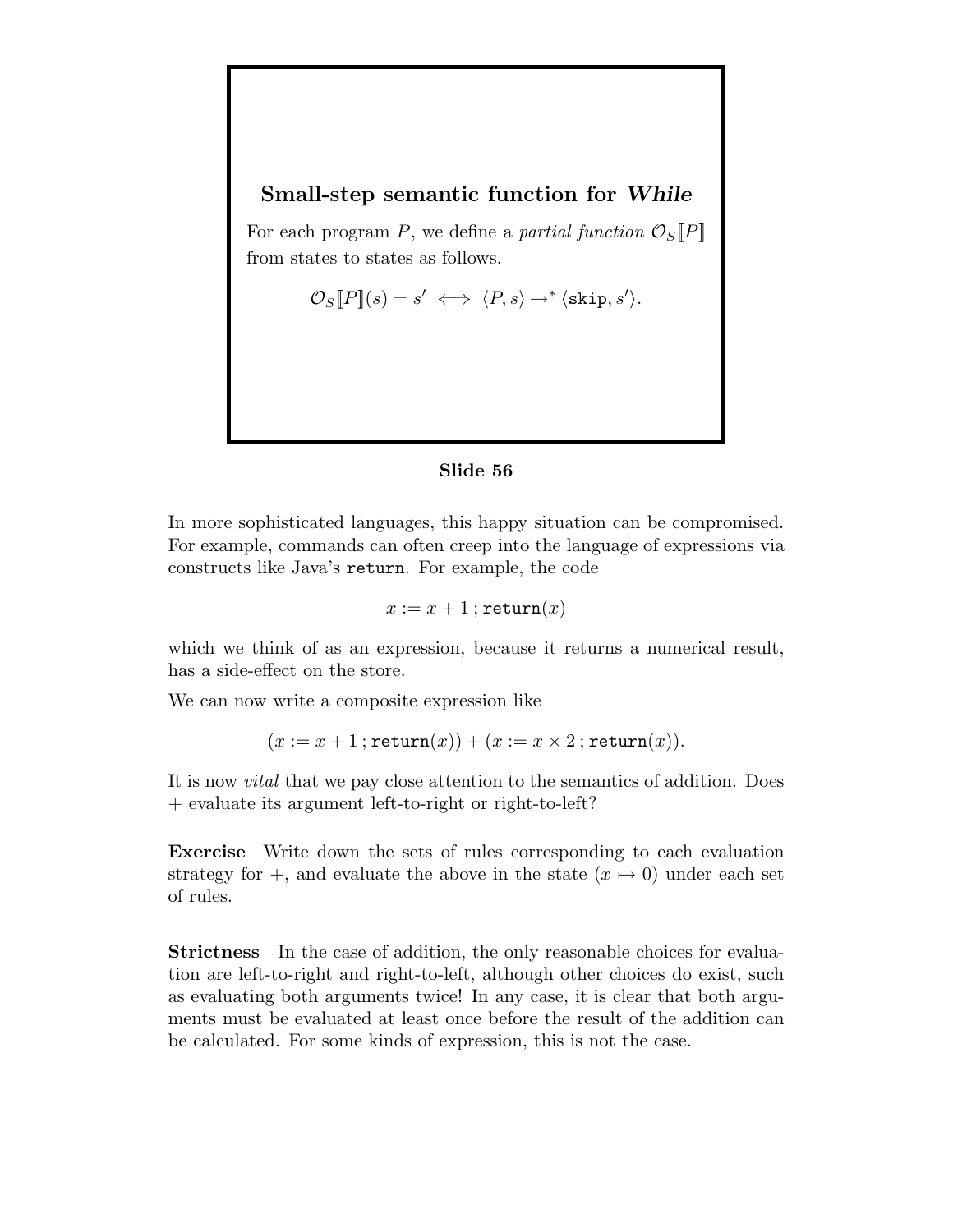## Small-step semantic function for *While*

For each program $P$, we define a *partial function* $\mathcal{O}_S[\![P]\!]$ from states to states as follows.

$$\mathcal{O}_S[\![P]\!](s) = s' \iff \langle P, s\rangle \to^* \langle \texttt{skip}, s'\rangle.$$

**Slide 56**

In more sophisticated languages, this happy situation can be compromised. For example, commands can often creep into the language of expressions via constructs like Java's `return`. For example, the code

$$x := x + 1\,;\texttt{return}(x)$$

which we think of as an expression, because it returns a numerical result, has a side-effect on the store.

We can now write a composite expression like

$$(x := x + 1\,;\texttt{return}(x)) + (x := x \times 2\,;\texttt{return}(x)).$$

It is now *vital* that we pay close attention to the semantics of addition. Does + evaluate its argument left-to-right or right-to-left?

**Exercise** Write down the sets of rules corresponding to each evaluation strategy for +, and evaluate the above in the state $(x \mapsto 0)$ under each set of rules.

**Strictness** In the case of addition, the only reasonable choices for evaluation are left-to-right and right-to-left, although other choices do exist, such as evaluating both arguments twice! In any case, it is clear that both arguments must be evaluated at least once before the result of the addition can be calculated. For some kinds of expression, this is not the case.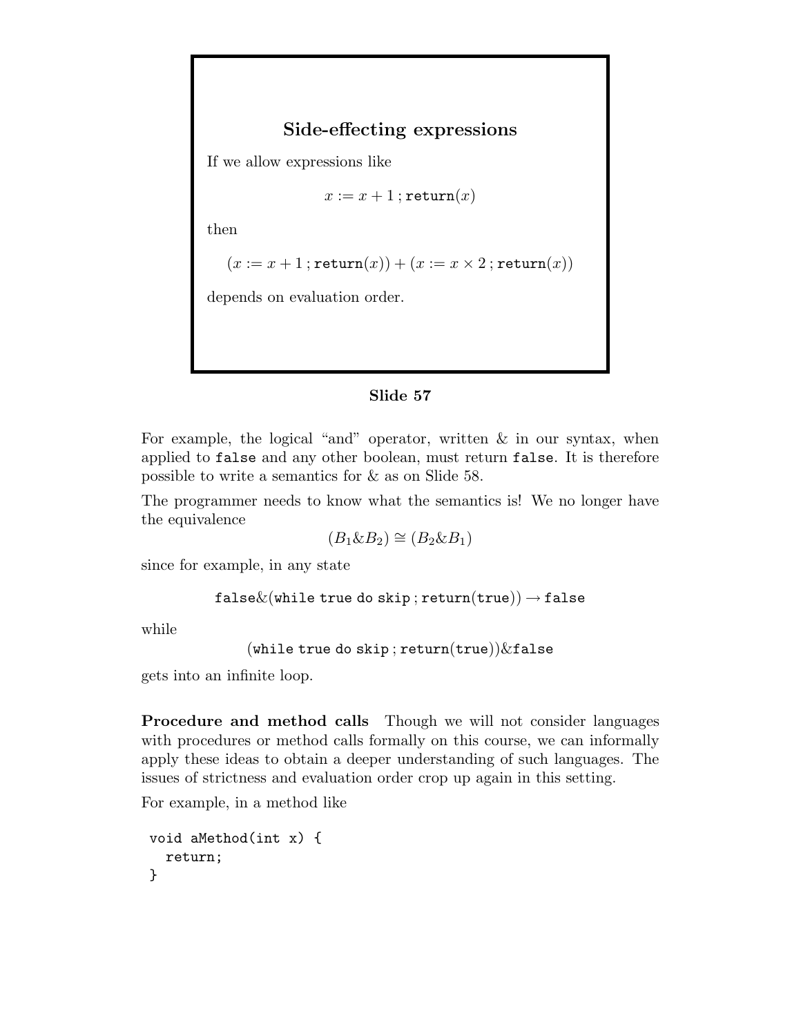## Side-effecting expressions

If we allow expressions like

$$x := x + 1 \,; \mathtt{return}(x)$$

then

$$(x := x + 1 \,; \mathtt{return}(x)) + (x := x \times 2 \,; \mathtt{return}(x))$$

depends on evaluation order.

**Slide 57**

For example, the logical "and" operator, written & in our syntax, when applied to `false` and any other boolean, must return `false`. It is therefore possible to write a semantics for & as on Slide 58.

The programmer needs to know what the semantics is! We no longer have the equivalence

$$(B_1 \& B_2) \cong (B_2 \& B_1)$$

since for example, in any state

$$\mathtt{false} \& (\mathtt{while\ true\ do\ skip} \,; \mathtt{return}(\mathtt{true})) \rightarrow \mathtt{false}$$

while

$$(\mathtt{while\ true\ do\ skip} \,; \mathtt{return}(\mathtt{true})) \& \mathtt{false}$$

gets into an infinite loop.

**Procedure and method calls** Though we will not consider languages with procedures or method calls formally on this course, we can informally apply these ideas to obtain a deeper understanding of such languages. The issues of strictness and evaluation order crop up again in this setting.

For example, in a method like

```
void aMethod(int x) {
  return;
}
```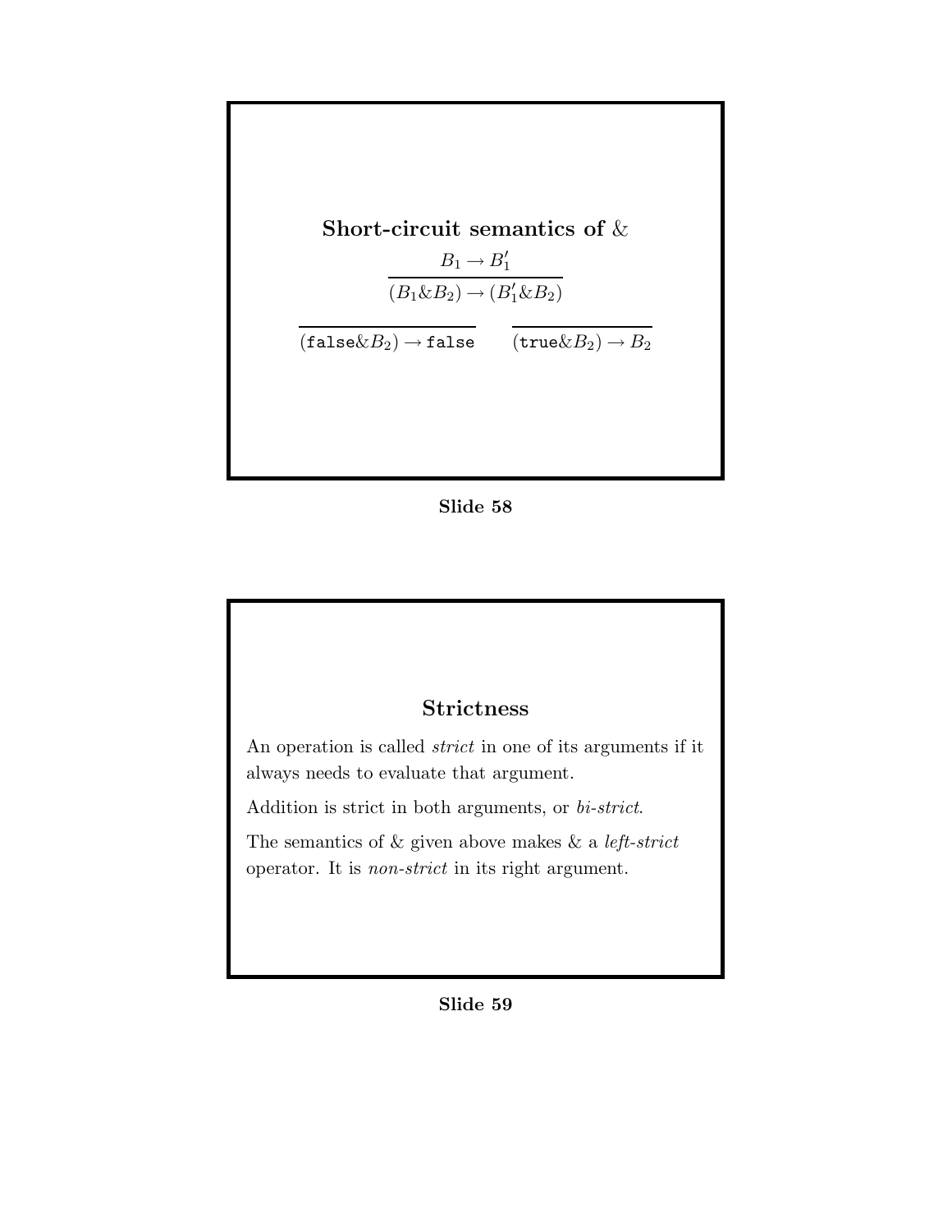## Short-circuit semantics of &

$$\frac{B_1 \to B_1'}{(B_1 \& B_2) \to (B_1' \& B_2)}$$

$$\frac{}{(\texttt{false} \& B_2) \to \texttt{false}} \qquad \frac{}{(\texttt{true} \& B_2) \to B_2}$$

**Slide 58**

## Strictness

An operation is called *strict* in one of its arguments if it always needs to evaluate that argument.

Addition is strict in both arguments, or *bi-strict*.

The semantics of & given above makes & a *left-strict* operator. It is *non-strict* in its right argument.

**Slide 59**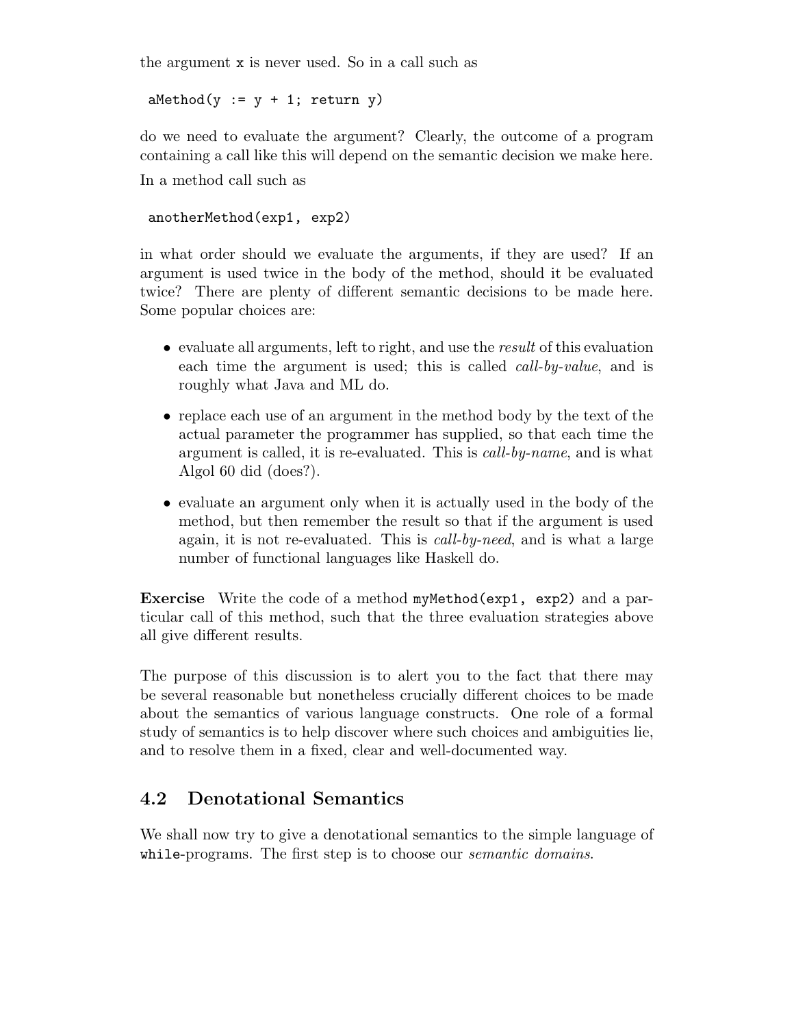the argument `x` is never used. So in a call such as

```
aMethod(y := y + 1; return y)
```

do we need to evaluate the argument? Clearly, the outcome of a program containing a call like this will depend on the semantic decision we make here.

In a method call such as

```
anotherMethod(exp1, exp2)
```

in what order should we evaluate the arguments, if they are used? If an argument is used twice in the body of the method, should it be evaluated twice? There are plenty of different semantic decisions to be made here. Some popular choices are:

- evaluate all arguments, left to right, and use the *result* of this evaluation each time the argument is used; this is called *call-by-value*, and is roughly what Java and ML do.
- replace each use of an argument in the method body by the text of the actual parameter the programmer has supplied, so that each time the argument is called, it is re-evaluated. This is *call-by-name*, and is what Algol 60 did (does?).
- evaluate an argument only when it is actually used in the body of the method, but then remember the result so that if the argument is used again, it is not re-evaluated. This is *call-by-need*, and is what a large number of functional languages like Haskell do.

**Exercise** Write the code of a method `myMethod(exp1, exp2)` and a particular call of this method, such that the three evaluation strategies above all give different results.

The purpose of this discussion is to alert you to the fact that there may be several reasonable but nonetheless crucially different choices to be made about the semantics of various language constructs. One role of a formal study of semantics is to help discover where such choices and ambiguities lie, and to resolve them in a fixed, clear and well-documented way.

## 4.2 Denotational Semantics

We shall now try to give a denotational semantics to the simple language of `while`-programs. The first step is to choose our *semantic domains*.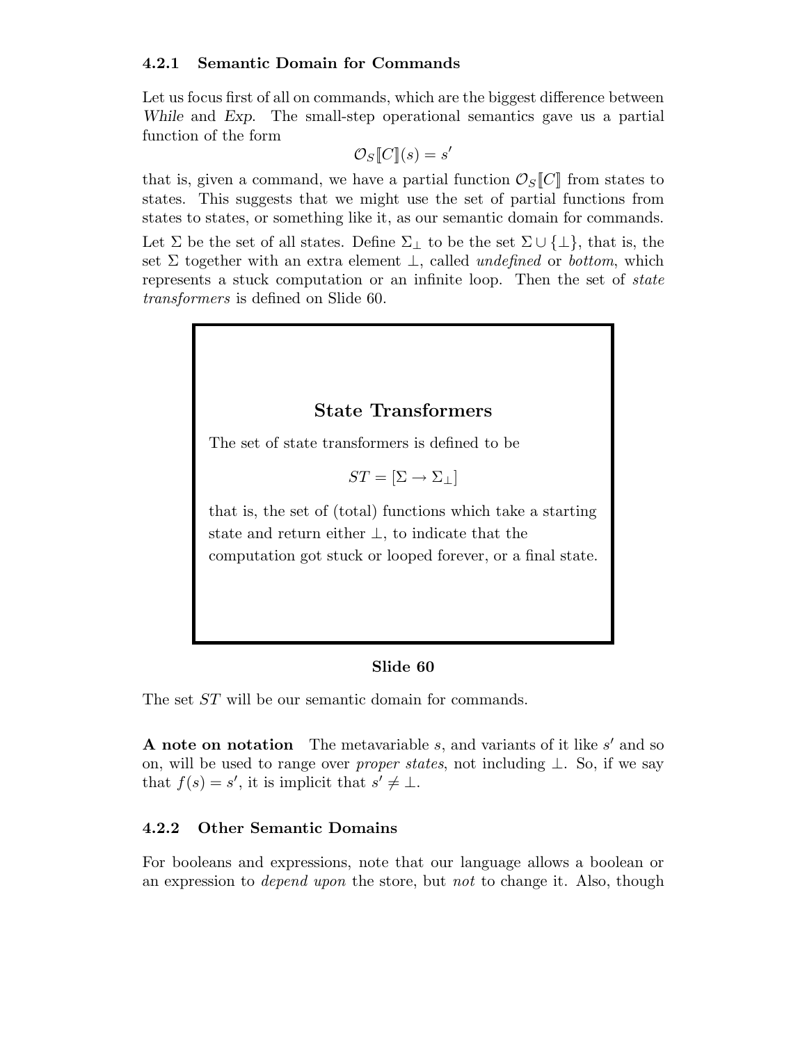### 4.2.1 Semantic Domain for Commands

Let us focus first of all on commands, which are the biggest difference between *While* and *Exp*. The small-step operational semantics gave us a partial function of the form

$$\mathcal{O}_S[\![C]\!](s) = s'$$

that is, given a command, we have a partial function $\mathcal{O}_S[\![C]\!]$ from states to states. This suggests that we might use the set of partial functions from states to states, or something like it, as our semantic domain for commands.

Let $\Sigma$ be the set of all states. Define $\Sigma_\perp$ to be the set $\Sigma \cup \{\perp\}$, that is, the set $\Sigma$ together with an extra element $\perp$, called *undefined* or *bottom*, which represents a stuck computation or an infinite loop. Then the set of *state transformers* is defined on Slide 60.

**State Transformers**

The set of state transformers is defined to be

$$ST = [\Sigma \to \Sigma_\perp]$$

that is, the set of (total) functions which take a starting state and return either $\perp$, to indicate that the computation got stuck or looped forever, or a final state.

**Slide 60**

The set $ST$ will be our semantic domain for commands.

**A note on notation** The metavariable $s$, and variants of it like $s'$ and so on, will be used to range over *proper states*, not including $\perp$. So, if we say that $f(s) = s'$, it is implicit that $s' \neq \perp$.

### 4.2.2 Other Semantic Domains

For booleans and expressions, note that our language allows a boolean or an expression to *depend upon* the store, but *not* to change it. Also, though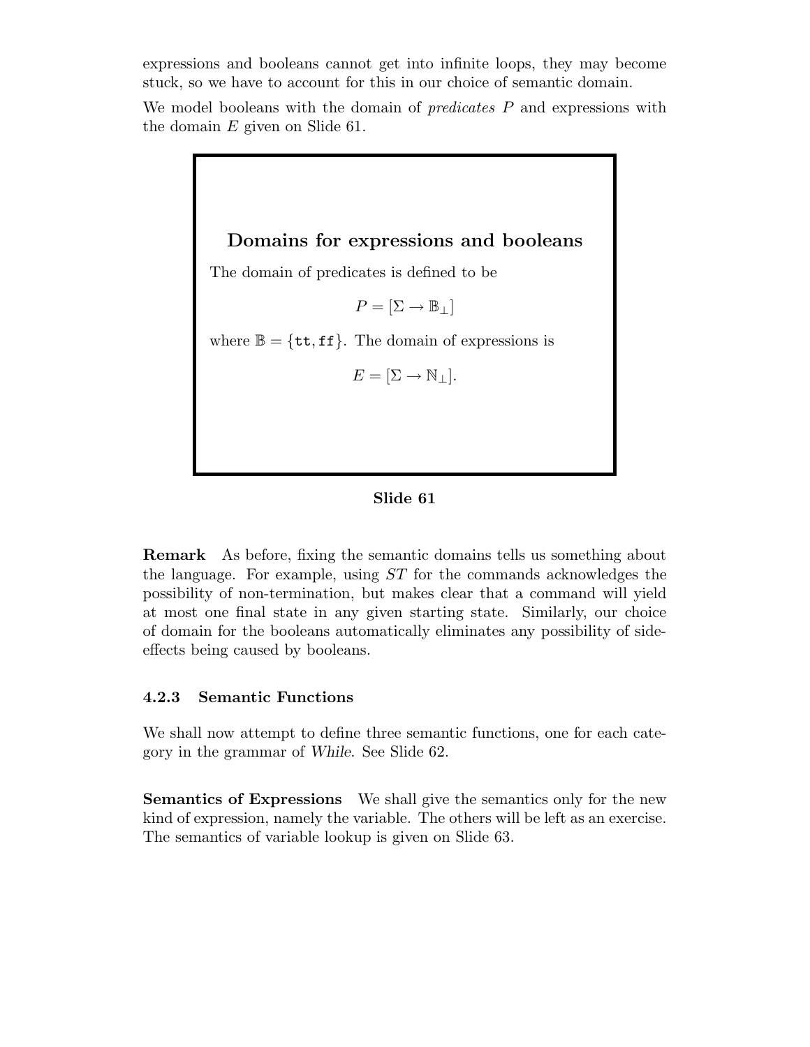expressions and booleans cannot get into infinite loops, they may become stuck, so we have to account for this in our choice of semantic domain.

We model booleans with the domain of *predicates* $P$ and expressions with the domain $E$ given on Slide 61.

**Domains for expressions and booleans**

The domain of predicates is defined to be

$$P = [\Sigma \rightarrow \mathbb{B}_\perp]$$

where $\mathbb{B} = \{\mathtt{tt}, \mathtt{ff}\}$. The domain of expressions is

$$E = [\Sigma \rightarrow \mathbb{N}_\perp].$$

**Slide 61**

**Remark** As before, fixing the semantic domains tells us something about the language. For example, using $ST$ for the commands acknowledges the possibility of non-termination, but makes clear that a command will yield at most one final state in any given starting state. Similarly, our choice of domain for the booleans automatically eliminates any possibility of side-effects being caused by booleans.

### 4.2.3 Semantic Functions

We shall now attempt to define three semantic functions, one for each category in the grammar of *While*. See Slide 62.

**Semantics of Expressions** We shall give the semantics only for the new kind of expression, namely the variable. The others will be left as an exercise. The semantics of variable lookup is given on Slide 63.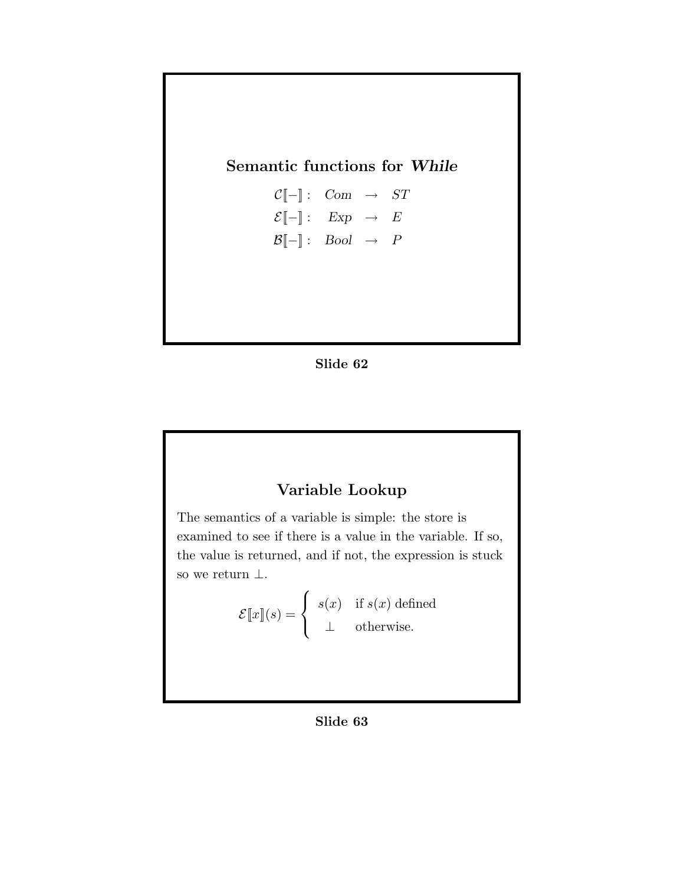## Semantic functions for *While*

$$
\begin{array}{rccc}
\mathcal{C}[\![-]\!]: & Com & \rightarrow & ST \\
\mathcal{E}[\![-]\!]: & Exp & \rightarrow & E \\
\mathcal{B}[\![-]\!]: & Bool & \rightarrow & P
\end{array}
$$

**Slide 62**

## Variable Lookup

The semantics of a variable is simple: the store is examined to see if there is a value in the variable. If so, the value is returned, and if not, the expression is stuck so we return $\perp$.

$$
\mathcal{E}[\![x]\!](s) = \begin{cases} s(x) & \text{if } s(x) \text{ defined} \\ \perp & \text{otherwise.} \end{cases}
$$

**Slide 63**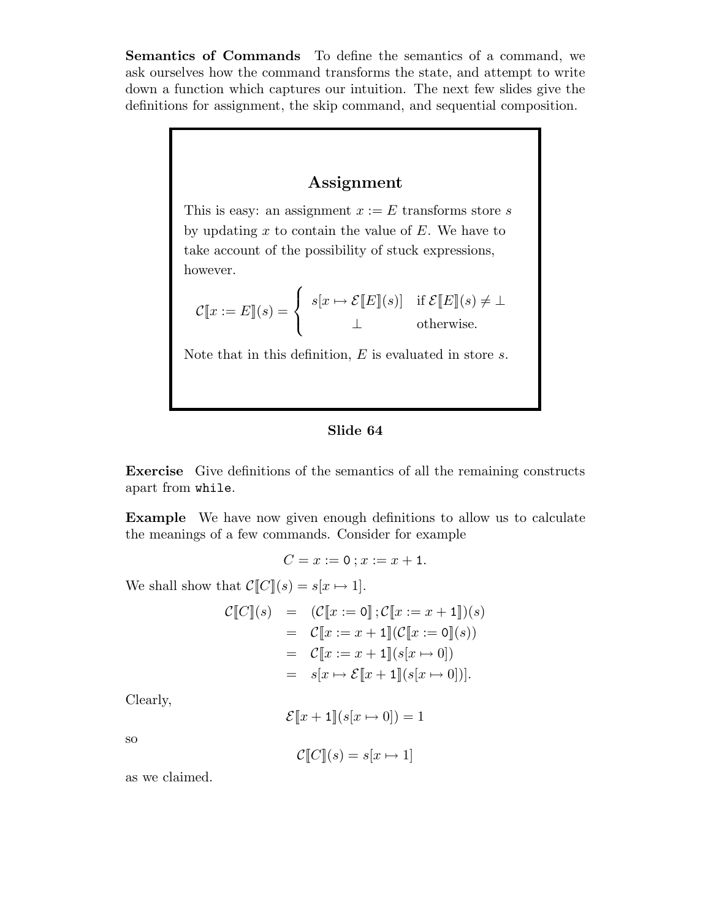**Semantics of Commands** To define the semantics of a command, we ask ourselves how the command transforms the state, and attempt to write down a function which captures our intuition. The next few slides give the definitions for assignment, the skip command, and sequential composition.

### Assignment

This is easy: an assignment $x := E$ transforms store $s$ by updating $x$ to contain the value of $E$. We have to take account of the possibility of stuck expressions, however.

$$\mathcal{C}[\![x := E]\!](s) = \begin{cases} s[x \mapsto \mathcal{E}[\![E]\!](s)] & \text{if } \mathcal{E}[\![E]\!](s) \neq \bot \\ \bot & \text{otherwise.} \end{cases}$$

Note that in this definition, $E$ is evaluated in store $s$.

**Slide 64**

**Exercise** Give definitions of the semantics of all the remaining constructs apart from `while`.

**Example** We have now given enough definitions to allow us to calculate the meanings of a few commands. Consider for example

$$C = x := \mathsf{0}\,;x := x + \mathsf{1}.$$

We shall show that $\mathcal{C}[\![C]\!](s) = s[x \mapsto 1]$.

$$\begin{aligned} \mathcal{C}[\![C]\!](s) &= (\mathcal{C}[\![x := \mathsf{0}]\!]\,;\mathcal{C}[\![x := x + \mathsf{1}]\!])(s) \\ &= \mathcal{C}[\![x := x + \mathsf{1}]\!](\mathcal{C}[\![x := \mathsf{0}]\!](s)) \\ &= \mathcal{C}[\![x := x + \mathsf{1}]\!](s[x \mapsto 0]) \\ &= s[x \mapsto \mathcal{E}[\![x + \mathsf{1}]\!](s[x \mapsto 0])]. \end{aligned}$$

Clearly,

$$\mathcal{E}[\![x + \mathsf{1}]\!](s[x \mapsto 0]) = 1$$

so

$$\mathcal{C}[\![C]\!](s) = s[x \mapsto 1]$$

as we claimed.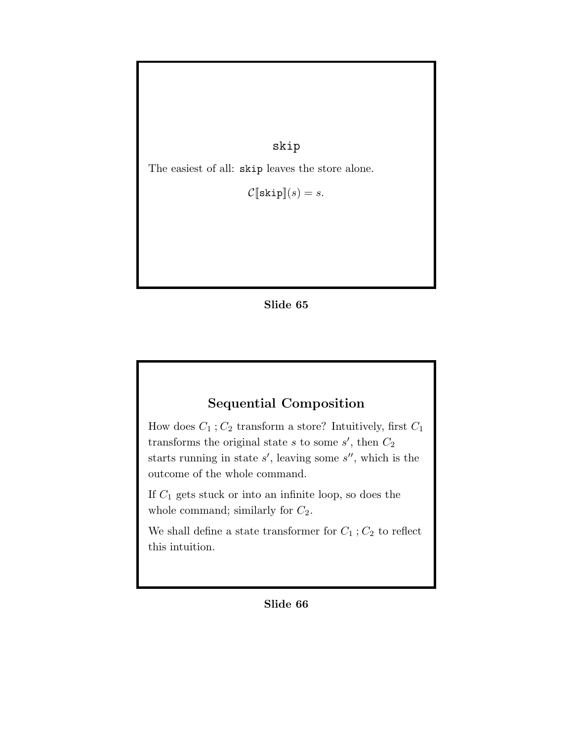## `skip`

The easiest of all: `skip` leaves the store alone.

$$\mathcal{C}[\![\texttt{skip}]\!](s) = s.$$

**Slide 65**

## Sequential Composition

How does $C_1 \,;\, C_2$ transform a store? Intuitively, first $C_1$ transforms the original state $s$ to some $s'$, then $C_2$ starts running in state $s'$, leaving some $s''$, which is the outcome of the whole command.

If $C_1$ gets stuck or into an infinite loop, so does the whole command; similarly for $C_2$.

We shall define a state transformer for $C_1 \,;\, C_2$ to reflect this intuition.

**Slide 66**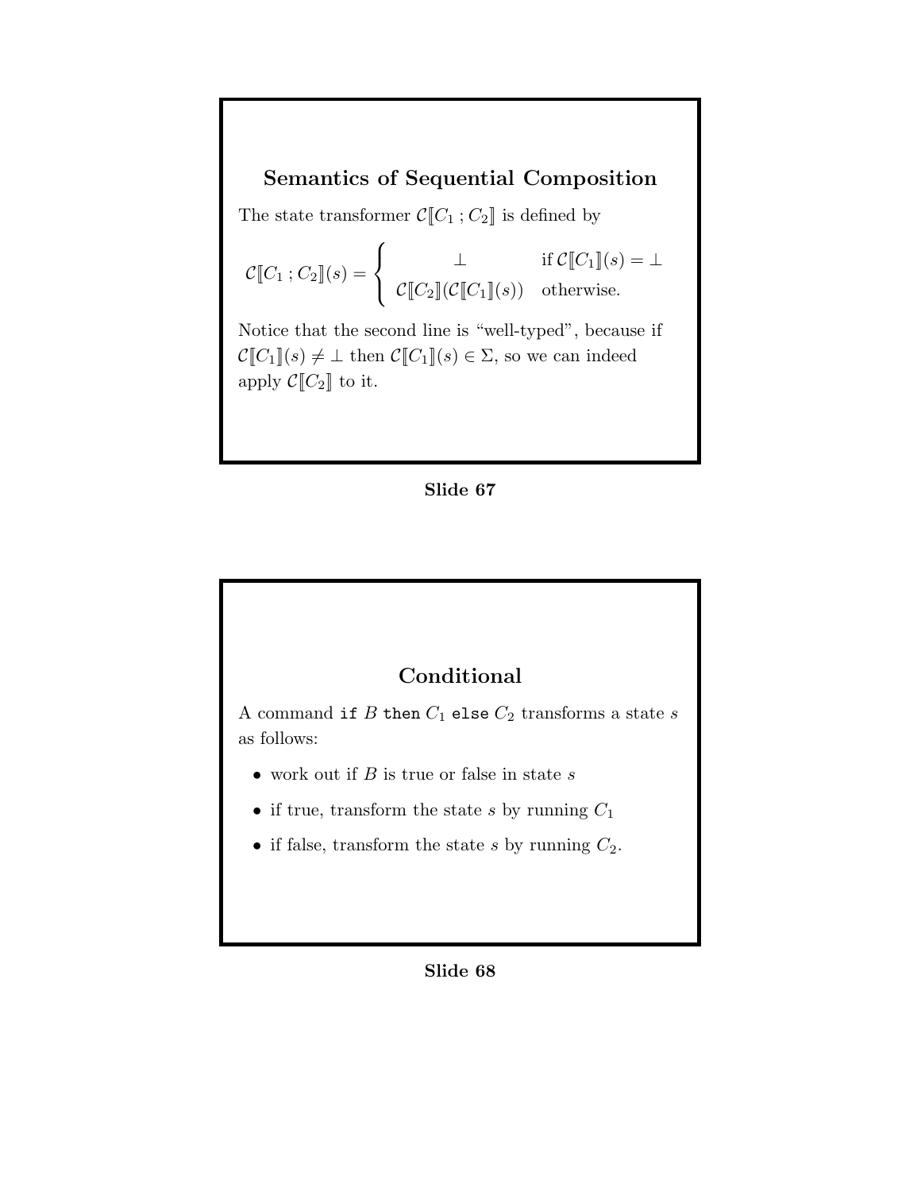## Semantics of Sequential Composition

The state transformer $\mathcal{C}[\![C_1\,;C_2]\!]$ is defined by

$$\mathcal{C}[\![C_1\,;C_2]\!](s) = \begin{cases} \perp & \text{if } \mathcal{C}[\![C_1]\!](s) = \perp \\ \mathcal{C}[\![C_2]\!](\mathcal{C}[\![C_1]\!](s)) & \text{otherwise.} \end{cases}$$

Notice that the second line is "well-typed", because if $\mathcal{C}[\![C_1]\!](s) \neq \perp$ then $\mathcal{C}[\![C_1]\!](s) \in \Sigma$, so we can indeed apply $\mathcal{C}[\![C_2]\!]$ to it.

**Slide 67**

## Conditional

A command `if` $B$ `then` $C_1$ `else` $C_2$ transforms a state $s$ as follows:

- work out if $B$ is true or false in state $s$
- if true, transform the state $s$ by running $C_1$
- if false, transform the state $s$ by running $C_2$.

**Slide 68**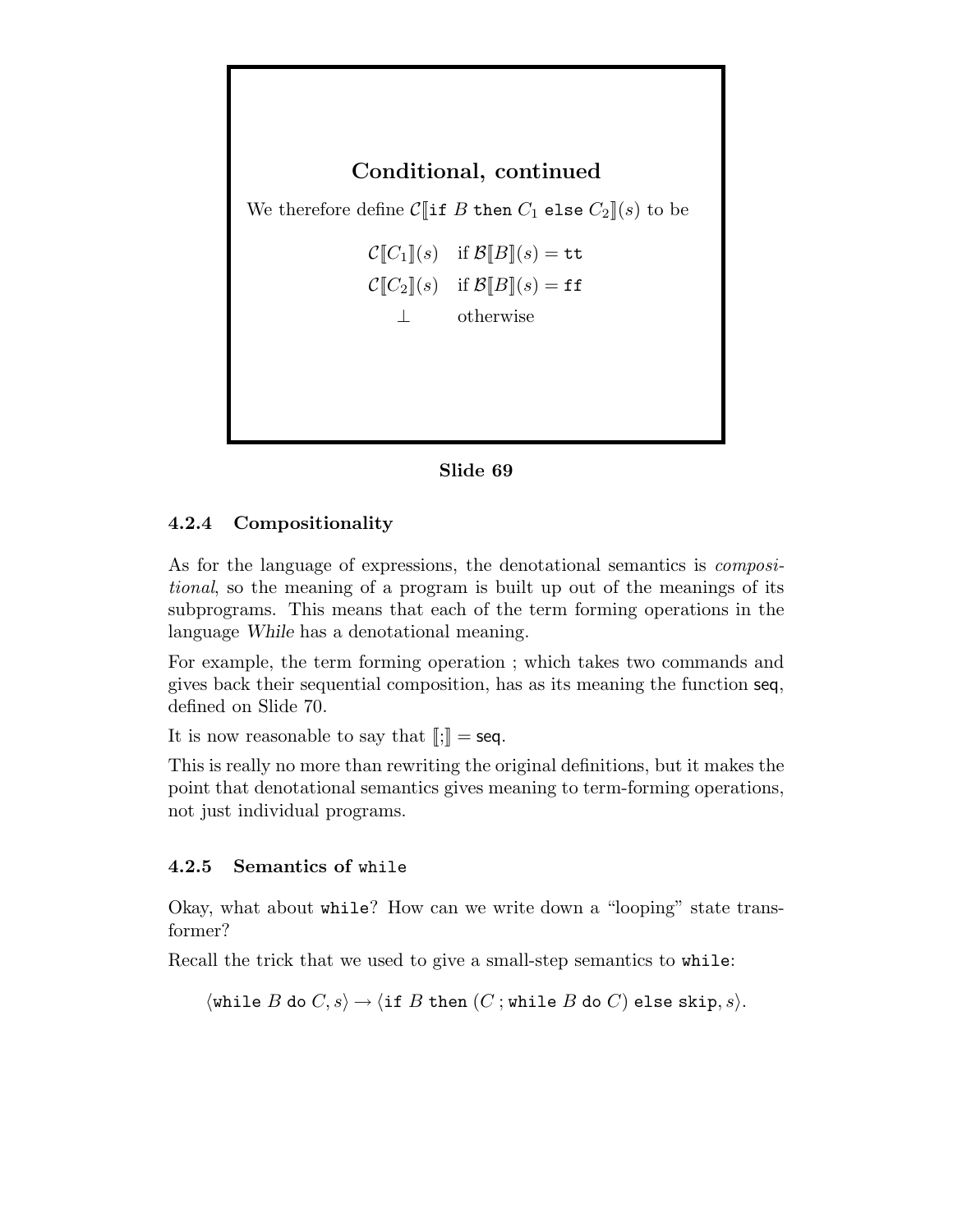**Conditional, continued**

We therefore define $\mathcal{C}[\![\texttt{if } B \texttt{ then } C_1 \texttt{ else } C_2]\!](s)$ to be

$$
\begin{array}{ll}
\mathcal{C}[\![C_1]\!](s) & \text{if } \mathcal{B}[\![B]\!](s) = \texttt{tt} \\
\mathcal{C}[\![C_2]\!](s) & \text{if } \mathcal{B}[\![B]\!](s) = \texttt{ff} \\
\bot & \text{otherwise}
\end{array}
$$

**Slide 69**

### 4.2.4 Compositionality

As for the language of expressions, the denotational semantics is *compositional*, so the meaning of a program is built up out of the meanings of its subprograms. This means that each of the term forming operations in the language *While* has a denotational meaning.

For example, the term forming operation ; which takes two commands and gives back their sequential composition, has as its meaning the function seq, defined on Slide 70.

It is now reasonable to say that $[\![;]\!] = \mathsf{seq}$.

This is really no more than rewriting the original definitions, but it makes the point that denotational semantics gives meaning to term-forming operations, not just individual programs.

### 4.2.5 Semantics of `while`

Okay, what about `while`? How can we write down a "looping" state transformer?

Recall the trick that we used to give a small-step semantics to `while`:

$$\langle \texttt{while } B \texttt{ do } C, s\rangle \rightarrow \langle \texttt{if } B \texttt{ then } (C\, ; \texttt{while } B \texttt{ do } C) \texttt{ else skip}, s\rangle.$$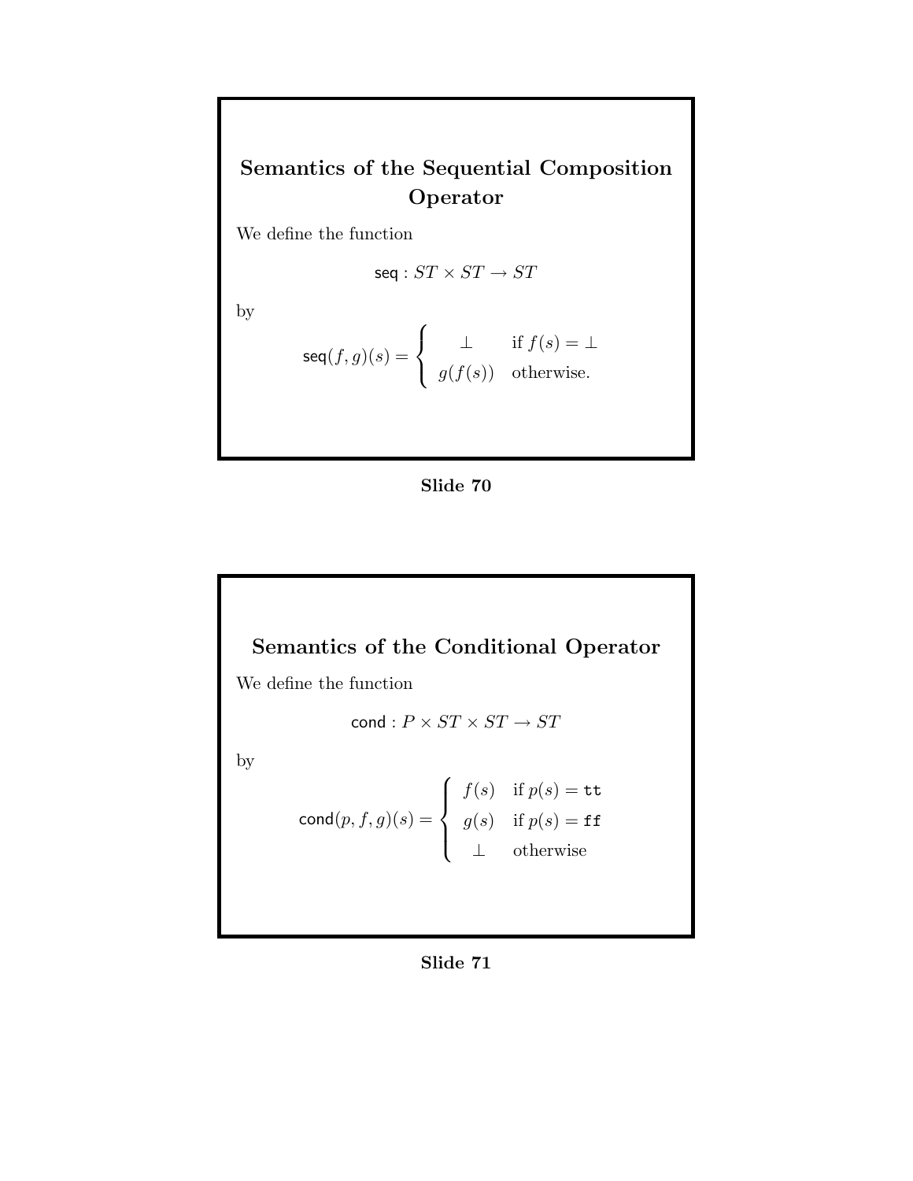## Semantics of the Sequential Composition Operator

We define the function

$$\mathsf{seq} : ST \times ST \to ST$$

by

$$\mathsf{seq}(f, g)(s) = \begin{cases} \bot & \text{if } f(s) = \bot \\ g(f(s)) & \text{otherwise.} \end{cases}$$

**Slide 70**

## Semantics of the Conditional Operator

We define the function

$$\mathsf{cond} : P \times ST \times ST \to ST$$

by

$$\mathsf{cond}(p, f, g)(s) = \begin{cases} f(s) & \text{if } p(s) = \mathtt{tt} \\ g(s) & \text{if } p(s) = \mathtt{ff} \\ \bot & \text{otherwise} \end{cases}$$

**Slide 71**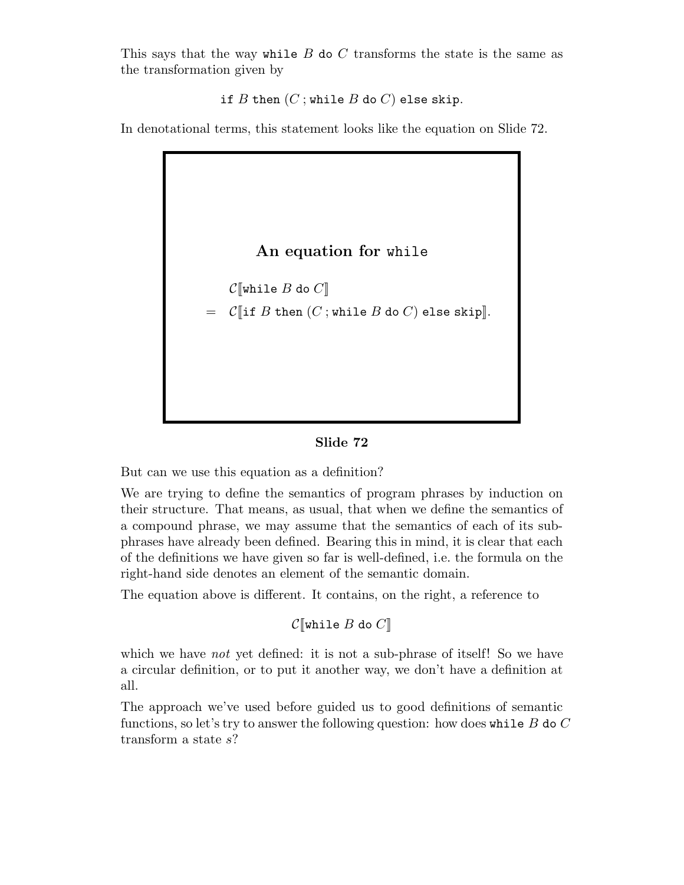This says that the way `while` $B$ `do` $C$ transforms the state is the same as the transformation given by

$$\texttt{if } B \texttt{ then } (C\,;\texttt{while } B \texttt{ do } C) \texttt{ else skip}.$$

In denotational terms, this statement looks like the equation on Slide 72.

**An equation for `while`**

$$
\begin{aligned}
& \mathcal{C}[\![\texttt{while } B \texttt{ do } C]\!] \\
= \quad & \mathcal{C}[\![\texttt{if } B \texttt{ then } (C\,;\texttt{while } B \texttt{ do } C) \texttt{ else skip}]\!].
\end{aligned}
$$

**Slide 72**

But can we use this equation as a definition?

We are trying to define the semantics of program phrases by induction on their structure. That means, as usual, that when we define the semantics of a compound phrase, we may assume that the semantics of each of its sub-phrases have already been defined. Bearing this in mind, it is clear that each of the definitions we have given so far is well-defined, i.e. the formula on the right-hand side denotes an element of the semantic domain.

The equation above is different. It contains, on the right, a reference to

$$\mathcal{C}[\![\texttt{while } B \texttt{ do } C]\!]$$

which we have *not* yet defined: it is not a sub-phrase of itself! So we have a circular definition, or to put it another way, we don't have a definition at all.

The approach we've used before guided us to good definitions of semantic functions, so let's try to answer the following question: how does `while` $B$ `do` $C$ transform a state $s$?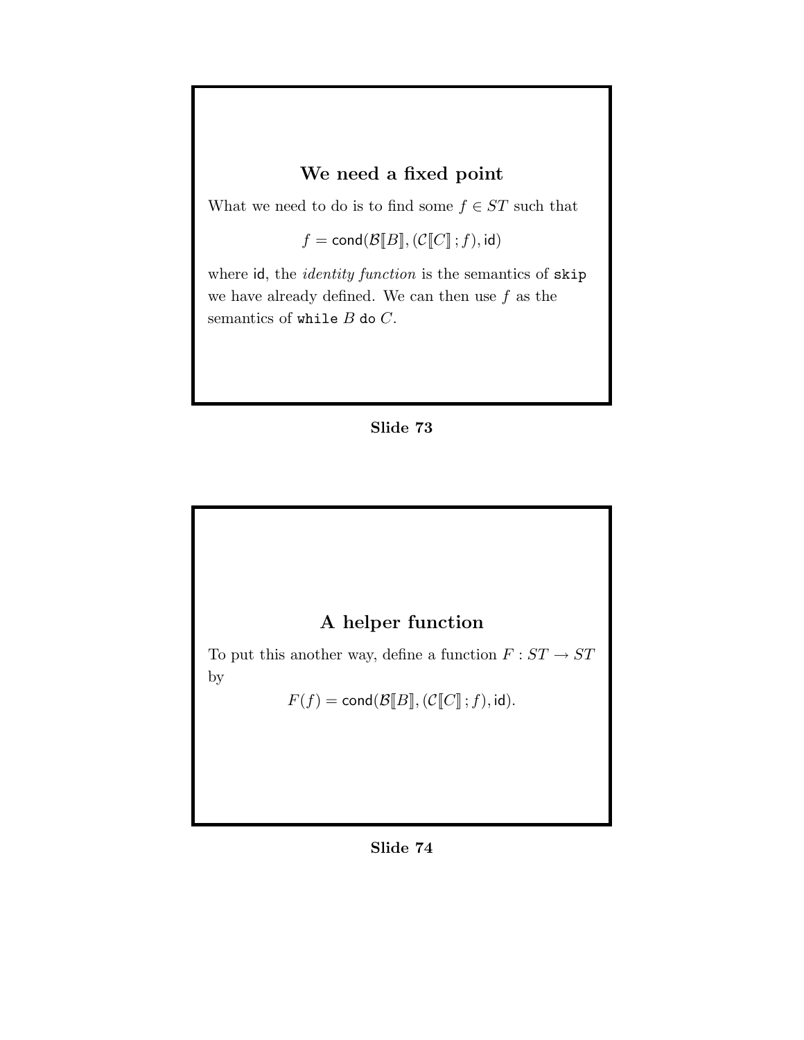## We need a fixed point

What we need to do is to find some $f \in ST$ such that

$$f = \mathsf{cond}(\mathcal{B}[\![B]\!], (\mathcal{C}[\![C]\!]\,;f), \mathsf{id})$$

where $\mathsf{id}$, the *identity function* is the semantics of `skip` we have already defined. We can then use $f$ as the semantics of `while` $B$ `do` $C$.

**Slide 73**

## A helper function

To put this another way, define a function $F : ST \to ST$ by

$$F(f) = \mathsf{cond}(\mathcal{B}[\![B]\!], (\mathcal{C}[\![C]\!]\,;f), \mathsf{id}).$$

**Slide 74**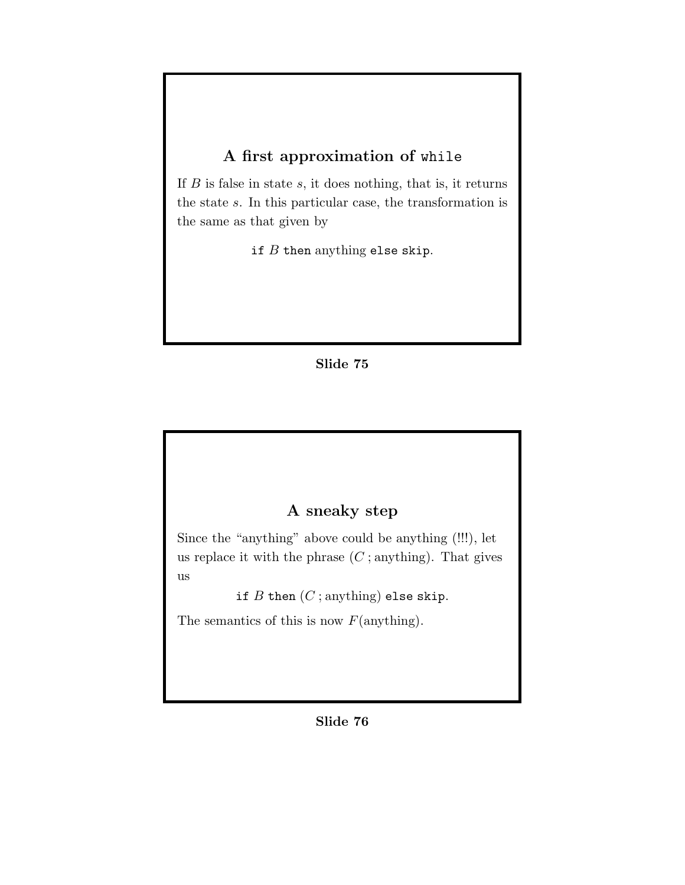## A first approximation of `while`

If $B$ is false in state $s$, it does nothing, that is, it returns the state $s$. In this particular case, the transformation is the same as that given by

`if` $B$ `then` anything `else` `skip`.

**Slide 75**

## A sneaky step

Since the "anything" above could be anything (!!!), let us replace it with the phrase ($C$ ; anything). That gives us

`if` $B$ `then` ($C$ ; anything) `else` `skip`.

The semantics of this is now $F$(anything).

**Slide 76**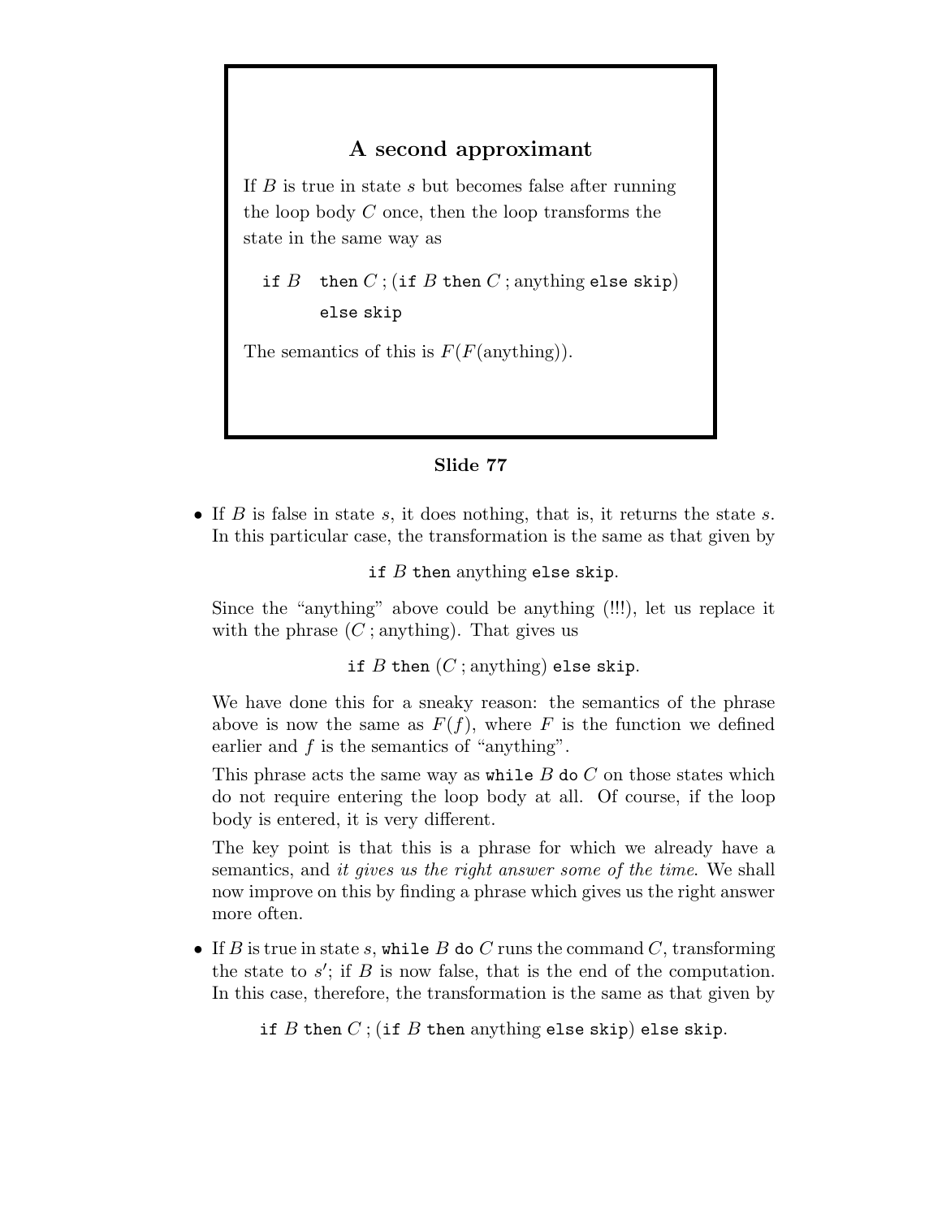## A second approximant

If $B$ is true in state $s$ but becomes false after running the loop body $C$ once, then the loop transforms the state in the same way as

```
if B   then C ; (if B then C ; anything else skip)
       else skip
```

The semantics of this is $F(F(\text{anything}))$.

**Slide 77**

- If $B$ is false in state $s$, it does nothing, that is, it returns the state $s$. In this particular case, the transformation is the same as that given by

  `if` $B$ `then` anything `else skip`.

  Since the "anything" above could be anything (!!!), let us replace it with the phrase ($C$ ; anything). That gives us

  `if` $B$ `then` ($C$ ; anything) `else skip`.

  We have done this for a sneaky reason: the semantics of the phrase above is now the same as $F(f)$, where $F$ is the function we defined earlier and $f$ is the semantics of "anything".

  This phrase acts the same way as `while` $B$ `do` $C$ on those states which do not require entering the loop body at all. Of course, if the loop body is entered, it is very different.

  The key point is that this is a phrase for which we already have a semantics, and *it gives us the right answer some of the time*. We shall now improve on this by finding a phrase which gives us the right answer more often.

- If $B$ is true in state $s$, `while` $B$ `do` $C$ runs the command $C$, transforming the state to $s'$; if $B$ is now false, that is the end of the computation. In this case, therefore, the transformation is the same as that given by

  `if` $B$ `then` $C$ ; (`if` $B$ `then` anything `else skip`) `else skip`.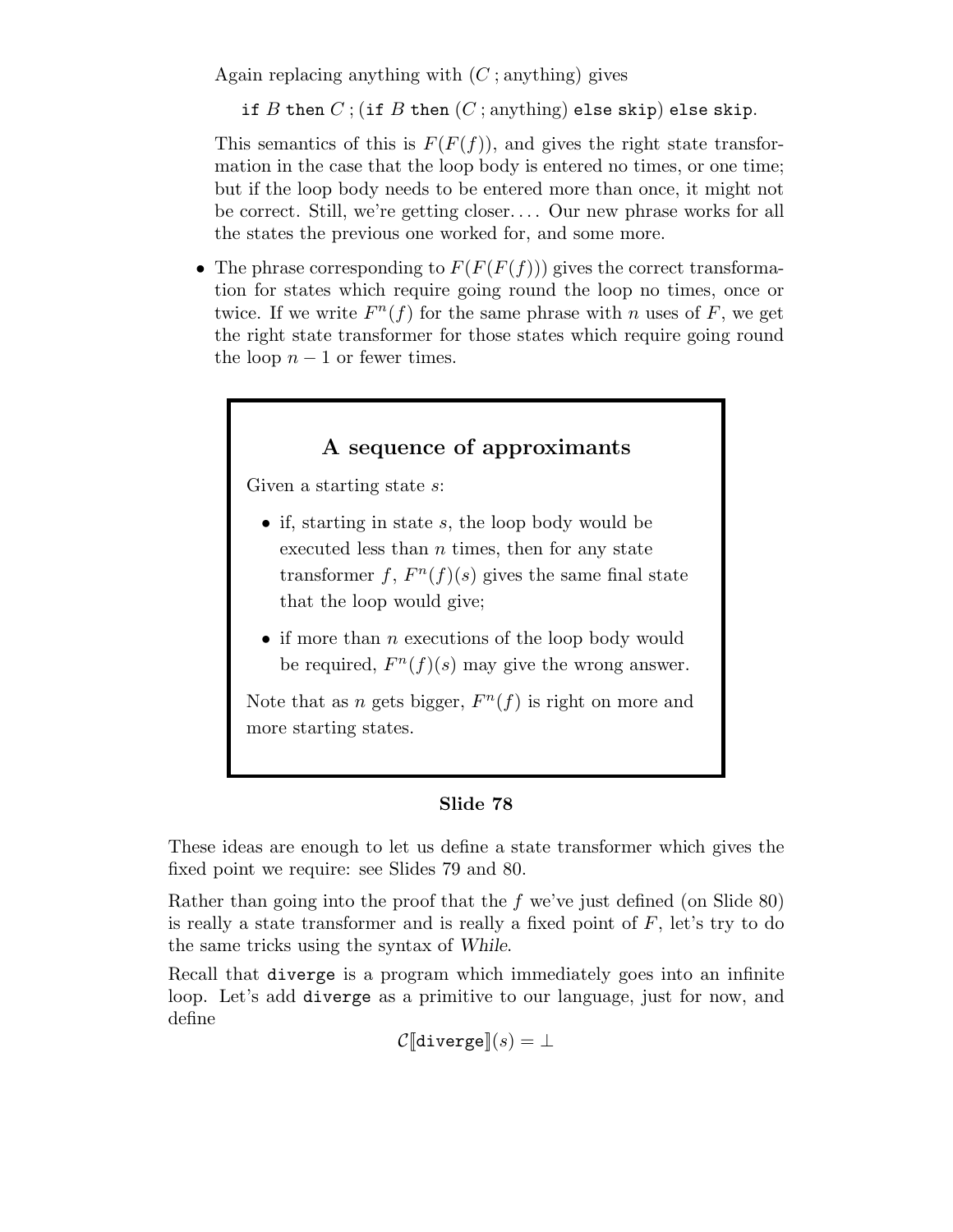Again replacing anything with $(C\,;\text{anything})$ gives

`if` $B$ `then` $C\,;($`if` $B$ `then` $(C\,;\text{anything})$ `else skip`$)$ `else skip`.

This semantics of this is $F(F(f))$, and gives the right state transformation in the case that the loop body is entered no times, or one time; but if the loop body needs to be entered more than once, it might not be correct. Still, we're getting closer.... Our new phrase works for all the states the previous one worked for, and some more.

- The phrase corresponding to $F(F(F(f)))$ gives the correct transformation for states which require going round the loop no times, once or twice. If we write $F^n(f)$ for the same phrase with $n$ uses of $F$, we get the right state transformer for those states which require going round the loop $n-1$ or fewer times.

### A sequence of approximants

Given a starting state $s$:

- if, starting in state $s$, the loop body would be executed less than $n$ times, then for any state transformer $f$, $F^n(f)(s)$ gives the same final state that the loop would give;
- if more than $n$ executions of the loop body would be required, $F^n(f)(s)$ may give the wrong answer.

Note that as $n$ gets bigger, $F^n(f)$ is right on more and more starting states.

**Slide 78**

These ideas are enough to let us define a state transformer which gives the fixed point we require: see Slides 79 and 80.

Rather than going into the proof that the $f$ we've just defined (on Slide 80) is really a state transformer and is really a fixed point of $F$, let's try to do the same tricks using the syntax of *While*.

Recall that `diverge` is a program which immediately goes into an infinite loop. Let's add `diverge` as a primitive to our language, just for now, and define

$$\mathcal{C}[\![\texttt{diverge}]\!](s) = \bot$$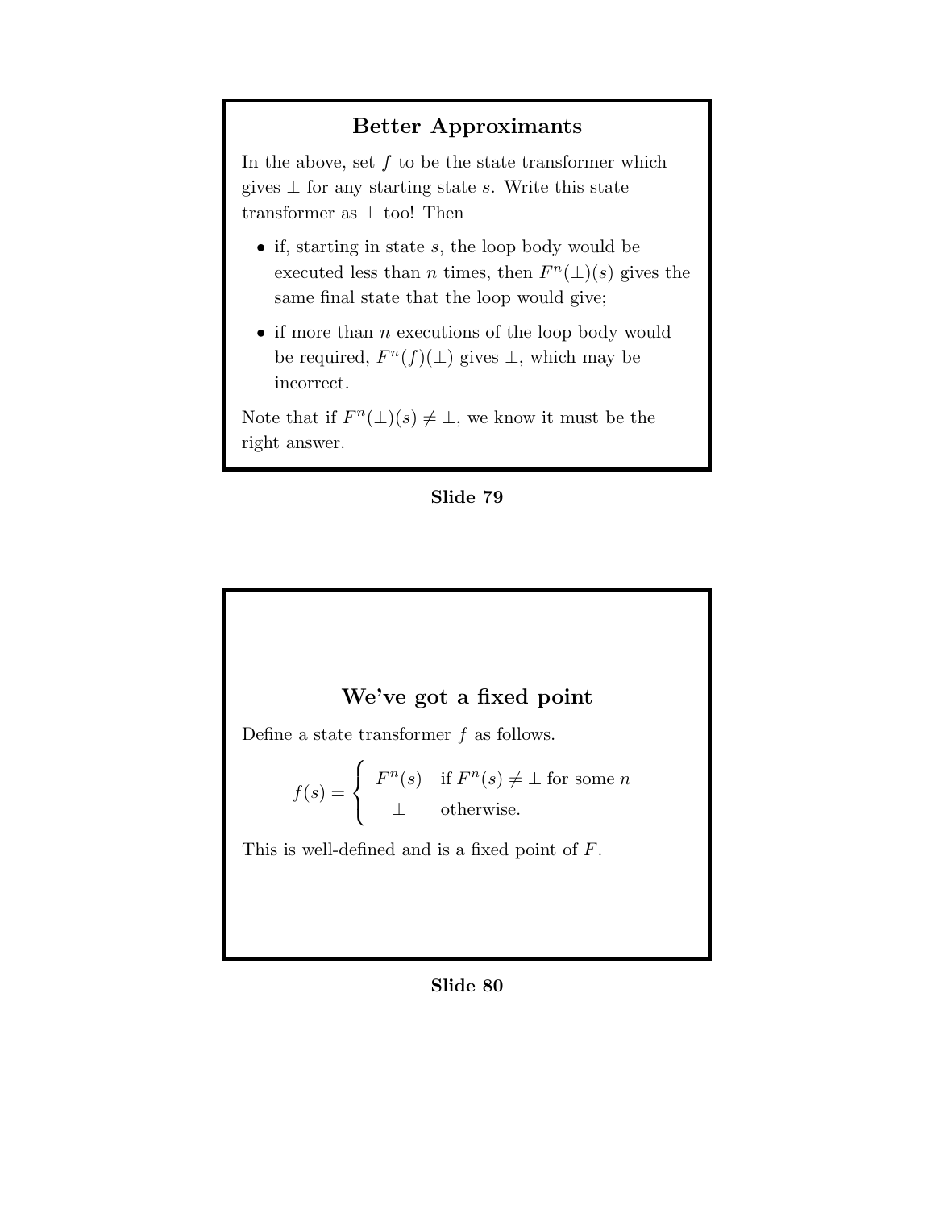## Better Approximants

In the above, set $f$ to be the state transformer which gives $\perp$ for any starting state $s$. Write this state transformer as $\perp$ too! Then

- if, starting in state $s$, the loop body would be executed less than $n$ times, then $F^n(\perp)(s)$ gives the same final state that the loop would give;
- if more than $n$ executions of the loop body would be required, $F^n(f)(\perp)$ gives $\perp$, which may be incorrect.

Note that if $F^n(\perp)(s) \neq \perp$, we know it must be the right answer.

**Slide 79**

## We've got a fixed point

Define a state transformer $f$ as follows.

$$f(s) = \begin{cases} F^n(s) & \text{if } F^n(s) \neq \perp \text{ for some } n \\ \perp & \text{otherwise.} \end{cases}$$

This is well-defined and is a fixed point of $F$.

**Slide 80**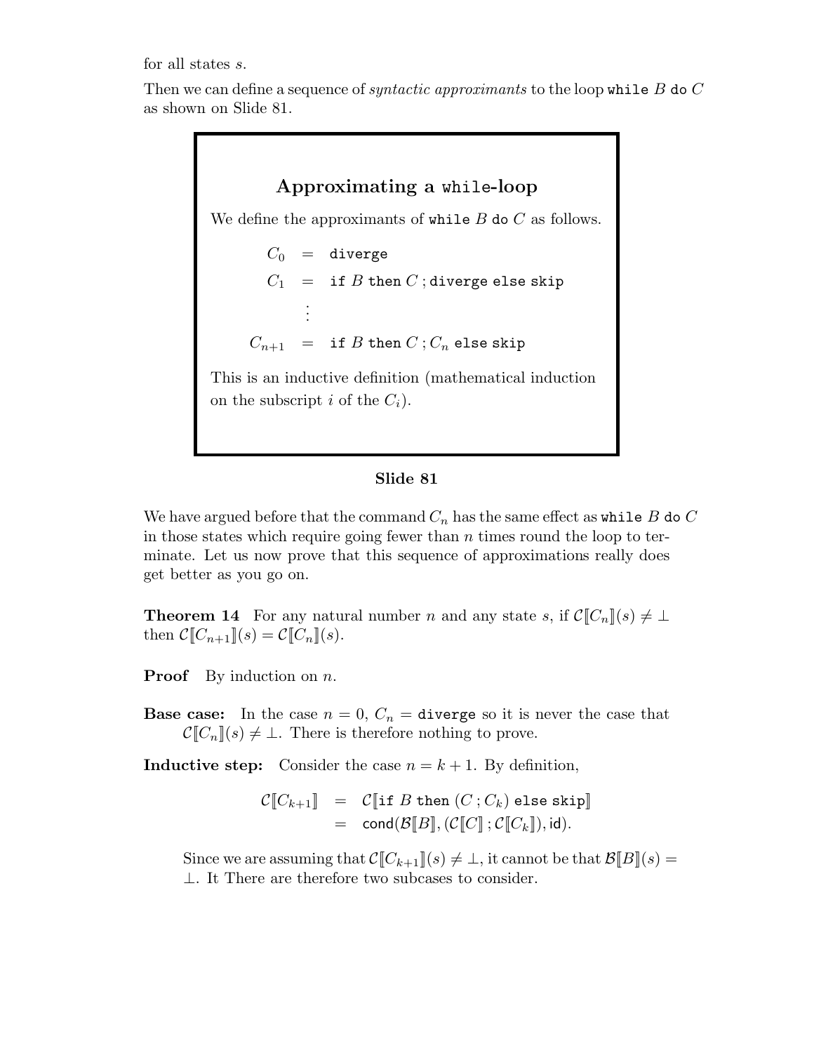for all states $s$.

Then we can define a sequence of *syntactic approximants* to the loop `while` $B$ `do` $C$ as shown on Slide 81.

> **Approximating a `while`-loop**
>
> We define the approximants of `while` $B$ `do` $C$ as follows.
>
> $$
> \begin{aligned}
> C_0 &= \texttt{diverge} \\
> C_1 &= \texttt{if } B \texttt{ then } C \,;\texttt{diverge else skip} \\
> &\;\vdots \\
> C_{n+1} &= \texttt{if } B \texttt{ then } C \,; C_n \texttt{ else skip}
> \end{aligned}
> $$
>
> This is an inductive definition (mathematical induction on the subscript $i$ of the $C_i$).

**Slide 81**

We have argued before that the command $C_n$ has the same effect as `while` $B$ `do` $C$ in those states which require going fewer than $n$ times round the loop to terminate. Let us now prove that this sequence of approximations really does get better as you go on.

**Theorem 14** For any natural number $n$ and any state $s$, if $\mathcal{C}[\![C_n]\!](s) \neq \bot$ then $\mathcal{C}[\![C_{n+1}]\!](s) = \mathcal{C}[\![C_n]\!](s)$.

**Proof** By induction on $n$.

**Base case:** In the case $n = 0$, $C_n =$ `diverge` so it is never the case that $\mathcal{C}[\![C_n]\!](s) \neq \bot$. There is therefore nothing to prove.

**Inductive step:** Consider the case $n = k + 1$. By definition,

$$
\begin{aligned}
\mathcal{C}[\![C_{k+1}]\!] &= \mathcal{C}[\![\texttt{if } B \texttt{ then } (C\,; C_k) \texttt{ else skip}]\!] \\
&= \mathsf{cond}(\mathcal{B}[\![B]\!], (\mathcal{C}[\![C]\!]\,; \mathcal{C}[\![C_k]\!]), \mathsf{id}).
\end{aligned}
$$

Since we are assuming that $\mathcal{C}[\![C_{k+1}]\!](s) \neq \bot$, it cannot be that $\mathcal{B}[\![B]\!](s) = \bot$. It There are therefore two subcases to consider.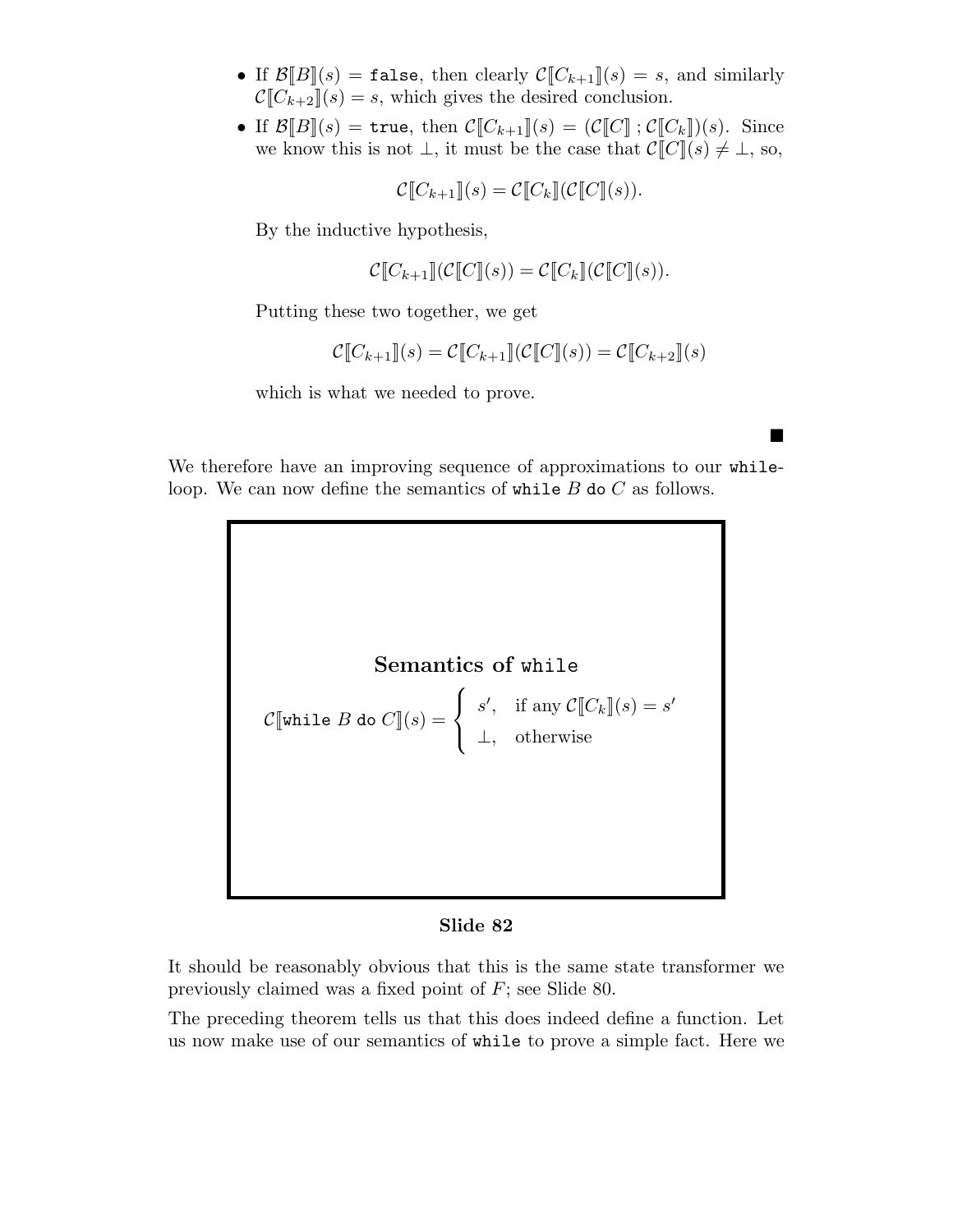- If $\mathcal{B}[\![B]\!](s) = \texttt{false}$, then clearly $\mathcal{C}[\![C_{k+1}]\!](s) = s$, and similarly $\mathcal{C}[\![C_{k+2}]\!](s) = s$, which gives the desired conclusion.
- If $\mathcal{B}[\![B]\!](s) = \texttt{true}$, then $\mathcal{C}[\![C_{k+1}]\!](s) = (\mathcal{C}[\![C]\!]\,;\mathcal{C}[\![C_k]\!])(s)$. Since we know this is not $\perp$, it must be the case that $\mathcal{C}[\![C]\!](s) \neq \perp$, so,

  $$\mathcal{C}[\![C_{k+1}]\!](s) = \mathcal{C}[\![C_k]\!](\mathcal{C}[\![C]\!](s)).$$

  By the inductive hypothesis,

  $$\mathcal{C}[\![C_{k+1}]\!](\mathcal{C}[\![C]\!](s)) = \mathcal{C}[\![C_k]\!](\mathcal{C}[\![C]\!](s)).$$

  Putting these two together, we get

  $$\mathcal{C}[\![C_{k+1}]\!](s) = \mathcal{C}[\![C_{k+1}]\!](\mathcal{C}[\![C]\!](s)) = \mathcal{C}[\![C_{k+2}]\!](s)$$

  which is what we needed to prove.

■

We therefore have an improving sequence of approximations to our `while`-loop. We can now define the semantics of `while` $B$ `do` $C$ as follows.

**Semantics of `while`**

$$\mathcal{C}[\![\texttt{while } B \texttt{ do } C]\!](s) = \begin{cases} s', & \text{if any } \mathcal{C}[\![C_k]\!](s) = s' \\ \perp, & \text{otherwise} \end{cases}$$

**Slide 82**

It should be reasonably obvious that this is the same state transformer we previously claimed was a fixed point of $F$; see Slide 80.

The preceding theorem tells us that this does indeed define a function. Let us now make use of our semantics of `while` to prove a simple fact. Here we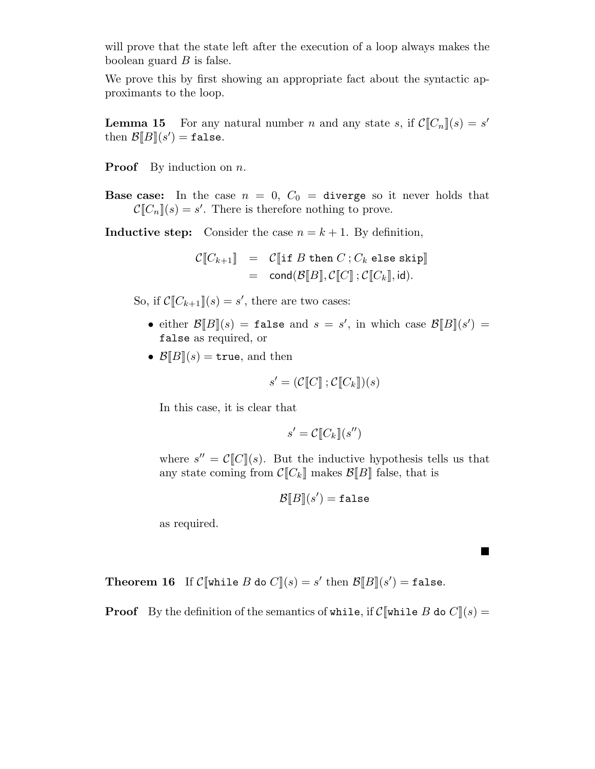will prove that the state left after the execution of a loop always makes the boolean guard $B$ is false.

We prove this by first showing an appropriate fact about the syntactic approximants to the loop.

**Lemma 15** For any natural number $n$ and any state $s$, if $\mathcal{C}[\![C_n]\!](s) = s'$ then $\mathcal{B}[\![B]\!](s') = \texttt{false}$.

**Proof** By induction on $n$.

**Base case:** In the case $n = 0$, $C_0 = \texttt{diverge}$ so it never holds that $\mathcal{C}[\![C_n]\!](s) = s'$. There is therefore nothing to prove.

**Inductive step:** Consider the case $n = k + 1$. By definition,

$$\begin{aligned}
\mathcal{C}[\![C_{k+1}]\!] &= \mathcal{C}[\![\texttt{if } B \texttt{ then } C \,;\, C_k \texttt{ else skip}]\!] \\
&= \mathsf{cond}(\mathcal{B}[\![B]\!], \mathcal{C}[\![C]\!] \,;\, \mathcal{C}[\![C_k]\!], \mathsf{id}).
\end{aligned}$$

So, if $\mathcal{C}[\![C_{k+1}]\!](s) = s'$, there are two cases:

- either $\mathcal{B}[\![B]\!](s) = \texttt{false}$ and $s = s'$, in which case $\mathcal{B}[\![B]\!](s') = \texttt{false}$ as required, or
- $\mathcal{B}[\![B]\!](s) = \texttt{true}$, and then

  $$s' = (\mathcal{C}[\![C]\!] \,;\, \mathcal{C}[\![C_k]\!])(s)$$

  In this case, it is clear that

  $$s' = \mathcal{C}[\![C_k]\!](s'')$$

  where $s'' = \mathcal{C}[\![C]\!](s)$. But the inductive hypothesis tells us that any state coming from $\mathcal{C}[\![C_k]\!]$ makes $\mathcal{B}[\![B]\!]$ false, that is

  $$\mathcal{B}[\![B]\!](s') = \texttt{false}$$

  as required.

■

**Theorem 16** If $\mathcal{C}[\![\texttt{while } B \texttt{ do } C]\!](s) = s'$ then $\mathcal{B}[\![B]\!](s') = \texttt{false}$.

**Proof** By the definition of the semantics of `while`, if $\mathcal{C}[\![\texttt{while } B \texttt{ do } C]\!](s) =$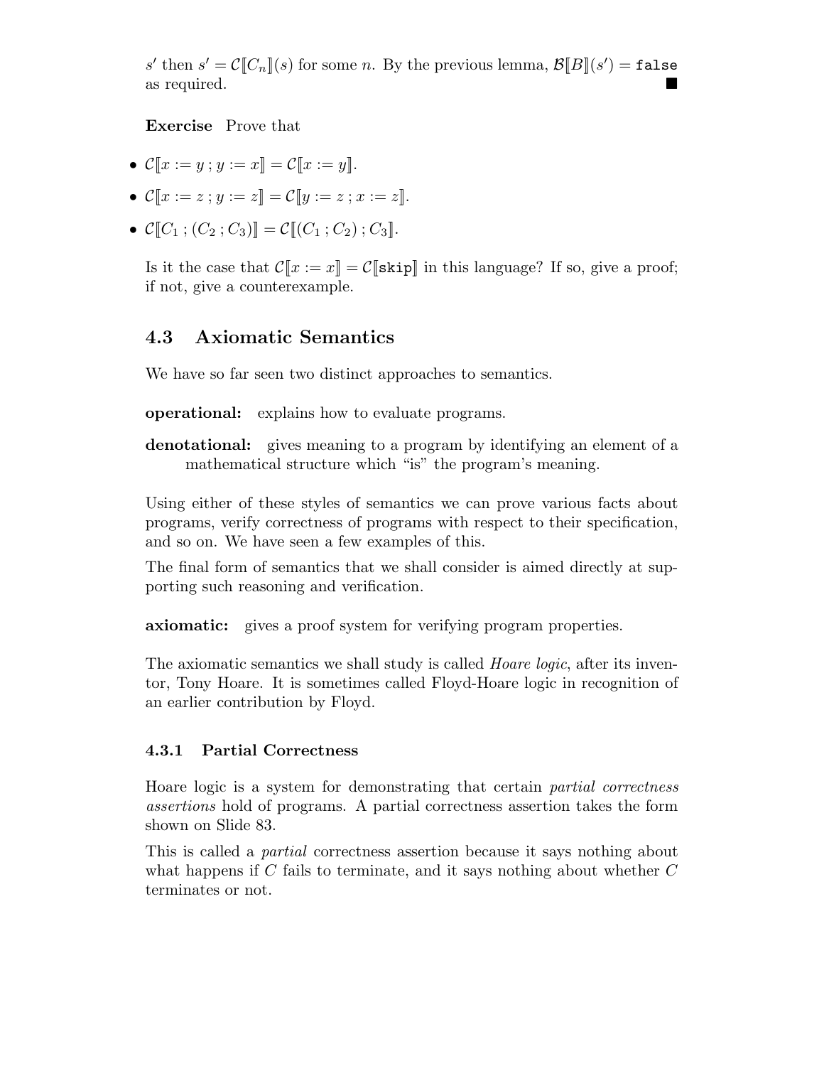$s'$ then $s' = \mathcal{C}[\![C_n]\!](s)$ for some $n$. By the previous lemma, $\mathcal{B}[\![B]\!](s') = \texttt{false}$ as required. ■

**Exercise** Prove that

- $\mathcal{C}[\![x := y \,;\, y := x]\!] = \mathcal{C}[\![x := y]\!]$.
- $\mathcal{C}[\![x := z \,;\, y := z]\!] = \mathcal{C}[\![y := z \,;\, x := z]\!]$.
- $\mathcal{C}[\![C_1 \,;\, (C_2 \,;\, C_3)]\!] = \mathcal{C}[\![(C_1 \,;\, C_2) \,;\, C_3]\!]$.

Is it the case that $\mathcal{C}[\![x := x]\!] = \mathcal{C}[\![\texttt{skip}]\!]$ in this language? If so, give a proof; if not, give a counterexample.

## 4.3 Axiomatic Semantics

We have so far seen two distinct approaches to semantics.

**operational:** explains how to evaluate programs.

**denotational:** gives meaning to a program by identifying an element of a mathematical structure which "is" the program's meaning.

Using either of these styles of semantics we can prove various facts about programs, verify correctness of programs with respect to their specification, and so on. We have seen a few examples of this.

The final form of semantics that we shall consider is aimed directly at supporting such reasoning and verification.

**axiomatic:** gives a proof system for verifying program properties.

The axiomatic semantics we shall study is called *Hoare logic*, after its inventor, Tony Hoare. It is sometimes called Floyd-Hoare logic in recognition of an earlier contribution by Floyd.

### 4.3.1 Partial Correctness

Hoare logic is a system for demonstrating that certain *partial correctness assertions* hold of programs. A partial correctness assertion takes the form shown on Slide 83.

This is called a *partial* correctness assertion because it says nothing about what happens if $C$ fails to terminate, and it says nothing about whether $C$ terminates or not.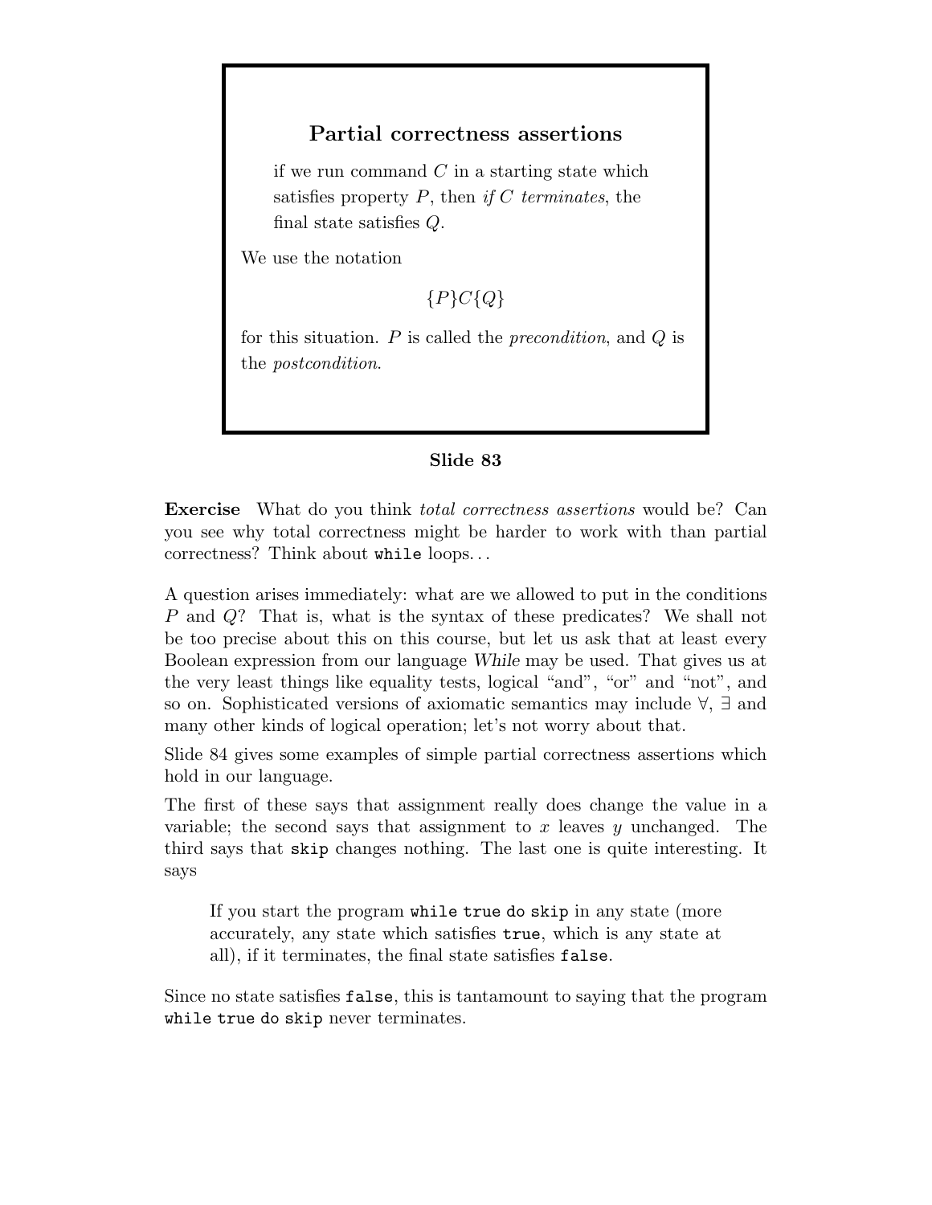### Partial correctness assertions

> if we run command $C$ in a starting state which satisfies property $P$, then *if $C$ terminates*, the final state satisfies $Q$.

We use the notation

$$\{P\}C\{Q\}$$

for this situation. $P$ is called the *precondition*, and $Q$ is the *postcondition*.

**Slide 83**

**Exercise** What do you think *total correctness assertions* would be? Can you see why total correctness might be harder to work with than partial correctness? Think about `while` loops...

A question arises immediately: what are we allowed to put in the conditions $P$ and $Q$? That is, what is the syntax of these predicates? We shall not be too precise about this on this course, but let us ask that at least every Boolean expression from our language *While* may be used. That gives us at the very least things like equality tests, logical "and", "or" and "not", and so on. Sophisticated versions of axiomatic semantics may include $\forall$, $\exists$ and many other kinds of logical operation; let's not worry about that.

Slide 84 gives some examples of simple partial correctness assertions which hold in our language.

The first of these says that assignment really does change the value in a variable; the second says that assignment to $x$ leaves $y$ unchanged. The third says that `skip` changes nothing. The last one is quite interesting. It says

> If you start the program `while true do skip` in any state (more accurately, any state which satisfies `true`, which is any state at all), if it terminates, the final state satisfies `false`.

Since no state satisfies `false`, this is tantamount to saying that the program `while true do skip` never terminates.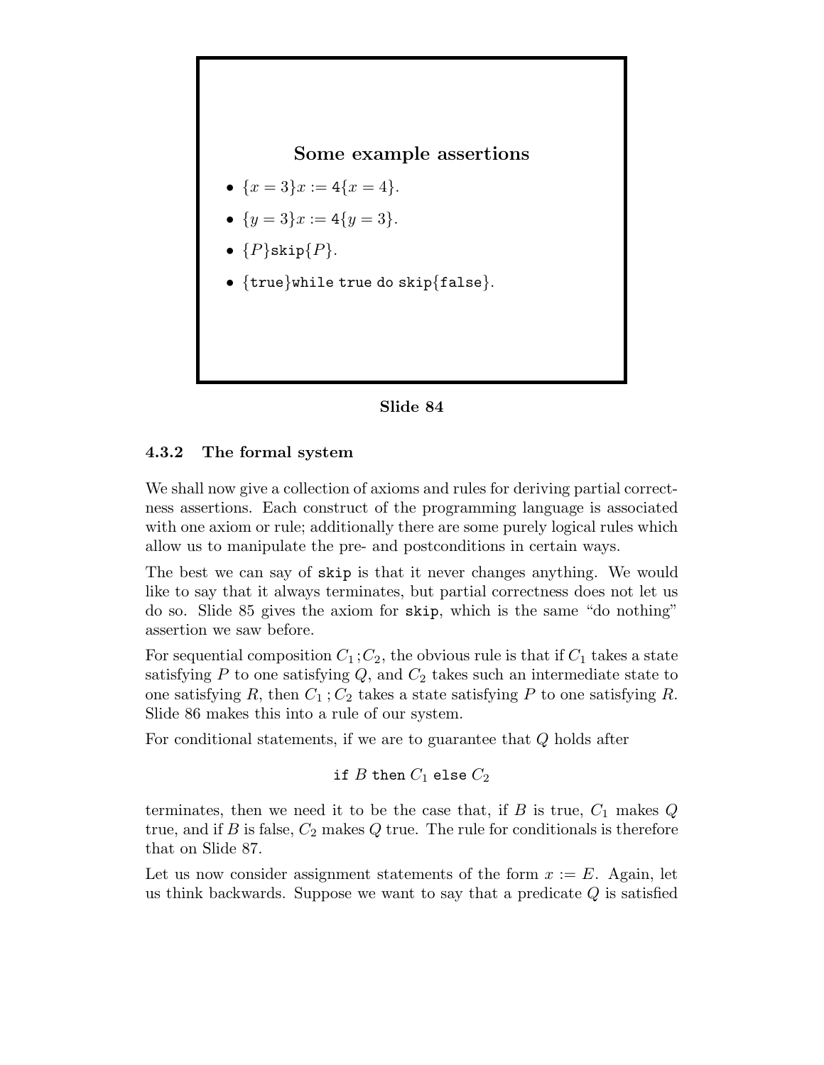**Some example assertions**

- $\{x = 3\} x := 4 \{x = 4\}$.
- $\{y = 3\} x := 4 \{y = 3\}$.
- $\{P\}\texttt{skip}\{P\}$.
- $\{\texttt{true}\}\texttt{while true do skip}\{\texttt{false}\}$.

**Slide 84**

### 4.3.2 The formal system

We shall now give a collection of axioms and rules for deriving partial correctness assertions. Each construct of the programming language is associated with one axiom or rule; additionally there are some purely logical rules which allow us to manipulate the pre- and postconditions in certain ways.

The best we can say of `skip` is that it never changes anything. We would like to say that it always terminates, but partial correctness does not let us do so. Slide 85 gives the axiom for `skip`, which is the same "do nothing" assertion we saw before.

For sequential composition $C_1 ; C_2$, the obvious rule is that if $C_1$ takes a state satisfying $P$ to one satisfying $Q$, and $C_2$ takes such an intermediate state to one satisfying $R$, then $C_1 ; C_2$ takes a state satisfying $P$ to one satisfying $R$. Slide 86 makes this into a rule of our system.

For conditional statements, if we are to guarantee that $Q$ holds after

$$\texttt{if } B \texttt{ then } C_1 \texttt{ else } C_2$$

terminates, then we need it to be the case that, if $B$ is true, $C_1$ makes $Q$ true, and if $B$ is false, $C_2$ makes $Q$ true. The rule for conditionals is therefore that on Slide 87.

Let us now consider assignment statements of the form $x := E$. Again, let us think backwards. Suppose we want to say that a predicate $Q$ is satisfied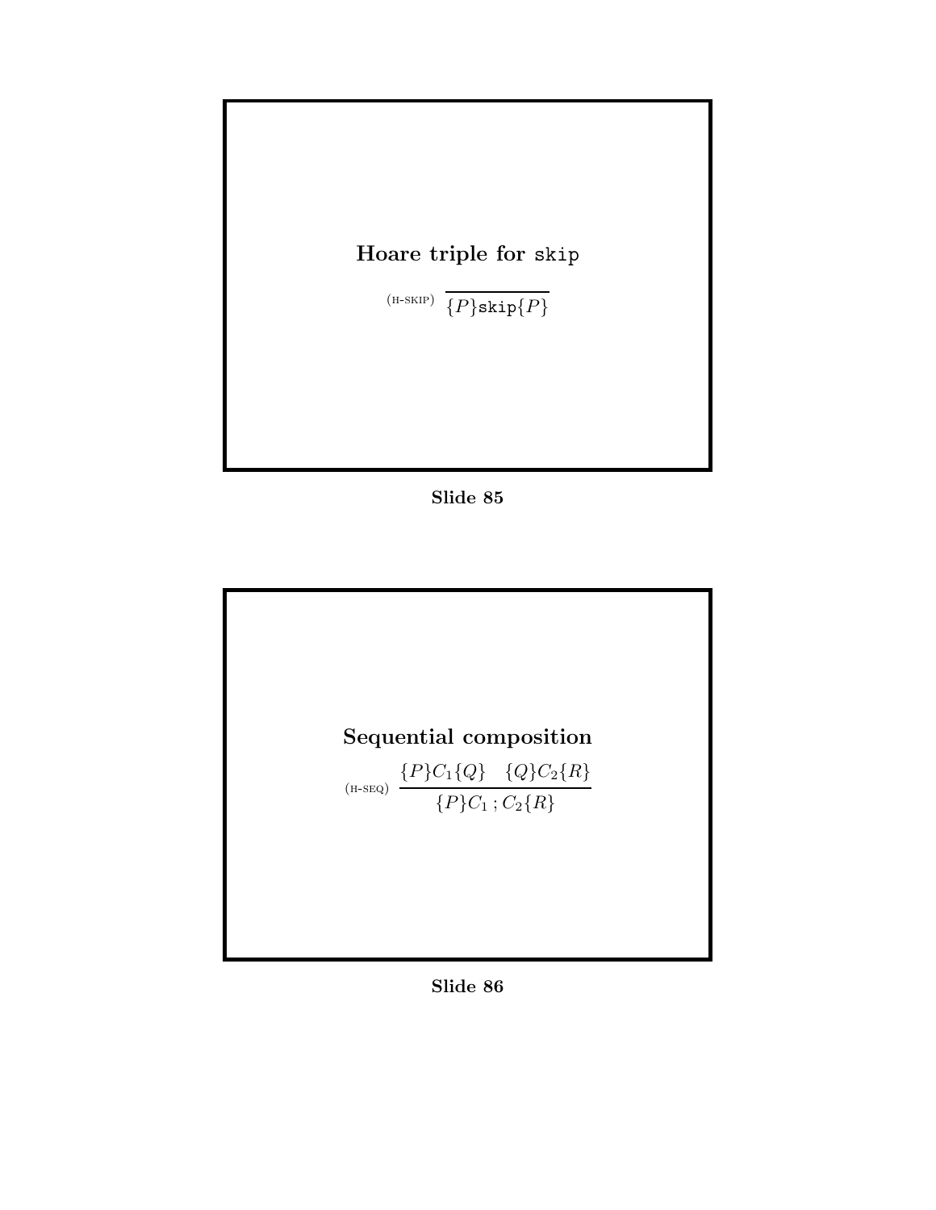## Hoare triple for `skip`

$$\text{(H-SKIP)} \quad \overline{\{P\}\texttt{skip}\{P\}}$$

**Slide 85**

## Sequential composition

$$\text{(H-SEQ)} \quad \frac{\{P\}C_1\{Q\} \quad \{Q\}C_2\{R\}}{\{P\}C_1\,;C_2\{R\}}$$

**Slide 86**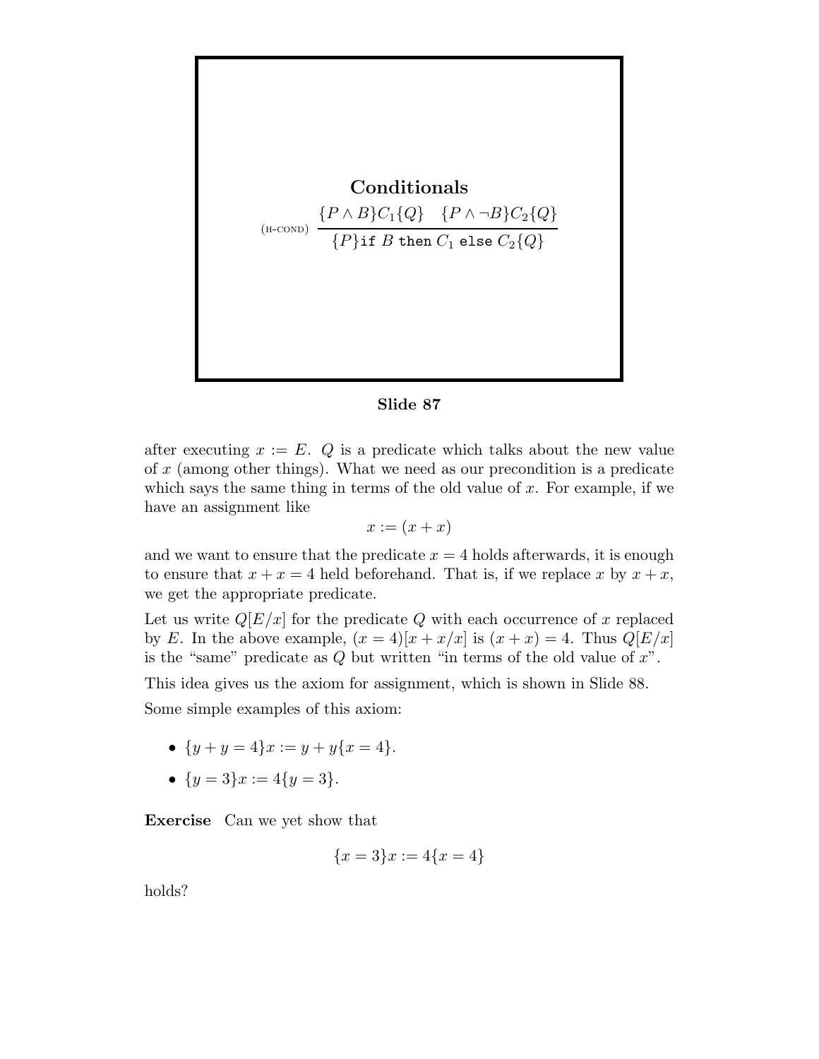## Conditionals

$$\text{(H-COND)}\quad \frac{\{P \wedge B\}C_1\{Q\} \quad \{P \wedge \neg B\}C_2\{Q\}}{\{P\}\texttt{if } B \texttt{ then } C_1 \texttt{ else } C_2\{Q\}}$$

**Slide 87**

after executing $x := E$. $Q$ is a predicate which talks about the new value of $x$ (among other things). What we need as our precondition is a predicate which says the same thing in terms of the old value of $x$. For example, if we have an assignment like

$$x := (x + x)$$

and we want to ensure that the predicate $x = 4$ holds afterwards, it is enough to ensure that $x + x = 4$ held beforehand. That is, if we replace $x$ by $x + x$, we get the appropriate predicate.

Let us write $Q[E/x]$ for the predicate $Q$ with each occurrence of $x$ replaced by $E$. In the above example, $(x = 4)[x + x/x]$ is $(x + x) = 4$. Thus $Q[E/x]$ is the "same" predicate as $Q$ but written "in terms of the old value of $x$".

This idea gives us the axiom for assignment, which is shown in Slide 88.

Some simple examples of this axiom:

- $\{y + y = 4\}x := y + y\{x = 4\}$.
- $\{y = 3\}x := 4\{y = 3\}$.

**Exercise** Can we yet show that

$$\{x = 3\}x := 4\{x = 4\}$$

holds?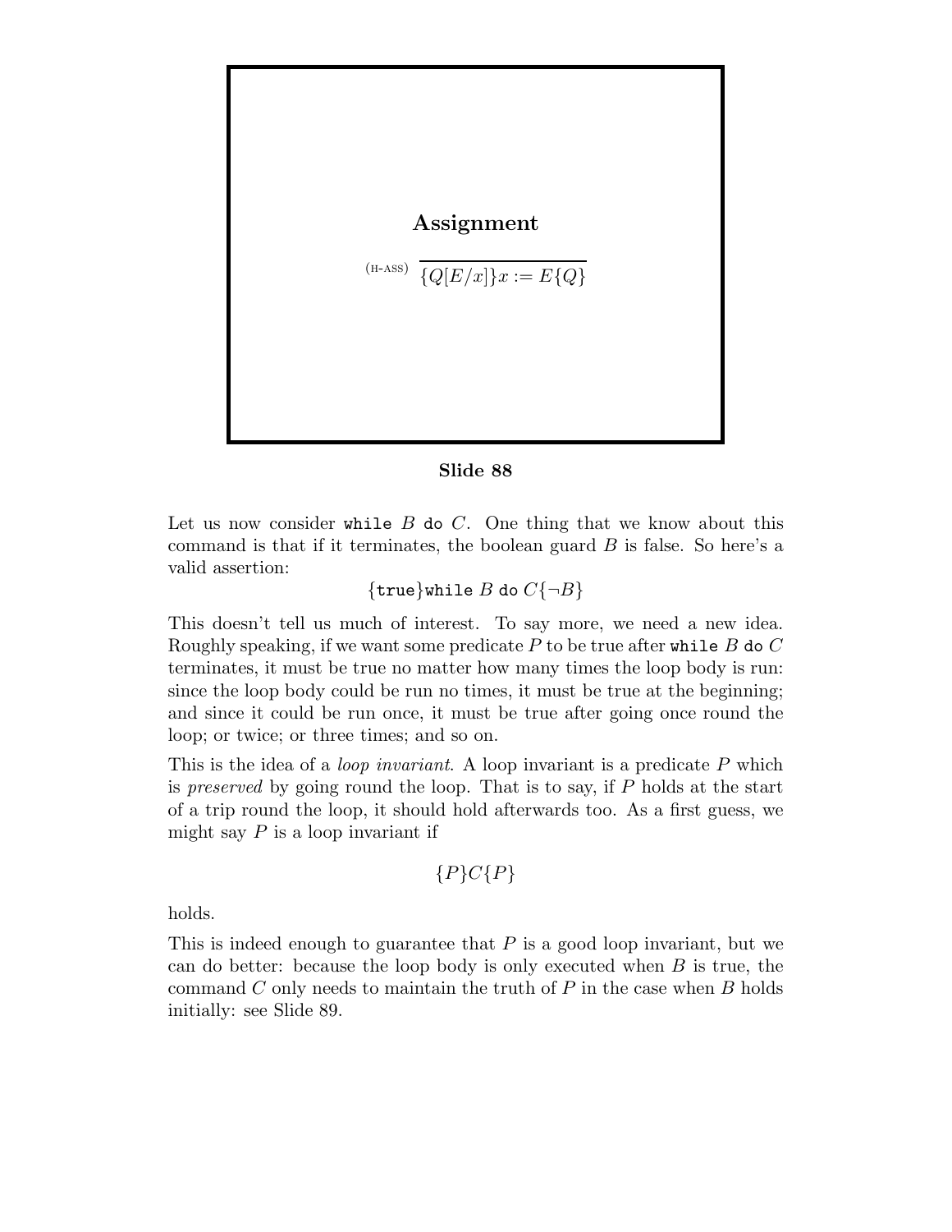## Assignment

$$\text{(H-ASS)}\ \overline{\{Q[E/x]\}x := E\{Q\}}$$

**Slide 88**

Let us now consider `while` $B$ `do` $C$. One thing that we know about this command is that if it terminates, the boolean guard $B$ is false. So here's a valid assertion:

$$\{\texttt{true}\}\texttt{while}\ B\ \texttt{do}\ C\{\neg B\}$$

This doesn't tell us much of interest. To say more, we need a new idea. Roughly speaking, if we want some predicate $P$ to be true after `while` $B$ `do` $C$ terminates, it must be true no matter how many times the loop body is run: since the loop body could be run no times, it must be true at the beginning; and since it could be run once, it must be true after going once round the loop; or twice; or three times; and so on.

This is the idea of a *loop invariant*. A loop invariant is a predicate $P$ which is *preserved* by going round the loop. That is to say, if $P$ holds at the start of a trip round the loop, it should hold afterwards too. As a first guess, we might say $P$ is a loop invariant if

$$\{P\}C\{P\}$$

holds.

This is indeed enough to guarantee that $P$ is a good loop invariant, but we can do better: because the loop body is only executed when $B$ is true, the command $C$ only needs to maintain the truth of $P$ in the case when $B$ holds initially: see Slide 89.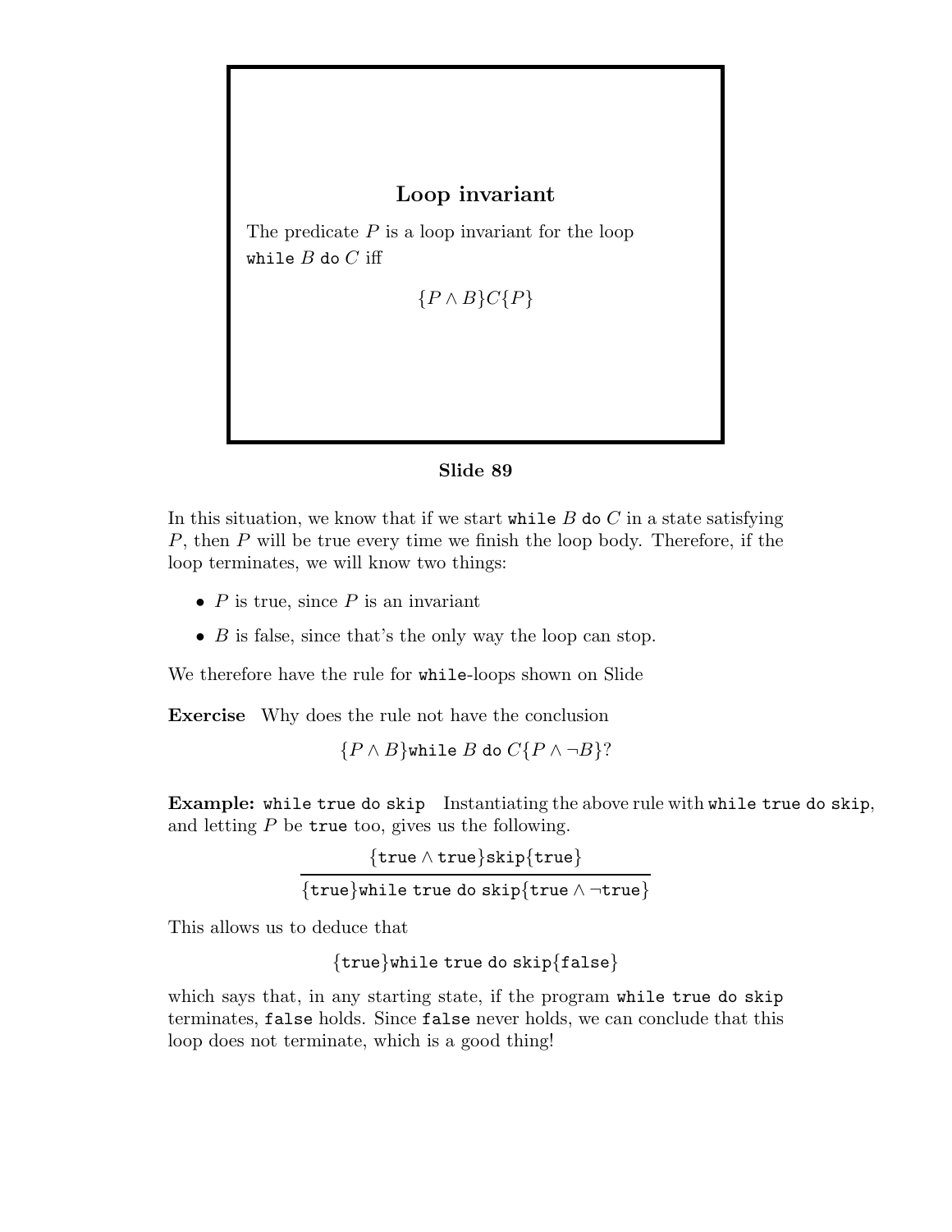## Loop invariant

The predicate $P$ is a loop invariant for the loop `while` $B$ `do` $C$ iff

$$\{P \wedge B\}C\{P\}$$

**Slide 89**

In this situation, we know that if we start `while` $B$ `do` $C$ in a state satisfying $P$, then $P$ will be true every time we finish the loop body. Therefore, if the loop terminates, we will know two things:

- $P$ is true, since $P$ is an invariant
- $B$ is false, since that's the only way the loop can stop.

We therefore have the rule for `while`-loops shown on Slide

**Exercise** Why does the rule not have the conclusion

$$\{P \wedge B\}\texttt{while } B \texttt{ do } C\{P \wedge \neg B\}?$$

**Example:** `while true do skip` Instantiating the above rule with `while true do skip`, and letting $P$ be `true` too, gives us the following.

$$\frac{\{\texttt{true} \wedge \texttt{true}\}\texttt{skip}\{\texttt{true}\}}{\{\texttt{true}\}\texttt{while true do skip}\{\texttt{true} \wedge \neg\texttt{true}\}}$$

This allows us to deduce that

$$\{\texttt{true}\}\texttt{while true do skip}\{\texttt{false}\}$$

which says that, in any starting state, if the program `while true do skip` terminates, `false` holds. Since `false` never holds, we can conclude that this loop does not terminate, which is a good thing!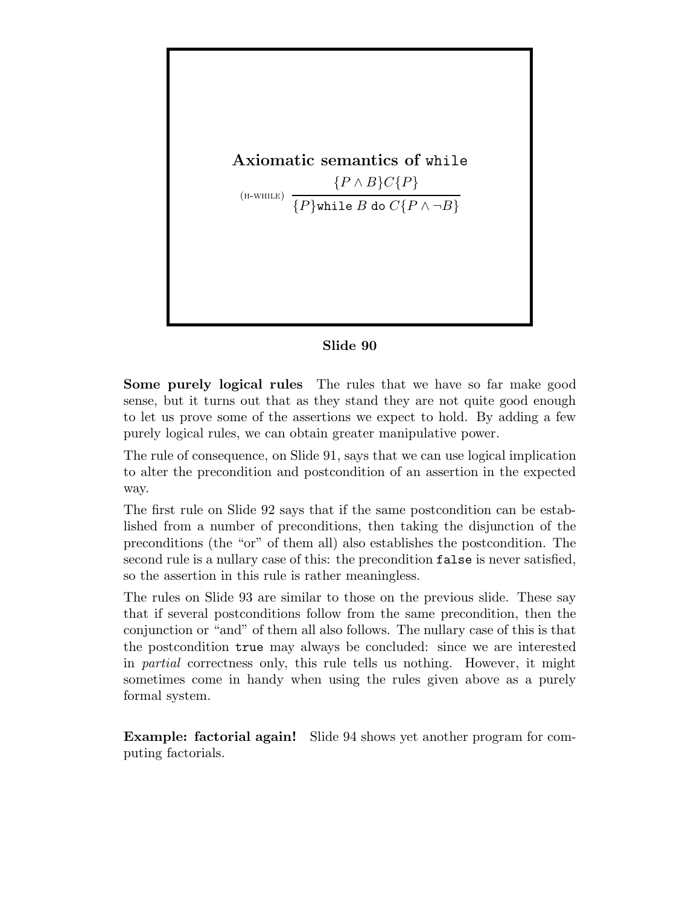**Axiomatic semantics of `while`**

$$\text{(H-WHILE)}\quad \frac{\{P \wedge B\}C\{P\}}{\{P\}\texttt{while}\ B\ \texttt{do}\ C\{P \wedge \neg B\}}$$

**Slide 90**

**Some purely logical rules** The rules that we have so far make good sense, but it turns out that as they stand they are not quite good enough to let us prove some of the assertions we expect to hold. By adding a few purely logical rules, we can obtain greater manipulative power.

The rule of consequence, on Slide 91, says that we can use logical implication to alter the precondition and postcondition of an assertion in the expected way.

The first rule on Slide 92 says that if the same postcondition can be established from a number of preconditions, then taking the disjunction of the preconditions (the "or" of them all) also establishes the postcondition. The second rule is a nullary case of this: the precondition `false` is never satisfied, so the assertion in this rule is rather meaningless.

The rules on Slide 93 are similar to those on the previous slide. These say that if several postconditions follow from the same precondition, then the conjunction or "and" of them all also follows. The nullary case of this is that the postcondition `true` may always be concluded: since we are interested in *partial* correctness only, this rule tells us nothing. However, it might sometimes come in handy when using the rules given above as a purely formal system.

**Example: factorial again!** Slide 94 shows yet another program for computing factorials.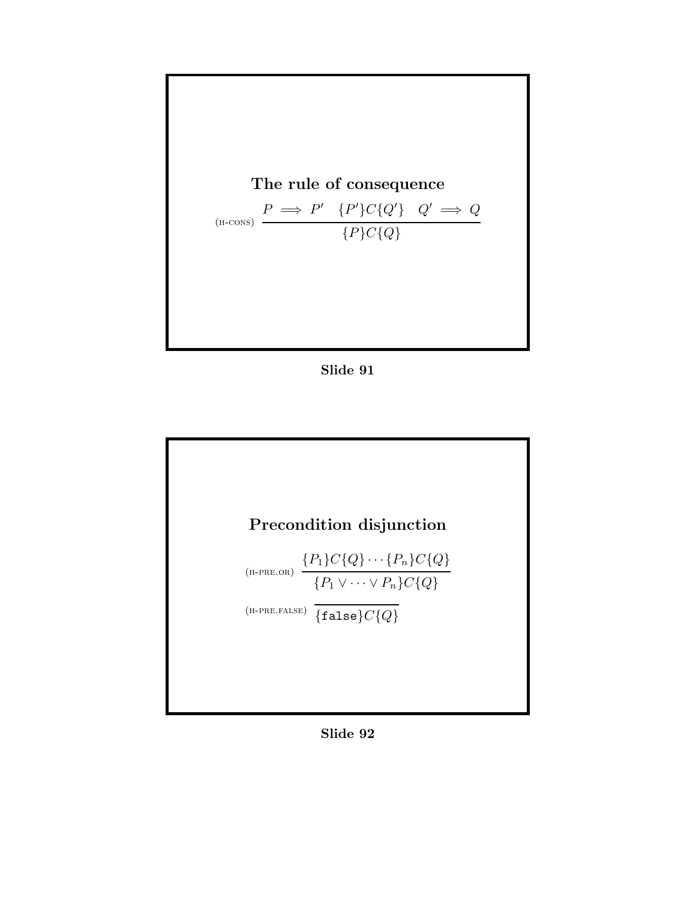## The rule of consequence

$$\text{(H-CONS)} \quad \frac{P \implies P' \quad \{P'\}C\{Q'\} \quad Q' \implies Q}{\{P\}C\{Q\}}$$

**Slide 91**

## Precondition disjunction

$$\text{(H-PRE.OR)} \quad \frac{\{P_1\}C\{Q\} \cdots \{P_n\}C\{Q\}}{\{P_1 \vee \cdots \vee P_n\}C\{Q\}}$$

$$\text{(H-PRE.FALSE)} \quad \frac{}{\{\texttt{false}\}C\{Q\}}$$

**Slide 92**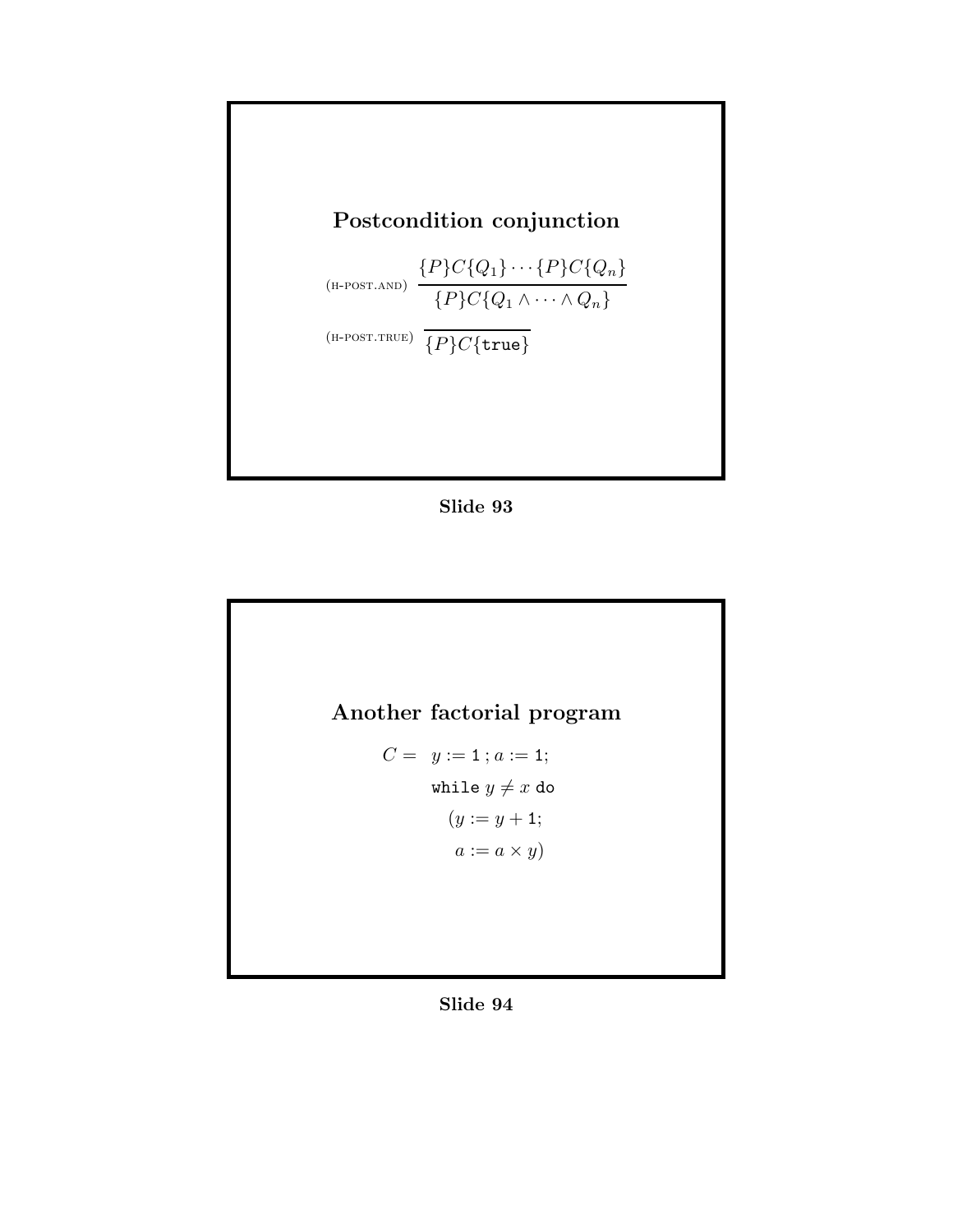## Postcondition conjunction

$$\text{(H-POST.AND)} \quad \frac{\{P\}C\{Q_1\} \cdots \{P\}C\{Q_n\}}{\{P\}C\{Q_1 \wedge \cdots \wedge Q_n\}}$$

$$\text{(H-POST.TRUE)} \quad \frac{}{\{P\}C\{\mathtt{true}\}}$$

**Slide 93**

## Another factorial program

$$
\begin{aligned}
C = \quad & y := 1\,;\, a := 1; \\
& \quad \mathtt{while}\ y \neq x\ \mathtt{do} \\
& \quad\quad (y := y + 1; \\
& \quad\quad\ \ a := a \times y)
\end{aligned}
$$

**Slide 94**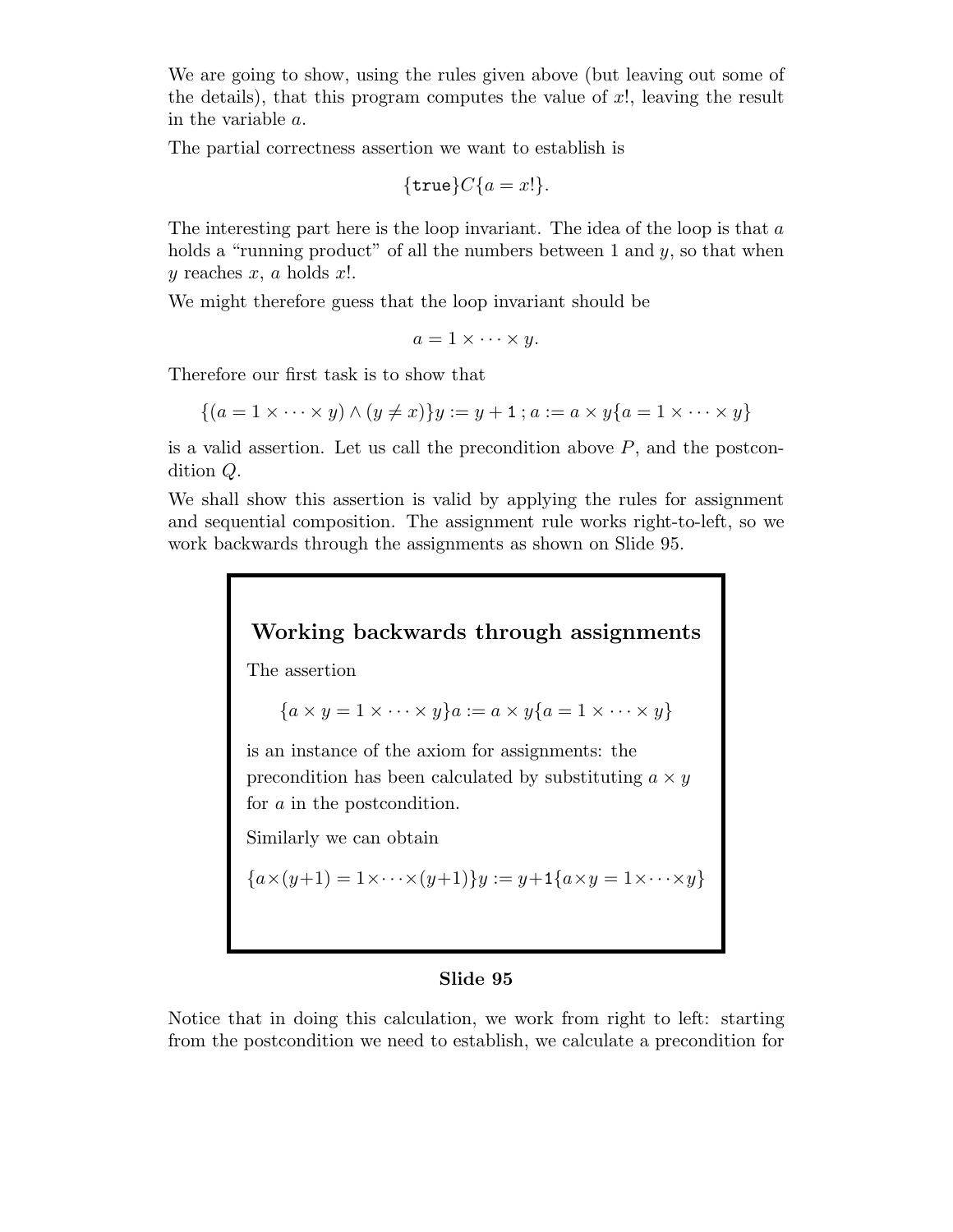We are going to show, using the rules given above (but leaving out some of the details), that this program computes the value of $x!$, leaving the result in the variable $a$.

The partial correctness assertion we want to establish is

$$\{\texttt{true}\}C\{a = x!\}.$$

The interesting part here is the loop invariant. The idea of the loop is that $a$ holds a "running product" of all the numbers between 1 and $y$, so that when $y$ reaches $x$, $a$ holds $x!$.

We might therefore guess that the loop invariant should be

$$a = 1 \times \cdots \times y.$$

Therefore our first task is to show that

$$\{(a = 1 \times \cdots \times y) \wedge (y \neq x)\}y := y + \texttt{1}\,;a := a \times y\{a = 1 \times \cdots \times y\}$$

is a valid assertion. Let us call the precondition above $P$, and the postcondition $Q$.

We shall show this assertion is valid by applying the rules for assignment and sequential composition. The assignment rule works right-to-left, so we work backwards through the assignments as shown on Slide 95.

### Working backwards through assignments

The assertion

$$\{a \times y = 1 \times \cdots \times y\}a := a \times y\{a = 1 \times \cdots \times y\}$$

is an instance of the axiom for assignments: the precondition has been calculated by substituting $a \times y$ for $a$ in the postcondition.

Similarly we can obtain

$$\{a\times(y+1) = 1\times\cdots\times(y+1)\}y := y+\texttt{1}\{a\times y = 1\times\cdots\times y\}$$

**Slide 95**

Notice that in doing this calculation, we work from right to left: starting from the postcondition we need to establish, we calculate a precondition for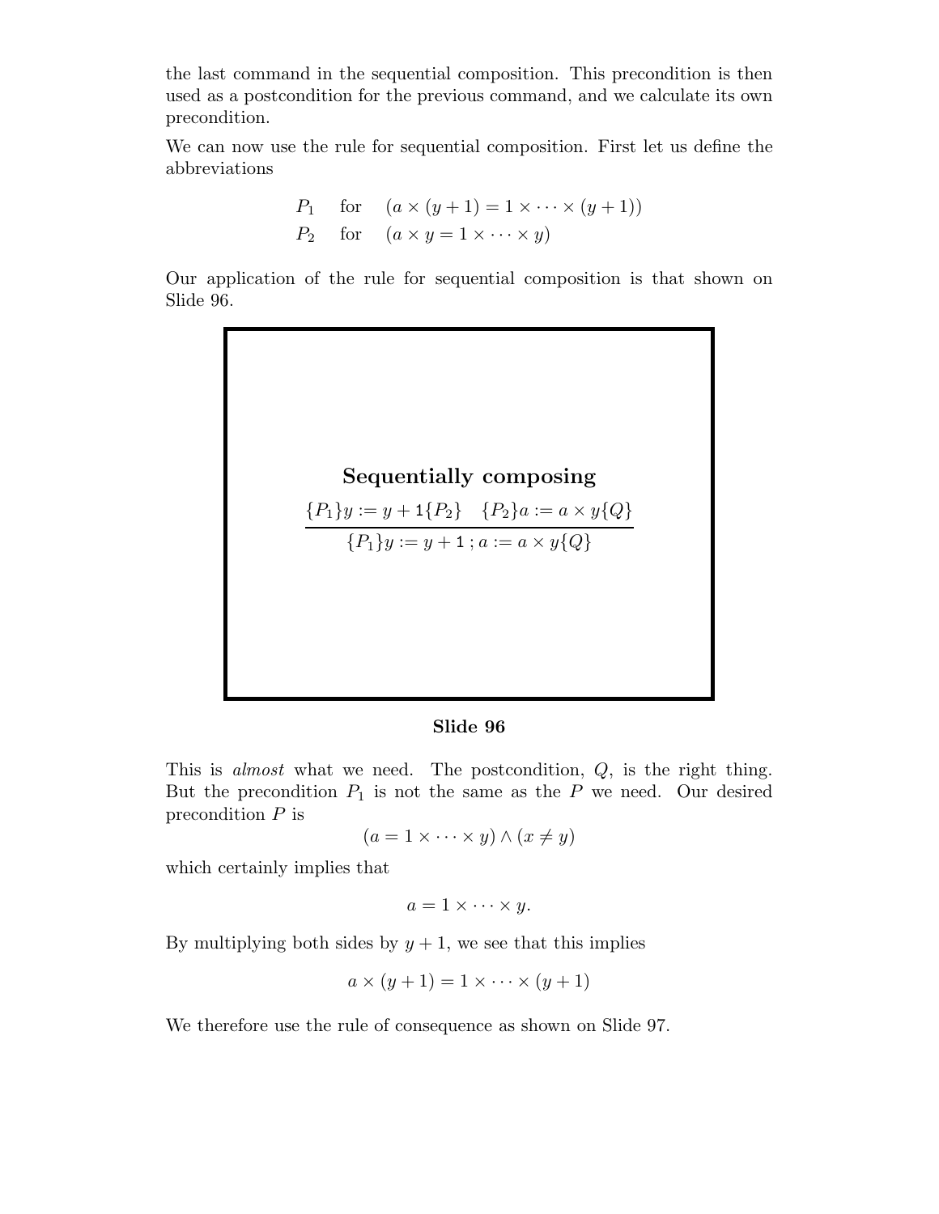the last command in the sequential composition. This precondition is then used as a postcondition for the previous command, and we calculate its own precondition.

We can now use the rule for sequential composition. First let us define the abbreviations

$$
\begin{array}{lll}
P_1 & \text{for} & (a \times (y+1) = 1 \times \cdots \times (y+1)) \\
P_2 & \text{for} & (a \times y = 1 \times \cdots \times y)
\end{array}
$$

Our application of the rule for sequential composition is that shown on Slide 96.

**Sequentially composing**

$$
\frac{\{P_1\} y := y + \mathsf{1} \{P_2\} \quad \{P_2\} a := a \times y \{Q\}}{\{P_1\} y := y + \mathsf{1}\ ;\ a := a \times y \{Q\}}
$$

**Slide 96**

This is *almost* what we need. The postcondition, $Q$, is the right thing. But the precondition $P_1$ is not the same as the $P$ we need. Our desired precondition $P$ is

$$(a = 1 \times \cdots \times y) \wedge (x \neq y)$$

which certainly implies that

$$a = 1 \times \cdots \times y.$$

By multiplying both sides by $y + 1$, we see that this implies

$$a \times (y + 1) = 1 \times \cdots \times (y + 1)$$

We therefore use the rule of consequence as shown on Slide 97.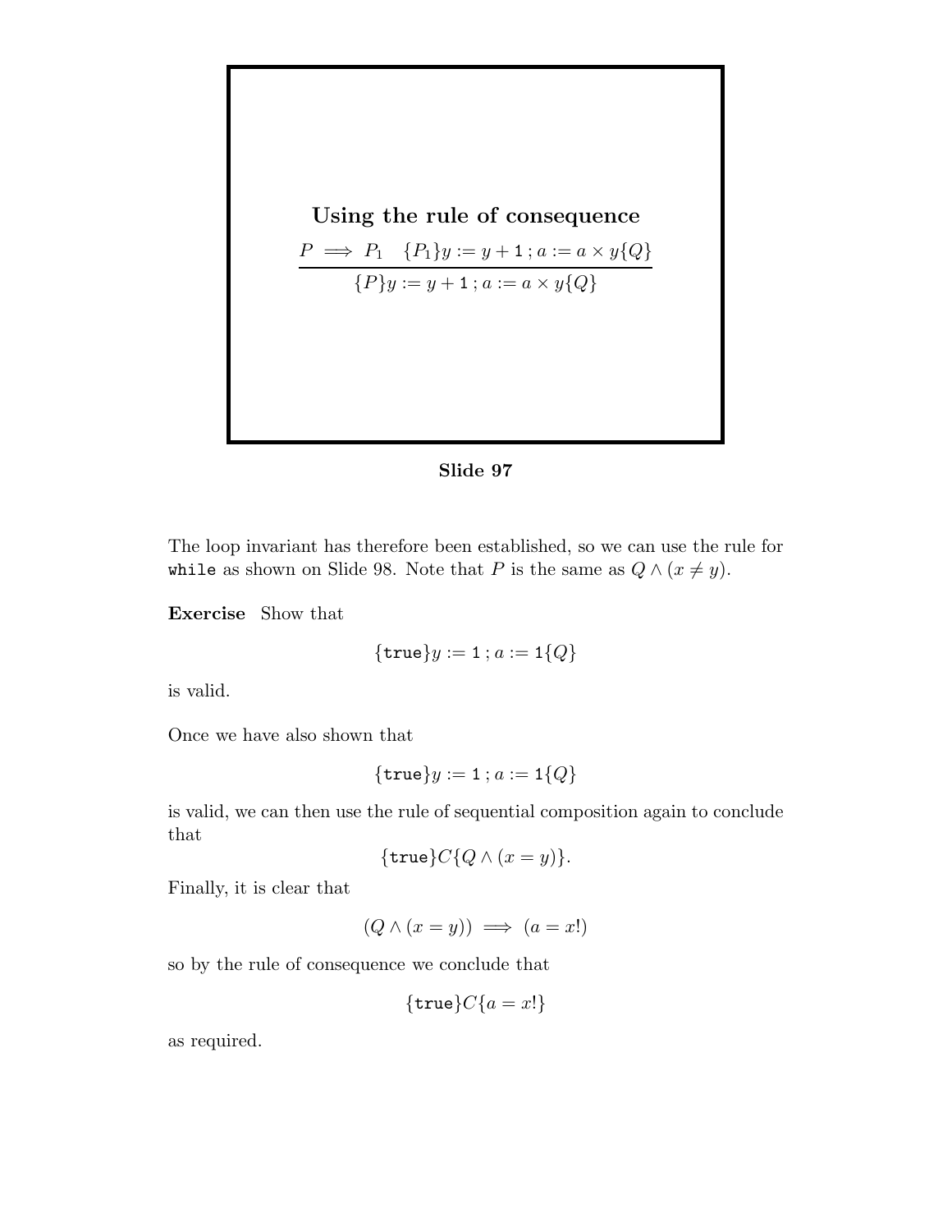## Using the rule of consequence

$$\frac{P \implies P_1 \quad \{P_1\}y := y + \mathtt{1}\,;a := a \times y\{Q\}}{\{P\}y := y + \mathtt{1}\,;a := a \times y\{Q\}}$$

**Slide 97**

The loop invariant has therefore been established, so we can use the rule for `while` as shown on Slide 98. Note that $P$ is the same as $Q \wedge (x \neq y)$.

**Exercise** Show that

$$\{\mathtt{true}\}y := \mathtt{1}\,;a := \mathtt{1}\{Q\}$$

is valid.

Once we have also shown that

$$\{\mathtt{true}\}y := \mathtt{1}\,;a := \mathtt{1}\{Q\}$$

is valid, we can then use the rule of sequential composition again to conclude that

$$\{\mathtt{true}\}C\{Q \wedge (x = y)\}.$$

Finally, it is clear that

$$(Q \wedge (x = y)) \implies (a = x!)$$

so by the rule of consequence we conclude that

$$\{\mathtt{true}\}C\{a = x!\}$$

as required.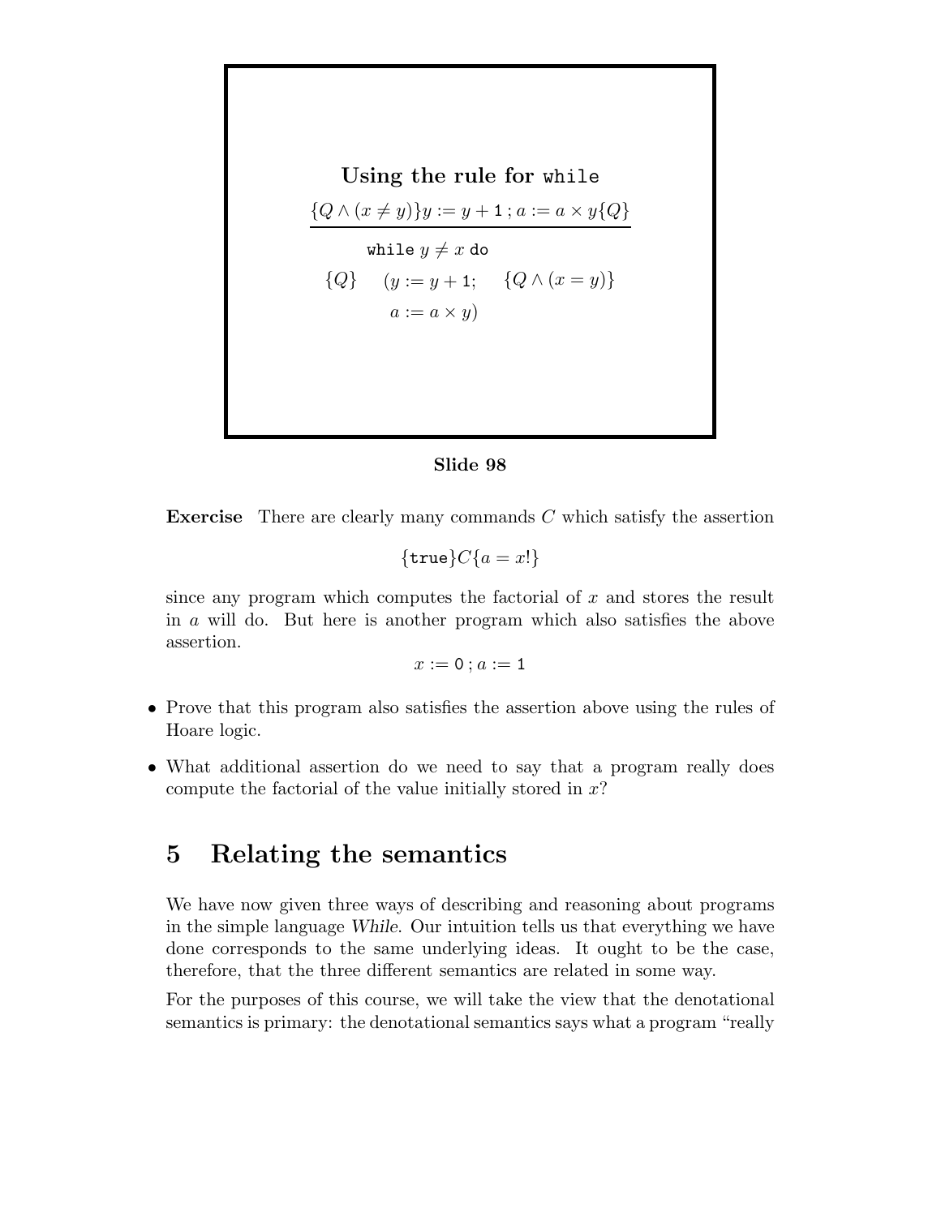**Using the rule for `while`**

$$\frac{\{Q \wedge (x \neq y)\} y := y + 1 \,;\, a := a \times y \{Q\}}{\{Q\} \quad \begin{array}{l} \texttt{while } y \neq x \texttt{ do} \\ \quad (y := y + 1; \\ \quad\; a := a \times y) \end{array} \quad \{Q \wedge (x = y)\}}$$

**Slide 98**

**Exercise** There are clearly many commands $C$ which satisfy the assertion

$$\{\texttt{true}\} C \{a = x!\}$$

since any program which computes the factorial of $x$ and stores the result in $a$ will do. But here is another program which also satisfies the above assertion.

$$x := 0 \,;\, a := 1$$

- Prove that this program also satisfies the assertion above using the rules of Hoare logic.
- What additional assertion do we need to say that a program really does compute the factorial of the value initially stored in $x$?

# 5 Relating the semantics

We have now given three ways of describing and reasoning about programs in the simple language *While*. Our intuition tells us that everything we have done corresponds to the same underlying ideas. It ought to be the case, therefore, that the three different semantics are related in some way.

For the purposes of this course, we will take the view that the denotational semantics is primary: the denotational semantics says what a program "really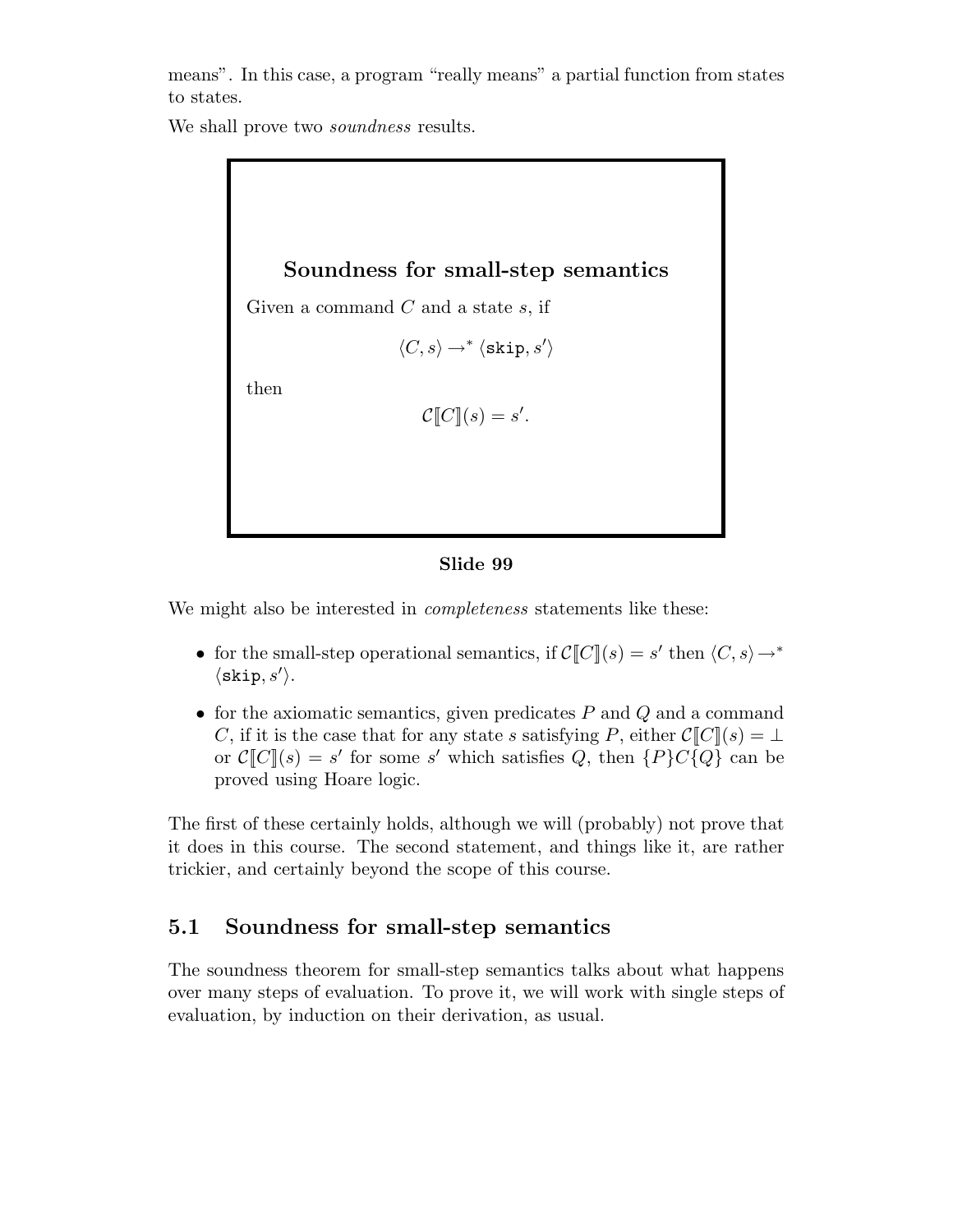means". In this case, a program "really means" a partial function from states to states.

We shall prove two *soundness* results.

**Soundness for small-step semantics**

Given a command $C$ and a state $s$, if

$$\langle C, s \rangle \rightarrow^* \langle \texttt{skip}, s' \rangle$$

then

$$\mathcal{C}[\![C]\!](s) = s'.$$

**Slide 99**

We might also be interested in *completeness* statements like these:

- for the small-step operational semantics, if $\mathcal{C}[\![C]\!](s) = s'$ then $\langle C, s \rangle \rightarrow^* \langle \texttt{skip}, s' \rangle$.
- for the axiomatic semantics, given predicates $P$ and $Q$ and a command $C$, if it is the case that for any state $s$ satisfying $P$, either $\mathcal{C}[\![C]\!](s) = \bot$ or $\mathcal{C}[\![C]\!](s) = s'$ for some $s'$ which satisfies $Q$, then $\{P\}C\{Q\}$ can be proved using Hoare logic.

The first of these certainly holds, although we will (probably) not prove that it does in this course. The second statement, and things like it, are rather trickier, and certainly beyond the scope of this course.

## 5.1 Soundness for small-step semantics

The soundness theorem for small-step semantics talks about what happens over many steps of evaluation. To prove it, we will work with single steps of evaluation, by induction on their derivation, as usual.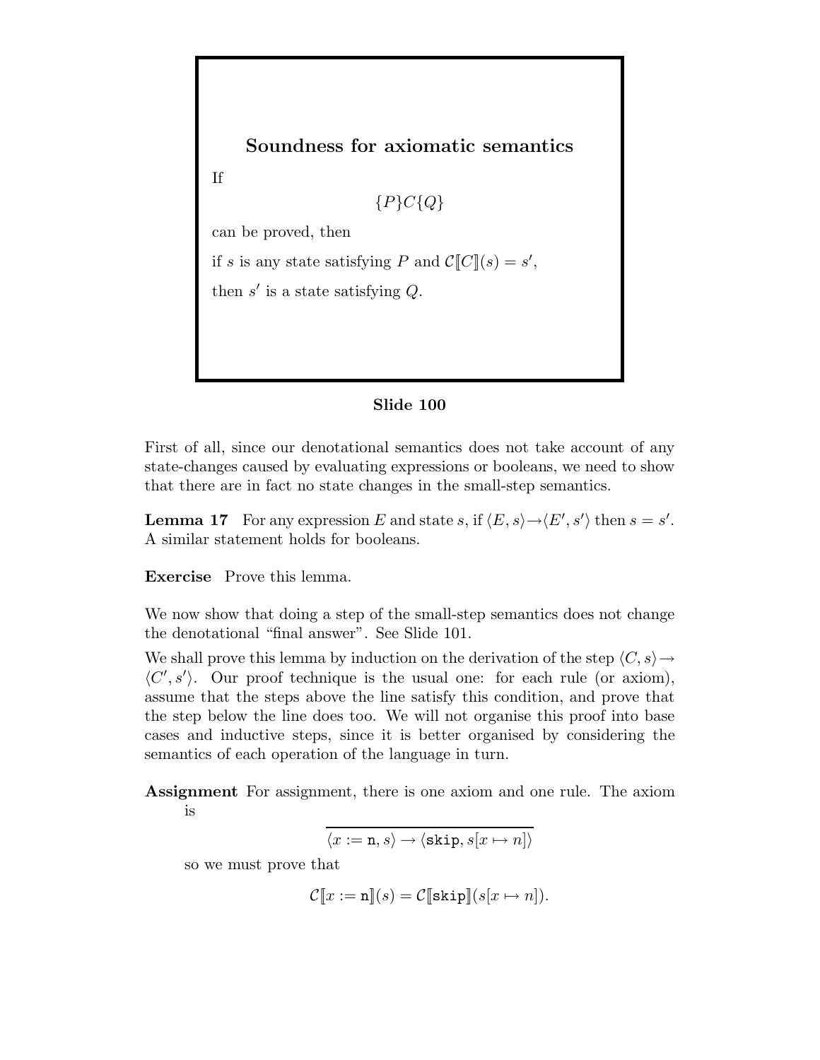## Soundness for axiomatic semantics

If

$$\{P\}C\{Q\}$$

can be proved, then

if $s$ is any state satisfying $P$ and $\mathcal{C}[\![C]\!](s) = s'$,

then $s'$ is a state satisfying $Q$.

**Slide 100**

First of all, since our denotational semantics does not take account of any state-changes caused by evaluating expressions or booleans, we need to show that there are in fact no state changes in the small-step semantics.

**Lemma 17** For any expression $E$ and state $s$, if $\langle E, s\rangle \rightarrow \langle E', s'\rangle$ then $s = s'$. A similar statement holds for booleans.

**Exercise** Prove this lemma.

We now show that doing a step of the small-step semantics does not change the denotational "final answer". See Slide 101.

We shall prove this lemma by induction on the derivation of the step $\langle C, s\rangle \rightarrow \langle C', s'\rangle$. Our proof technique is the usual one: for each rule (or axiom), assume that the steps above the line satisfy this condition, and prove that the step below the line does too. We will not organise this proof into base cases and inductive steps, since it is better organised by considering the semantics of each operation of the language in turn.

**Assignment** For assignment, there is one axiom and one rule. The axiom is

$$\overline{\langle x := \mathtt{n}, s\rangle \rightarrow \langle \mathtt{skip}, s[x \mapsto n]\rangle}$$

so we must prove that

$$\mathcal{C}[\![x := \mathtt{n}]\!](s) = \mathcal{C}[\![\mathtt{skip}]\!](s[x \mapsto n]).$$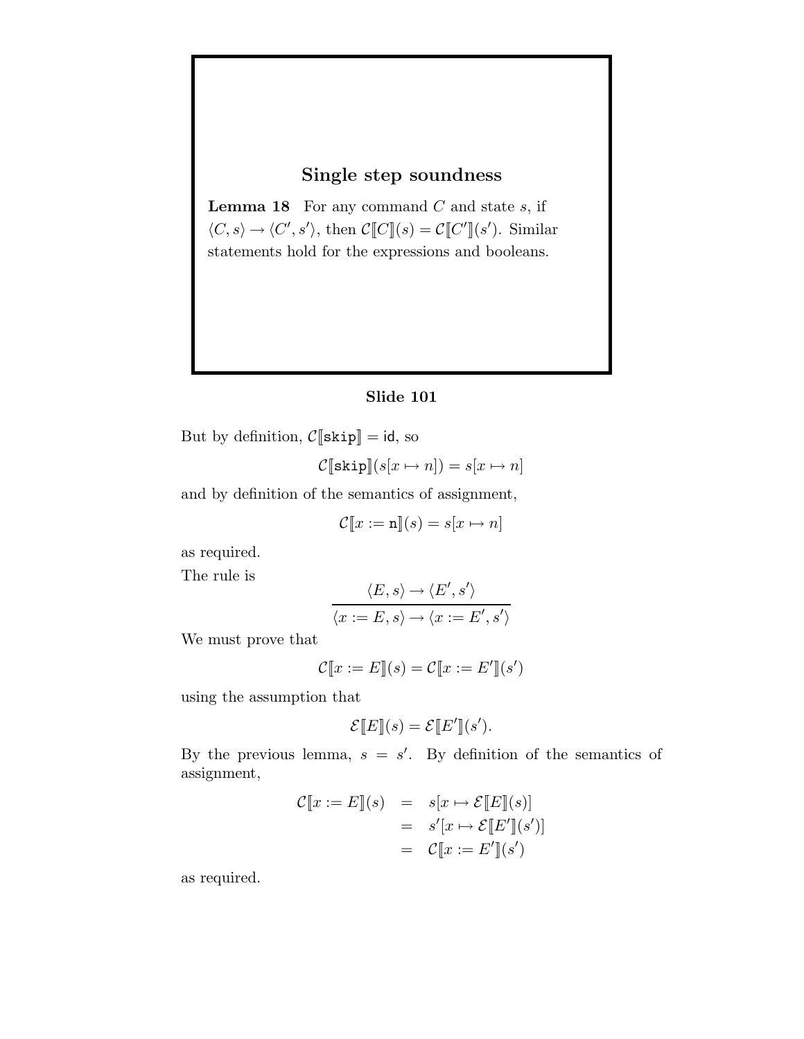## Single step soundness

**Lemma 18** For any command $C$ and state $s$, if $\langle C, s\rangle \to \langle C', s'\rangle$, then $\mathcal{C}[\![C]\!](s) = \mathcal{C}[\![C']\!](s')$. Similar statements hold for the expressions and booleans.

**Slide 101**

But by definition, $\mathcal{C}[\![\texttt{skip}]\!] = \mathsf{id}$, so

$$\mathcal{C}[\![\texttt{skip}]\!](s[x \mapsto n]) = s[x \mapsto n]$$

and by definition of the semantics of assignment,

$$\mathcal{C}[\![x := \texttt{n}]\!](s) = s[x \mapsto n]$$

as required.

The rule is

$$\frac{\langle E, s\rangle \to \langle E', s'\rangle}{\langle x := E, s\rangle \to \langle x := E', s'\rangle}$$

We must prove that

$$\mathcal{C}[\![x := E]\!](s) = \mathcal{C}[\![x := E']\!](s')$$

using the assumption that

$$\mathcal{E}[\![E]\!](s) = \mathcal{E}[\![E']\!](s').$$

By the previous lemma, $s = s'$. By definition of the semantics of assignment,

$$\begin{aligned}
\mathcal{C}[\![x := E]\!](s) &= s[x \mapsto \mathcal{E}[\![E]\!](s)] \\
&= s'[x \mapsto \mathcal{E}[\![E']\!](s')] \\
&= \mathcal{C}[\![x := E']\!](s')
\end{aligned}$$

as required.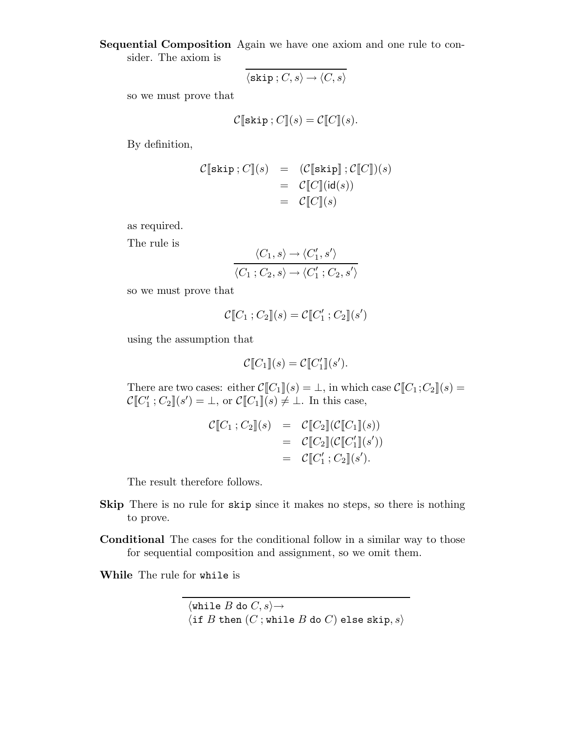**Sequential Composition** Again we have one axiom and one rule to consider. The axiom is

$$\frac{}{\langle \texttt{skip}\,;C, s\rangle \rightarrow \langle C, s\rangle}$$

so we must prove that

$$\mathcal{C}[\![\texttt{skip}\,;C]\!](s) = \mathcal{C}[\![C]\!](s).$$

By definition,

$$\begin{aligned}
\mathcal{C}[\![\texttt{skip}\,;C]\!](s) &= (\mathcal{C}[\![\texttt{skip}]\!]\,;\mathcal{C}[\![C]\!])(s) \\
&= \mathcal{C}[\![C]\!](\mathsf{id}(s)) \\
&= \mathcal{C}[\![C]\!](s)
\end{aligned}$$

as required.

The rule is

$$\frac{\langle C_1, s\rangle \rightarrow \langle C_1', s'\rangle}{\langle C_1\,;C_2, s\rangle \rightarrow \langle C_1'\,;C_2, s'\rangle}$$

so we must prove that

$$\mathcal{C}[\![C_1\,;C_2]\!](s) = \mathcal{C}[\![C_1'\,;C_2]\!](s')$$

using the assumption that

$$\mathcal{C}[\![C_1]\!](s) = \mathcal{C}[\![C_1']\!](s').$$

There are two cases: either $\mathcal{C}[\![C_1]\!](s) = \bot$, in which case $\mathcal{C}[\![C_1;C_2]\!](s) = \mathcal{C}[\![C_1'\,;C_2]\!](s') = \bot$, or $\mathcal{C}[\![C_1]\!](s) \neq \bot$. In this case,

$$\begin{aligned}
\mathcal{C}[\![C_1\,;C_2]\!](s) &= \mathcal{C}[\![C_2]\!](\mathcal{C}[\![C_1]\!](s)) \\
&= \mathcal{C}[\![C_2]\!](\mathcal{C}[\![C_1']\!](s')) \\
&= \mathcal{C}[\![C_1'\,;C_2]\!](s').
\end{aligned}$$

The result therefore follows.

**Skip** There is no rule for `skip` since it makes no steps, so there is nothing to prove.

**Conditional** The cases for the conditional follow in a similar way to those for sequential composition and assignment, so we omit them.

**While** The rule for `while` is

$$\frac{}{\begin{array}{l}\langle \texttt{while}\ B\ \texttt{do}\ C, s\rangle \rightarrow \\ \langle \texttt{if}\ B\ \texttt{then}\ (C\,;\texttt{while}\ B\ \texttt{do}\ C)\ \texttt{else skip}, s\rangle\end{array}}$$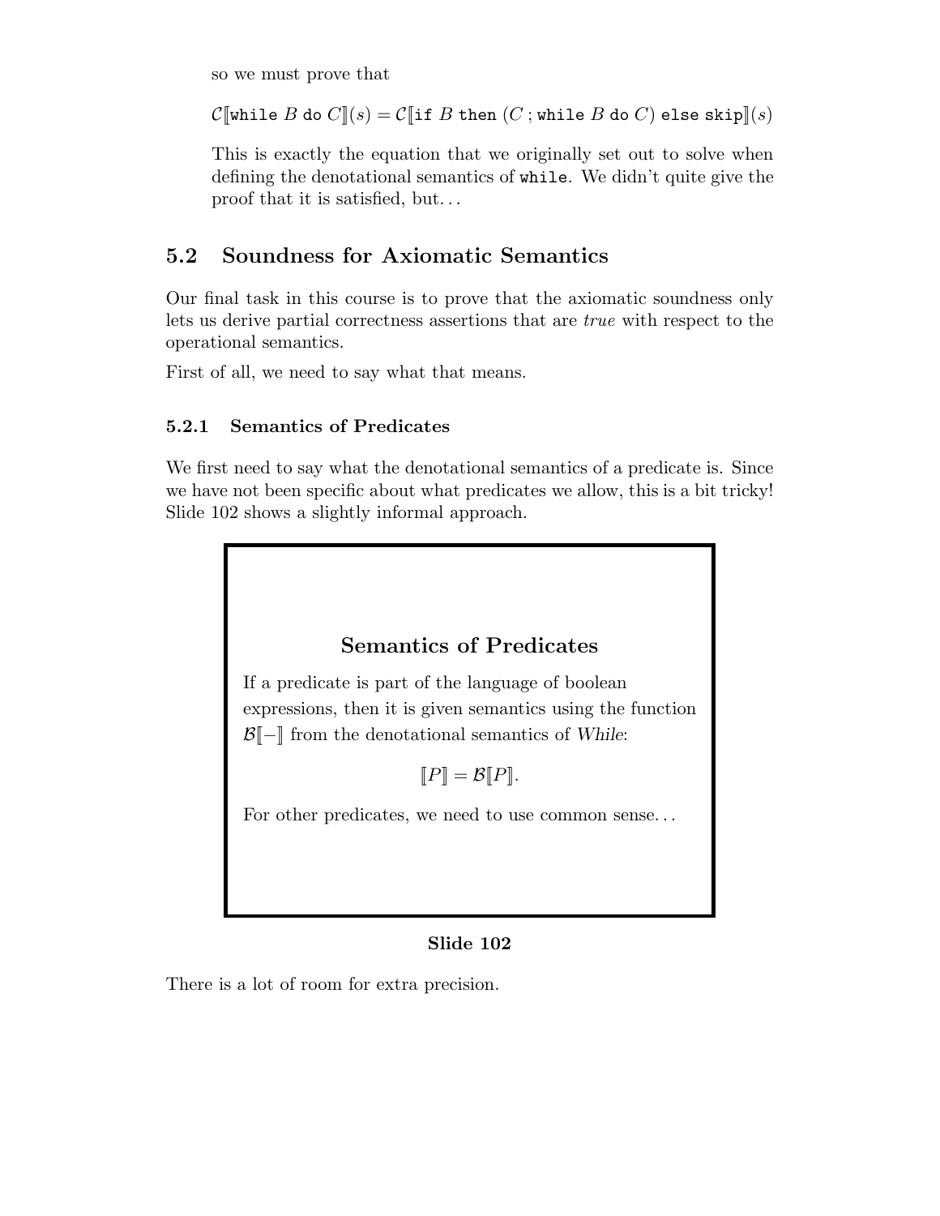so we must prove that

$$\mathcal{C}[\![\texttt{while } B \texttt{ do } C]\!](s) = \mathcal{C}[\![\texttt{if } B \texttt{ then } (C \,;\, \texttt{while } B \texttt{ do } C) \texttt{ else skip}]\!](s)$$

This is exactly the equation that we originally set out to solve when defining the denotational semantics of `while`. We didn't quite give the proof that it is satisfied, but...

## 5.2 Soundness for Axiomatic Semantics

Our final task in this course is to prove that the axiomatic soundness only lets us derive partial correctness assertions that are *true* with respect to the operational semantics.

First of all, we need to say what that means.

### 5.2.1 Semantics of Predicates

We first need to say what the denotational semantics of a predicate is. Since we have not been specific about what predicates we allow, this is a bit tricky! Slide 102 shows a slightly informal approach.

**Semantics of Predicates**

If a predicate is part of the language of boolean expressions, then it is given semantics using the function $\mathcal{B}[\![-]\!]$ from the denotational semantics of *While*:

$$[\![P]\!] = \mathcal{B}[\![P]\!].$$

For other predicates, we need to use common sense...

**Slide 102**

There is a lot of room for extra precision.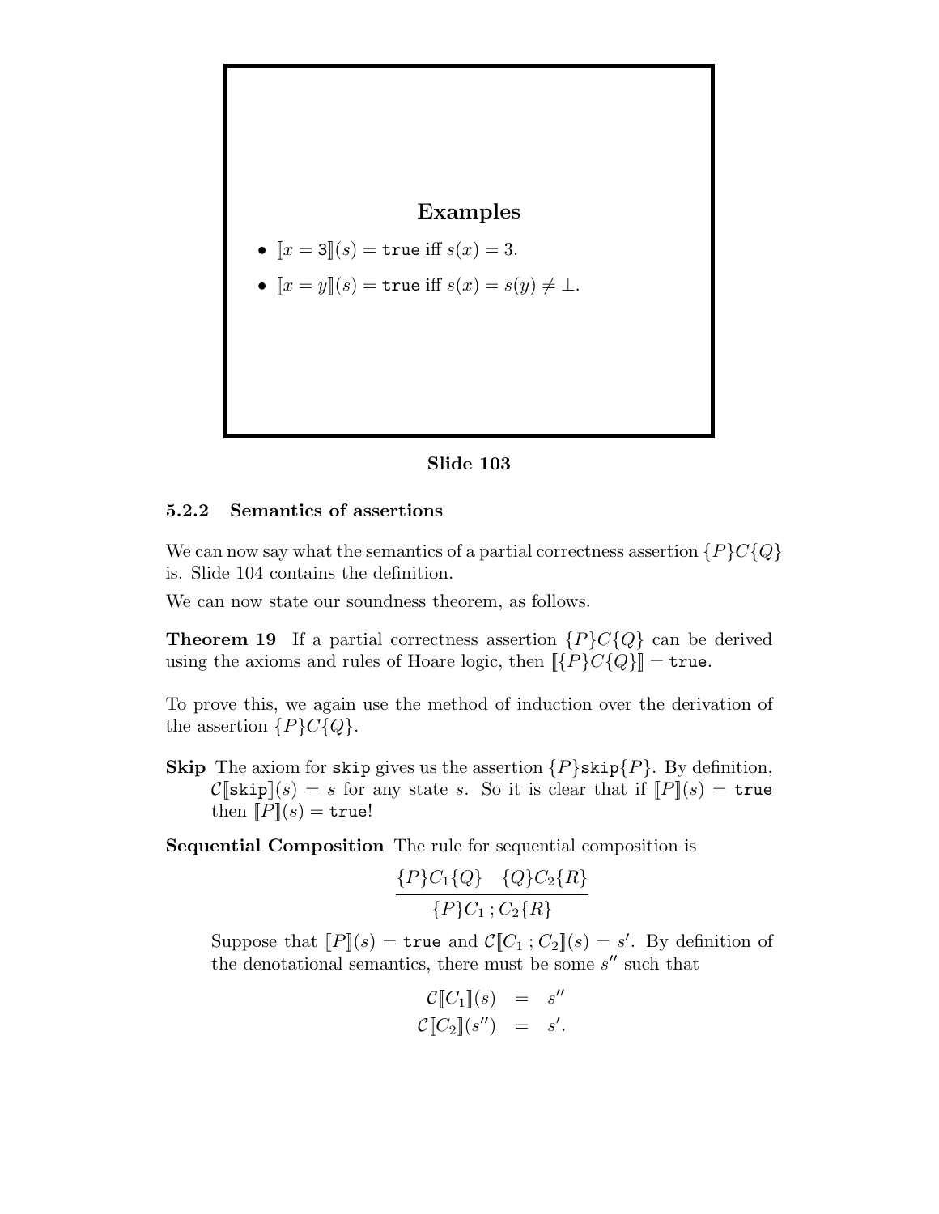**Examples**

- $[\![x = 3]\!](s) = \texttt{true}$ iff $s(x) = 3$.
- $[\![x = y]\!](s) = \texttt{true}$ iff $s(x) = s(y) \neq \bot$.

**Slide 103**

### 5.2.2 Semantics of assertions

We can now say what the semantics of a partial correctness assertion $\{P\}C\{Q\}$ is. Slide 104 contains the definition.

We can now state our soundness theorem, as follows.

**Theorem 19** If a partial correctness assertion $\{P\}C\{Q\}$ can be derived using the axioms and rules of Hoare logic, then $[\![\{P\}C\{Q\}]\!] = \texttt{true}$.

To prove this, we again use the method of induction over the derivation of the assertion $\{P\}C\{Q\}$.

**Skip** The axiom for `skip` gives us the assertion $\{P\}\texttt{skip}\{P\}$. By definition, $\mathcal{C}[\![\texttt{skip}]\!](s) = s$ for any state $s$. So it is clear that if $[\![P]\!](s) = \texttt{true}$ then $[\![P]\!](s) = \texttt{true}$!

**Sequential Composition** The rule for sequential composition is

$$\frac{\{P\}C_1\{Q\} \quad \{Q\}C_2\{R\}}{\{P\}C_1\,;C_2\{R\}}$$

Suppose that $[\![P]\!](s) = \texttt{true}$ and $\mathcal{C}[\![C_1\,;C_2]\!](s) = s'$. By definition of the denotational semantics, there must be some $s''$ such that

$$\begin{array}{rcl} \mathcal{C}[\![C_1]\!](s) & = & s'' \\ \mathcal{C}[\![C_2]\!](s'') & = & s'. \end{array}$$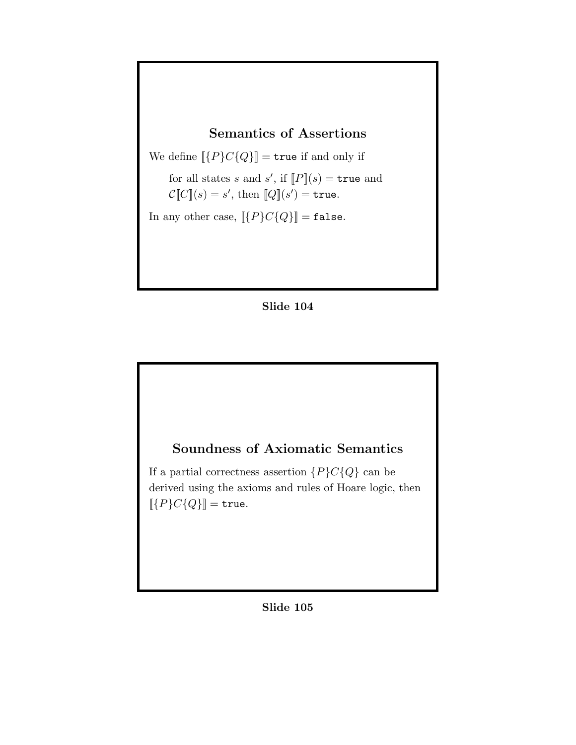## Semantics of Assertions

We define $[\![\{P\}C\{Q\}]\!] = \texttt{true}$ if and only if

> for all states $s$ and $s'$, if $[\![P]\!](s) = \texttt{true}$ and $\mathcal{C}[\![C]\!](s) = s'$, then $[\![Q]\!](s') = \texttt{true}$.

In any other case, $[\![\{P\}C\{Q\}]\!] = \texttt{false}$.

**Slide 104**

## Soundness of Axiomatic Semantics

If a partial correctness assertion $\{P\}C\{Q\}$ can be derived using the axioms and rules of Hoare logic, then $[\![\{P\}C\{Q\}]\!] = \texttt{true}$.

**Slide 105**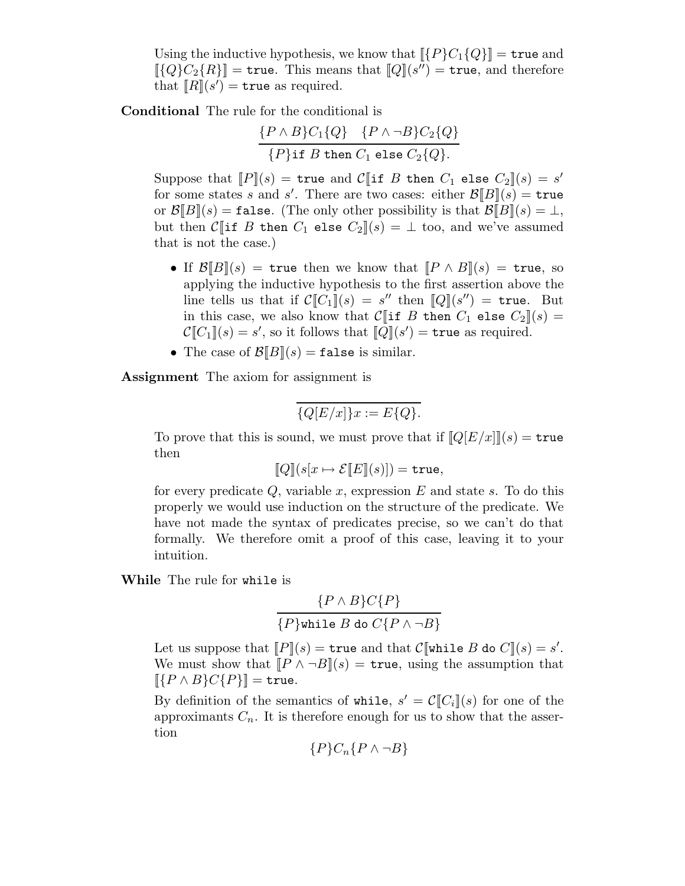Using the inductive hypothesis, we know that $[\![\{P\}C_1\{Q\}]\!] = \mathtt{true}$ and $[\![\{Q\}C_2\{R\}]\!] = \mathtt{true}$. This means that $[\![Q]\!](s'') = \mathtt{true}$, and therefore that $[\![R]\!](s') = \mathtt{true}$ as required.

**Conditional** The rule for the conditional is

$$\frac{\{P \wedge B\}C_1\{Q\} \quad \{P \wedge \neg B\}C_2\{Q\}}{\{P\}\mathtt{if}\ B\ \mathtt{then}\ C_1\ \mathtt{else}\ C_2\{Q\}.}$$

Suppose that $[\![P]\!](s) = \mathtt{true}$ and $\mathcal{C}[\![\mathtt{if}\ B\ \mathtt{then}\ C_1\ \mathtt{else}\ C_2]\!](s) = s'$ for some states $s$ and $s'$. There are two cases: either $\mathcal{B}[\![B]\!](s) = \mathtt{true}$ or $\mathcal{B}[\![B]\!](s) = \mathtt{false}$. (The only other possibility is that $\mathcal{B}[\![B]\!](s) = \bot$, but then $\mathcal{C}[\![\mathtt{if}\ B\ \mathtt{then}\ C_1\ \mathtt{else}\ C_2]\!](s) = \bot$ too, and we've assumed that is not the case.)

- If $\mathcal{B}[\![B]\!](s) = \mathtt{true}$ then we know that $[\![P \wedge B]\!](s) = \mathtt{true}$, so applying the inductive hypothesis to the first assertion above the line tells us that if $\mathcal{C}[\![C_1]\!](s) = s''$ then $[\![Q]\!](s'') = \mathtt{true}$. But in this case, we also know that $\mathcal{C}[\![\mathtt{if}\ B\ \mathtt{then}\ C_1\ \mathtt{else}\ C_2]\!](s) = \mathcal{C}[\![C_1]\!](s) = s'$, so it follows that $[\![Q]\!](s') = \mathtt{true}$ as required.
- The case of $\mathcal{B}[\![B]\!](s) = \mathtt{false}$ is similar.

**Assignment** The axiom for assignment is

$$\frac{}{\{Q[E/x]\}x := E\{Q\}.}$$

To prove that this is sound, we must prove that if $[\![Q[E/x]]\!](s) = \mathtt{true}$ then

$$[\![Q]\!](s[x \mapsto \mathcal{E}[\![E]\!](s)]) = \mathtt{true},$$

for every predicate $Q$, variable $x$, expression $E$ and state $s$. To do this properly we would use induction on the structure of the predicate. We have not made the syntax of predicates precise, so we can't do that formally. We therefore omit a proof of this case, leaving it to your intuition.

**While** The rule for `while` is

$$\frac{\{P \wedge B\}C\{P\}}{\{P\}\mathtt{while}\ B\ \mathtt{do}\ C\{P \wedge \neg B\}}$$

Let us suppose that $[\![P]\!](s) = \mathtt{true}$ and that $\mathcal{C}[\![\mathtt{while}\ B\ \mathtt{do}\ C]\!](s) = s'$. We must show that $[\![P \wedge \neg B]\!](s) = \mathtt{true}$, using the assumption that $[\![\{P \wedge B\}C\{P\}]\!] = \mathtt{true}$.

By definition of the semantics of `while`, $s' = \mathcal{C}[\![C_i]\!](s)$ for one of the approximants $C_n$. It is therefore enough for us to show that the assertion

$$\{P\}C_n\{P \wedge \neg B\}$$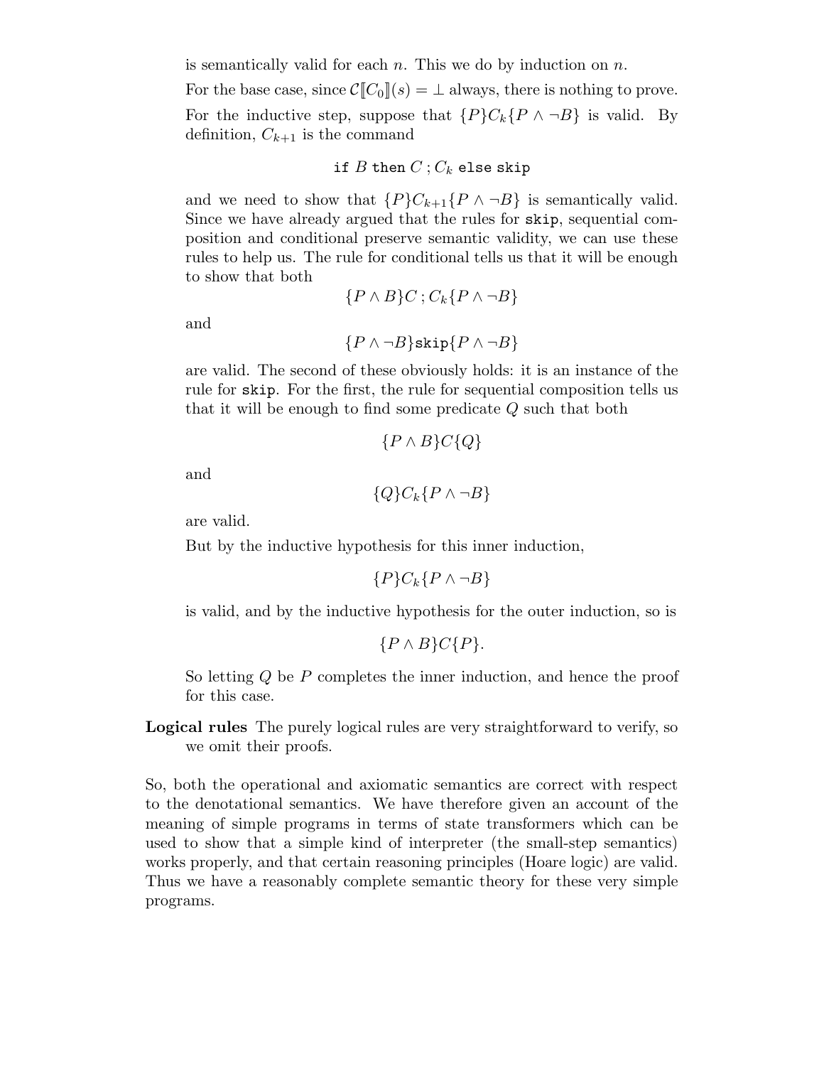is semantically valid for each $n$. This we do by induction on $n$.

For the base case, since $\mathcal{C}[\![C_0]\!](s) = \bot$ always, there is nothing to prove.

For the inductive step, suppose that $\{P\}C_k\{P \wedge \neg B\}$ is valid. By definition, $C_{k+1}$ is the command

$$\texttt{if } B \texttt{ then } C \,;\, C_k \texttt{ else skip}$$

and we need to show that $\{P\}C_{k+1}\{P \wedge \neg B\}$ is semantically valid. Since we have already argued that the rules for `skip`, sequential composition and conditional preserve semantic validity, we can use these rules to help us. The rule for conditional tells us that it will be enough to show that both

$$\{P \wedge B\}C \,;\, C_k\{P \wedge \neg B\}$$

and

$$\{P \wedge \neg B\}\texttt{skip}\{P \wedge \neg B\}$$

are valid. The second of these obviously holds: it is an instance of the rule for `skip`. For the first, the rule for sequential composition tells us that it will be enough to find some predicate $Q$ such that both

$$\{P \wedge B\}C\{Q\}$$

and

$$\{Q\}C_k\{P \wedge \neg B\}$$

are valid.

But by the inductive hypothesis for this inner induction,

$$\{P\}C_k\{P \wedge \neg B\}$$

is valid, and by the inductive hypothesis for the outer induction, so is

$$\{P \wedge B\}C\{P\}.$$

So letting $Q$ be $P$ completes the inner induction, and hence the proof for this case.

**Logical rules** The purely logical rules are very straightforward to verify, so we omit their proofs.

So, both the operational and axiomatic semantics are correct with respect to the denotational semantics. We have therefore given an account of the meaning of simple programs in terms of state transformers which can be used to show that a simple kind of interpreter (the small-step semantics) works properly, and that certain reasoning principles (Hoare logic) are valid. Thus we have a reasonably complete semantic theory for these very simple programs.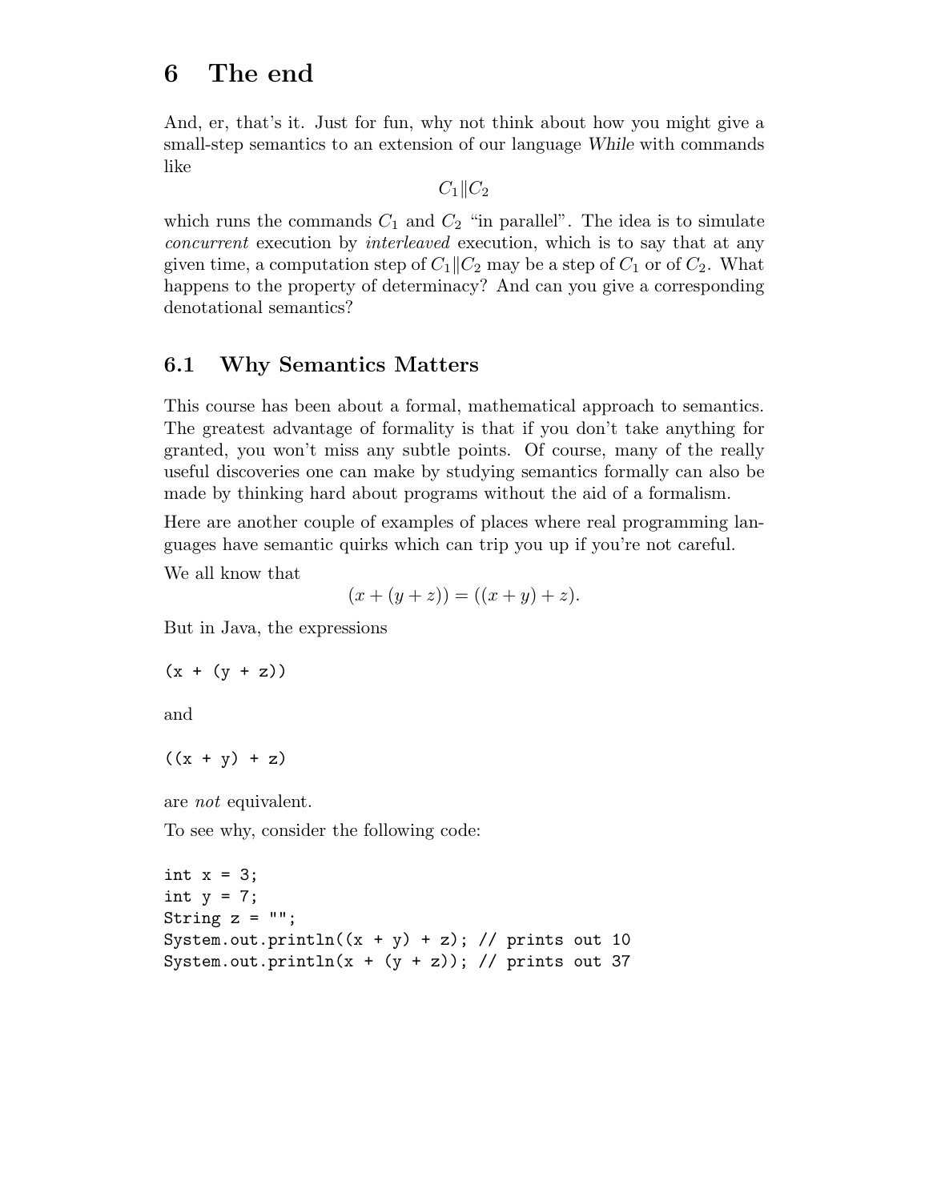# 6 The end

And, er, that's it. Just for fun, why not think about how you might give a small-step semantics to an extension of our language *While* with commands like

$$C_1 \| C_2$$

which runs the commands $C_1$ and $C_2$ "in parallel". The idea is to simulate *concurrent* execution by *interleaved* execution, which is to say that at any given time, a computation step of $C_1 \| C_2$ may be a step of $C_1$ or of $C_2$. What happens to the property of determinacy? And can you give a corresponding denotational semantics?

## 6.1 Why Semantics Matters

This course has been about a formal, mathematical approach to semantics. The greatest advantage of formality is that if you don't take anything for granted, you won't miss any subtle points. Of course, many of the really useful discoveries one can make by studying semantics formally can also be made by thinking hard about programs without the aid of a formalism.

Here are another couple of examples of places where real programming languages have semantic quirks which can trip you up if you're not careful.

We all know that

$$(x + (y + z)) = ((x + y) + z).$$

But in Java, the expressions

```
(x + (y + z))
```

and

```
((x + y) + z)
```

are *not* equivalent.

To see why, consider the following code:

```
int x = 3;
int y = 7;
String z = "";
System.out.println((x + y) + z); // prints out 10
System.out.println(x + (y + z)); // prints out 37
```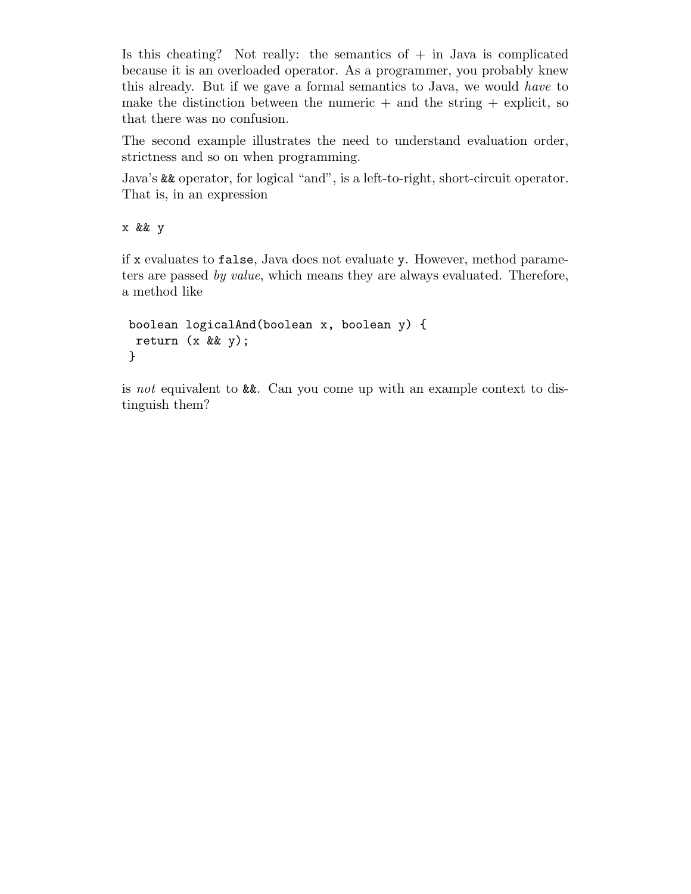Is this cheating? Not really: the semantics of + in Java is complicated because it is an overloaded operator. As a programmer, you probably knew this already. But if we gave a formal semantics to Java, we would *have* to make the distinction between the numeric + and the string + explicit, so that there was no confusion.

The second example illustrates the need to understand evaluation order, strictness and so on when programming.

Java's `&&` operator, for logical "and", is a left-to-right, short-circuit operator. That is, in an expression

```
x && y
```

if `x` evaluates to `false`, Java does not evaluate `y`. However, method parameters are passed *by value*, which means they are always evaluated. Therefore, a method like

```
boolean logicalAnd(boolean x, boolean y) {
  return (x && y);
}
```

is *not* equivalent to `&&`. Can you come up with an example context to distinguish them?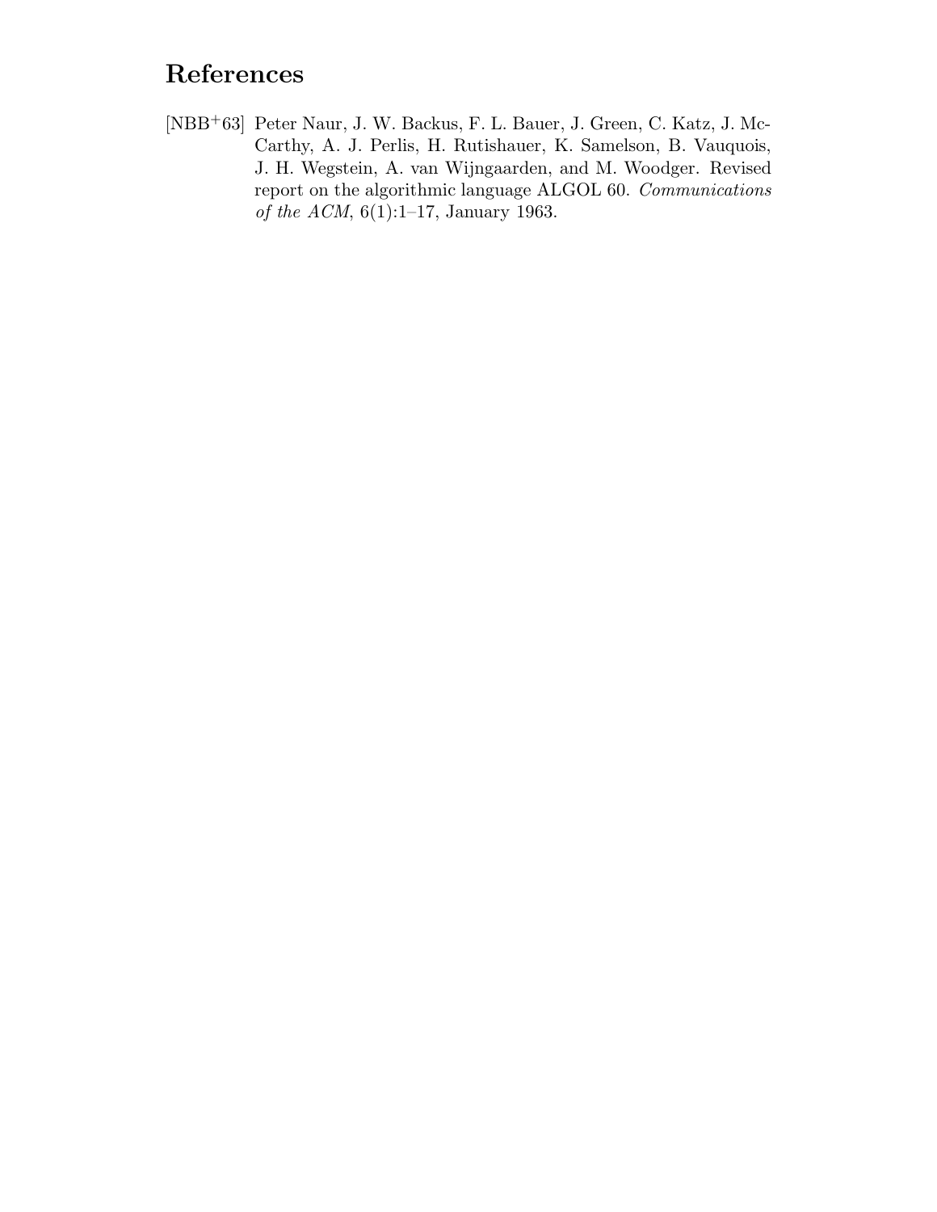# References

[NBB+63] Peter Naur, J. W. Backus, F. L. Bauer, J. Green, C. Katz, J. McCarthy, A. J. Perlis, H. Rutishauer, K. Samelson, B. Vauquois, J. H. Wegstein, A. van Wijngaarden, and M. Woodger. Revised report on the algorithmic language ALGOL 60. *Communications of the ACM*, 6(1):1–17, January 1963.